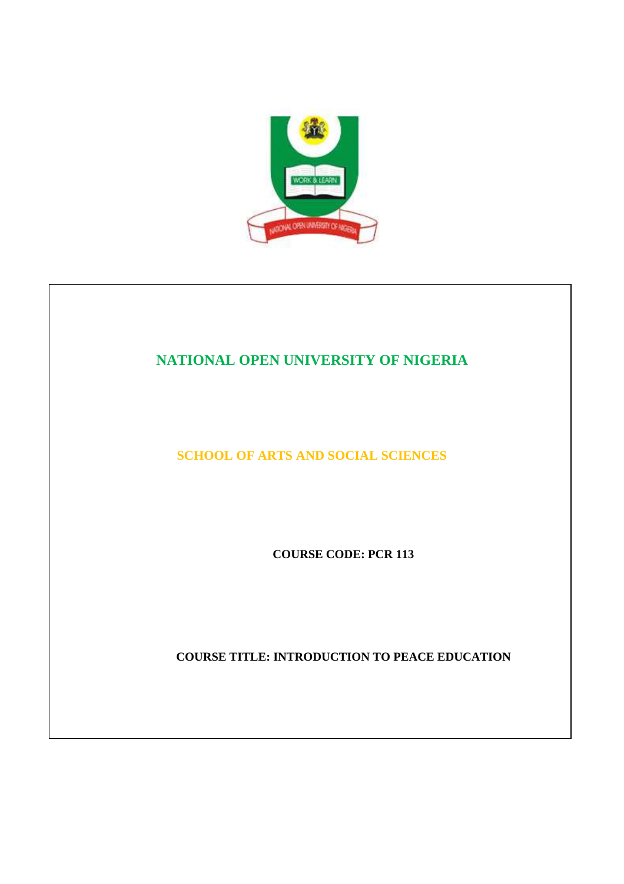# NATIONAL OPEN UNIVERSITY OF NIGERIA

## SCHOOL OF ARTS AND SOCIAL SCIENCES

**COURSE CODE: PCR 113**

**COURSE TITLE: INTRODUCTION TO PEACE EDUCATION**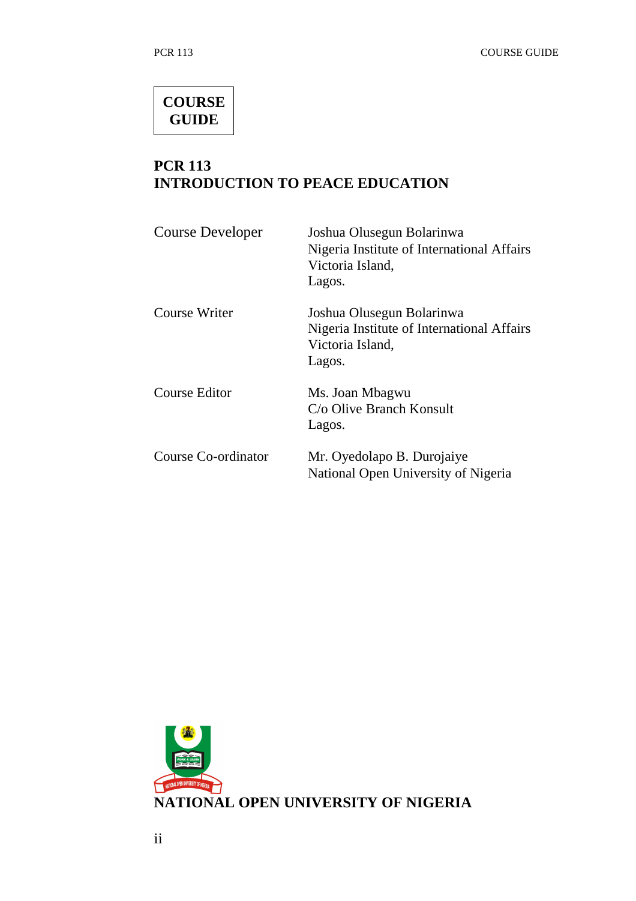# COURSE GUIDE

## PCR 113
## INTRODUCTION TO PEACE EDUCATION

| | |
|---|---|
| Course Developer | Joshua Olusegun Bolarinwa<br>Nigeria Institute of International Affairs<br>Victoria Island,<br>Lagos. |
| Course Writer | Joshua Olusegun Bolarinwa<br>Nigeria Institute of International Affairs<br>Victoria Island,<br>Lagos. |
| Course Editor | Ms. Joan Mbagwu<br>C/o Olive Branch Konsult<br>Lagos. |
| Course Co-ordinator | Mr. Oyedolapo B. Durojaiye<br>National Open University of Nigeria |

**NATIONAL OPEN UNIVERSITY OF NIGERIA**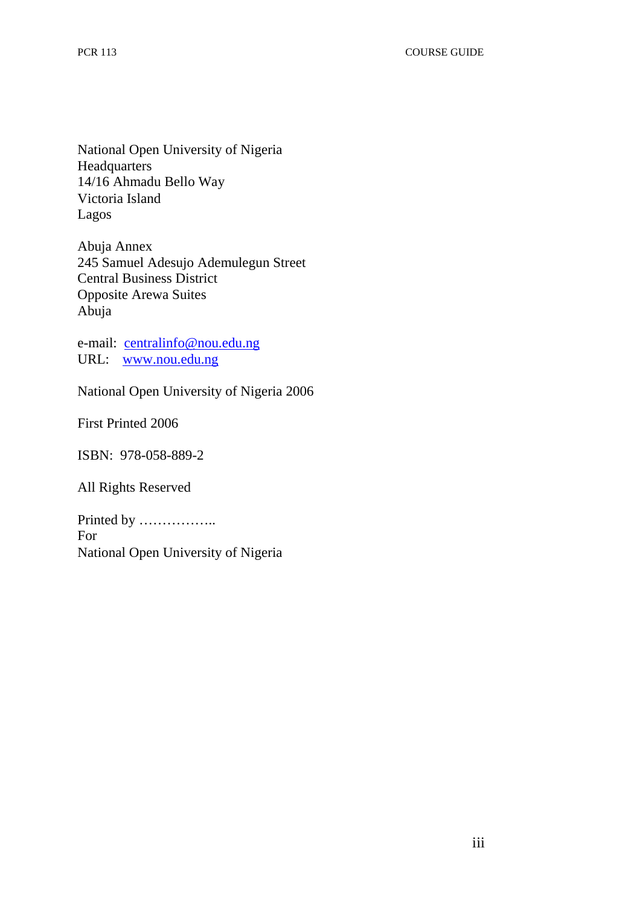National Open University of Nigeria
Headquarters
14/16 Ahmadu Bello Way
Victoria Island
Lagos

Abuja Annex
245 Samuel Adesujo Ademulegun Street
Central Business District
Opposite Arewa Suites
Abuja

e-mail: centralinfo@nou.edu.ng
URL: www.nou.edu.ng

National Open University of Nigeria 2006

First Printed 2006

ISBN: 978-058-889-2

All Rights Reserved

Printed by ……………..
For
National Open University of Nigeria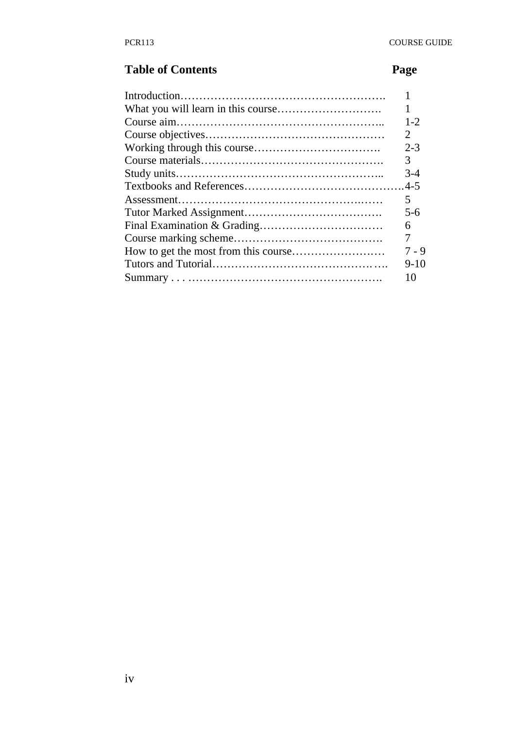## Table of Contents

| Table of Contents | Page |
|---|---|
| Introduction | 1 |
| What you will learn in this course | 1 |
| Course aim | 1-2 |
| Course objectives | 2 |
| Working through this course | 2-3 |
| Course materials | 3 |
| Study units | 3-4 |
| Textbooks and References | 4-5 |
| Assessment | 5 |
| Tutor Marked Assignment | 5-6 |
| Final Examination & Grading | 6 |
| Course marking scheme | 7 |
| How to get the most from this course | 7 - 9 |
| Tutors and Tutorial | 9-10 |
| Summary | 10 |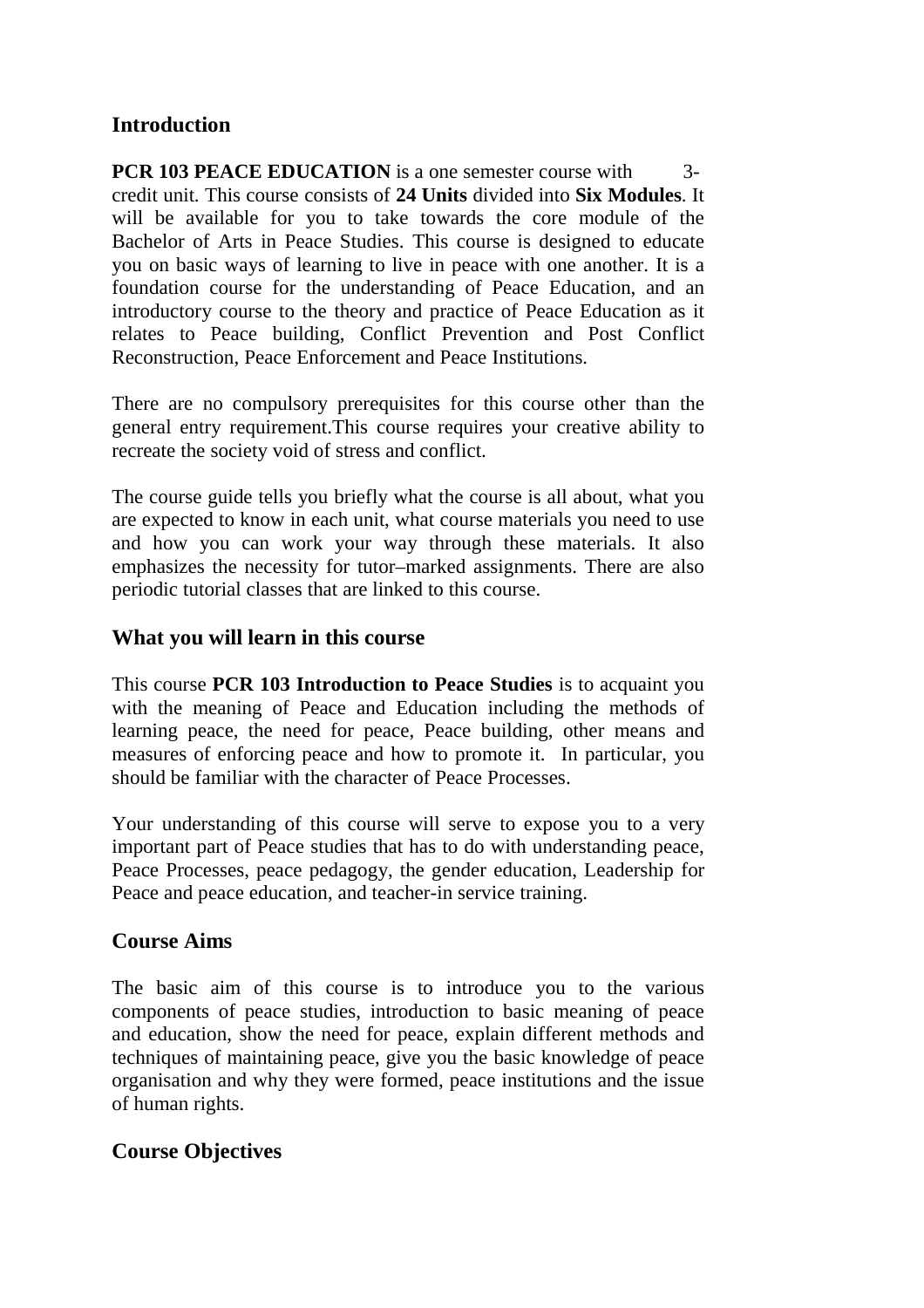## Introduction

**PCR 103 PEACE EDUCATION** is a one semester course with 3-credit unit. This course consists of **24 Units** divided into **Six Modules**. It will be available for you to take towards the core module of the Bachelor of Arts in Peace Studies. This course is designed to educate you on basic ways of learning to live in peace with one another. It is a foundation course for the understanding of Peace Education, and an introductory course to the theory and practice of Peace Education as it relates to Peace building, Conflict Prevention and Post Conflict Reconstruction, Peace Enforcement and Peace Institutions.

There are no compulsory prerequisites for this course other than the general entry requirement.This course requires your creative ability to recreate the society void of stress and conflict.

The course guide tells you briefly what the course is all about, what you are expected to know in each unit, what course materials you need to use and how you can work your way through these materials. It also emphasizes the necessity for tutor–marked assignments. There are also periodic tutorial classes that are linked to this course.

## What you will learn in this course

This course **PCR 103 Introduction to Peace Studies** is to acquaint you with the meaning of Peace and Education including the methods of learning peace, the need for peace, Peace building, other means and measures of enforcing peace and how to promote it. In particular, you should be familiar with the character of Peace Processes.

Your understanding of this course will serve to expose you to a very important part of Peace studies that has to do with understanding peace, Peace Processes, peace pedagogy, the gender education, Leadership for Peace and peace education, and teacher-in service training.

## Course Aims

The basic aim of this course is to introduce you to the various components of peace studies, introduction to basic meaning of peace and education, show the need for peace, explain different methods and techniques of maintaining peace, give you the basic knowledge of peace organisation and why they were formed, peace institutions and the issue of human rights.

## Course Objectives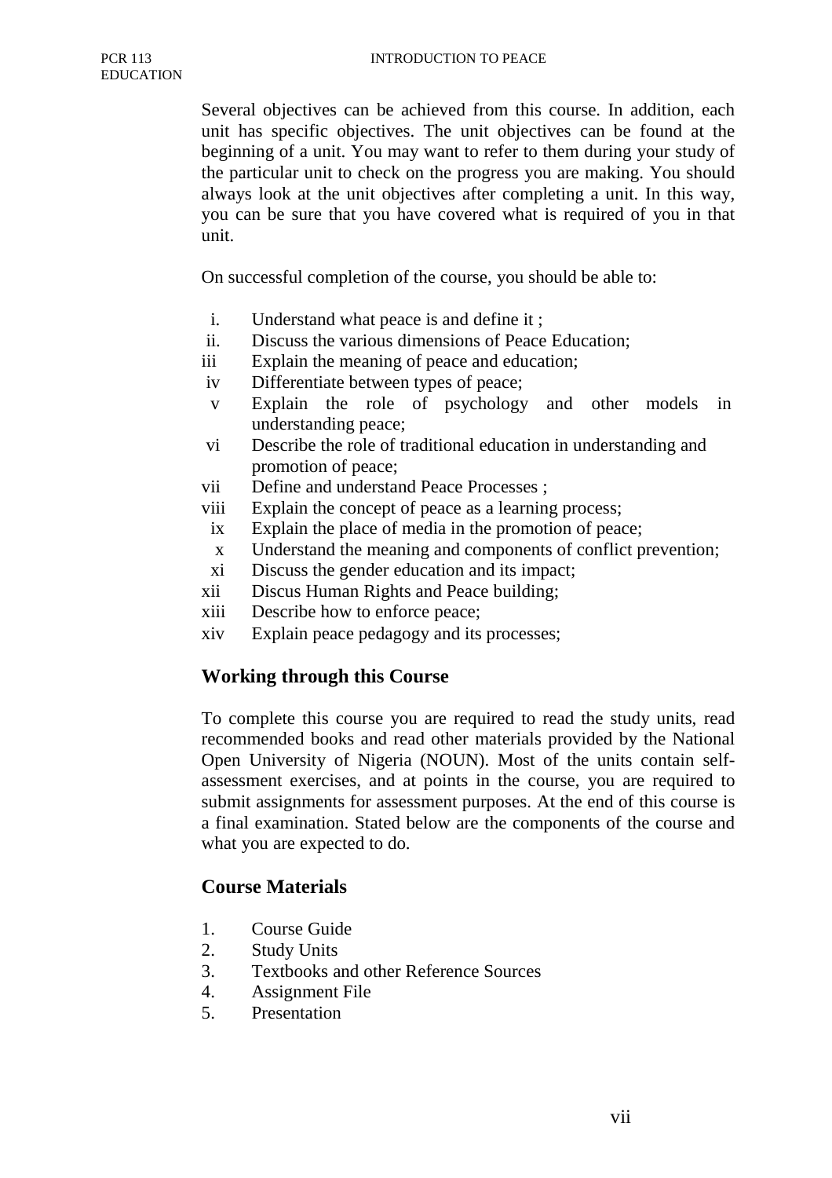Several objectives can be achieved from this course. In addition, each unit has specific objectives. The unit objectives can be found at the beginning of a unit. You may want to refer to them during your study of the particular unit to check on the progress you are making. You should always look at the unit objectives after completing a unit. In this way, you can be sure that you have covered what is required of you in that unit.

On successful completion of the course, you should be able to:

i. Understand what peace is and define it ;
ii. Discuss the various dimensions of Peace Education;
iii Explain the meaning of peace and education;
iv Differentiate between types of peace;
v Explain the role of psychology and other models in understanding peace;
vi Describe the role of traditional education in understanding and promotion of peace;
vii Define and understand Peace Processes ;
viii Explain the concept of peace as a learning process;
ix Explain the place of media in the promotion of peace;
x Understand the meaning and components of conflict prevention;
xi Discuss the gender education and its impact;
xii Discus Human Rights and Peace building;
xiii Describe how to enforce peace;
xiv Explain peace pedagogy and its processes;

## Working through this Course

To complete this course you are required to read the study units, read recommended books and read other materials provided by the National Open University of Nigeria (NOUN). Most of the units contain self-assessment exercises, and at points in the course, you are required to submit assignments for assessment purposes. At the end of this course is a final examination. Stated below are the components of the course and what you are expected to do.

## Course Materials

1. Course Guide
2. Study Units
3. Textbooks and other Reference Sources
4. Assignment File
5. Presentation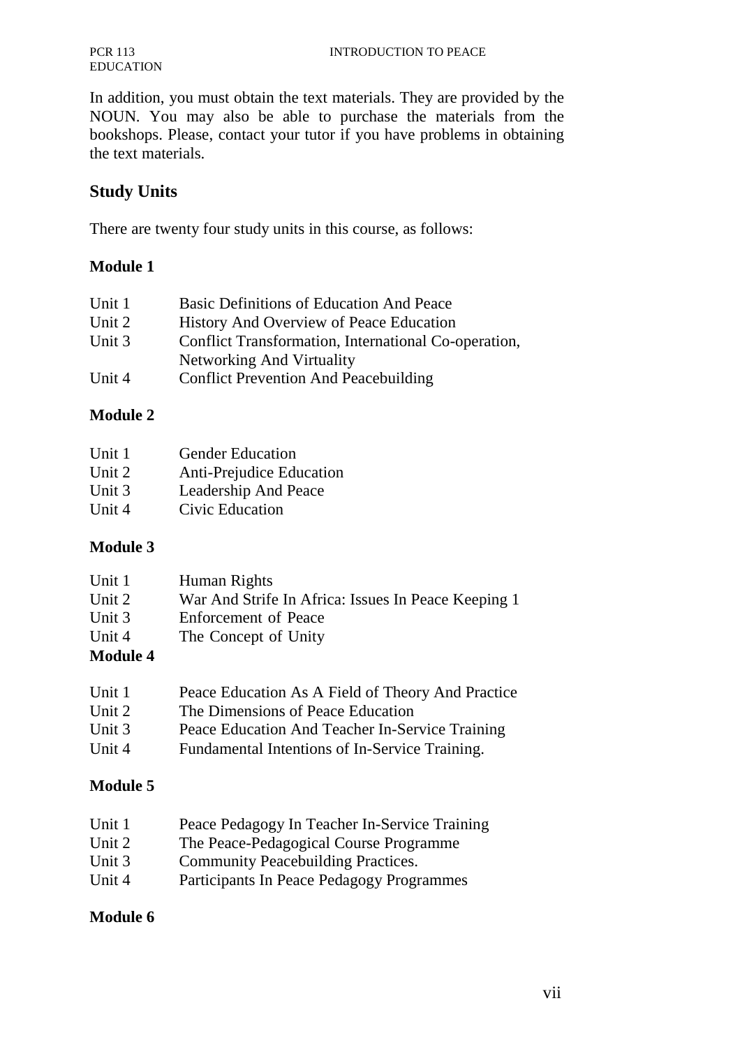In addition, you must obtain the text materials. They are provided by the NOUN. You may also be able to purchase the materials from the bookshops. Please, contact your tutor if you have problems in obtaining the text materials.

## Study Units

There are twenty four study units in this course, as follows:

### Module 1

| | |
|---|---|
| Unit 1 | Basic Definitions of Education And Peace |
| Unit 2 | History And Overview of Peace Education |
| Unit 3 | Conflict Transformation, International Co-operation, Networking And Virtuality |
| Unit 4 | Conflict Prevention And Peacebuilding |

### Module 2

| | |
|---|---|
| Unit 1 | Gender Education |
| Unit 2 | Anti-Prejudice Education |
| Unit 3 | Leadership And Peace |
| Unit 4 | Civic Education |

### Module 3

| | |
|---|---|
| Unit 1 | Human Rights |
| Unit 2 | War And Strife In Africa: Issues In Peace Keeping 1 |
| Unit 3 | Enforcement of Peace |
| Unit 4 | The Concept of Unity |

### Module 4

| | |
|---|---|
| Unit 1 | Peace Education As A Field of Theory And Practice |
| Unit 2 | The Dimensions of Peace Education |
| Unit 3 | Peace Education And Teacher In-Service Training |
| Unit 4 | Fundamental Intentions of In-Service Training. |

### Module 5

| | |
|---|---|
| Unit 1 | Peace Pedagogy In Teacher In-Service Training |
| Unit 2 | The Peace-Pedagogical Course Programme |
| Unit 3 | Community Peacebuilding Practices. |
| Unit 4 | Participants In Peace Pedagogy Programmes |

### Module 6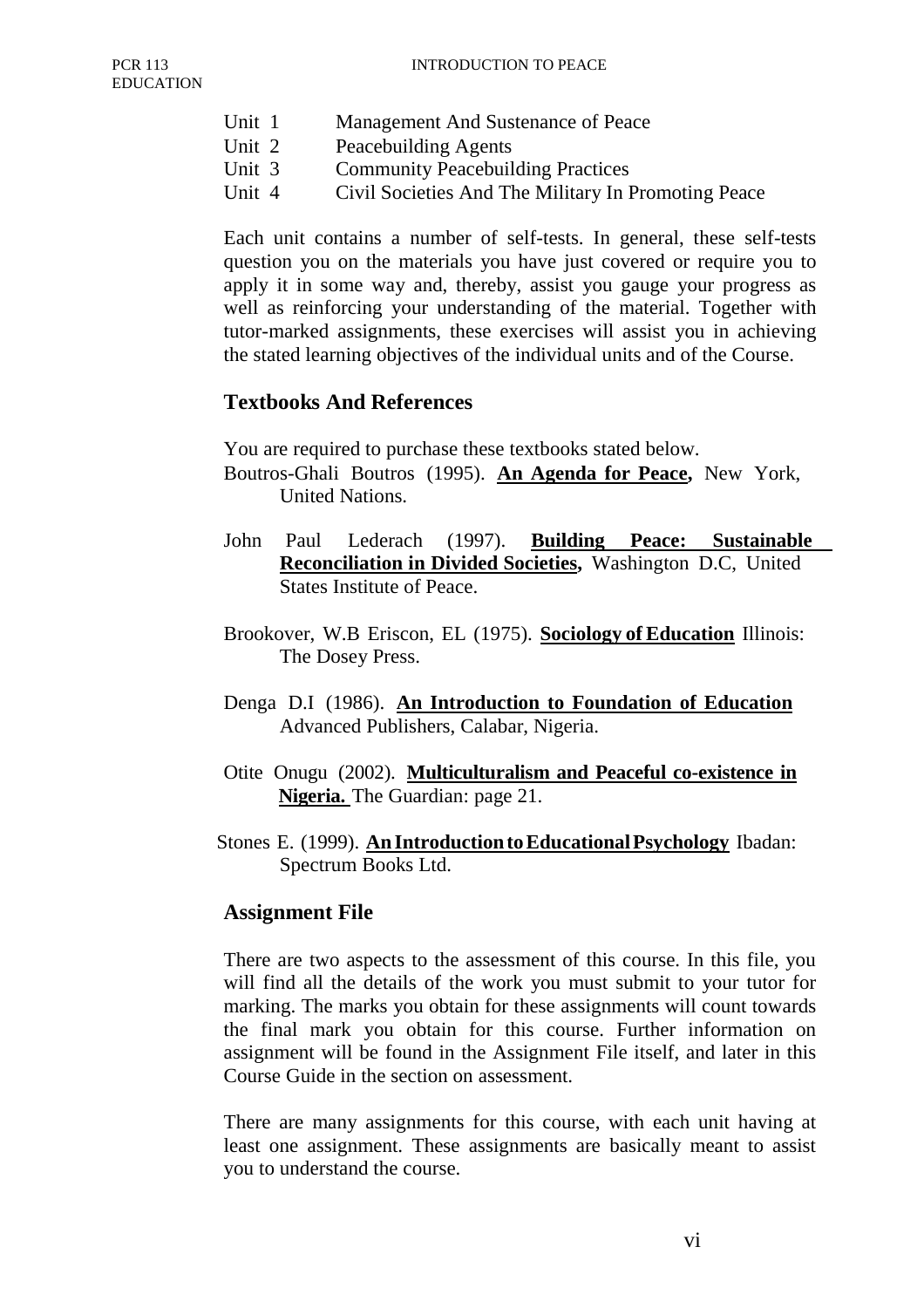Unit 1 Management And Sustenance of Peace
Unit 2 Peacebuilding Agents
Unit 3 Community Peacebuilding Practices
Unit 4 Civil Societies And The Military In Promoting Peace

Each unit contains a number of self-tests. In general, these self-tests question you on the materials you have just covered or require you to apply it in some way and, thereby, assist you gauge your progress as well as reinforcing your understanding of the material. Together with tutor-marked assignments, these exercises will assist you in achieving the stated learning objectives of the individual units and of the Course.

## Textbooks And References

You are required to purchase these textbooks stated below.

Boutros-Ghali Boutros (1995). **An Agenda for Peace,** New York, United Nations.

John Paul Lederach (1997). **Building Peace: Sustainable Reconciliation in Divided Societies,** Washington D.C, United States Institute of Peace.

Brookover, W.B Eriscon, EL (1975). **Sociology of Education** Illinois: The Dosey Press.

Denga D.I (1986). **An Introduction to Foundation of Education** Advanced Publishers, Calabar, Nigeria.

Otite Onugu (2002). **Multiculturalism and Peaceful co-existence in Nigeria.** The Guardian: page 21.

Stones E. (1999). **An Introduction to Educational Psychology** Ibadan: Spectrum Books Ltd.

## Assignment File

There are two aspects to the assessment of this course. In this file, you will find all the details of the work you must submit to your tutor for marking. The marks you obtain for these assignments will count towards the final mark you obtain for this course. Further information on assignment will be found in the Assignment File itself, and later in this Course Guide in the section on assessment.

There are many assignments for this course, with each unit having at least one assignment. These assignments are basically meant to assist you to understand the course.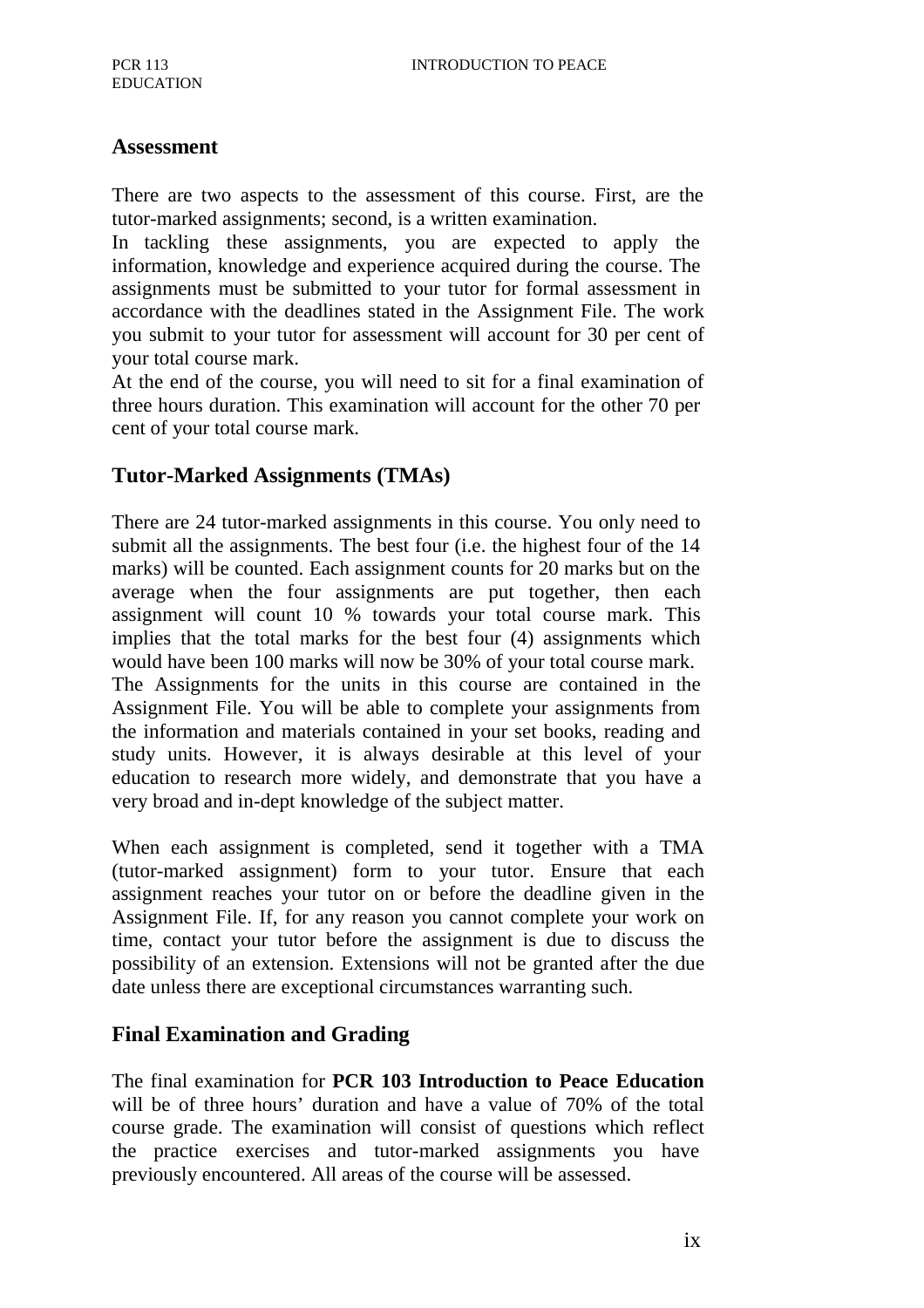## Assessment

There are two aspects to the assessment of this course. First, are the tutor-marked assignments; second, is a written examination.

In tackling these assignments, you are expected to apply the information, knowledge and experience acquired during the course. The assignments must be submitted to your tutor for formal assessment in accordance with the deadlines stated in the Assignment File. The work you submit to your tutor for assessment will account for 30 per cent of your total course mark.

At the end of the course, you will need to sit for a final examination of three hours duration. This examination will account for the other 70 per cent of your total course mark.

## Tutor-Marked Assignments (TMAs)

There are 24 tutor-marked assignments in this course. You only need to submit all the assignments. The best four (i.e. the highest four of the 14 marks) will be counted. Each assignment counts for 20 marks but on the average when the four assignments are put together, then each assignment will count 10 % towards your total course mark. This implies that the total marks for the best four (4) assignments which would have been 100 marks will now be 30% of your total course mark.

The Assignments for the units in this course are contained in the Assignment File. You will be able to complete your assignments from the information and materials contained in your set books, reading and study units. However, it is always desirable at this level of your education to research more widely, and demonstrate that you have a very broad and in-dept knowledge of the subject matter.

When each assignment is completed, send it together with a TMA (tutor-marked assignment) form to your tutor. Ensure that each assignment reaches your tutor on or before the deadline given in the Assignment File. If, for any reason you cannot complete your work on time, contact your tutor before the assignment is due to discuss the possibility of an extension. Extensions will not be granted after the due date unless there are exceptional circumstances warranting such.

## Final Examination and Grading

The final examination for **PCR 103 Introduction to Peace Education** will be of three hours' duration and have a value of 70% of the total course grade. The examination will consist of questions which reflect the practice exercises and tutor-marked assignments you have previously encountered. All areas of the course will be assessed.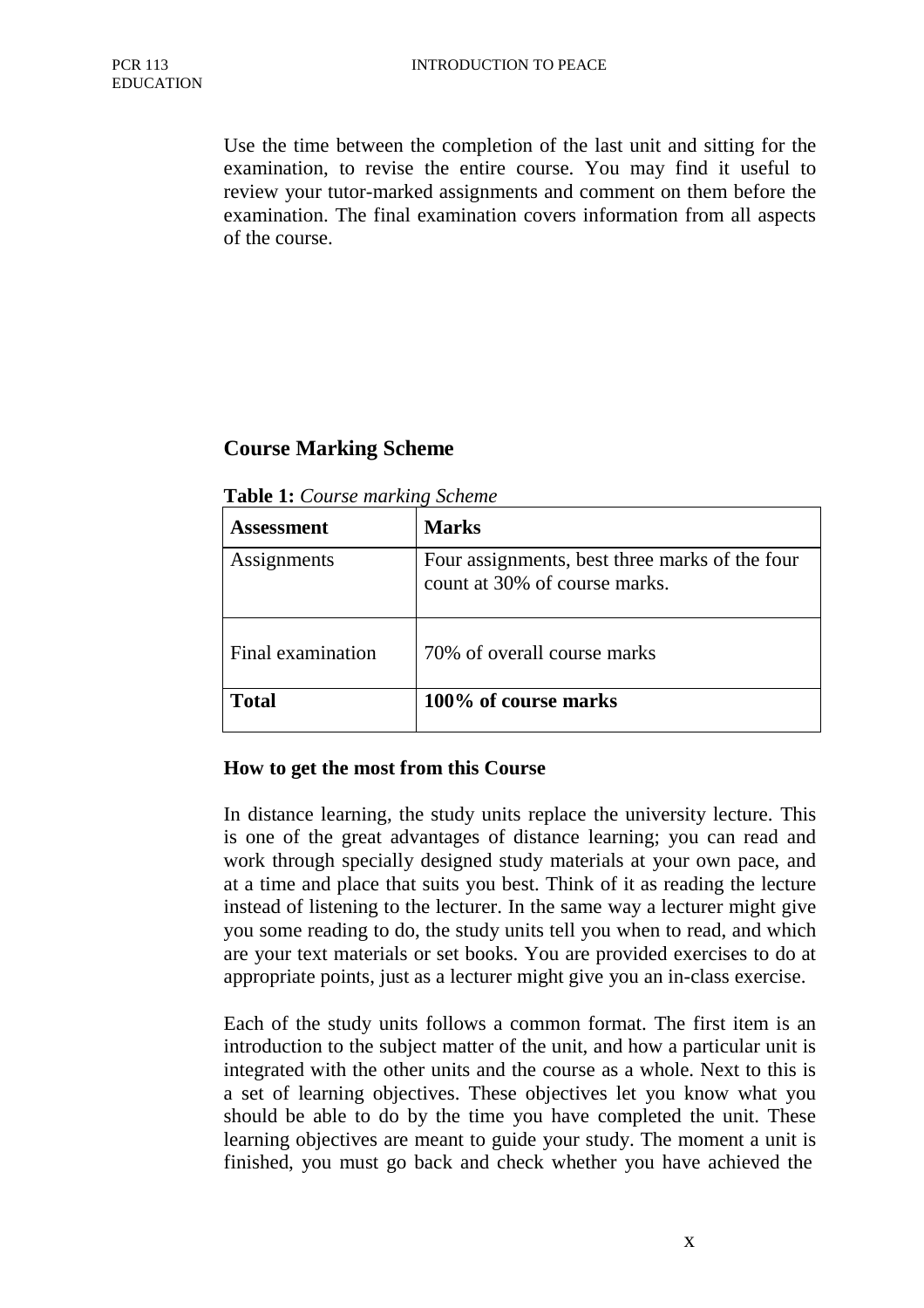Use the time between the completion of the last unit and sitting for the examination, to revise the entire course. You may find it useful to review your tutor-marked assignments and comment on them before the examination. The final examination covers information from all aspects of the course.

## Course Marking Scheme

**Table 1:** *Course marking Scheme*

| **Assessment** | **Marks** |
|---|---|
| Assignments | Four assignments, best three marks of the four count at 30% of course marks. |
| Final examination | 70% of overall course marks |
| **Total** | **100% of course marks** |

### How to get the most from this Course

In distance learning, the study units replace the university lecture. This is one of the great advantages of distance learning; you can read and work through specially designed study materials at your own pace, and at a time and place that suits you best. Think of it as reading the lecture instead of listening to the lecturer. In the same way a lecturer might give you some reading to do, the study units tell you when to read, and which are your text materials or set books. You are provided exercises to do at appropriate points, just as a lecturer might give you an in-class exercise.

Each of the study units follows a common format. The first item is an introduction to the subject matter of the unit, and how a particular unit is integrated with the other units and the course as a whole. Next to this is a set of learning objectives. These objectives let you know what you should be able to do by the time you have completed the unit. These learning objectives are meant to guide your study. The moment a unit is finished, you must go back and check whether you have achieved the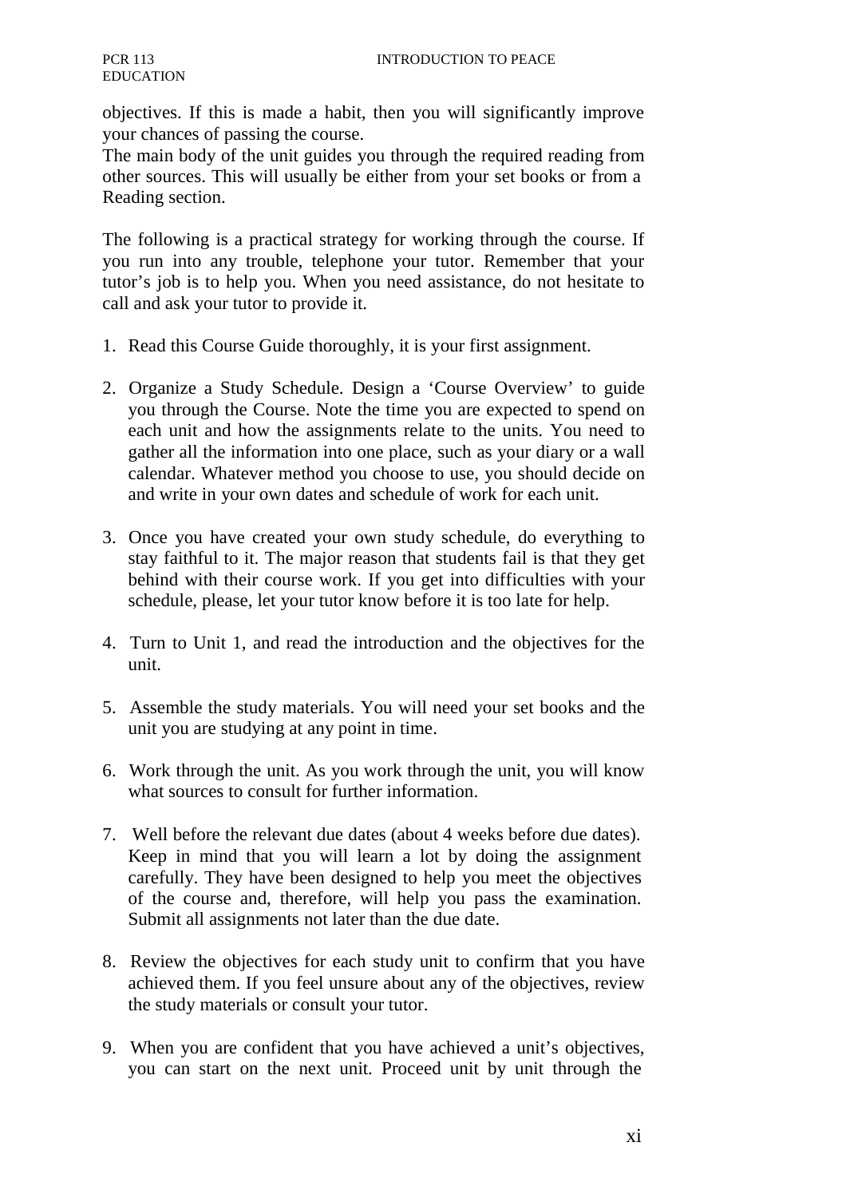objectives. If this is made a habit, then you will significantly improve your chances of passing the course.
The main body of the unit guides you through the required reading from other sources. This will usually be either from your set books or from a Reading section.

The following is a practical strategy for working through the course. If you run into any trouble, telephone your tutor. Remember that your tutor's job is to help you. When you need assistance, do not hesitate to call and ask your tutor to provide it.

1. Read this Course Guide thoroughly, it is your first assignment.

2. Organize a Study Schedule. Design a 'Course Overview' to guide you through the Course. Note the time you are expected to spend on each unit and how the assignments relate to the units. You need to gather all the information into one place, such as your diary or a wall calendar. Whatever method you choose to use, you should decide on and write in your own dates and schedule of work for each unit.

3. Once you have created your own study schedule, do everything to stay faithful to it. The major reason that students fail is that they get behind with their course work. If you get into difficulties with your schedule, please, let your tutor know before it is too late for help.

4. Turn to Unit 1, and read the introduction and the objectives for the unit.

5. Assemble the study materials. You will need your set books and the unit you are studying at any point in time.

6. Work through the unit. As you work through the unit, you will know what sources to consult for further information.

7. Well before the relevant due dates (about 4 weeks before due dates). Keep in mind that you will learn a lot by doing the assignment carefully. They have been designed to help you meet the objectives of the course and, therefore, will help you pass the examination. Submit all assignments not later than the due date.

8. Review the objectives for each study unit to confirm that you have achieved them. If you feel unsure about any of the objectives, review the study materials or consult your tutor.

9. When you are confident that you have achieved a unit's objectives, you can start on the next unit. Proceed unit by unit through the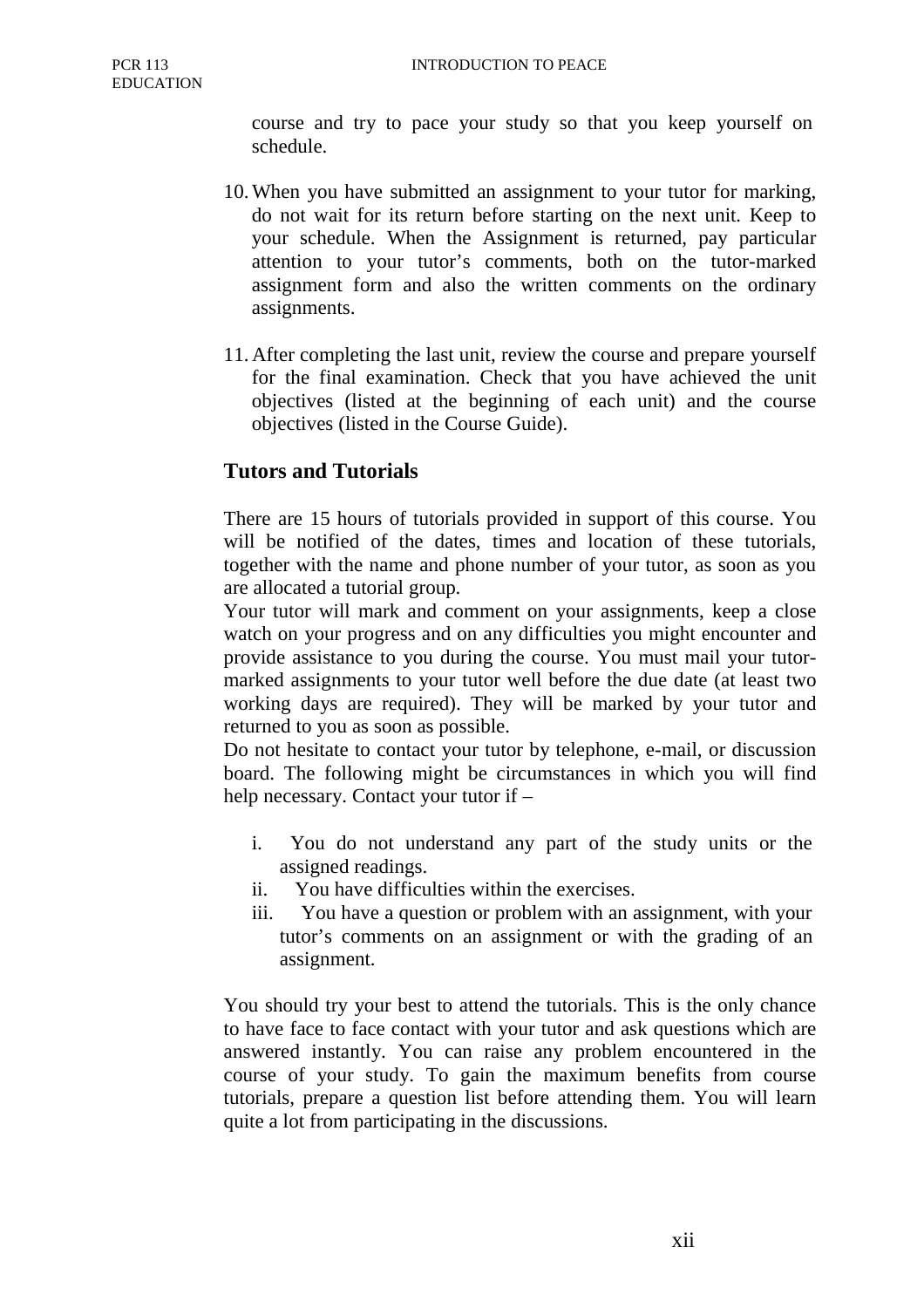course and try to pace your study so that you keep yourself on schedule.

10. When you have submitted an assignment to your tutor for marking, do not wait for its return before starting on the next unit. Keep to your schedule. When the Assignment is returned, pay particular attention to your tutor's comments, both on the tutor-marked assignment form and also the written comments on the ordinary assignments.

11. After completing the last unit, review the course and prepare yourself for the final examination. Check that you have achieved the unit objectives (listed at the beginning of each unit) and the course objectives (listed in the Course Guide).

## Tutors and Tutorials

There are 15 hours of tutorials provided in support of this course. You will be notified of the dates, times and location of these tutorials, together with the name and phone number of your tutor, as soon as you are allocated a tutorial group.
Your tutor will mark and comment on your assignments, keep a close watch on your progress and on any difficulties you might encounter and provide assistance to you during the course. You must mail your tutor-marked assignments to your tutor well before the due date (at least two working days are required). They will be marked by your tutor and returned to you as soon as possible.
Do not hesitate to contact your tutor by telephone, e-mail, or discussion board. The following might be circumstances in which you will find help necessary. Contact your tutor if –

i. You do not understand any part of the study units or the assigned readings.
ii. You have difficulties within the exercises.
iii. You have a question or problem with an assignment, with your tutor's comments on an assignment or with the grading of an assignment.

You should try your best to attend the tutorials. This is the only chance to have face to face contact with your tutor and ask questions which are answered instantly. You can raise any problem encountered in the course of your study. To gain the maximum benefits from course tutorials, prepare a question list before attending them. You will learn quite a lot from participating in the discussions.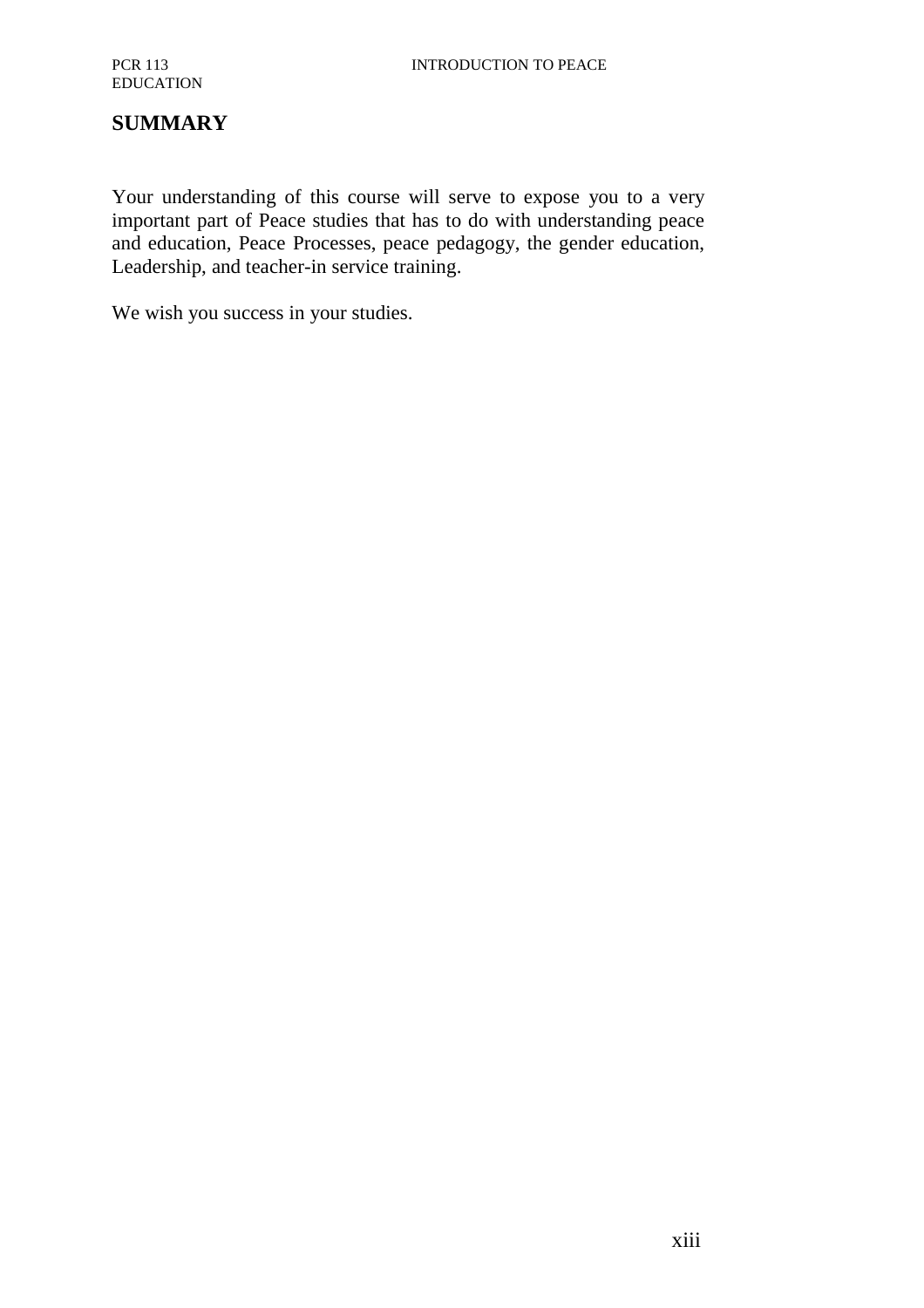## SUMMARY

Your understanding of this course will serve to expose you to a very important part of Peace studies that has to do with understanding peace and education, Peace Processes, peace pedagogy, the gender education, Leadership, and teacher-in service training.

We wish you success in your studies.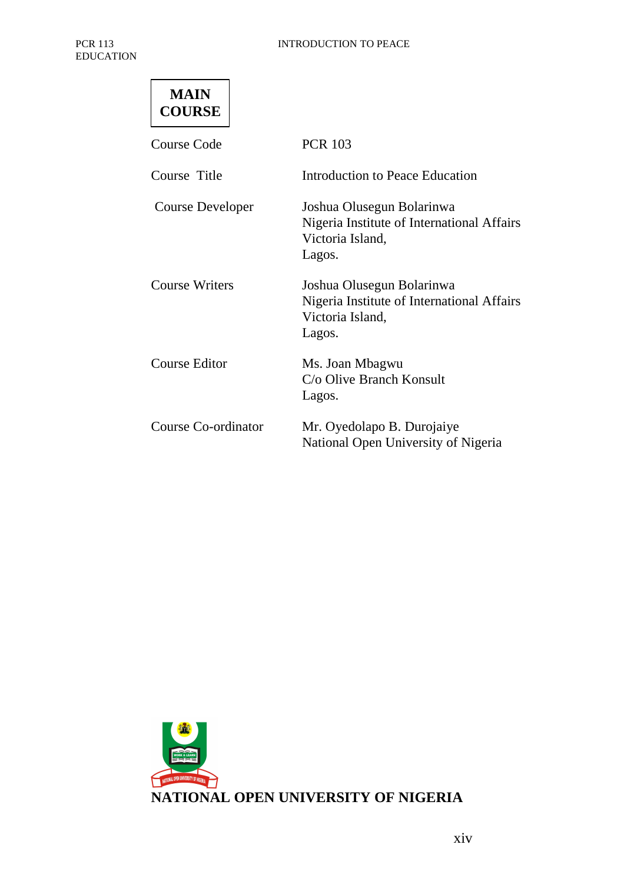**MAIN COURSE**

| | |
|---|---|
| Course Code | PCR 103 |
| Course Title | Introduction to Peace Education |
| Course Developer | Joshua Olusegun Bolarinwa<br>Nigeria Institute of International Affairs<br>Victoria Island,<br>Lagos. |
| Course Writers | Joshua Olusegun Bolarinwa<br>Nigeria Institute of International Affairs<br>Victoria Island,<br>Lagos. |
| Course Editor | Ms. Joan Mbagwu<br>C/o Olive Branch Konsult<br>Lagos. |
| Course Co-ordinator | Mr. Oyedolapo B. Durojaiye<br>National Open University of Nigeria |

**NATIONAL OPEN UNIVERSITY OF NIGERIA**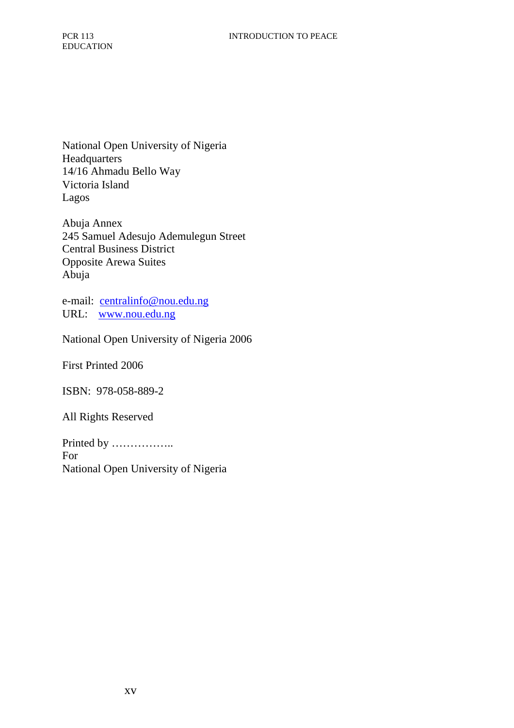National Open University of Nigeria
Headquarters
14/16 Ahmadu Bello Way
Victoria Island
Lagos

Abuja Annex
245 Samuel Adesujo Ademulegun Street
Central Business District
Opposite Arewa Suites
Abuja

e-mail: centralinfo@nou.edu.ng
URL: www.nou.edu.ng

National Open University of Nigeria 2006

First Printed 2006

ISBN: 978-058-889-2

All Rights Reserved

Printed by ……………..
For
National Open University of Nigeria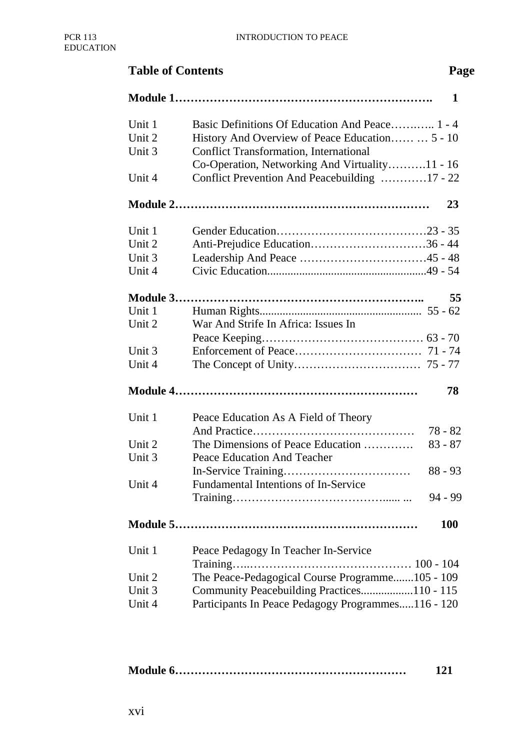## Table of Contents

| | | Page |
|---|---|---|
| **Module 1** | | **1** |
| Unit 1 | Basic Definitions Of Education And Peace | 1 - 4 |
| Unit 2 | History And Overview of Peace Education | 5 - 10 |
| Unit 3 | Conflict Transformation, International Co-Operation, Networking And Virtuality | 11 - 16 |
| Unit 4 | Conflict Prevention And Peacebuilding | 17 - 22 |
| **Module 2** | | **23** |
| Unit 1 | Gender Education | 23 - 35 |
| Unit 2 | Anti-Prejudice Education | 36 - 44 |
| Unit 3 | Leadership And Peace | 45 - 48 |
| Unit 4 | Civic Education | 49 - 54 |
| **Module 3** | | **55** |
| Unit 1 | Human Rights | 55 - 62 |
| Unit 2 | War And Strife In Africa: Issues In Peace Keeping | 63 - 70 |
| Unit 3 | Enforcement of Peace | 71 - 74 |
| Unit 4 | The Concept of Unity | 75 - 77 |
| **Module 4** | | **78** |
| Unit 1 | Peace Education As A Field of Theory And Practice | 78 - 82 |
| Unit 2 | The Dimensions of Peace Education | 83 - 87 |
| Unit 3 | Peace Education And Teacher In-Service Training | 88 - 93 |
| Unit 4 | Fundamental Intentions of In-Service Training | 94 - 99 |
| **Module 5** | | **100** |
| Unit 1 | Peace Pedagogy In Teacher In-Service Training | 100 - 104 |
| Unit 2 | The Peace-Pedagogical Course Programme | 105 - 109 |
| Unit 3 | Community Peacebuilding Practices | 110 - 115 |
| Unit 4 | Participants In Peace Pedagogy Programmes | 116 - 120 |
| **Module 6** | | **121** |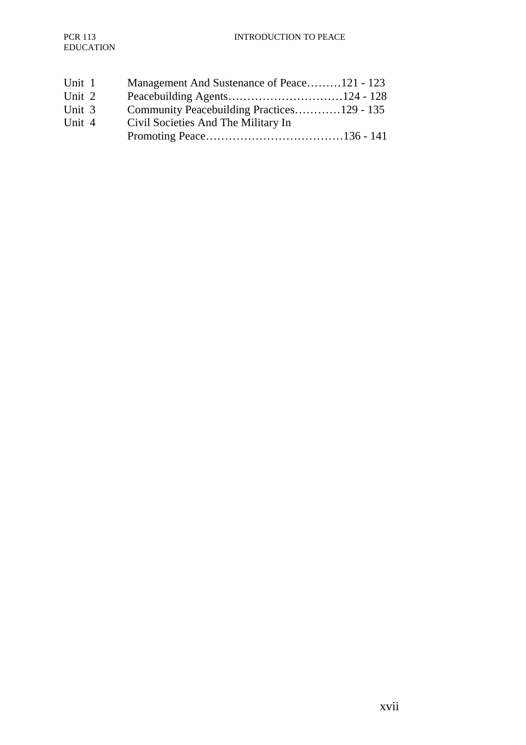Unit 1 Management And Sustenance of Peace………121 - 123
Unit 2 Peacebuilding Agents…………………………124 - 128
Unit 3 Community Peacebuilding Practices…………129 - 135
Unit 4 Civil Societies And The Military In Promoting Peace………………………………136 - 141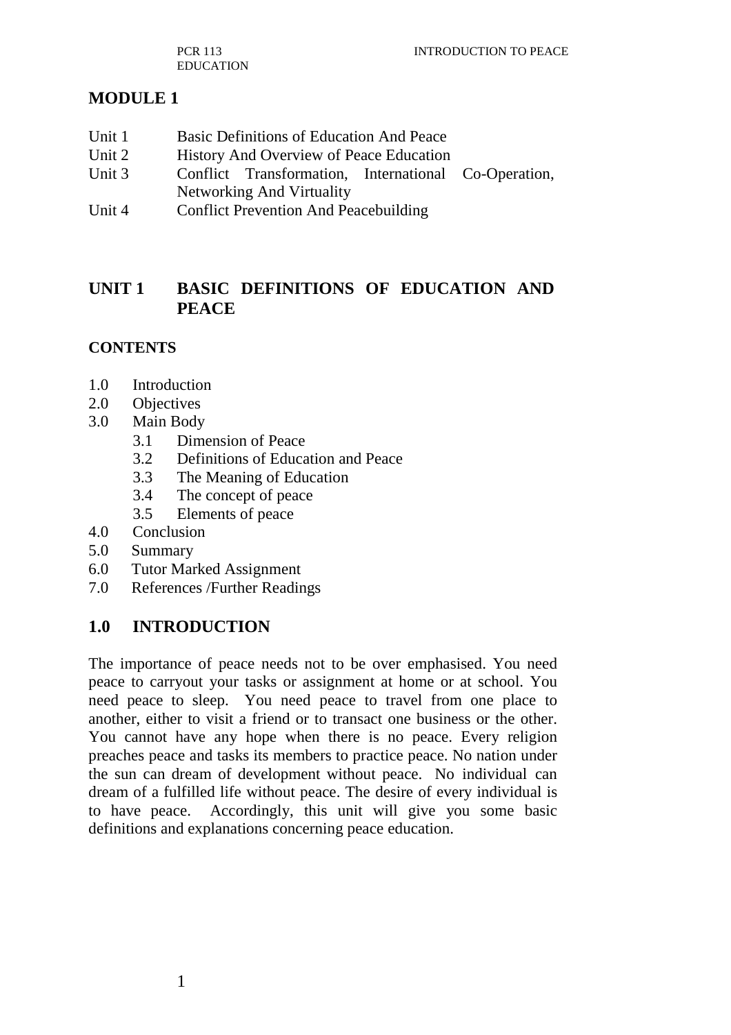# MODULE 1

| | |
|---|---|
| Unit 1 | Basic Definitions of Education And Peace |
| Unit 2 | History And Overview of Peace Education |
| Unit 3 | Conflict Transformation, International Co-Operation, Networking And Virtuality |
| Unit 4 | Conflict Prevention And Peacebuilding |

## UNIT 1 BASIC DEFINITIONS OF EDUCATION AND PEACE

### CONTENTS

1.0 Introduction
2.0 Objectives
3.0 Main Body
 3.1 Dimension of Peace
 3.2 Definitions of Education and Peace
 3.3 The Meaning of Education
 3.4 The concept of peace
 3.5 Elements of peace
4.0 Conclusion
5.0 Summary
6.0 Tutor Marked Assignment
7.0 References /Further Readings

## 1.0 INTRODUCTION

The importance of peace needs not to be over emphasised. You need peace to carryout your tasks or assignment at home or at school. You need peace to sleep. You need peace to travel from one place to another, either to visit a friend or to transact one business or the other. You cannot have any hope when there is no peace. Every religion preaches peace and tasks its members to practice peace. No nation under the sun can dream of development without peace. No individual can dream of a fulfilled life without peace. The desire of every individual is to have peace. Accordingly, this unit will give you some basic definitions and explanations concerning peace education.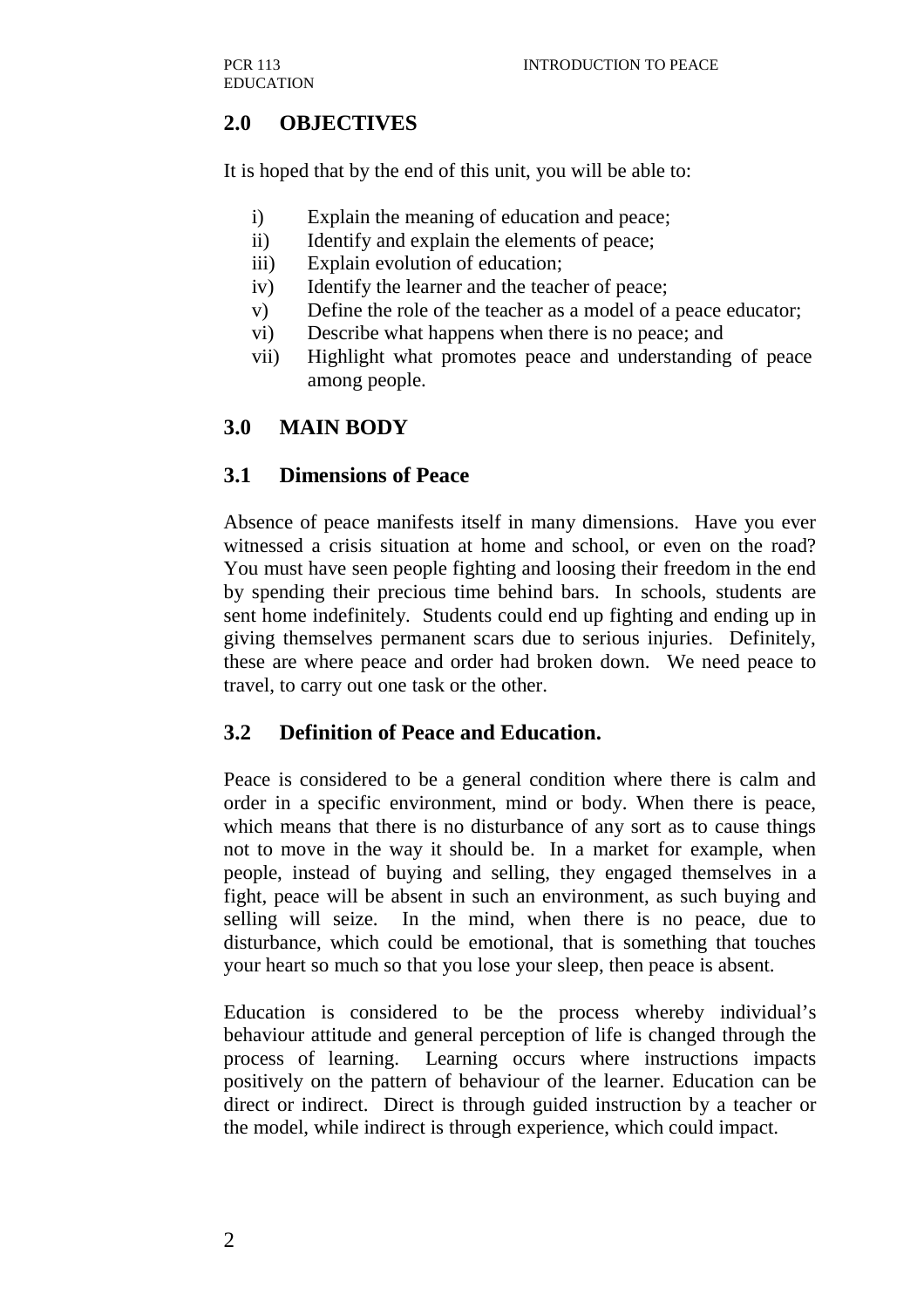## 2.0 OBJECTIVES

It is hoped that by the end of this unit, you will be able to:

i) Explain the meaning of education and peace;
ii) Identify and explain the elements of peace;
iii) Explain evolution of education;
iv) Identify the learner and the teacher of peace;
v) Define the role of the teacher as a model of a peace educator;
vi) Describe what happens when there is no peace; and
vii) Highlight what promotes peace and understanding of peace among people.

## 3.0 MAIN BODY

### 3.1 Dimensions of Peace

Absence of peace manifests itself in many dimensions. Have you ever witnessed a crisis situation at home and school, or even on the road? You must have seen people fighting and loosing their freedom in the end by spending their precious time behind bars. In schools, students are sent home indefinitely. Students could end up fighting and ending up in giving themselves permanent scars due to serious injuries. Definitely, these are where peace and order had broken down. We need peace to travel, to carry out one task or the other.

### 3.2 Definition of Peace and Education.

Peace is considered to be a general condition where there is calm and order in a specific environment, mind or body. When there is peace, which means that there is no disturbance of any sort as to cause things not to move in the way it should be. In a market for example, when people, instead of buying and selling, they engaged themselves in a fight, peace will be absent in such an environment, as such buying and selling will seize. In the mind, when there is no peace, due to disturbance, which could be emotional, that is something that touches your heart so much so that you lose your sleep, then peace is absent.

Education is considered to be the process whereby individual's behaviour attitude and general perception of life is changed through the process of learning. Learning occurs where instructions impacts positively on the pattern of behaviour of the learner. Education can be direct or indirect. Direct is through guided instruction by a teacher or the model, while indirect is through experience, which could impact.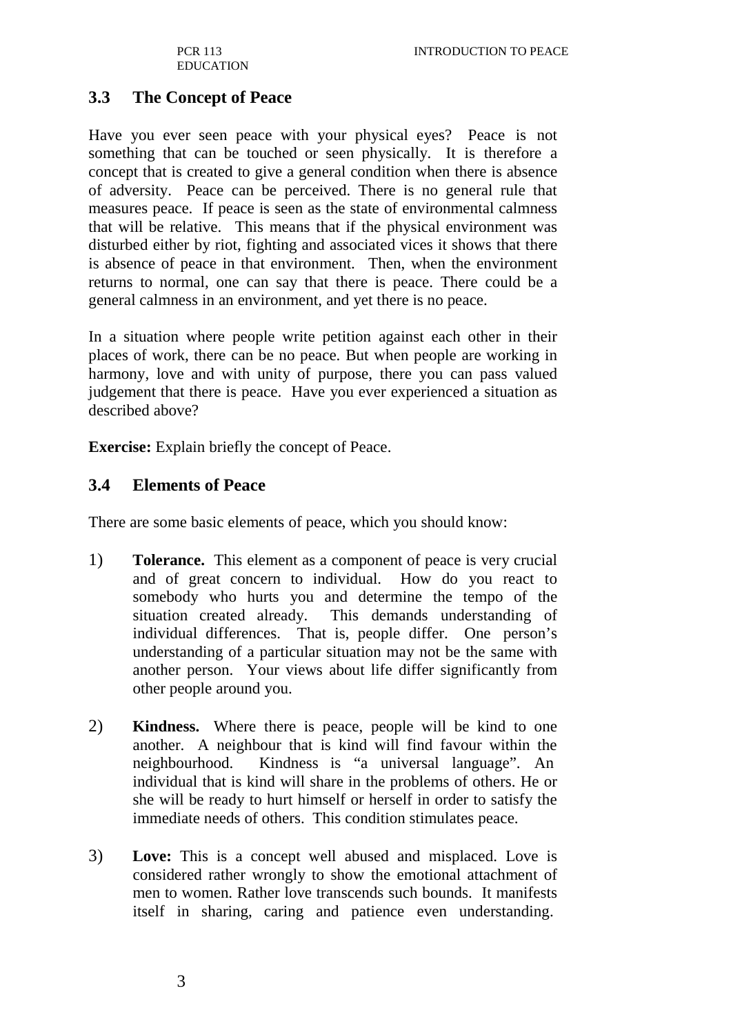## 3.3 The Concept of Peace

Have you ever seen peace with your physical eyes? Peace is not something that can be touched or seen physically. It is therefore a concept that is created to give a general condition when there is absence of adversity. Peace can be perceived. There is no general rule that measures peace. If peace is seen as the state of environmental calmness that will be relative. This means that if the physical environment was disturbed either by riot, fighting and associated vices it shows that there is absence of peace in that environment. Then, when the environment returns to normal, one can say that there is peace. There could be a general calmness in an environment, and yet there is no peace.

In a situation where people write petition against each other in their places of work, there can be no peace. But when people are working in harmony, love and with unity of purpose, there you can pass valued judgement that there is peace. Have you ever experienced a situation as described above?

**Exercise:** Explain briefly the concept of Peace.

## 3.4 Elements of Peace

There are some basic elements of peace, which you should know:

1) **Tolerance.** This element as a component of peace is very crucial and of great concern to individual. How do you react to somebody who hurts you and determine the tempo of the situation created already. This demands understanding of individual differences. That is, people differ. One person's understanding of a particular situation may not be the same with another person. Your views about life differ significantly from other people around you.

2) **Kindness.** Where there is peace, people will be kind to one another. A neighbour that is kind will find favour within the neighbourhood. Kindness is "a universal language". An individual that is kind will share in the problems of others. He or she will be ready to hurt himself or herself in order to satisfy the immediate needs of others. This condition stimulates peace.

3) **Love:** This is a concept well abused and misplaced. Love is considered rather wrongly to show the emotional attachment of men to women. Rather love transcends such bounds. It manifests itself in sharing, caring and patience even understanding.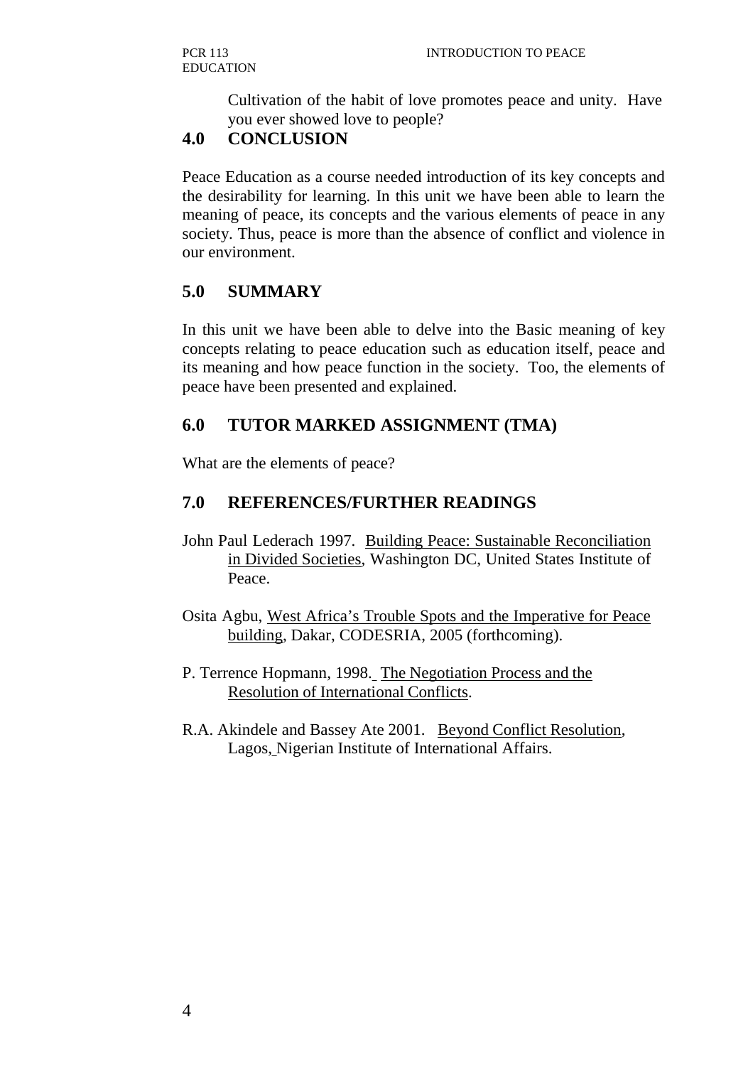Cultivation of the habit of love promotes peace and unity. Have you ever showed love to people?

## 4.0 CONCLUSION

Peace Education as a course needed introduction of its key concepts and the desirability for learning. In this unit we have been able to learn the meaning of peace, its concepts and the various elements of peace in any society. Thus, peace is more than the absence of conflict and violence in our environment.

## 5.0 SUMMARY

In this unit we have been able to delve into the Basic meaning of key concepts relating to peace education such as education itself, peace and its meaning and how peace function in the society. Too, the elements of peace have been presented and explained.

## 6.0 TUTOR MARKED ASSIGNMENT (TMA)

What are the elements of peace?

## 7.0 REFERENCES/FURTHER READINGS

John Paul Lederach 1997. Building Peace: Sustainable Reconciliation in Divided Societies, Washington DC, United States Institute of Peace.

Osita Agbu, West Africa's Trouble Spots and the Imperative for Peace building, Dakar, CODESRIA, 2005 (forthcoming).

P. Terrence Hopmann, 1998. The Negotiation Process and the Resolution of International Conflicts.

R.A. Akindele and Bassey Ate 2001. Beyond Conflict Resolution, Lagos, Nigerian Institute of International Affairs.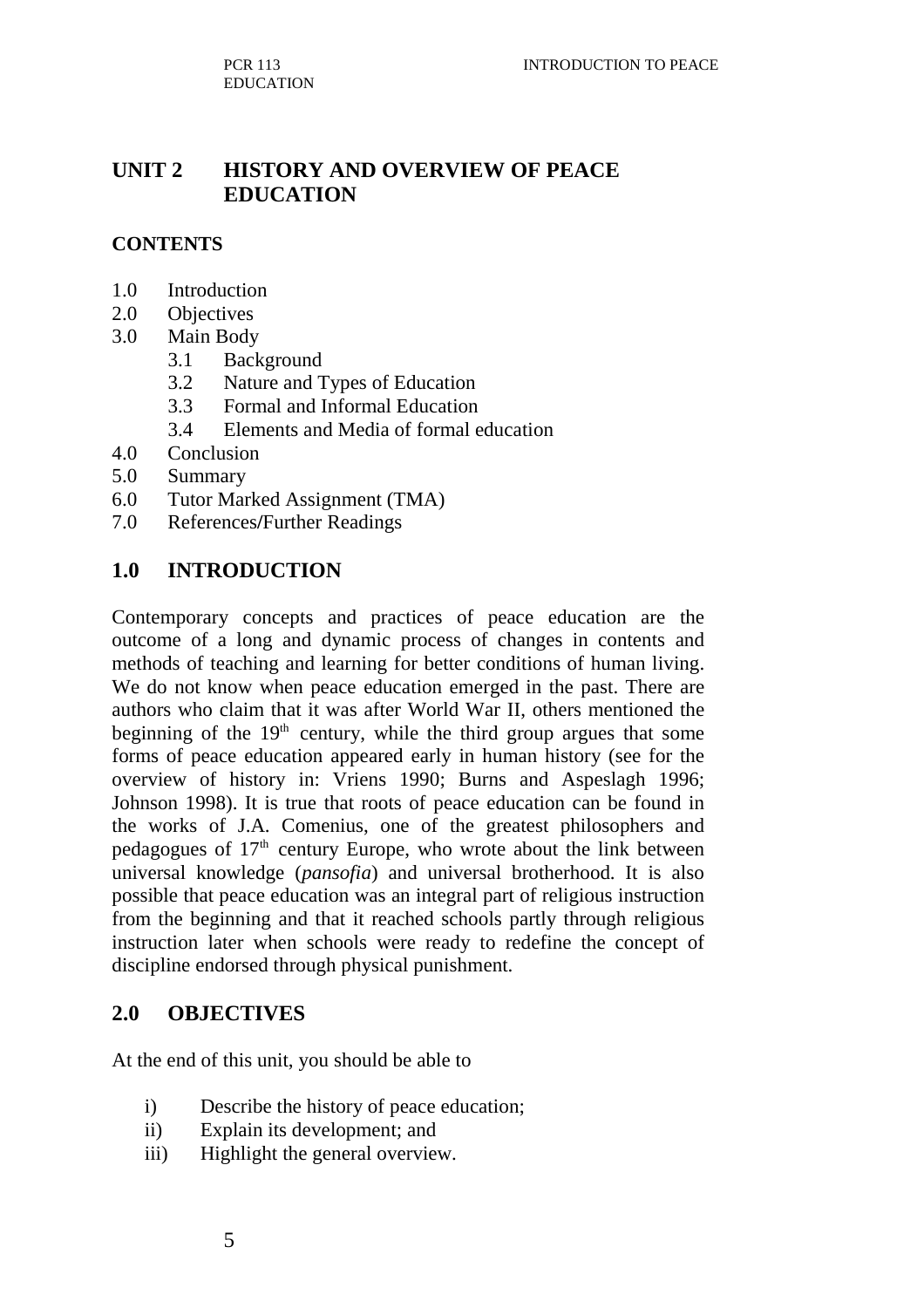# UNIT 2 HISTORY AND OVERVIEW OF PEACE EDUCATION

## CONTENTS

1.0 Introduction
2.0 Objectives
3.0 Main Body
  3.1 Background
  3.2 Nature and Types of Education
  3.3 Formal and Informal Education
  3.4 Elements and Media of formal education
4.0 Conclusion
5.0 Summary
6.0 Tutor Marked Assignment (TMA)
7.0 References/Further Readings

## 1.0 INTRODUCTION

Contemporary concepts and practices of peace education are the outcome of a long and dynamic process of changes in contents and methods of teaching and learning for better conditions of human living. We do not know when peace education emerged in the past. There are authors who claim that it was after World War II, others mentioned the beginning of the 19th century, while the third group argues that some forms of peace education appeared early in human history (see for the overview of history in: Vriens 1990; Burns and Aspeslagh 1996; Johnson 1998). It is true that roots of peace education can be found in the works of J.A. Comenius, one of the greatest philosophers and pedagogues of 17th century Europe, who wrote about the link between universal knowledge (*pansofia*) and universal brotherhood. It is also possible that peace education was an integral part of religious instruction from the beginning and that it reached schools partly through religious instruction later when schools were ready to redefine the concept of discipline endorsed through physical punishment.

## 2.0 OBJECTIVES

At the end of this unit, you should be able to

i) Describe the history of peace education;
ii) Explain its development; and
iii) Highlight the general overview.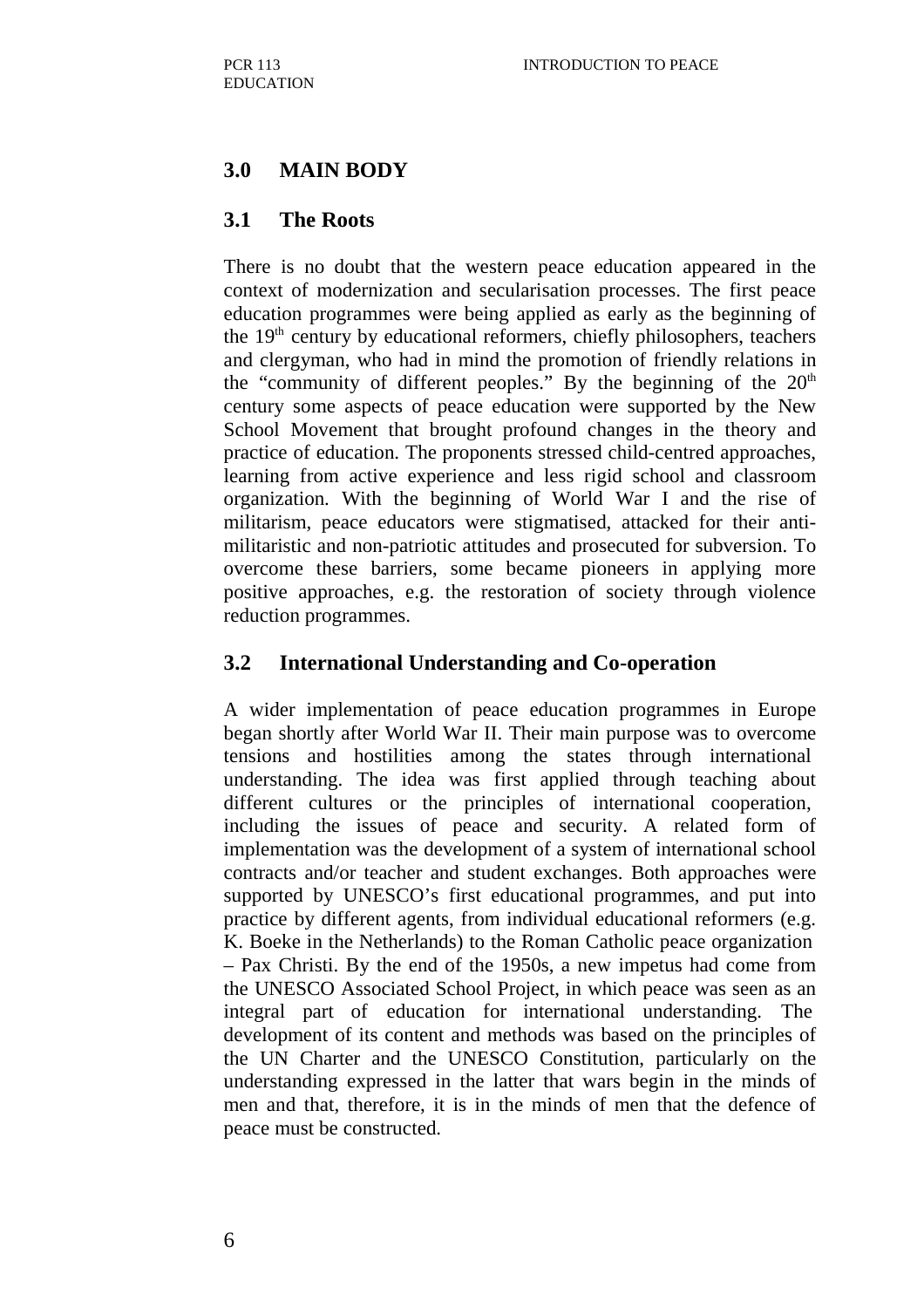## 3.0 MAIN BODY

### 3.1 The Roots

There is no doubt that the western peace education appeared in the context of modernization and secularisation processes. The first peace education programmes were being applied as early as the beginning of the 19th century by educational reformers, chiefly philosophers, teachers and clergyman, who had in mind the promotion of friendly relations in the "community of different peoples." By the beginning of the 20th century some aspects of peace education were supported by the New School Movement that brought profound changes in the theory and practice of education. The proponents stressed child-centred approaches, learning from active experience and less rigid school and classroom organization. With the beginning of World War I and the rise of militarism, peace educators were stigmatised, attacked for their anti-militaristic and non-patriotic attitudes and prosecuted for subversion. To overcome these barriers, some became pioneers in applying more positive approaches, e.g. the restoration of society through violence reduction programmes.

### 3.2 International Understanding and Co-operation

A wider implementation of peace education programmes in Europe began shortly after World War II. Their main purpose was to overcome tensions and hostilities among the states through international understanding. The idea was first applied through teaching about different cultures or the principles of international cooperation, including the issues of peace and security. A related form of implementation was the development of a system of international school contracts and/or teacher and student exchanges. Both approaches were supported by UNESCO's first educational programmes, and put into practice by different agents, from individual educational reformers (e.g. K. Boeke in the Netherlands) to the Roman Catholic peace organization – Pax Christi. By the end of the 1950s, a new impetus had come from the UNESCO Associated School Project, in which peace was seen as an integral part of education for international understanding. The development of its content and methods was based on the principles of the UN Charter and the UNESCO Constitution, particularly on the understanding expressed in the latter that wars begin in the minds of men and that, therefore, it is in the minds of men that the defence of peace must be constructed.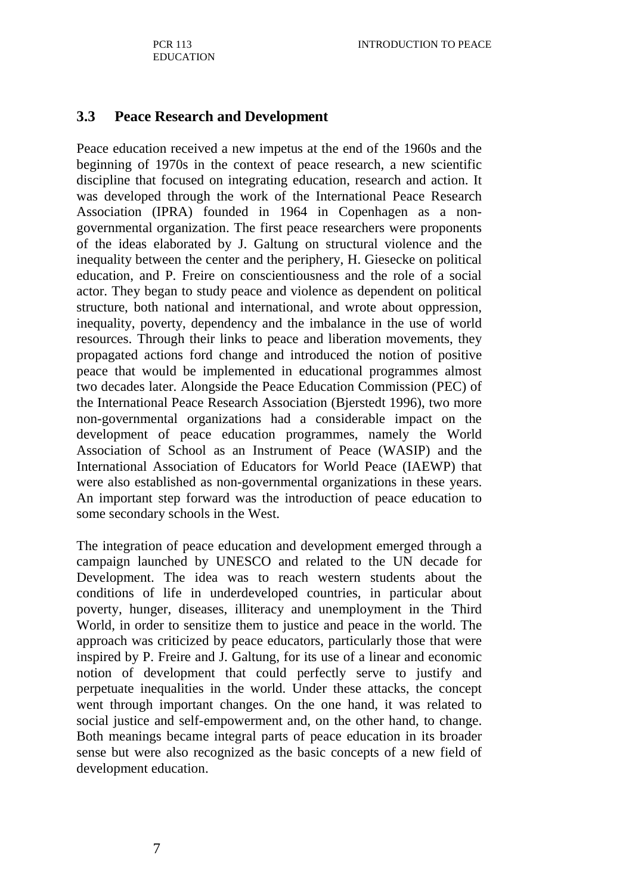## 3.3 Peace Research and Development

Peace education received a new impetus at the end of the 1960s and the beginning of 1970s in the context of peace research, a new scientific discipline that focused on integrating education, research and action. It was developed through the work of the International Peace Research Association (IPRA) founded in 1964 in Copenhagen as a non-governmental organization. The first peace researchers were proponents of the ideas elaborated by J. Galtung on structural violence and the inequality between the center and the periphery, H. Giesecke on political education, and P. Freire on conscientiousness and the role of a social actor. They began to study peace and violence as dependent on political structure, both national and international, and wrote about oppression, inequality, poverty, dependency and the imbalance in the use of world resources. Through their links to peace and liberation movements, they propagated actions ford change and introduced the notion of positive peace that would be implemented in educational programmes almost two decades later. Alongside the Peace Education Commission (PEC) of the International Peace Research Association (Bjerstedt 1996), two more non-governmental organizations had a considerable impact on the development of peace education programmes, namely the World Association of School as an Instrument of Peace (WASIP) and the International Association of Educators for World Peace (IAEWP) that were also established as non-governmental organizations in these years. An important step forward was the introduction of peace education to some secondary schools in the West.

The integration of peace education and development emerged through a campaign launched by UNESCO and related to the UN decade for Development. The idea was to reach western students about the conditions of life in underdeveloped countries, in particular about poverty, hunger, diseases, illiteracy and unemployment in the Third World, in order to sensitize them to justice and peace in the world. The approach was criticized by peace educators, particularly those that were inspired by P. Freire and J. Galtung, for its use of a linear and economic notion of development that could perfectly serve to justify and perpetuate inequalities in the world. Under these attacks, the concept went through important changes. On the one hand, it was related to social justice and self-empowerment and, on the other hand, to change. Both meanings became integral parts of peace education in its broader sense but were also recognized as the basic concepts of a new field of development education.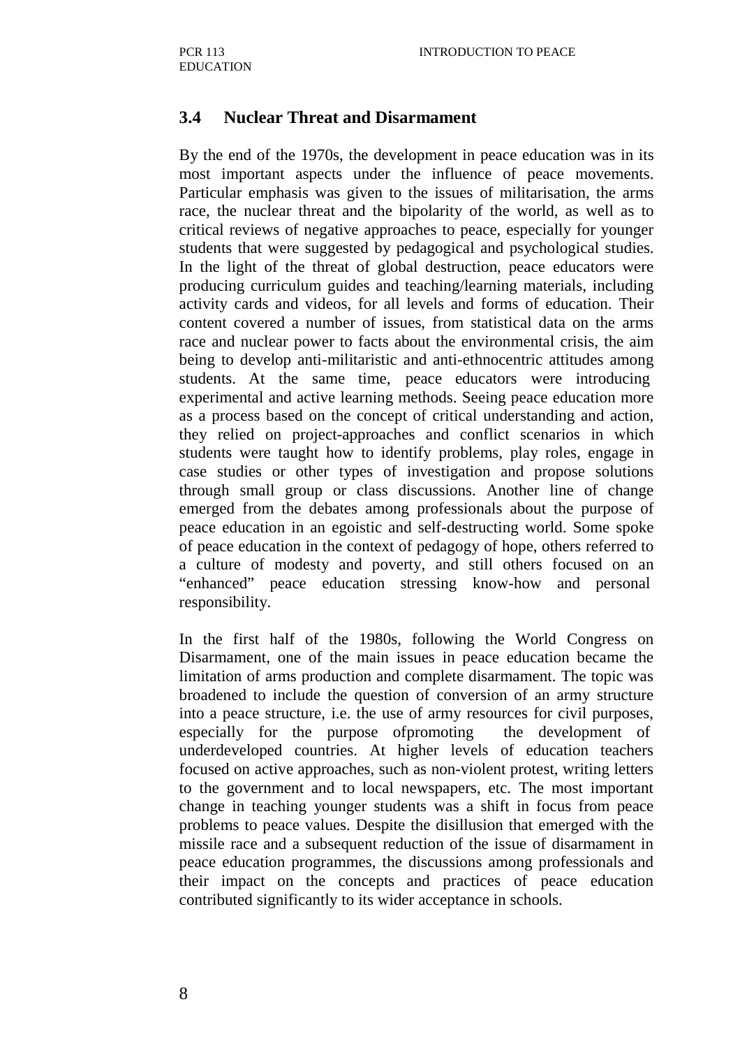## 3.4 Nuclear Threat and Disarmament

By the end of the 1970s, the development in peace education was in its most important aspects under the influence of peace movements. Particular emphasis was given to the issues of militarisation, the arms race, the nuclear threat and the bipolarity of the world, as well as to critical reviews of negative approaches to peace, especially for younger students that were suggested by pedagogical and psychological studies. In the light of the threat of global destruction, peace educators were producing curriculum guides and teaching/learning materials, including activity cards and videos, for all levels and forms of education. Their content covered a number of issues, from statistical data on the arms race and nuclear power to facts about the environmental crisis, the aim being to develop anti-militaristic and anti-ethnocentric attitudes among students. At the same time, peace educators were introducing experimental and active learning methods. Seeing peace education more as a process based on the concept of critical understanding and action, they relied on project-approaches and conflict scenarios in which students were taught how to identify problems, play roles, engage in case studies or other types of investigation and propose solutions through small group or class discussions. Another line of change emerged from the debates among professionals about the purpose of peace education in an egoistic and self-destructing world. Some spoke of peace education in the context of pedagogy of hope, others referred to a culture of modesty and poverty, and still others focused on an "enhanced" peace education stressing know-how and personal responsibility.

In the first half of the 1980s, following the World Congress on Disarmament, one of the main issues in peace education became the limitation of arms production and complete disarmament. The topic was broadened to include the question of conversion of an army structure into a peace structure, i.e. the use of army resources for civil purposes, especially for the purpose ofpromoting the development of underdeveloped countries. At higher levels of education teachers focused on active approaches, such as non-violent protest, writing letters to the government and to local newspapers, etc. The most important change in teaching younger students was a shift in focus from peace problems to peace values. Despite the disillusion that emerged with the missile race and a subsequent reduction of the issue of disarmament in peace education programmes, the discussions among professionals and their impact on the concepts and practices of peace education contributed significantly to its wider acceptance in schools.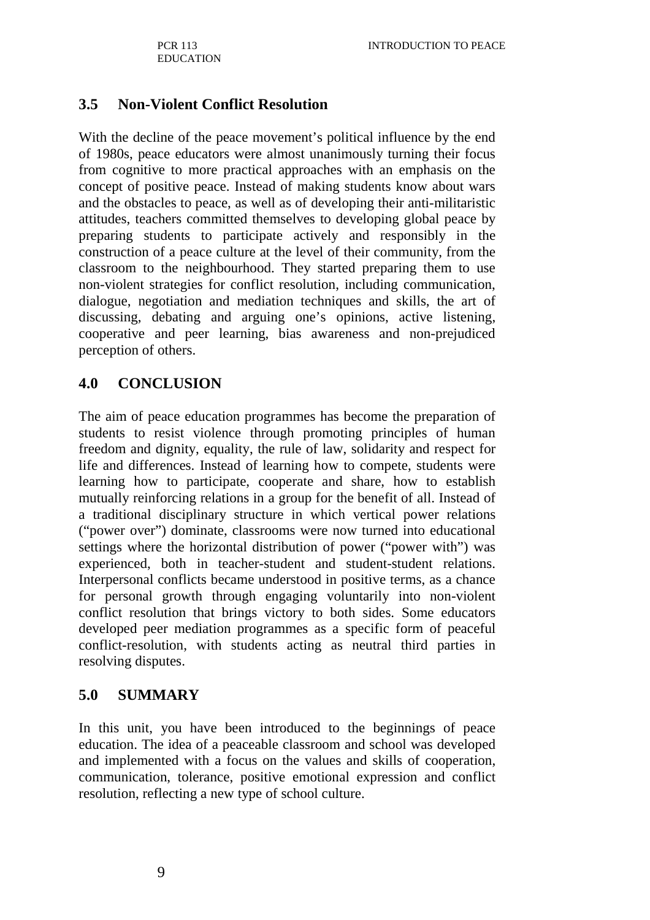## 3.5 Non-Violent Conflict Resolution

With the decline of the peace movement's political influence by the end of 1980s, peace educators were almost unanimously turning their focus from cognitive to more practical approaches with an emphasis on the concept of positive peace. Instead of making students know about wars and the obstacles to peace, as well as of developing their anti-militaristic attitudes, teachers committed themselves to developing global peace by preparing students to participate actively and responsibly in the construction of a peace culture at the level of their community, from the classroom to the neighbourhood. They started preparing them to use non-violent strategies for conflict resolution, including communication, dialogue, negotiation and mediation techniques and skills, the art of discussing, debating and arguing one's opinions, active listening, cooperative and peer learning, bias awareness and non-prejudiced perception of others.

## 4.0 CONCLUSION

The aim of peace education programmes has become the preparation of students to resist violence through promoting principles of human freedom and dignity, equality, the rule of law, solidarity and respect for life and differences. Instead of learning how to compete, students were learning how to participate, cooperate and share, how to establish mutually reinforcing relations in a group for the benefit of all. Instead of a traditional disciplinary structure in which vertical power relations ("power over") dominate, classrooms were now turned into educational settings where the horizontal distribution of power ("power with") was experienced, both in teacher-student and student-student relations. Interpersonal conflicts became understood in positive terms, as a chance for personal growth through engaging voluntarily into non-violent conflict resolution that brings victory to both sides. Some educators developed peer mediation programmes as a specific form of peaceful conflict-resolution, with students acting as neutral third parties in resolving disputes.

## 5.0 SUMMARY

In this unit, you have been introduced to the beginnings of peace education. The idea of a peaceable classroom and school was developed and implemented with a focus on the values and skills of cooperation, communication, tolerance, positive emotional expression and conflict resolution, reflecting a new type of school culture.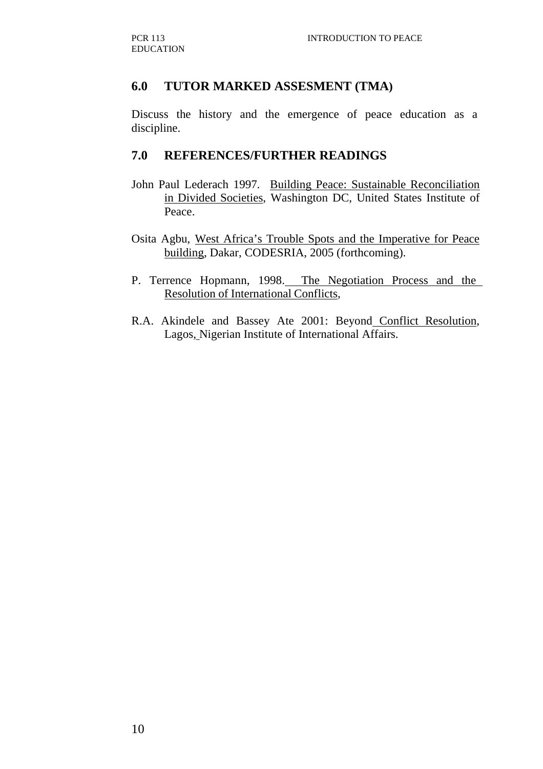## 6.0 TUTOR MARKED ASSESMENT (TMA)

Discuss the history and the emergence of peace education as a discipline.

## 7.0 REFERENCES/FURTHER READINGS

John Paul Lederach 1997. Building Peace: Sustainable Reconciliation in Divided Societies, Washington DC, United States Institute of Peace.

Osita Agbu, West Africa's Trouble Spots and the Imperative for Peace building, Dakar, CODESRIA, 2005 (forthcoming).

P. Terrence Hopmann, 1998. The Negotiation Process and the Resolution of International Conflicts,

R.A. Akindele and Bassey Ate 2001: Beyond Conflict Resolution, Lagos, Nigerian Institute of International Affairs.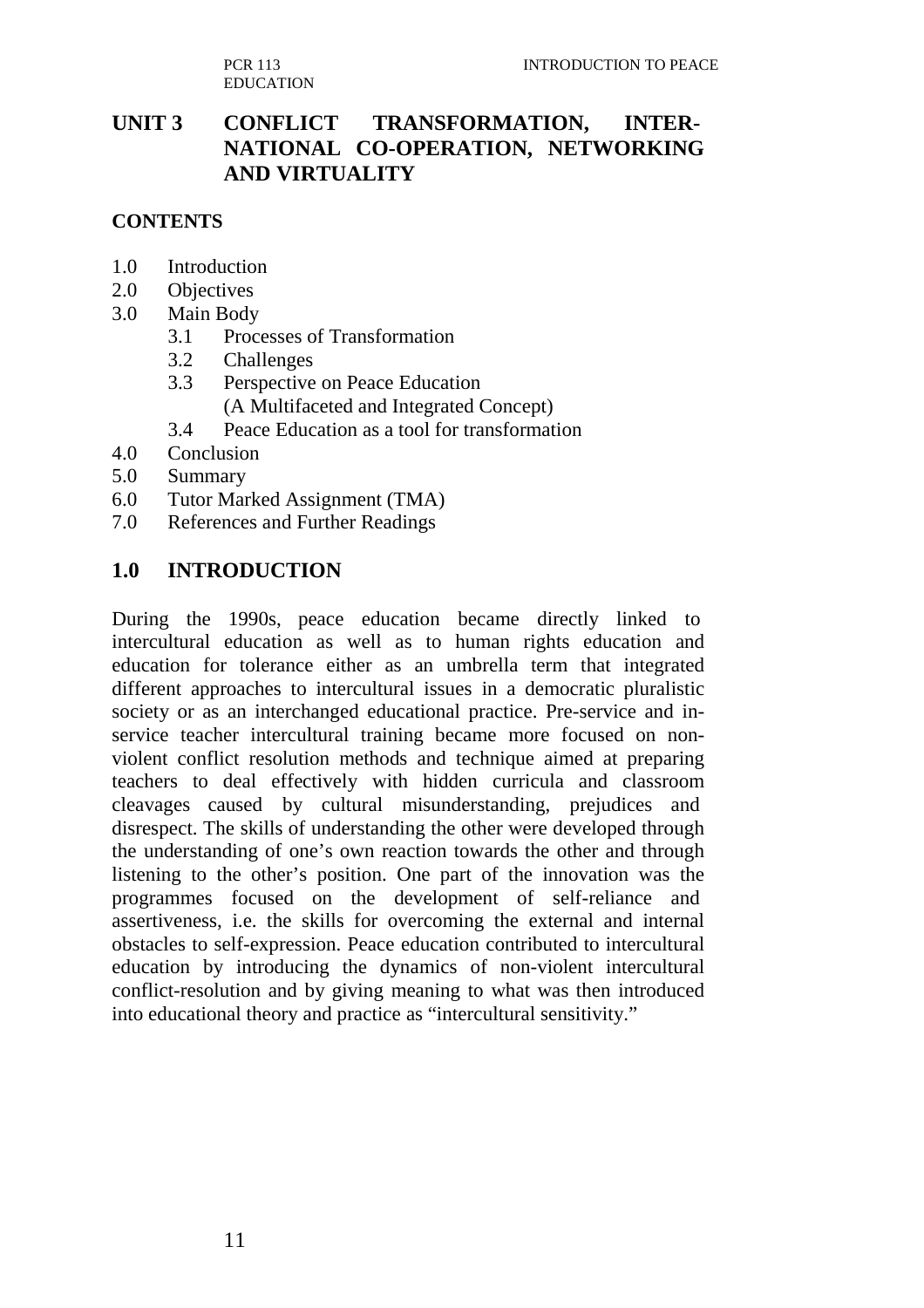## UNIT 3 CONFLICT TRANSFORMATION, INTER-NATIONAL CO-OPERATION, NETWORKING AND VIRTUALITY

**CONTENTS**

- 1.0 Introduction
- 2.0 Objectives
- 3.0 Main Body
  - 3.1 Processes of Transformation
  - 3.2 Challenges
  - 3.3 Perspective on Peace Education (A Multifaceted and Integrated Concept)
  - 3.4 Peace Education as a tool for transformation
- 4.0 Conclusion
- 5.0 Summary
- 6.0 Tutor Marked Assignment (TMA)
- 7.0 References and Further Readings

## 1.0 INTRODUCTION

During the 1990s, peace education became directly linked to intercultural education as well as to human rights education and education for tolerance either as an umbrella term that integrated different approaches to intercultural issues in a democratic pluralistic society or as an interchanged educational practice. Pre-service and in-service teacher intercultural training became more focused on non-violent conflict resolution methods and technique aimed at preparing teachers to deal effectively with hidden curricula and classroom cleavages caused by cultural misunderstanding, prejudices and disrespect. The skills of understanding the other were developed through the understanding of one's own reaction towards the other and through listening to the other's position. One part of the innovation was the programmes focused on the development of self-reliance and assertiveness, i.e. the skills for overcoming the external and internal obstacles to self-expression. Peace education contributed to intercultural education by introducing the dynamics of non-violent intercultural conflict-resolution and by giving meaning to what was then introduced into educational theory and practice as "intercultural sensitivity."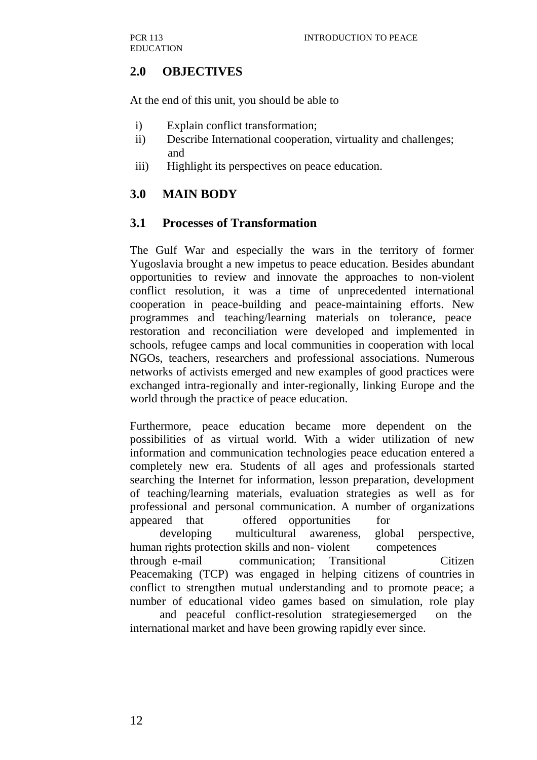## 2.0 OBJECTIVES

At the end of this unit, you should be able to

i) Explain conflict transformation;
ii) Describe International cooperation, virtuality and challenges; and
iii) Highlight its perspectives on peace education.

## 3.0 MAIN BODY

### 3.1 Processes of Transformation

The Gulf War and especially the wars in the territory of former Yugoslavia brought a new impetus to peace education. Besides abundant opportunities to review and innovate the approaches to non-violent conflict resolution, it was a time of unprecedented international cooperation in peace-building and peace-maintaining efforts. New programmes and teaching/learning materials on tolerance, peace restoration and reconciliation were developed and implemented in schools, refugee camps and local communities in cooperation with local NGOs, teachers, researchers and professional associations. Numerous networks of activists emerged and new examples of good practices were exchanged intra-regionally and inter-regionally, linking Europe and the world through the practice of peace education.

Furthermore, peace education became more dependent on the possibilities of as virtual world. With a wider utilization of new information and communication technologies peace education entered a completely new era. Students of all ages and professionals started searching the Internet for information, lesson preparation, development of teaching/learning materials, evaluation strategies as well as for professional and personal communication. A number of organizations appeared that offered opportunities for developing multicultural awareness, global perspective, human rights protection skills and non- violent competences through e-mail communication; Transitional Citizen Peacemaking (TCP) was engaged in helping citizens of countries in conflict to strengthen mutual understanding and to promote peace; a number of educational video games based on simulation, role play and peaceful conflict-resolution strategiesemerged on the international market and have been growing rapidly ever since.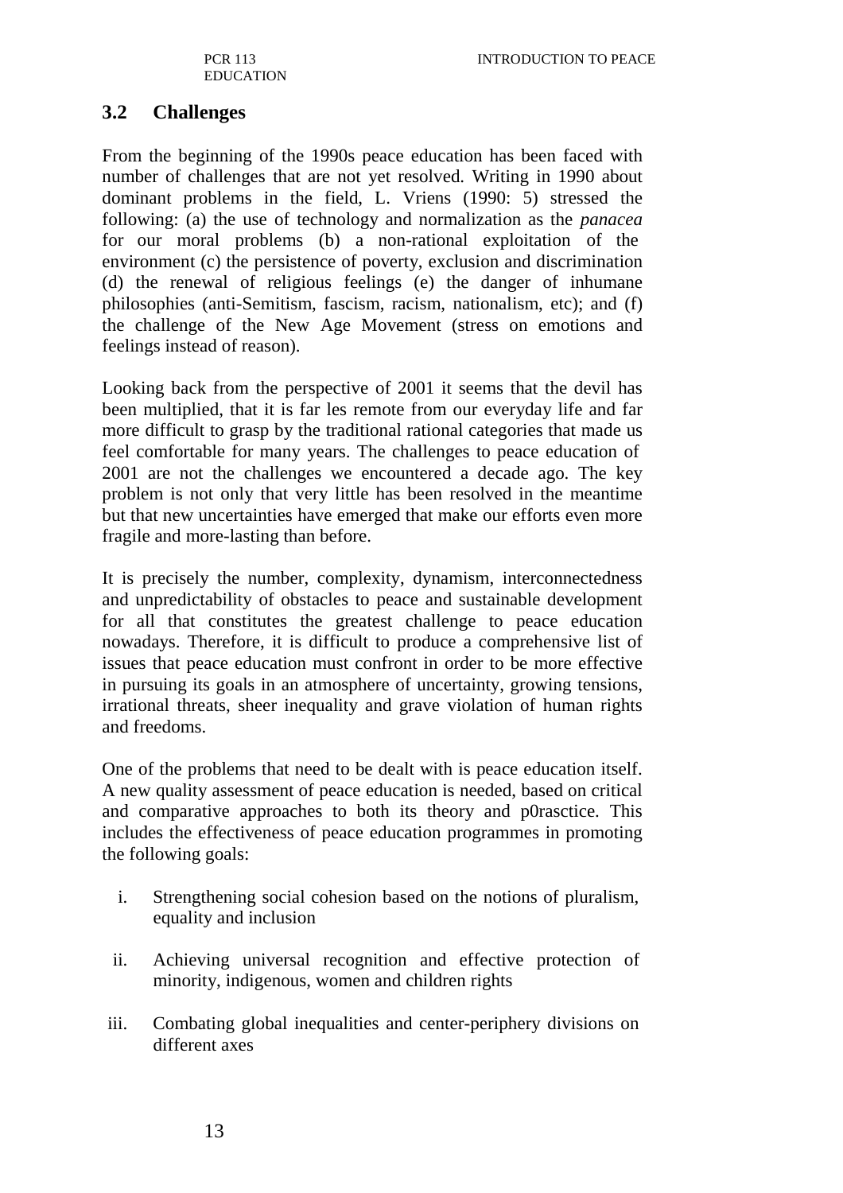## 3.2 Challenges

From the beginning of the 1990s peace education has been faced with number of challenges that are not yet resolved. Writing in 1990 about dominant problems in the field, L. Vriens (1990: 5) stressed the following: (a) the use of technology and normalization as the *panacea* for our moral problems (b) a non-rational exploitation of the environment (c) the persistence of poverty, exclusion and discrimination (d) the renewal of religious feelings (e) the danger of inhumane philosophies (anti-Semitism, fascism, racism, nationalism, etc); and (f) the challenge of the New Age Movement (stress on emotions and feelings instead of reason).

Looking back from the perspective of 2001 it seems that the devil has been multiplied, that it is far les remote from our everyday life and far more difficult to grasp by the traditional rational categories that made us feel comfortable for many years. The challenges to peace education of 2001 are not the challenges we encountered a decade ago. The key problem is not only that very little has been resolved in the meantime but that new uncertainties have emerged that make our efforts even more fragile and more-lasting than before.

It is precisely the number, complexity, dynamism, interconnectedness and unpredictability of obstacles to peace and sustainable development for all that constitutes the greatest challenge to peace education nowadays. Therefore, it is difficult to produce a comprehensive list of issues that peace education must confront in order to be more effective in pursuing its goals in an atmosphere of uncertainty, growing tensions, irrational threats, sheer inequality and grave violation of human rights and freedoms.

One of the problems that need to be dealt with is peace education itself. A new quality assessment of peace education is needed, based on critical and comparative approaches to both its theory and p0rasctice. This includes the effectiveness of peace education programmes in promoting the following goals:

i. Strengthening social cohesion based on the notions of pluralism, equality and inclusion

ii. Achieving universal recognition and effective protection of minority, indigenous, women and children rights

iii. Combating global inequalities and center-periphery divisions on different axes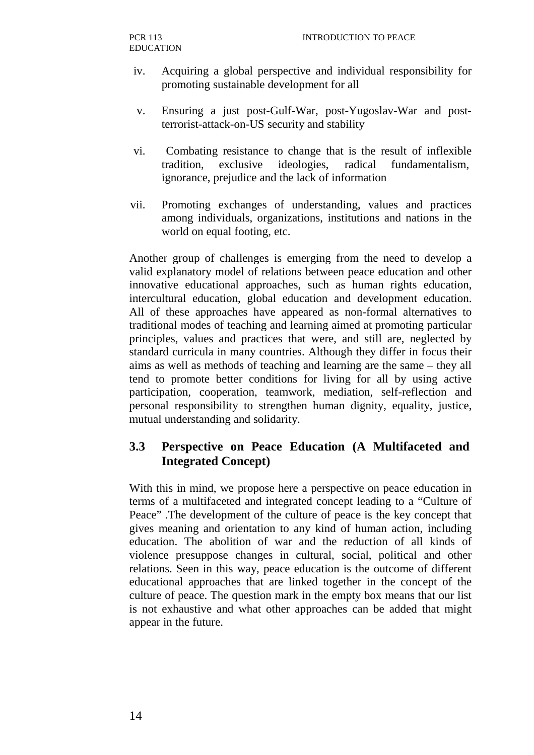iv. Acquiring a global perspective and individual responsibility for promoting sustainable development for all

v. Ensuring a just post-Gulf-War, post-Yugoslav-War and post-terrorist-attack-on-US security and stability

vi. Combating resistance to change that is the result of inflexible tradition, exclusive ideologies, radical fundamentalism, ignorance, prejudice and the lack of information

vii. Promoting exchanges of understanding, values and practices among individuals, organizations, institutions and nations in the world on equal footing, etc.

Another group of challenges is emerging from the need to develop a valid explanatory model of relations between peace education and other innovative educational approaches, such as human rights education, intercultural education, global education and development education. All of these approaches have appeared as non-formal alternatives to traditional modes of teaching and learning aimed at promoting particular principles, values and practices that were, and still are, neglected by standard curricula in many countries. Although they differ in focus their aims as well as methods of teaching and learning are the same – they all tend to promote better conditions for living for all by using active participation, cooperation, teamwork, mediation, self-reflection and personal responsibility to strengthen human dignity, equality, justice, mutual understanding and solidarity.

## 3.3 Perspective on Peace Education (A Multifaceted and Integrated Concept)

With this in mind, we propose here a perspective on peace education in terms of a multifaceted and integrated concept leading to a "Culture of Peace" .The development of the culture of peace is the key concept that gives meaning and orientation to any kind of human action, including education. The abolition of war and the reduction of all kinds of violence presuppose changes in cultural, social, political and other relations. Seen in this way, peace education is the outcome of different educational approaches that are linked together in the concept of the culture of peace. The question mark in the empty box means that our list is not exhaustive and what other approaches can be added that might appear in the future.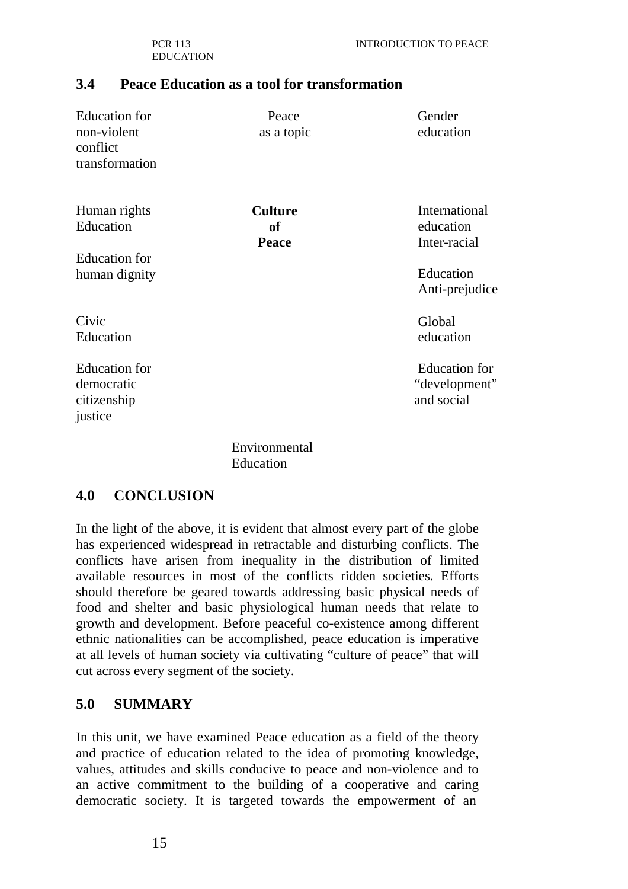## 3.4 Peace Education as a tool for transformation

Education for non-violent conflict transformation

Peace as a topic

Gender education

Human rights Education

**Culture of Peace**

International education

Inter-racial Education

Anti-prejudice

Education for human dignity

Civic Education

Global education

Education for democratic citizenship justice

Education for "development" and social

Environmental Education

## 4.0 CONCLUSION

In the light of the above, it is evident that almost every part of the globe has experienced widespread in retractable and disturbing conflicts. The conflicts have arisen from inequality in the distribution of limited available resources in most of the conflicts ridden societies. Efforts should therefore be geared towards addressing basic physical needs of food and shelter and basic physiological human needs that relate to growth and development. Before peaceful co-existence among different ethnic nationalities can be accomplished, peace education is imperative at all levels of human society via cultivating "culture of peace" that will cut across every segment of the society.

## 5.0 SUMMARY

In this unit, we have examined Peace education as a field of the theory and practice of education related to the idea of promoting knowledge, values, attitudes and skills conducive to peace and non-violence and to an active commitment to the building of a cooperative and caring democratic society. It is targeted towards the empowerment of an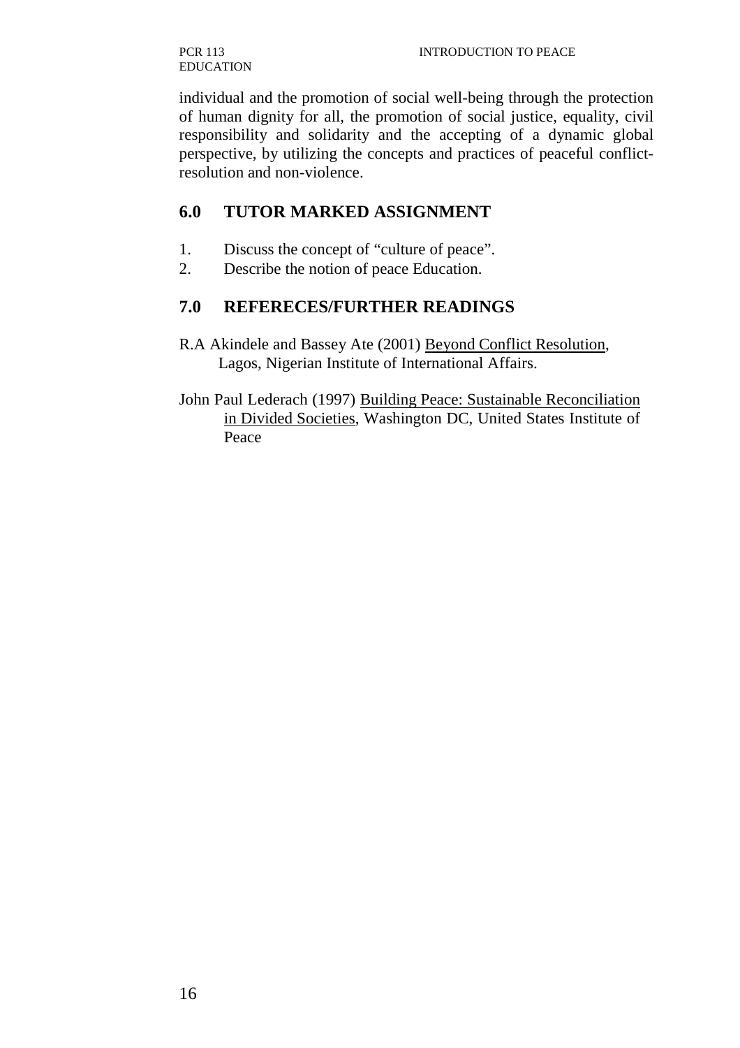individual and the promotion of social well-being through the protection of human dignity for all, the promotion of social justice, equality, civil responsibility and solidarity and the accepting of a dynamic global perspective, by utilizing the concepts and practices of peaceful conflict-resolution and non-violence.

## 6.0 TUTOR MARKED ASSIGNMENT

1. Discuss the concept of "culture of peace".
2. Describe the notion of peace Education.

## 7.0 REFERECES/FURTHER READINGS

R.A Akindele and Bassey Ate (2001) Beyond Conflict Resolution, Lagos, Nigerian Institute of International Affairs.

John Paul Lederach (1997) Building Peace: Sustainable Reconciliation in Divided Societies, Washington DC, United States Institute of Peace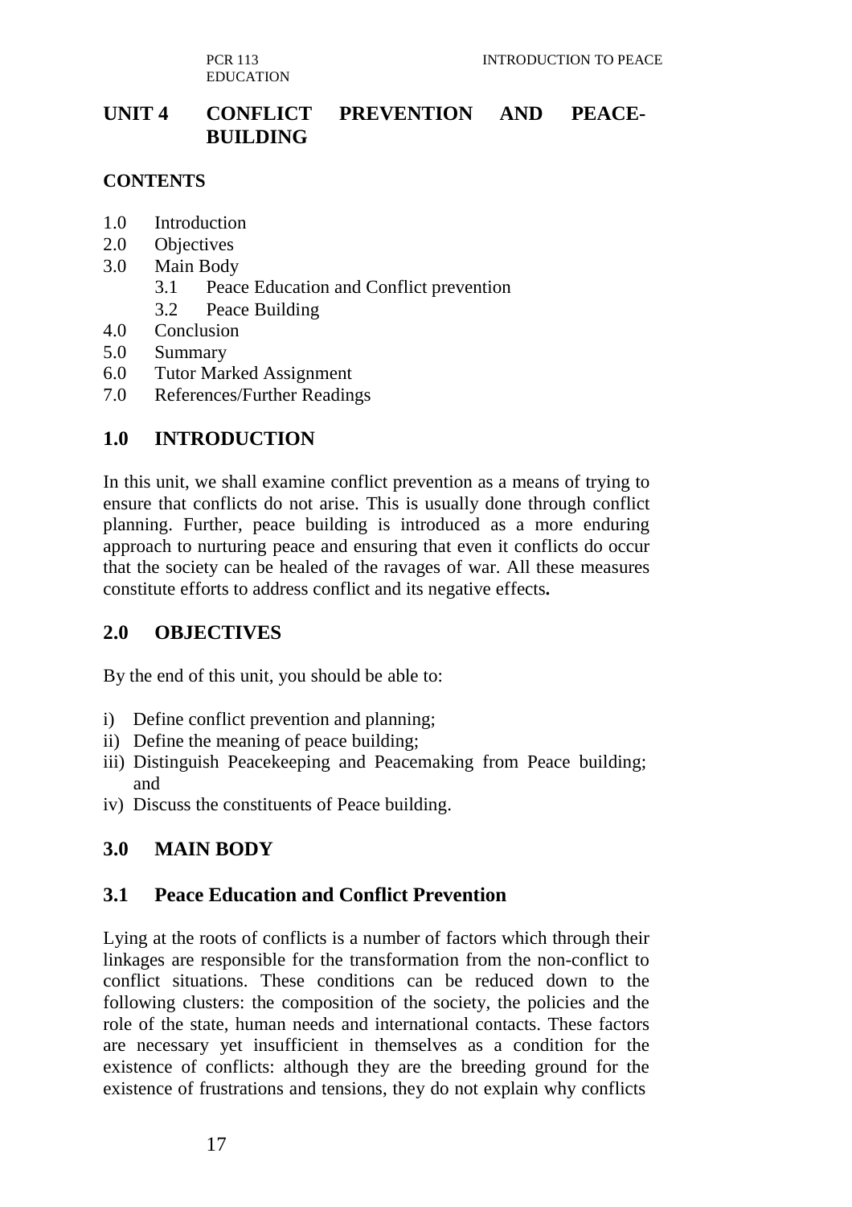## UNIT 4 CONFLICT PREVENTION AND PEACE-BUILDING

**CONTENTS**

1.0 Introduction
2.0 Objectives
3.0 Main Body
   3.1 Peace Education and Conflict prevention
   3.2 Peace Building
4.0 Conclusion
5.0 Summary
6.0 Tutor Marked Assignment
7.0 References/Further Readings

## 1.0 INTRODUCTION

In this unit, we shall examine conflict prevention as a means of trying to ensure that conflicts do not arise. This is usually done through conflict planning. Further, peace building is introduced as a more enduring approach to nurturing peace and ensuring that even it conflicts do occur that the society can be healed of the ravages of war. All these measures constitute efforts to address conflict and its negative effects**.**

## 2.0 OBJECTIVES

By the end of this unit, you should be able to:

i) Define conflict prevention and planning;
ii) Define the meaning of peace building;
iii) Distinguish Peacekeeping and Peacemaking from Peace building; and
iv) Discuss the constituents of Peace building.

## 3.0 MAIN BODY

### 3.1 Peace Education and Conflict Prevention

Lying at the roots of conflicts is a number of factors which through their linkages are responsible for the transformation from the non-conflict to conflict situations. These conditions can be reduced down to the following clusters: the composition of the society, the policies and the role of the state, human needs and international contacts. These factors are necessary yet insufficient in themselves as a condition for the existence of conflicts: although they are the breeding ground for the existence of frustrations and tensions, they do not explain why conflicts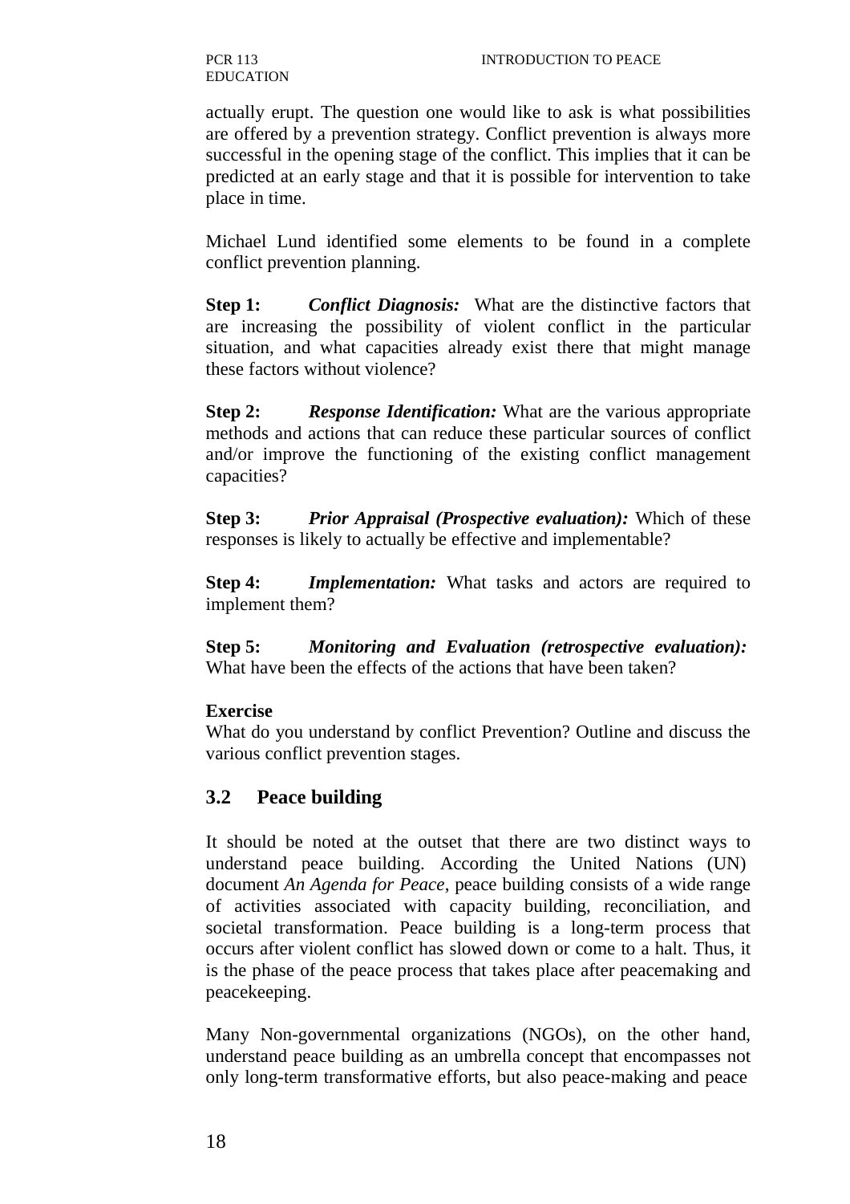actually erupt. The question one would like to ask is what possibilities are offered by a prevention strategy. Conflict prevention is always more successful in the opening stage of the conflict. This implies that it can be predicted at an early stage and that it is possible for intervention to take place in time.

Michael Lund identified some elements to be found in a complete conflict prevention planning.

**Step 1:** ***Conflict Diagnosis:*** What are the distinctive factors that are increasing the possibility of violent conflict in the particular situation, and what capacities already exist there that might manage these factors without violence?

**Step 2:** ***Response Identification:*** What are the various appropriate methods and actions that can reduce these particular sources of conflict and/or improve the functioning of the existing conflict management capacities?

**Step 3:** ***Prior Appraisal (Prospective evaluation):*** Which of these responses is likely to actually be effective and implementable?

**Step 4:** ***Implementation:*** What tasks and actors are required to implement them?

**Step 5:** ***Monitoring and Evaluation (retrospective evaluation):*** What have been the effects of the actions that have been taken?

**Exercise**

What do you understand by conflict Prevention? Outline and discuss the various conflict prevention stages.

## 3.2 Peace building

It should be noted at the outset that there are two distinct ways to understand peace building. According the United Nations (UN) document *An Agenda for Peace*, peace building consists of a wide range of activities associated with capacity building, reconciliation, and societal transformation. Peace building is a long-term process that occurs after violent conflict has slowed down or come to a halt. Thus, it is the phase of the peace process that takes place after peacemaking and peacekeeping.

Many Non-governmental organizations (NGOs), on the other hand, understand peace building as an umbrella concept that encompasses not only long-term transformative efforts, but also peace-making and peace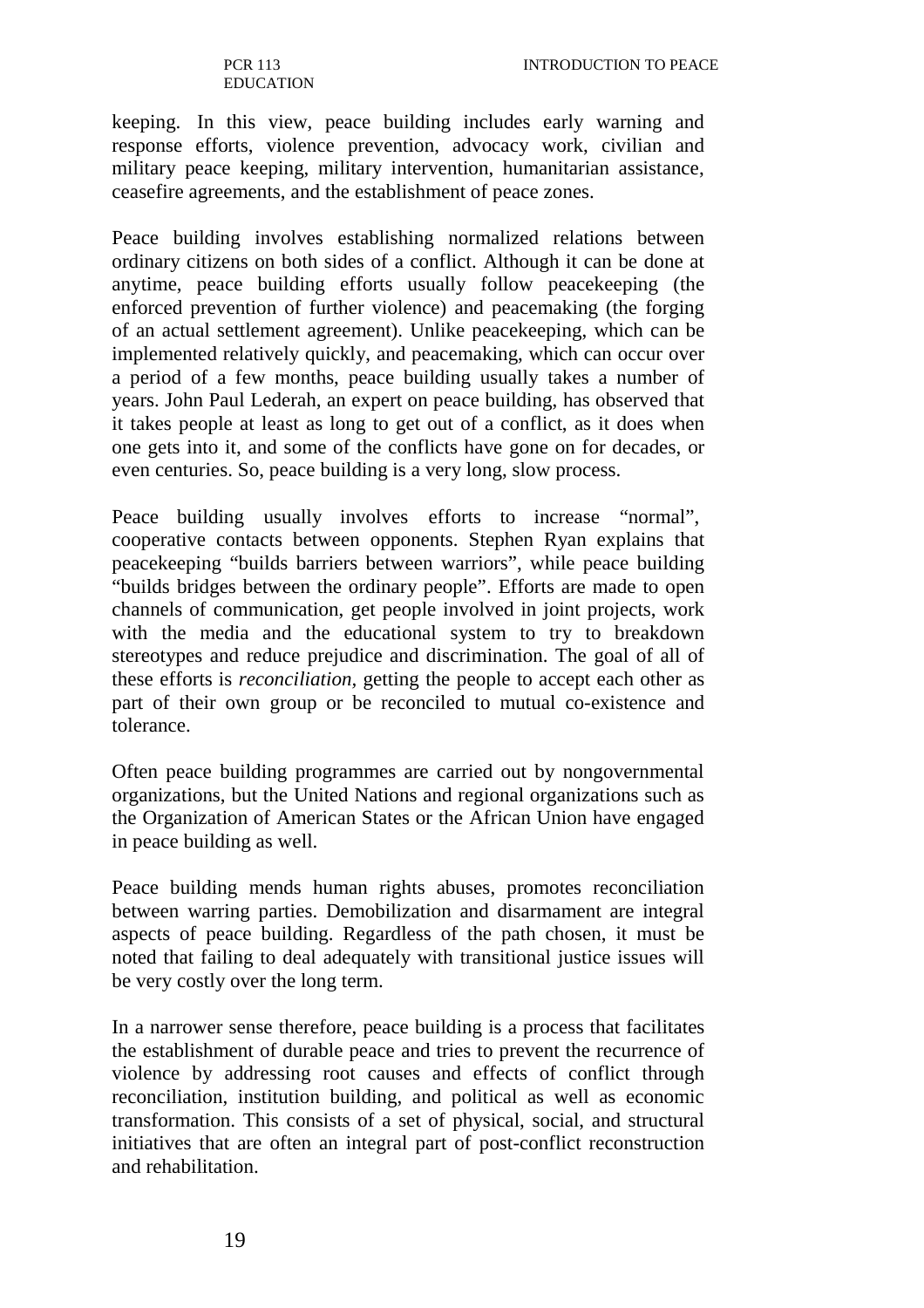keeping. In this view, peace building includes early warning and response efforts, violence prevention, advocacy work, civilian and military peace keeping, military intervention, humanitarian assistance, ceasefire agreements, and the establishment of peace zones.

Peace building involves establishing normalized relations between ordinary citizens on both sides of a conflict. Although it can be done at anytime, peace building efforts usually follow peacekeeping (the enforced prevention of further violence) and peacemaking (the forging of an actual settlement agreement). Unlike peacekeeping, which can be implemented relatively quickly, and peacemaking, which can occur over a period of a few months, peace building usually takes a number of years. John Paul Lederah, an expert on peace building, has observed that it takes people at least as long to get out of a conflict, as it does when one gets into it, and some of the conflicts have gone on for decades, or even centuries. So, peace building is a very long, slow process.

Peace building usually involves efforts to increase "normal", cooperative contacts between opponents. Stephen Ryan explains that peacekeeping "builds barriers between warriors", while peace building "builds bridges between the ordinary people". Efforts are made to open channels of communication, get people involved in joint projects, work with the media and the educational system to try to breakdown stereotypes and reduce prejudice and discrimination. The goal of all of these efforts is *reconciliation*, getting the people to accept each other as part of their own group or be reconciled to mutual co-existence and tolerance.

Often peace building programmes are carried out by nongovernmental organizations, but the United Nations and regional organizations such as the Organization of American States or the African Union have engaged in peace building as well.

Peace building mends human rights abuses, promotes reconciliation between warring parties. Demobilization and disarmament are integral aspects of peace building. Regardless of the path chosen, it must be noted that failing to deal adequately with transitional justice issues will be very costly over the long term.

In a narrower sense therefore, peace building is a process that facilitates the establishment of durable peace and tries to prevent the recurrence of violence by addressing root causes and effects of conflict through reconciliation, institution building, and political as well as economic transformation. This consists of a set of physical, social, and structural initiatives that are often an integral part of post-conflict reconstruction and rehabilitation.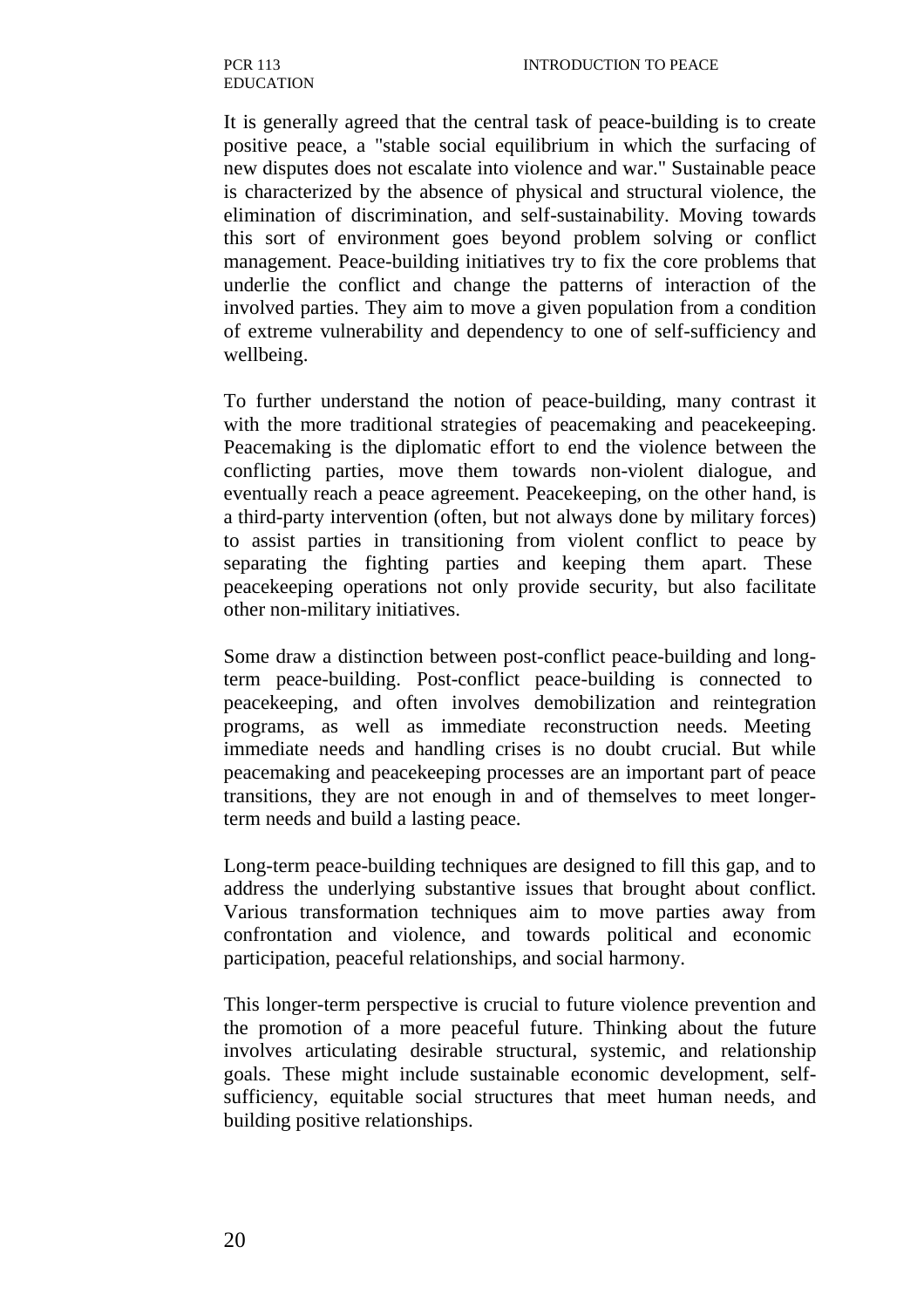It is generally agreed that the central task of peace-building is to create positive peace, a "stable social equilibrium in which the surfacing of new disputes does not escalate into violence and war." Sustainable peace is characterized by the absence of physical and structural violence, the elimination of discrimination, and self-sustainability. Moving towards this sort of environment goes beyond problem solving or conflict management. Peace-building initiatives try to fix the core problems that underlie the conflict and change the patterns of interaction of the involved parties. They aim to move a given population from a condition of extreme vulnerability and dependency to one of self-sufficiency and wellbeing.

To further understand the notion of peace-building, many contrast it with the more traditional strategies of peacemaking and peacekeeping. Peacemaking is the diplomatic effort to end the violence between the conflicting parties, move them towards non-violent dialogue, and eventually reach a peace agreement. Peacekeeping, on the other hand, is a third-party intervention (often, but not always done by military forces) to assist parties in transitioning from violent conflict to peace by separating the fighting parties and keeping them apart. These peacekeeping operations not only provide security, but also facilitate other non-military initiatives.

Some draw a distinction between post-conflict peace-building and long-term peace-building. Post-conflict peace-building is connected to peacekeeping, and often involves demobilization and reintegration programs, as well as immediate reconstruction needs. Meeting immediate needs and handling crises is no doubt crucial. But while peacemaking and peacekeeping processes are an important part of peace transitions, they are not enough in and of themselves to meet longer-term needs and build a lasting peace.

Long-term peace-building techniques are designed to fill this gap, and to address the underlying substantive issues that brought about conflict. Various transformation techniques aim to move parties away from confrontation and violence, and towards political and economic participation, peaceful relationships, and social harmony.

This longer-term perspective is crucial to future violence prevention and the promotion of a more peaceful future. Thinking about the future involves articulating desirable structural, systemic, and relationship goals. These might include sustainable economic development, self-sufficiency, equitable social structures that meet human needs, and building positive relationships.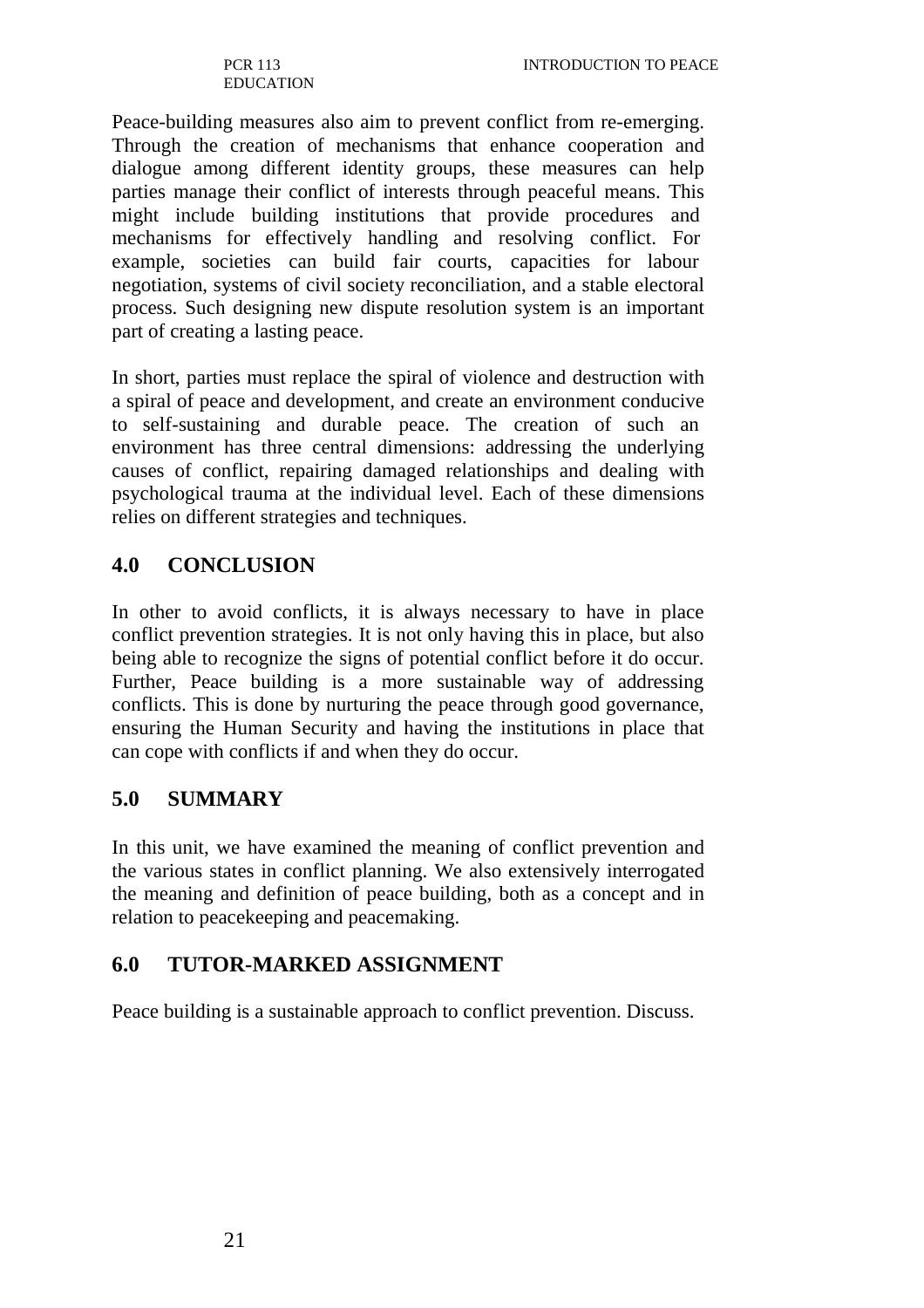Peace-building measures also aim to prevent conflict from re-emerging. Through the creation of mechanisms that enhance cooperation and dialogue among different identity groups, these measures can help parties manage their conflict of interests through peaceful means. This might include building institutions that provide procedures and mechanisms for effectively handling and resolving conflict. For example, societies can build fair courts, capacities for labour negotiation, systems of civil society reconciliation, and a stable electoral process. Such designing new dispute resolution system is an important part of creating a lasting peace.

In short, parties must replace the spiral of violence and destruction with a spiral of peace and development, and create an environment conducive to self-sustaining and durable peace. The creation of such an environment has three central dimensions: addressing the underlying causes of conflict, repairing damaged relationships and dealing with psychological trauma at the individual level. Each of these dimensions relies on different strategies and techniques.

## 4.0 CONCLUSION

In other to avoid conflicts, it is always necessary to have in place conflict prevention strategies. It is not only having this in place, but also being able to recognize the signs of potential conflict before it do occur. Further, Peace building is a more sustainable way of addressing conflicts. This is done by nurturing the peace through good governance, ensuring the Human Security and having the institutions in place that can cope with conflicts if and when they do occur.

## 5.0 SUMMARY

In this unit, we have examined the meaning of conflict prevention and the various states in conflict planning. We also extensively interrogated the meaning and definition of peace building, both as a concept and in relation to peacekeeping and peacemaking.

## 6.0 TUTOR-MARKED ASSIGNMENT

Peace building is a sustainable approach to conflict prevention. Discuss.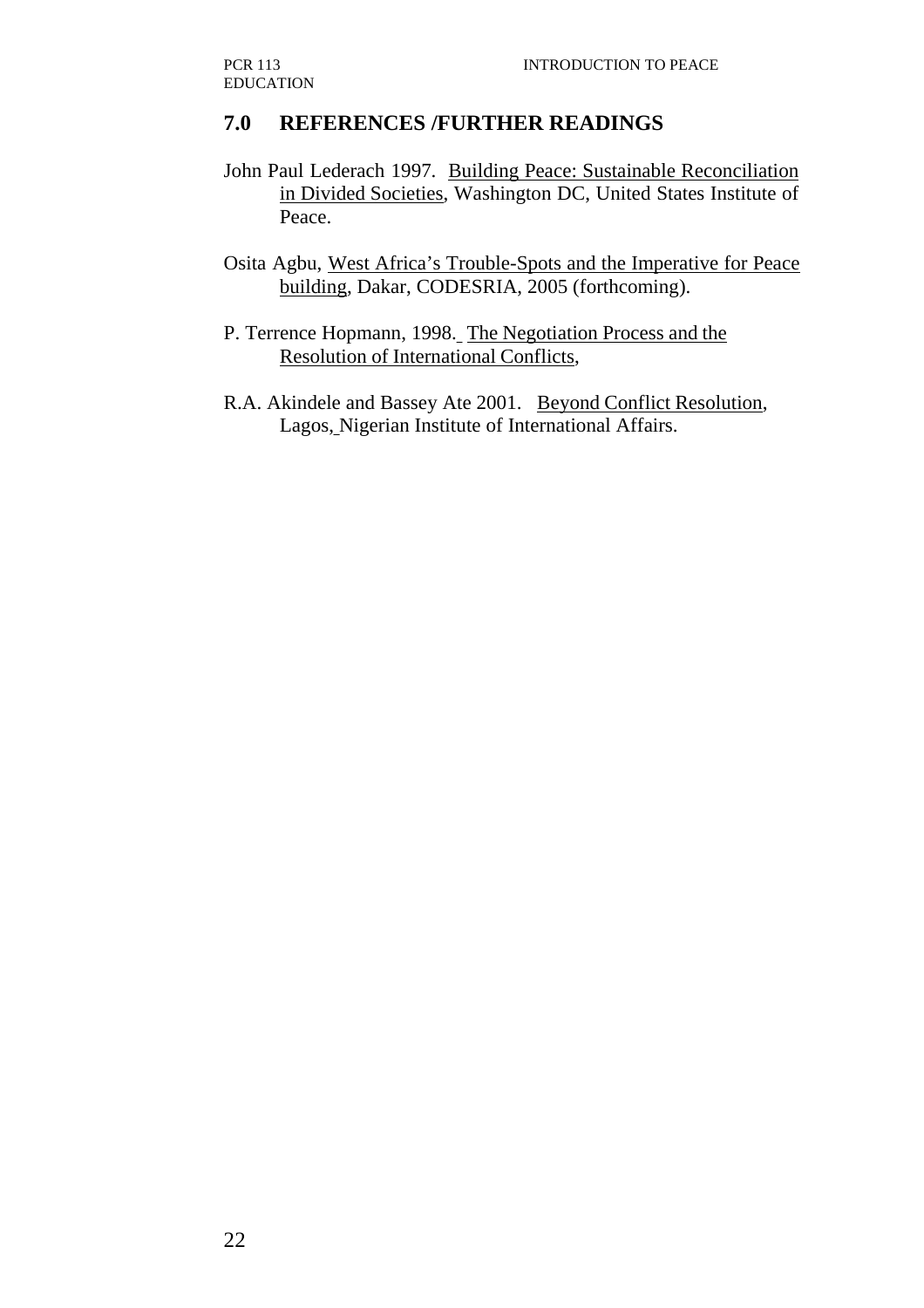## 7.0 REFERENCES /FURTHER READINGS

John Paul Lederach 1997. Building Peace: Sustainable Reconciliation in Divided Societies, Washington DC, United States Institute of Peace.

Osita Agbu, West Africa's Trouble-Spots and the Imperative for Peace building, Dakar, CODESRIA, 2005 (forthcoming).

P. Terrence Hopmann, 1998. The Negotiation Process and the Resolution of International Conflicts,

R.A. Akindele and Bassey Ate 2001. Beyond Conflict Resolution, Lagos, Nigerian Institute of International Affairs.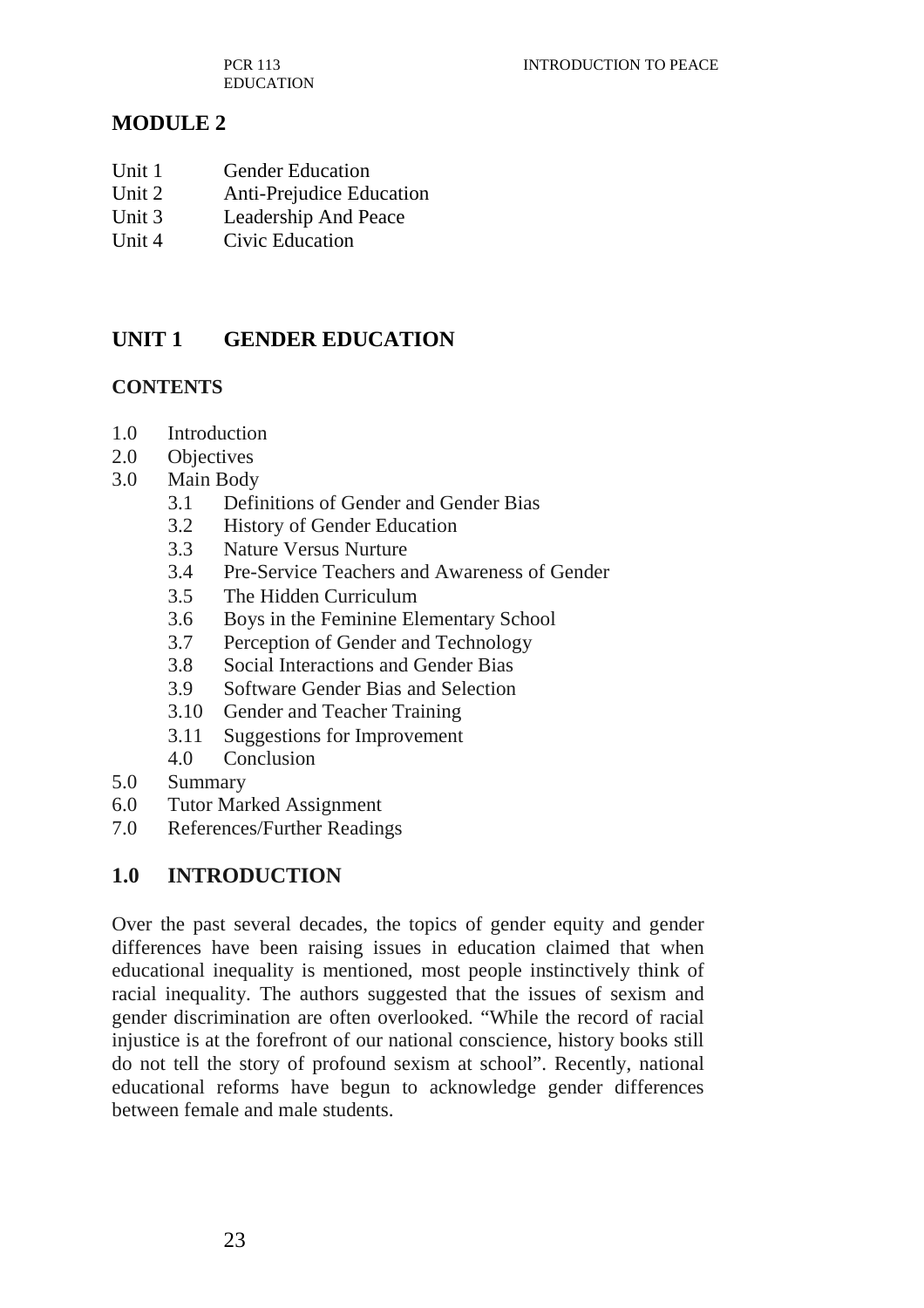## MODULE 2

Unit 1 Gender Education
Unit 2 Anti-Prejudice Education
Unit 3 Leadership And Peace
Unit 4 Civic Education

## UNIT 1 GENDER EDUCATION

### CONTENTS

- 1.0 Introduction
- 2.0 Objectives
- 3.0 Main Body
  - 3.1 Definitions of Gender and Gender Bias
  - 3.2 History of Gender Education
  - 3.3 Nature Versus Nurture
  - 3.4 Pre-Service Teachers and Awareness of Gender
  - 3.5 The Hidden Curriculum
  - 3.6 Boys in the Feminine Elementary School
  - 3.7 Perception of Gender and Technology
  - 3.8 Social Interactions and Gender Bias
  - 3.9 Software Gender Bias and Selection
  - 3.10 Gender and Teacher Training
  - 3.11 Suggestions for Improvement
  - 4.0 Conclusion
- 5.0 Summary
- 6.0 Tutor Marked Assignment
- 7.0 References/Further Readings

## 1.0 INTRODUCTION

Over the past several decades, the topics of gender equity and gender differences have been raising issues in education claimed that when educational inequality is mentioned, most people instinctively think of racial inequality. The authors suggested that the issues of sexism and gender discrimination are often overlooked. "While the record of racial injustice is at the forefront of our national conscience, history books still do not tell the story of profound sexism at school". Recently, national educational reforms have begun to acknowledge gender differences between female and male students.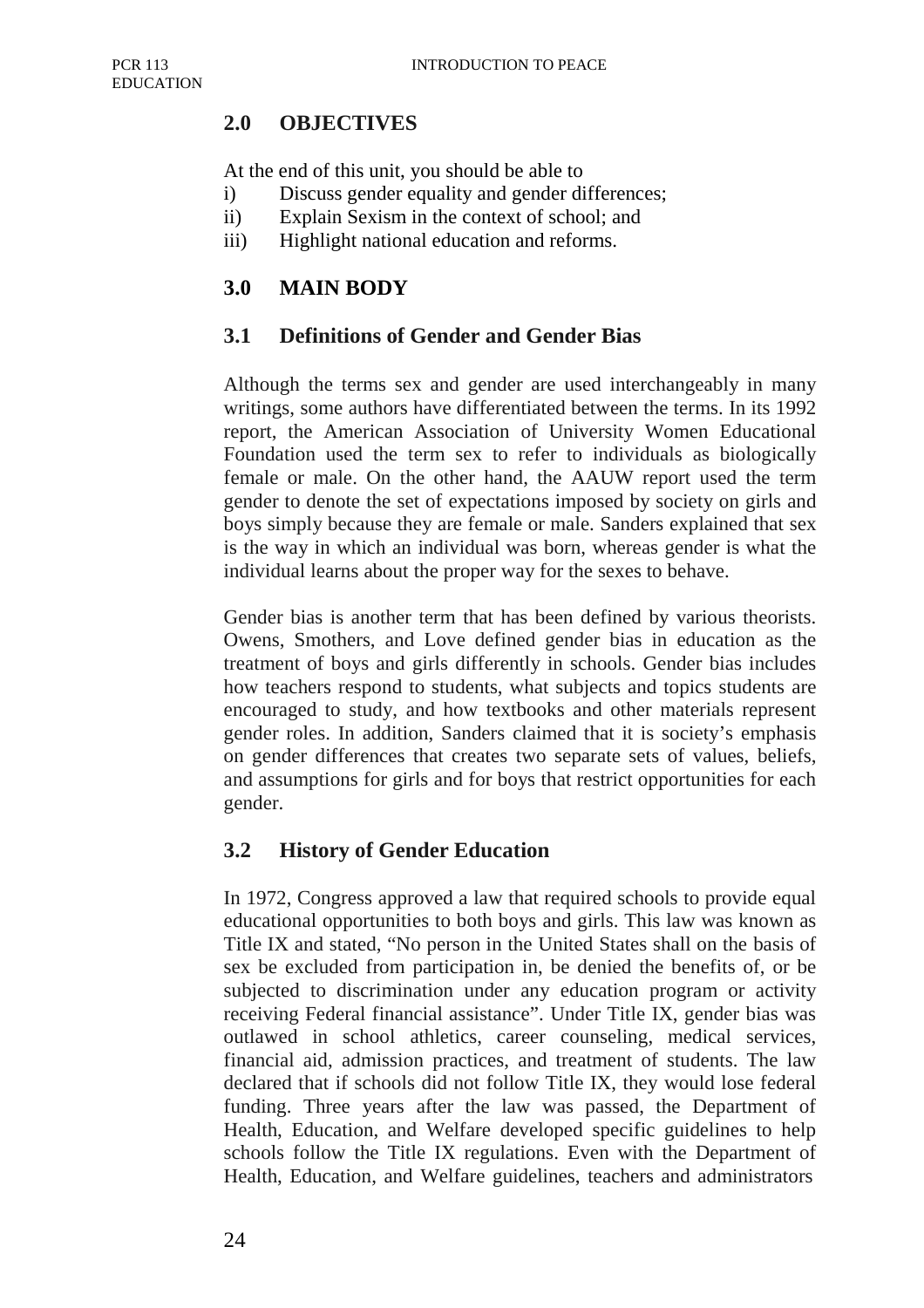## 2.0 OBJECTIVES

At the end of this unit, you should be able to

i) Discuss gender equality and gender differences;
ii) Explain Sexism in the context of school; and
iii) Highlight national education and reforms.

## 3.0 MAIN BODY

### 3.1 Definitions of Gender and Gender Bias

Although the terms sex and gender are used interchangeably in many writings, some authors have differentiated between the terms. In its 1992 report, the American Association of University Women Educational Foundation used the term sex to refer to individuals as biologically female or male. On the other hand, the AAUW report used the term gender to denote the set of expectations imposed by society on girls and boys simply because they are female or male. Sanders explained that sex is the way in which an individual was born, whereas gender is what the individual learns about the proper way for the sexes to behave.

Gender bias is another term that has been defined by various theorists. Owens, Smothers, and Love defined gender bias in education as the treatment of boys and girls differently in schools. Gender bias includes how teachers respond to students, what subjects and topics students are encouraged to study, and how textbooks and other materials represent gender roles. In addition, Sanders claimed that it is society's emphasis on gender differences that creates two separate sets of values, beliefs, and assumptions for girls and for boys that restrict opportunities for each gender.

### 3.2 History of Gender Education

In 1972, Congress approved a law that required schools to provide equal educational opportunities to both boys and girls. This law was known as Title IX and stated, "No person in the United States shall on the basis of sex be excluded from participation in, be denied the benefits of, or be subjected to discrimination under any education program or activity receiving Federal financial assistance". Under Title IX, gender bias was outlawed in school athletics, career counseling, medical services, financial aid, admission practices, and treatment of students. The law declared that if schools did not follow Title IX, they would lose federal funding. Three years after the law was passed, the Department of Health, Education, and Welfare developed specific guidelines to help schools follow the Title IX regulations. Even with the Department of Health, Education, and Welfare guidelines, teachers and administrators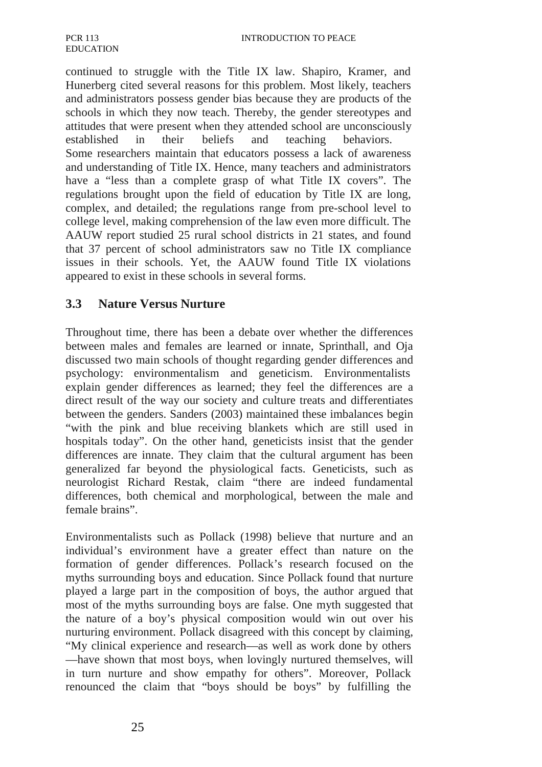continued to struggle with the Title IX law. Shapiro, Kramer, and Hunerberg cited several reasons for this problem. Most likely, teachers and administrators possess gender bias because they are products of the schools in which they now teach. Thereby, the gender stereotypes and attitudes that were present when they attended school are unconsciously established in their beliefs and teaching behaviors. Some researchers maintain that educators possess a lack of awareness and understanding of Title IX. Hence, many teachers and administrators have a "less than a complete grasp of what Title IX covers". The regulations brought upon the field of education by Title IX are long, complex, and detailed; the regulations range from pre-school level to college level, making comprehension of the law even more difficult. The AAUW report studied 25 rural school districts in 21 states, and found that 37 percent of school administrators saw no Title IX compliance issues in their schools. Yet, the AAUW found Title IX violations appeared to exist in these schools in several forms.

### 3.3 Nature Versus Nurture

Throughout time, there has been a debate over whether the differences between males and females are learned or innate, Sprinthall, and Oja discussed two main schools of thought regarding gender differences and psychology: environmentalism and geneticism. Environmentalists explain gender differences as learned; they feel the differences are a direct result of the way our society and culture treats and differentiates between the genders. Sanders (2003) maintained these imbalances begin "with the pink and blue receiving blankets which are still used in hospitals today". On the other hand, geneticists insist that the gender differences are innate. They claim that the cultural argument has been generalized far beyond the physiological facts. Geneticists, such as neurologist Richard Restak, claim "there are indeed fundamental differences, both chemical and morphological, between the male and female brains".

Environmentalists such as Pollack (1998) believe that nurture and an individual's environment have a greater effect than nature on the formation of gender differences. Pollack's research focused on the myths surrounding boys and education. Since Pollack found that nurture played a large part in the composition of boys, the author argued that most of the myths surrounding boys are false. One myth suggested that the nature of a boy's physical composition would win out over his nurturing environment. Pollack disagreed with this concept by claiming, "My clinical experience and research—as well as work done by others—have shown that most boys, when lovingly nurtured themselves, will in turn nurture and show empathy for others". Moreover, Pollack renounced the claim that "boys should be boys" by fulfilling the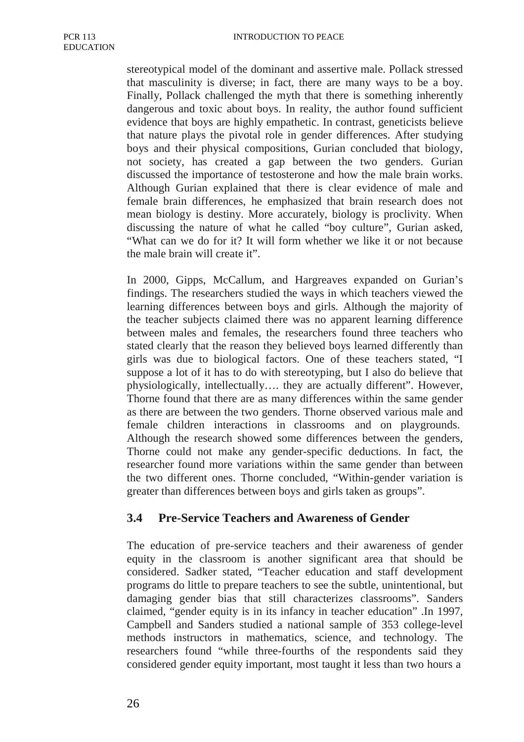stereotypical model of the dominant and assertive male. Pollack stressed that masculinity is diverse; in fact, there are many ways to be a boy. Finally, Pollack challenged the myth that there is something inherently dangerous and toxic about boys. In reality, the author found sufficient evidence that boys are highly empathetic. In contrast, geneticists believe that nature plays the pivotal role in gender differences. After studying boys and their physical compositions, Gurian concluded that biology, not society, has created a gap between the two genders. Gurian discussed the importance of testosterone and how the male brain works. Although Gurian explained that there is clear evidence of male and female brain differences, he emphasized that brain research does not mean biology is destiny. More accurately, biology is proclivity. When discussing the nature of what he called "boy culture", Gurian asked, "What can we do for it? It will form whether we like it or not because the male brain will create it".

In 2000, Gipps, McCallum, and Hargreaves expanded on Gurian's findings. The researchers studied the ways in which teachers viewed the learning differences between boys and girls. Although the majority of the teacher subjects claimed there was no apparent learning difference between males and females, the researchers found three teachers who stated clearly that the reason they believed boys learned differently than girls was due to biological factors. One of these teachers stated, "I suppose a lot of it has to do with stereotyping, but I also do believe that physiologically, intellectually…. they are actually different". However, Thorne found that there are as many differences within the same gender as there are between the two genders. Thorne observed various male and female children interactions in classrooms and on playgrounds. Although the research showed some differences between the genders, Thorne could not make any gender-specific deductions. In fact, the researcher found more variations within the same gender than between the two different ones. Thorne concluded, "Within-gender variation is greater than differences between boys and girls taken as groups".

## 3.4 Pre-Service Teachers and Awareness of Gender

The education of pre-service teachers and their awareness of gender equity in the classroom is another significant area that should be considered. Sadker stated, "Teacher education and staff development programs do little to prepare teachers to see the subtle, unintentional, but damaging gender bias that still characterizes classrooms". Sanders claimed, "gender equity is in its infancy in teacher education" .In 1997, Campbell and Sanders studied a national sample of 353 college-level methods instructors in mathematics, science, and technology. The researchers found "while three-fourths of the respondents said they considered gender equity important, most taught it less than two hours a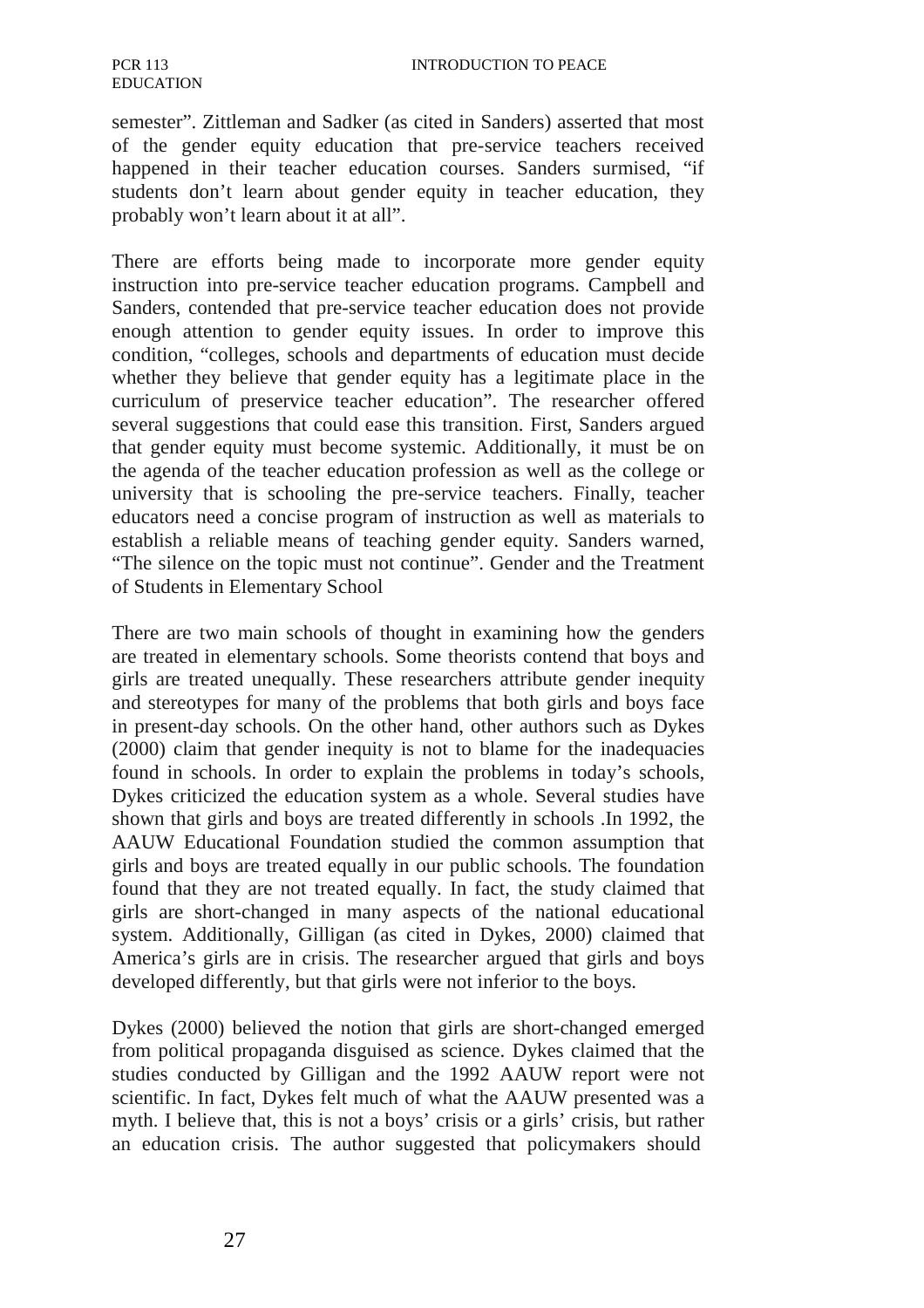semester". Zittleman and Sadker (as cited in Sanders) asserted that most of the gender equity education that pre-service teachers received happened in their teacher education courses. Sanders surmised, "if students don't learn about gender equity in teacher education, they probably won't learn about it at all".

There are efforts being made to incorporate more gender equity instruction into pre-service teacher education programs. Campbell and Sanders, contended that pre-service teacher education does not provide enough attention to gender equity issues. In order to improve this condition, "colleges, schools and departments of education must decide whether they believe that gender equity has a legitimate place in the curriculum of preservice teacher education". The researcher offered several suggestions that could ease this transition. First, Sanders argued that gender equity must become systemic. Additionally, it must be on the agenda of the teacher education profession as well as the college or university that is schooling the pre-service teachers. Finally, teacher educators need a concise program of instruction as well as materials to establish a reliable means of teaching gender equity. Sanders warned, "The silence on the topic must not continue". Gender and the Treatment of Students in Elementary School

There are two main schools of thought in examining how the genders are treated in elementary schools. Some theorists contend that boys and girls are treated unequally. These researchers attribute gender inequity and stereotypes for many of the problems that both girls and boys face in present-day schools. On the other hand, other authors such as Dykes (2000) claim that gender inequity is not to blame for the inadequacies found in schools. In order to explain the problems in today's schools, Dykes criticized the education system as a whole. Several studies have shown that girls and boys are treated differently in schools .In 1992, the AAUW Educational Foundation studied the common assumption that girls and boys are treated equally in our public schools. The foundation found that they are not treated equally. In fact, the study claimed that girls are short-changed in many aspects of the national educational system. Additionally, Gilligan (as cited in Dykes, 2000) claimed that America's girls are in crisis. The researcher argued that girls and boys developed differently, but that girls were not inferior to the boys.

Dykes (2000) believed the notion that girls are short-changed emerged from political propaganda disguised as science. Dykes claimed that the studies conducted by Gilligan and the 1992 AAUW report were not scientific. In fact, Dykes felt much of what the AAUW presented was a myth. I believe that, this is not a boys' crisis or a girls' crisis, but rather an education crisis. The author suggested that policymakers should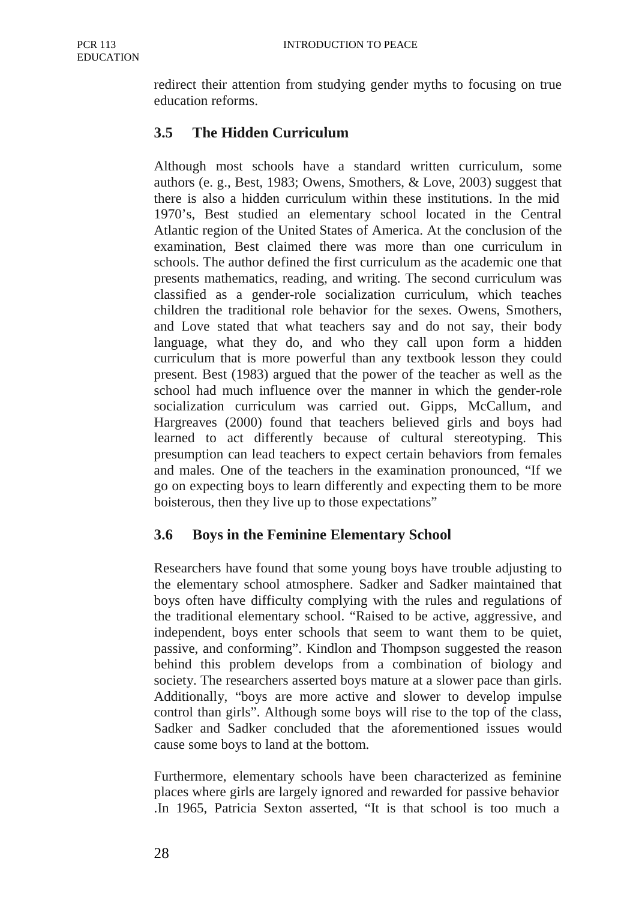redirect their attention from studying gender myths to focusing on true education reforms.

## 3.5 The Hidden Curriculum

Although most schools have a standard written curriculum, some authors (e. g., Best, 1983; Owens, Smothers, & Love, 2003) suggest that there is also a hidden curriculum within these institutions. In the mid 1970's, Best studied an elementary school located in the Central Atlantic region of the United States of America. At the conclusion of the examination, Best claimed there was more than one curriculum in schools. The author defined the first curriculum as the academic one that presents mathematics, reading, and writing. The second curriculum was classified as a gender-role socialization curriculum, which teaches children the traditional role behavior for the sexes. Owens, Smothers, and Love stated that what teachers say and do not say, their body language, what they do, and who they call upon form a hidden curriculum that is more powerful than any textbook lesson they could present. Best (1983) argued that the power of the teacher as well as the school had much influence over the manner in which the gender-role socialization curriculum was carried out. Gipps, McCallum, and Hargreaves (2000) found that teachers believed girls and boys had learned to act differently because of cultural stereotyping. This presumption can lead teachers to expect certain behaviors from females and males. One of the teachers in the examination pronounced, "If we go on expecting boys to learn differently and expecting them to be more boisterous, then they live up to those expectations"

## 3.6 Boys in the Feminine Elementary School

Researchers have found that some young boys have trouble adjusting to the elementary school atmosphere. Sadker and Sadker maintained that boys often have difficulty complying with the rules and regulations of the traditional elementary school. "Raised to be active, aggressive, and independent, boys enter schools that seem to want them to be quiet, passive, and conforming". Kindlon and Thompson suggested the reason behind this problem develops from a combination of biology and society. The researchers asserted boys mature at a slower pace than girls. Additionally, "boys are more active and slower to develop impulse control than girls". Although some boys will rise to the top of the class, Sadker and Sadker concluded that the aforementioned issues would cause some boys to land at the bottom.

Furthermore, elementary schools have been characterized as feminine places where girls are largely ignored and rewarded for passive behavior .In 1965, Patricia Sexton asserted, "It is that school is too much a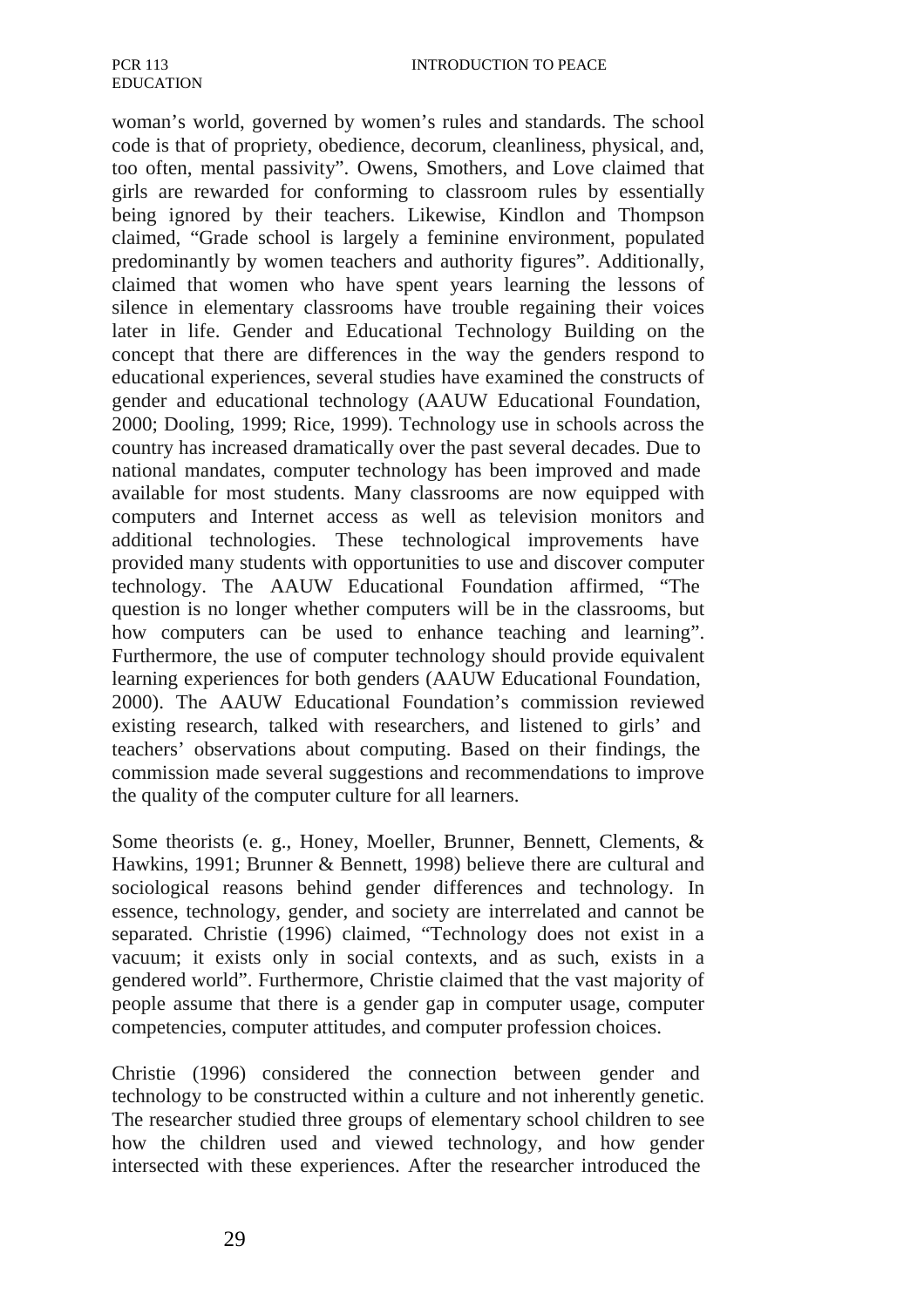woman's world, governed by women's rules and standards. The school code is that of propriety, obedience, decorum, cleanliness, physical, and, too often, mental passivity". Owens, Smothers, and Love claimed that girls are rewarded for conforming to classroom rules by essentially being ignored by their teachers. Likewise, Kindlon and Thompson claimed, "Grade school is largely a feminine environment, populated predominantly by women teachers and authority figures". Additionally, claimed that women who have spent years learning the lessons of silence in elementary classrooms have trouble regaining their voices later in life. Gender and Educational Technology Building on the concept that there are differences in the way the genders respond to educational experiences, several studies have examined the constructs of gender and educational technology (AAUW Educational Foundation, 2000; Dooling, 1999; Rice, 1999). Technology use in schools across the country has increased dramatically over the past several decades. Due to national mandates, computer technology has been improved and made available for most students. Many classrooms are now equipped with computers and Internet access as well as television monitors and additional technologies. These technological improvements have provided many students with opportunities to use and discover computer technology. The AAUW Educational Foundation affirmed, "The question is no longer whether computers will be in the classrooms, but how computers can be used to enhance teaching and learning". Furthermore, the use of computer technology should provide equivalent learning experiences for both genders (AAUW Educational Foundation, 2000). The AAUW Educational Foundation's commission reviewed existing research, talked with researchers, and listened to girls' and teachers' observations about computing. Based on their findings, the commission made several suggestions and recommendations to improve the quality of the computer culture for all learners.

Some theorists (e. g., Honey, Moeller, Brunner, Bennett, Clements, & Hawkins, 1991; Brunner & Bennett, 1998) believe there are cultural and sociological reasons behind gender differences and technology. In essence, technology, gender, and society are interrelated and cannot be separated. Christie (1996) claimed, "Technology does not exist in a vacuum; it exists only in social contexts, and as such, exists in a gendered world". Furthermore, Christie claimed that the vast majority of people assume that there is a gender gap in computer usage, computer competencies, computer attitudes, and computer profession choices.

Christie (1996) considered the connection between gender and technology to be constructed within a culture and not inherently genetic. The researcher studied three groups of elementary school children to see how the children used and viewed technology, and how gender intersected with these experiences. After the researcher introduced the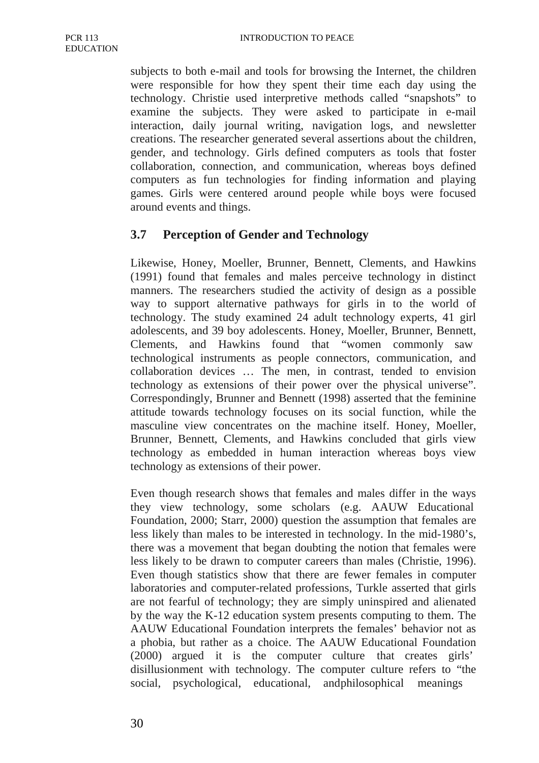subjects to both e-mail and tools for browsing the Internet, the children were responsible for how they spent their time each day using the technology. Christie used interpretive methods called "snapshots" to examine the subjects. They were asked to participate in e-mail interaction, daily journal writing, navigation logs, and newsletter creations. The researcher generated several assertions about the children, gender, and technology. Girls defined computers as tools that foster collaboration, connection, and communication, whereas boys defined computers as fun technologies for finding information and playing games. Girls were centered around people while boys were focused around events and things.

## 3.7 Perception of Gender and Technology

Likewise, Honey, Moeller, Brunner, Bennett, Clements, and Hawkins (1991) found that females and males perceive technology in distinct manners. The researchers studied the activity of design as a possible way to support alternative pathways for girls in to the world of technology. The study examined 24 adult technology experts, 41 girl adolescents, and 39 boy adolescents. Honey, Moeller, Brunner, Bennett, Clements, and Hawkins found that "women commonly saw technological instruments as people connectors, communication, and collaboration devices … The men, in contrast, tended to envision technology as extensions of their power over the physical universe". Correspondingly, Brunner and Bennett (1998) asserted that the feminine attitude towards technology focuses on its social function, while the masculine view concentrates on the machine itself. Honey, Moeller, Brunner, Bennett, Clements, and Hawkins concluded that girls view technology as embedded in human interaction whereas boys view technology as extensions of their power.

Even though research shows that females and males differ in the ways they view technology, some scholars (e.g. AAUW Educational Foundation, 2000; Starr, 2000) question the assumption that females are less likely than males to be interested in technology. In the mid-1980's, there was a movement that began doubting the notion that females were less likely to be drawn to computer careers than males (Christie, 1996). Even though statistics show that there are fewer females in computer laboratories and computer-related professions, Turkle asserted that girls are not fearful of technology; they are simply uninspired and alienated by the way the K-12 education system presents computing to them. The AAUW Educational Foundation interprets the females' behavior not as a phobia, but rather as a choice. The AAUW Educational Foundation (2000) argued it is the computer culture that creates girls' disillusionment with technology. The computer culture refers to "the social, psychological, educational, andphilosophical meanings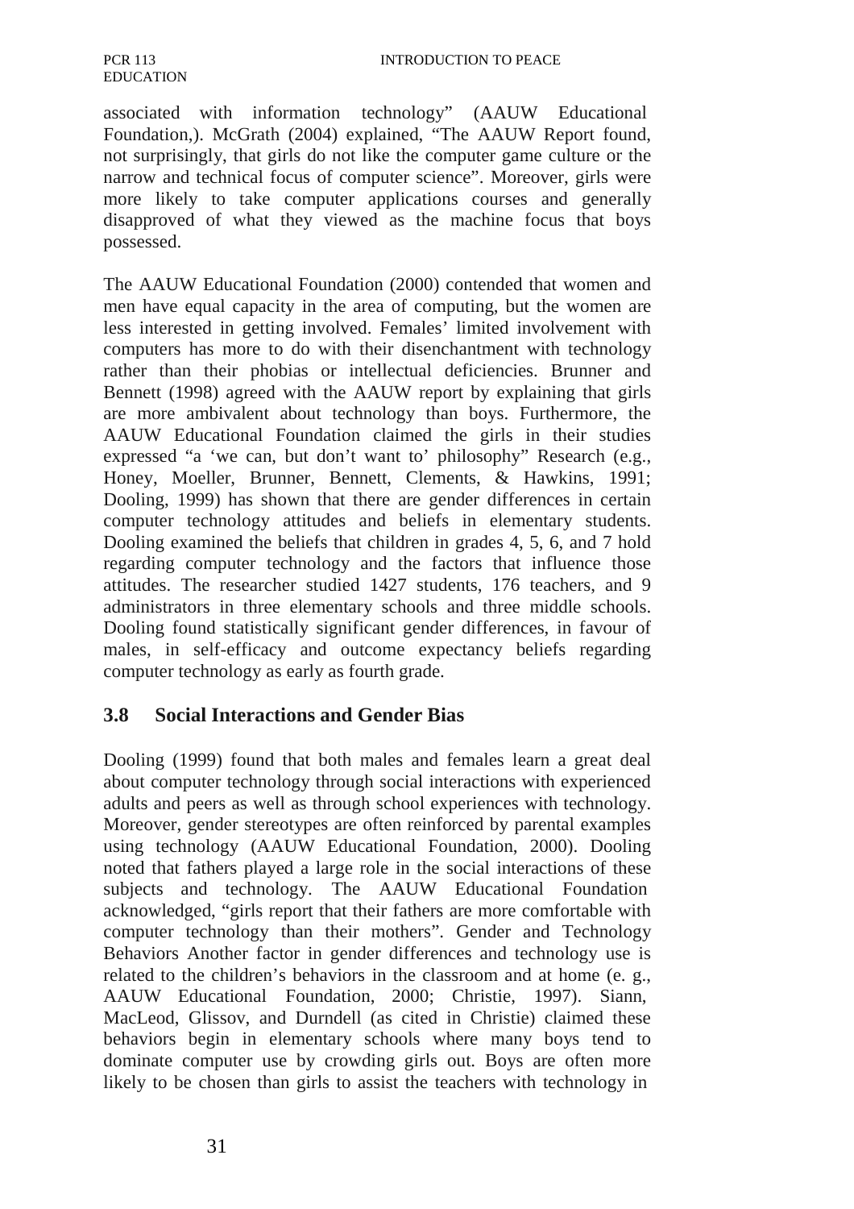associated with information technology" (AAUW Educational Foundation,). McGrath (2004) explained, "The AAUW Report found, not surprisingly, that girls do not like the computer game culture or the narrow and technical focus of computer science". Moreover, girls were more likely to take computer applications courses and generally disapproved of what they viewed as the machine focus that boys possessed.

The AAUW Educational Foundation (2000) contended that women and men have equal capacity in the area of computing, but the women are less interested in getting involved. Females' limited involvement with computers has more to do with their disenchantment with technology rather than their phobias or intellectual deficiencies. Brunner and Bennett (1998) agreed with the AAUW report by explaining that girls are more ambivalent about technology than boys. Furthermore, the AAUW Educational Foundation claimed the girls in their studies expressed "a 'we can, but don't want to' philosophy" Research (e.g., Honey, Moeller, Brunner, Bennett, Clements, & Hawkins, 1991; Dooling, 1999) has shown that there are gender differences in certain computer technology attitudes and beliefs in elementary students. Dooling examined the beliefs that children in grades 4, 5, 6, and 7 hold regarding computer technology and the factors that influence those attitudes. The researcher studied 1427 students, 176 teachers, and 9 administrators in three elementary schools and three middle schools. Dooling found statistically significant gender differences, in favour of males, in self-efficacy and outcome expectancy beliefs regarding computer technology as early as fourth grade.

## 3.8 Social Interactions and Gender Bias

Dooling (1999) found that both males and females learn a great deal about computer technology through social interactions with experienced adults and peers as well as through school experiences with technology. Moreover, gender stereotypes are often reinforced by parental examples using technology (AAUW Educational Foundation, 2000). Dooling noted that fathers played a large role in the social interactions of these subjects and technology. The AAUW Educational Foundation acknowledged, "girls report that their fathers are more comfortable with computer technology than their mothers". Gender and Technology Behaviors Another factor in gender differences and technology use is related to the children's behaviors in the classroom and at home (e. g., AAUW Educational Foundation, 2000; Christie, 1997). Siann, MacLeod, Glissov, and Durndell (as cited in Christie) claimed these behaviors begin in elementary schools where many boys tend to dominate computer use by crowding girls out. Boys are often more likely to be chosen than girls to assist the teachers with technology in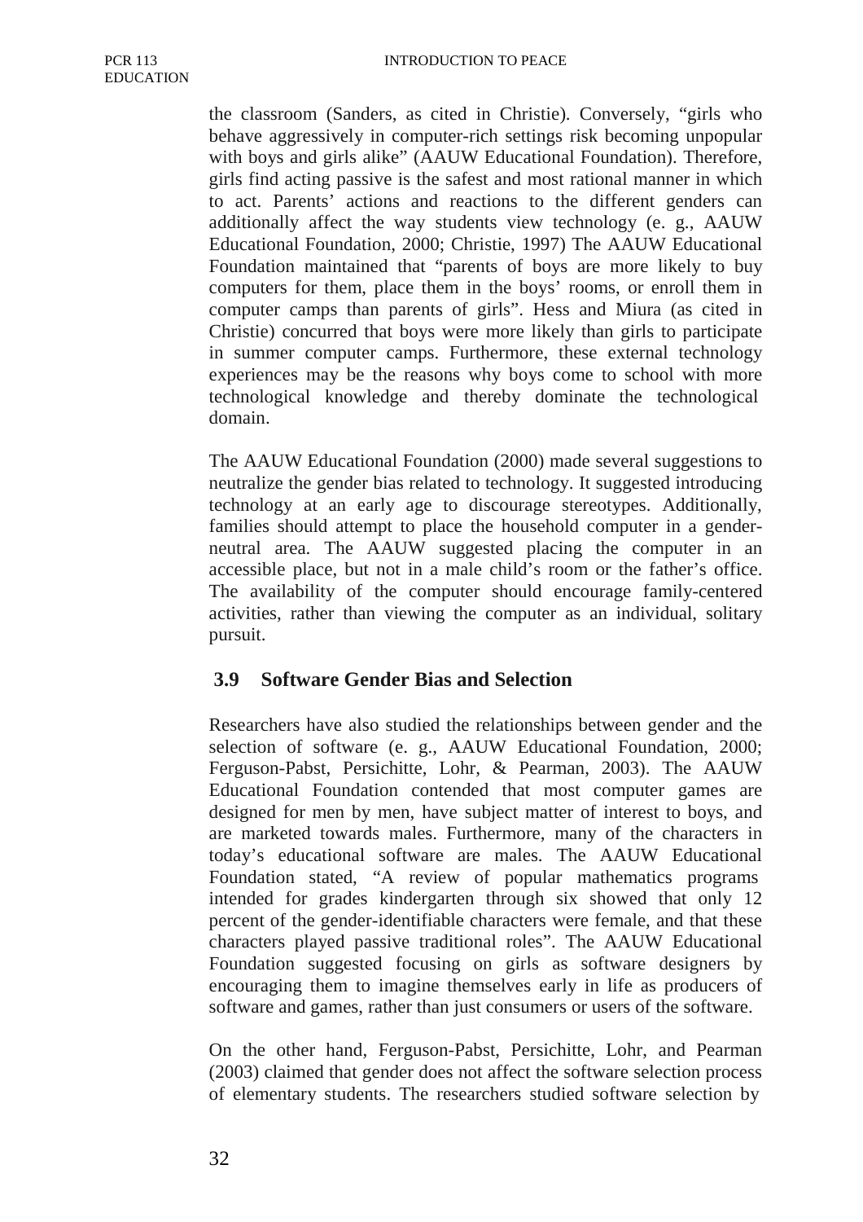the classroom (Sanders, as cited in Christie). Conversely, “girls who behave aggressively in computer-rich settings risk becoming unpopular with boys and girls alike” (AAUW Educational Foundation). Therefore, girls find acting passive is the safest and most rational manner in which to act. Parents’ actions and reactions to the different genders can additionally affect the way students view technology (e. g., AAUW Educational Foundation, 2000; Christie, 1997) The AAUW Educational Foundation maintained that “parents of boys are more likely to buy computers for them, place them in the boys’ rooms, or enroll them in computer camps than parents of girls”. Hess and Miura (as cited in Christie) concurred that boys were more likely than girls to participate in summer computer camps. Furthermore, these external technology experiences may be the reasons why boys come to school with more technological knowledge and thereby dominate the technological domain.

The AAUW Educational Foundation (2000) made several suggestions to neutralize the gender bias related to technology. It suggested introducing technology at an early age to discourage stereotypes. Additionally, families should attempt to place the household computer in a gender-neutral area. The AAUW suggested placing the computer in an accessible place, but not in a male child’s room or the father’s office. The availability of the computer should encourage family-centered activities, rather than viewing the computer as an individual, solitary pursuit.

### 3.9 Software Gender Bias and Selection

Researchers have also studied the relationships between gender and the selection of software (e. g., AAUW Educational Foundation, 2000; Ferguson-Pabst, Persichitte, Lohr, & Pearman, 2003). The AAUW Educational Foundation contended that most computer games are designed for men by men, have subject matter of interest to boys, and are marketed towards males. Furthermore, many of the characters in today’s educational software are males. The AAUW Educational Foundation stated, “A review of popular mathematics programs intended for grades kindergarten through six showed that only 12 percent of the gender-identifiable characters were female, and that these characters played passive traditional roles”. The AAUW Educational Foundation suggested focusing on girls as software designers by encouraging them to imagine themselves early in life as producers of software and games, rather than just consumers or users of the software.

On the other hand, Ferguson-Pabst, Persichitte, Lohr, and Pearman (2003) claimed that gender does not affect the software selection process of elementary students. The researchers studied software selection by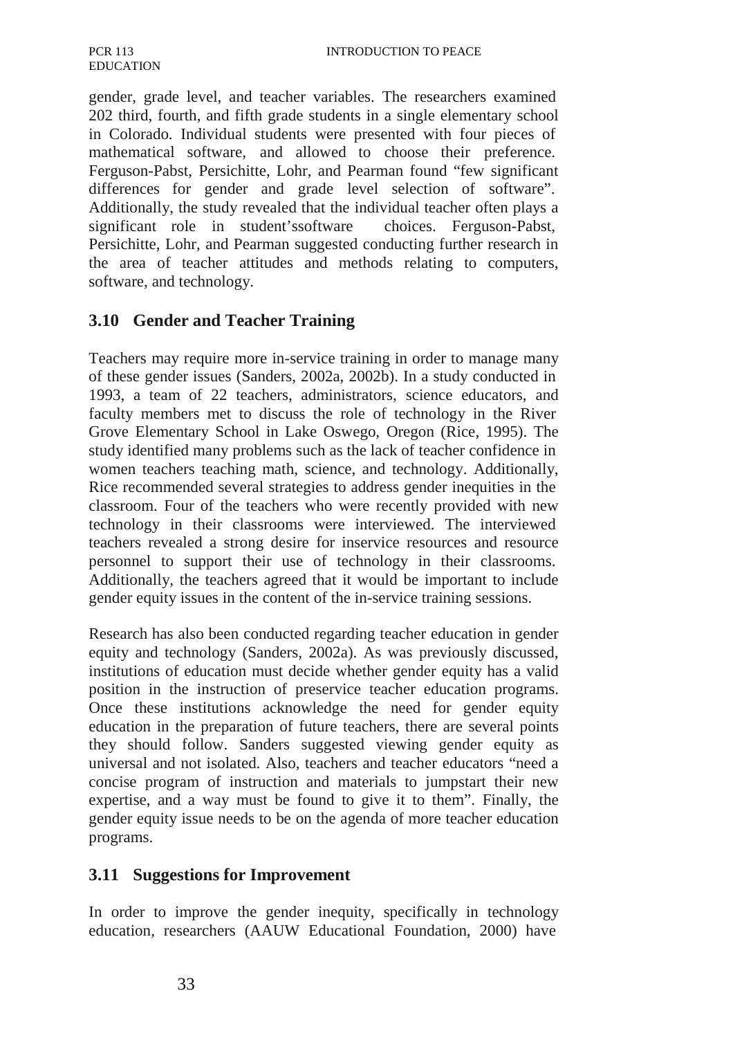gender, grade level, and teacher variables. The researchers examined 202 third, fourth, and fifth grade students in a single elementary school in Colorado. Individual students were presented with four pieces of mathematical software, and allowed to choose their preference. Ferguson-Pabst, Persichitte, Lohr, and Pearman found "few significant differences for gender and grade level selection of software". Additionally, the study revealed that the individual teacher often plays a significant role in student'ssoftware choices. Ferguson-Pabst, Persichitte, Lohr, and Pearman suggested conducting further research in the area of teacher attitudes and methods relating to computers, software, and technology.

## 3.10 Gender and Teacher Training

Teachers may require more in-service training in order to manage many of these gender issues (Sanders, 2002a, 2002b). In a study conducted in 1993, a team of 22 teachers, administrators, science educators, and faculty members met to discuss the role of technology in the River Grove Elementary School in Lake Oswego, Oregon (Rice, 1995). The study identified many problems such as the lack of teacher confidence in women teachers teaching math, science, and technology. Additionally, Rice recommended several strategies to address gender inequities in the classroom. Four of the teachers who were recently provided with new technology in their classrooms were interviewed. The interviewed teachers revealed a strong desire for inservice resources and resource personnel to support their use of technology in their classrooms. Additionally, the teachers agreed that it would be important to include gender equity issues in the content of the in-service training sessions.

Research has also been conducted regarding teacher education in gender equity and technology (Sanders, 2002a). As was previously discussed, institutions of education must decide whether gender equity has a valid position in the instruction of preservice teacher education programs. Once these institutions acknowledge the need for gender equity education in the preparation of future teachers, there are several points they should follow. Sanders suggested viewing gender equity as universal and not isolated. Also, teachers and teacher educators "need a concise program of instruction and materials to jumpstart their new expertise, and a way must be found to give it to them". Finally, the gender equity issue needs to be on the agenda of more teacher education programs.

## 3.11 Suggestions for Improvement

In order to improve the gender inequity, specifically in technology education, researchers (AAUW Educational Foundation, 2000) have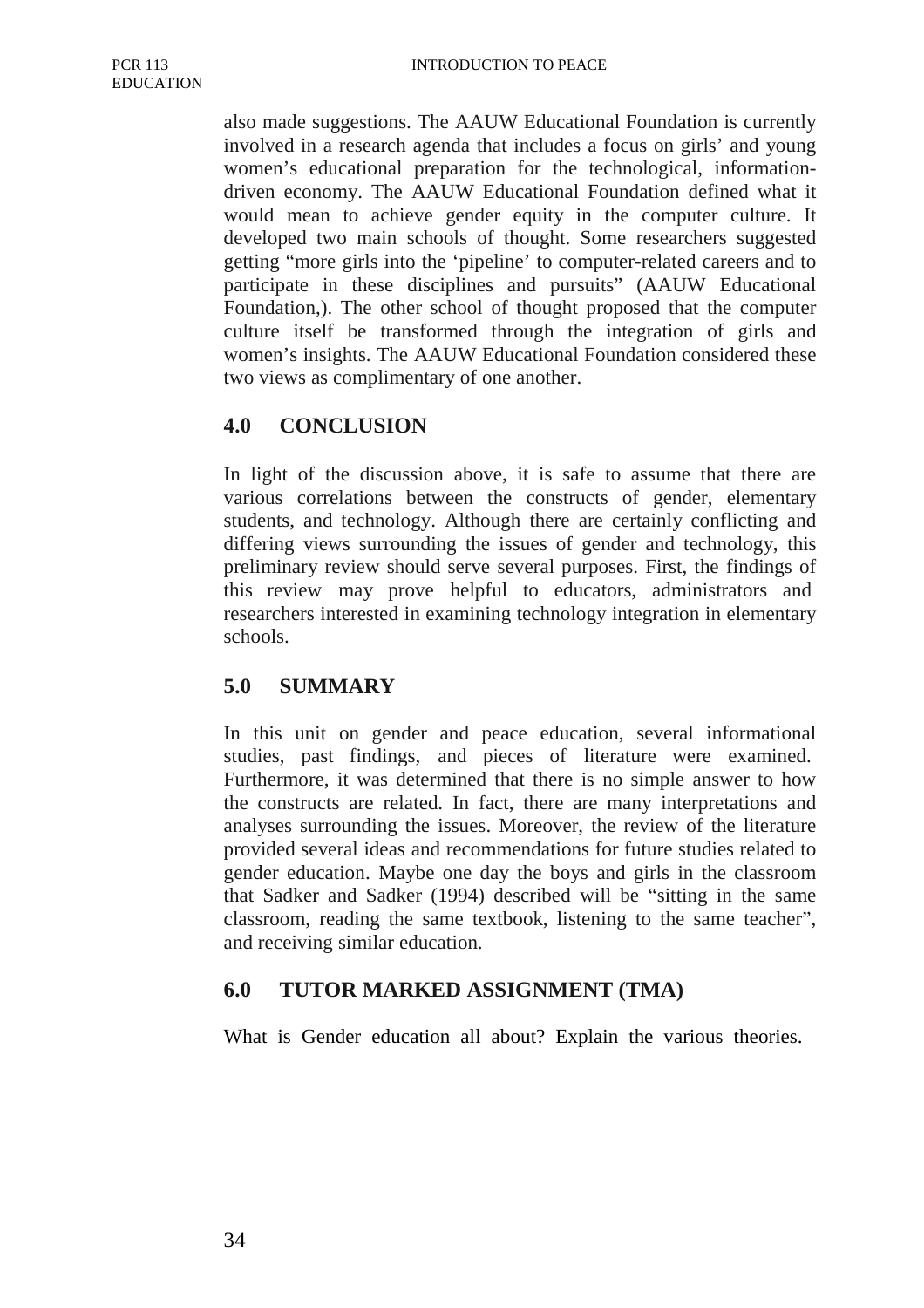also made suggestions. The AAUW Educational Foundation is currently involved in a research agenda that includes a focus on girls' and young women's educational preparation for the technological, information-driven economy. The AAUW Educational Foundation defined what it would mean to achieve gender equity in the computer culture. It developed two main schools of thought. Some researchers suggested getting "more girls into the 'pipeline' to computer-related careers and to participate in these disciplines and pursuits" (AAUW Educational Foundation,). The other school of thought proposed that the computer culture itself be transformed through the integration of girls and women's insights. The AAUW Educational Foundation considered these two views as complimentary of one another.

## 4.0 CONCLUSION

In light of the discussion above, it is safe to assume that there are various correlations between the constructs of gender, elementary students, and technology. Although there are certainly conflicting and differing views surrounding the issues of gender and technology, this preliminary review should serve several purposes. First, the findings of this review may prove helpful to educators, administrators and researchers interested in examining technology integration in elementary schools.

## 5.0 SUMMARY

In this unit on gender and peace education, several informational studies, past findings, and pieces of literature were examined. Furthermore, it was determined that there is no simple answer to how the constructs are related. In fact, there are many interpretations and analyses surrounding the issues. Moreover, the review of the literature provided several ideas and recommendations for future studies related to gender education. Maybe one day the boys and girls in the classroom that Sadker and Sadker (1994) described will be "sitting in the same classroom, reading the same textbook, listening to the same teacher", and receiving similar education.

## 6.0 TUTOR MARKED ASSIGNMENT (TMA)

What is Gender education all about? Explain the various theories.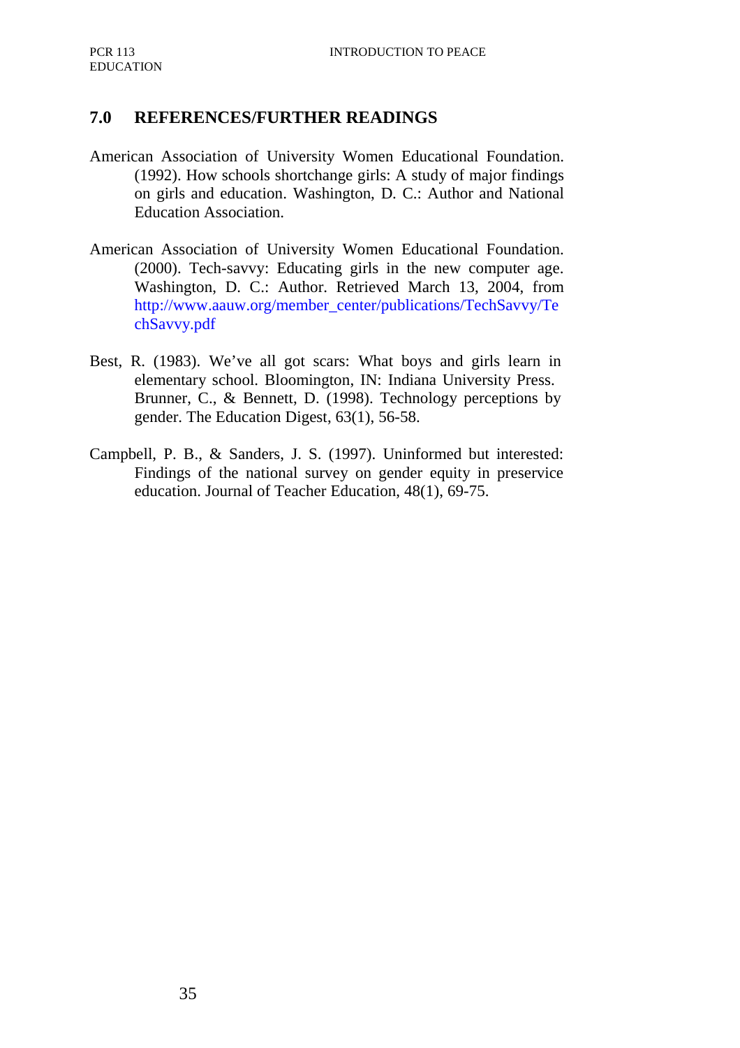## 7.0 REFERENCES/FURTHER READINGS

American Association of University Women Educational Foundation. (1992). How schools shortchange girls: A study of major findings on girls and education. Washington, D. C.: Author and National Education Association.

American Association of University Women Educational Foundation. (2000). Tech-savvy: Educating girls in the new computer age. Washington, D. C.: Author. Retrieved March 13, 2004, from http://www.aauw.org/member_center/publications/TechSavvy/TechSavvy.pdf

Best, R. (1983). We've all got scars: What boys and girls learn in elementary school. Bloomington, IN: Indiana University Press. Brunner, C., & Bennett, D. (1998). Technology perceptions by gender. The Education Digest, 63(1), 56-58.

Campbell, P. B., & Sanders, J. S. (1997). Uninformed but interested: Findings of the national survey on gender equity in preservice education. Journal of Teacher Education, 48(1), 69-75.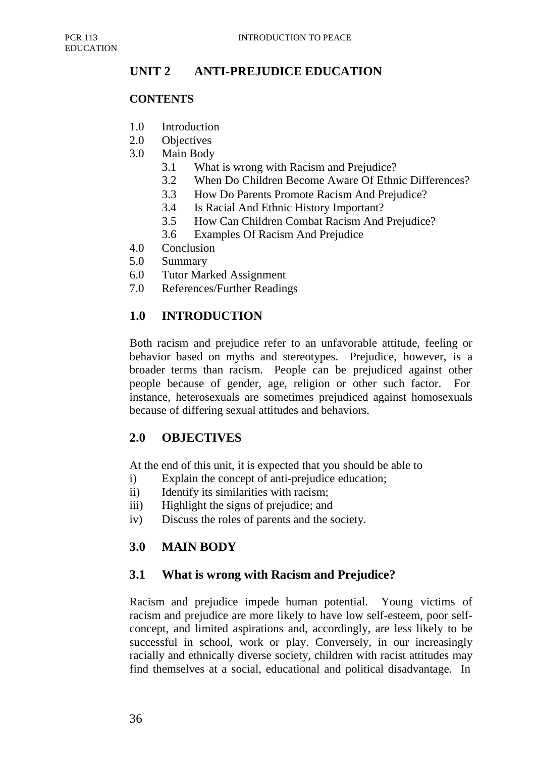## UNIT 2 ANTI-PREJUDICE EDUCATION

**CONTENTS**

1.0 Introduction
2.0 Objectives
3.0 Main Body
   3.1 What is wrong with Racism and Prejudice?
   3.2 When Do Children Become Aware Of Ethnic Differences?
   3.3 How Do Parents Promote Racism And Prejudice?
   3.4 Is Racial And Ethnic History Important?
   3.5 How Can Children Combat Racism And Prejudice?
   3.6 Examples Of Racism And Prejudice
4.0 Conclusion
5.0 Summary
6.0 Tutor Marked Assignment
7.0 References/Further Readings

### 1.0 INTRODUCTION

Both racism and prejudice refer to an unfavorable attitude, feeling or behavior based on myths and stereotypes. Prejudice, however, is a broader terms than racism. People can be prejudiced against other people because of gender, age, religion or other such factor. For instance, heterosexuals are sometimes prejudiced against homosexuals because of differing sexual attitudes and behaviors.

### 2.0 OBJECTIVES

At the end of this unit, it is expected that you should be able to

i) Explain the concept of anti-prejudice education;
ii) Identify its similarities with racism;
iii) Highlight the signs of prejudice; and
iv) Discuss the roles of parents and the society.

### 3.0 MAIN BODY

### 3.1 What is wrong with Racism and Prejudice?

Racism and prejudice impede human potential. Young victims of racism and prejudice are more likely to have low self-esteem, poor self-concept, and limited aspirations and, accordingly, are less likely to be successful in school, work or play. Conversely, in our increasingly racially and ethnically diverse society, children with racist attitudes may find themselves at a social, educational and political disadvantage. In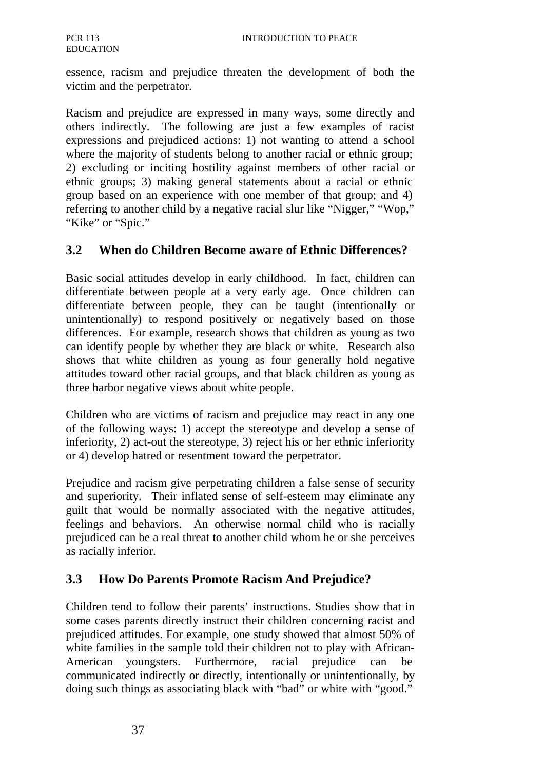essence, racism and prejudice threaten the development of both the victim and the perpetrator.

Racism and prejudice are expressed in many ways, some directly and others indirectly. The following are just a few examples of racist expressions and prejudiced actions: 1) not wanting to attend a school where the majority of students belong to another racial or ethnic group; 2) excluding or inciting hostility against members of other racial or ethnic groups; 3) making general statements about a racial or ethnic group based on an experience with one member of that group; and 4) referring to another child by a negative racial slur like "Nigger," "Wop," "Kike" or "Spic."

## 3.2 When do Children Become aware of Ethnic Differences?

Basic social attitudes develop in early childhood. In fact, children can differentiate between people at a very early age. Once children can differentiate between people, they can be taught (intentionally or unintentionally) to respond positively or negatively based on those differences. For example, research shows that children as young as two can identify people by whether they are black or white. Research also shows that white children as young as four generally hold negative attitudes toward other racial groups, and that black children as young as three harbor negative views about white people.

Children who are victims of racism and prejudice may react in any one of the following ways: 1) accept the stereotype and develop a sense of inferiority, 2) act-out the stereotype, 3) reject his or her ethnic inferiority or 4) develop hatred or resentment toward the perpetrator.

Prejudice and racism give perpetrating children a false sense of security and superiority. Their inflated sense of self-esteem may eliminate any guilt that would be normally associated with the negative attitudes, feelings and behaviors. An otherwise normal child who is racially prejudiced can be a real threat to another child whom he or she perceives as racially inferior.

## 3.3 How Do Parents Promote Racism And Prejudice?

Children tend to follow their parents' instructions. Studies show that in some cases parents directly instruct their children concerning racist and prejudiced attitudes. For example, one study showed that almost 50% of white families in the sample told their children not to play with African-American youngsters. Furthermore, racial prejudice can be communicated indirectly or directly, intentionally or unintentionally, by doing such things as associating black with "bad" or white with "good."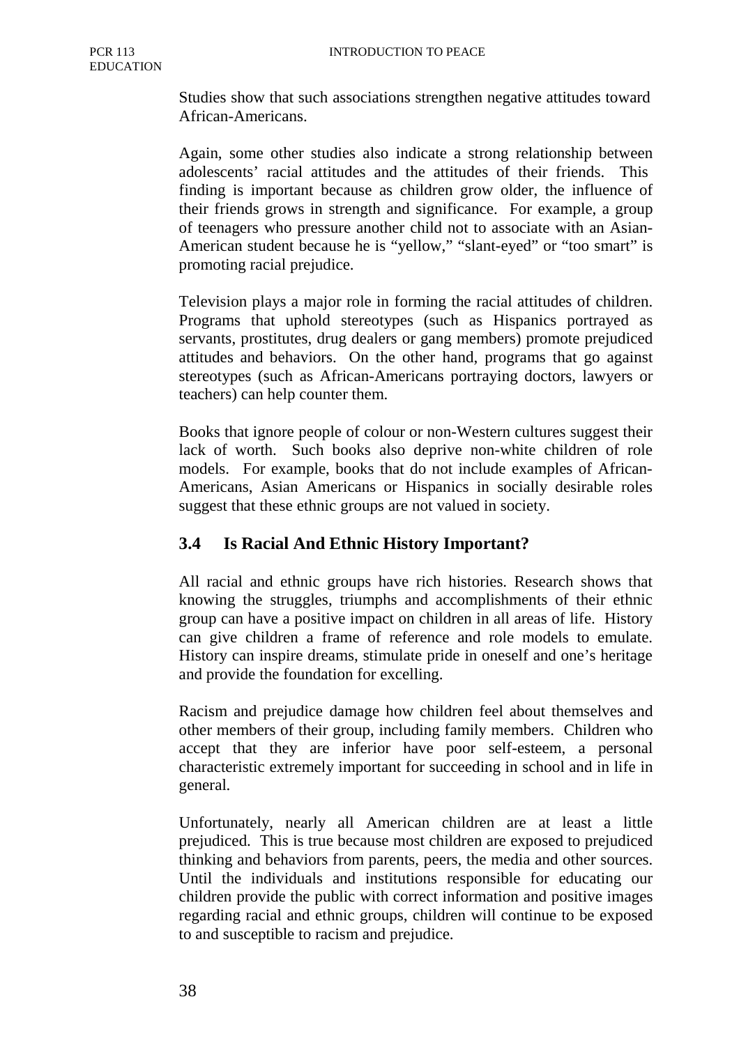Studies show that such associations strengthen negative attitudes toward African-Americans.

Again, some other studies also indicate a strong relationship between adolescents' racial attitudes and the attitudes of their friends. This finding is important because as children grow older, the influence of their friends grows in strength and significance. For example, a group of teenagers who pressure another child not to associate with an Asian-American student because he is "yellow," "slant-eyed" or "too smart" is promoting racial prejudice.

Television plays a major role in forming the racial attitudes of children. Programs that uphold stereotypes (such as Hispanics portrayed as servants, prostitutes, drug dealers or gang members) promote prejudiced attitudes and behaviors. On the other hand, programs that go against stereotypes (such as African-Americans portraying doctors, lawyers or teachers) can help counter them.

Books that ignore people of colour or non-Western cultures suggest their lack of worth. Such books also deprive non-white children of role models. For example, books that do not include examples of African-Americans, Asian Americans or Hispanics in socially desirable roles suggest that these ethnic groups are not valued in society.

## 3.4 Is Racial And Ethnic History Important?

All racial and ethnic groups have rich histories. Research shows that knowing the struggles, triumphs and accomplishments of their ethnic group can have a positive impact on children in all areas of life. History can give children a frame of reference and role models to emulate. History can inspire dreams, stimulate pride in oneself and one's heritage and provide the foundation for excelling.

Racism and prejudice damage how children feel about themselves and other members of their group, including family members. Children who accept that they are inferior have poor self-esteem, a personal characteristic extremely important for succeeding in school and in life in general.

Unfortunately, nearly all American children are at least a little prejudiced. This is true because most children are exposed to prejudiced thinking and behaviors from parents, peers, the media and other sources. Until the individuals and institutions responsible for educating our children provide the public with correct information and positive images regarding racial and ethnic groups, children will continue to be exposed to and susceptible to racism and prejudice.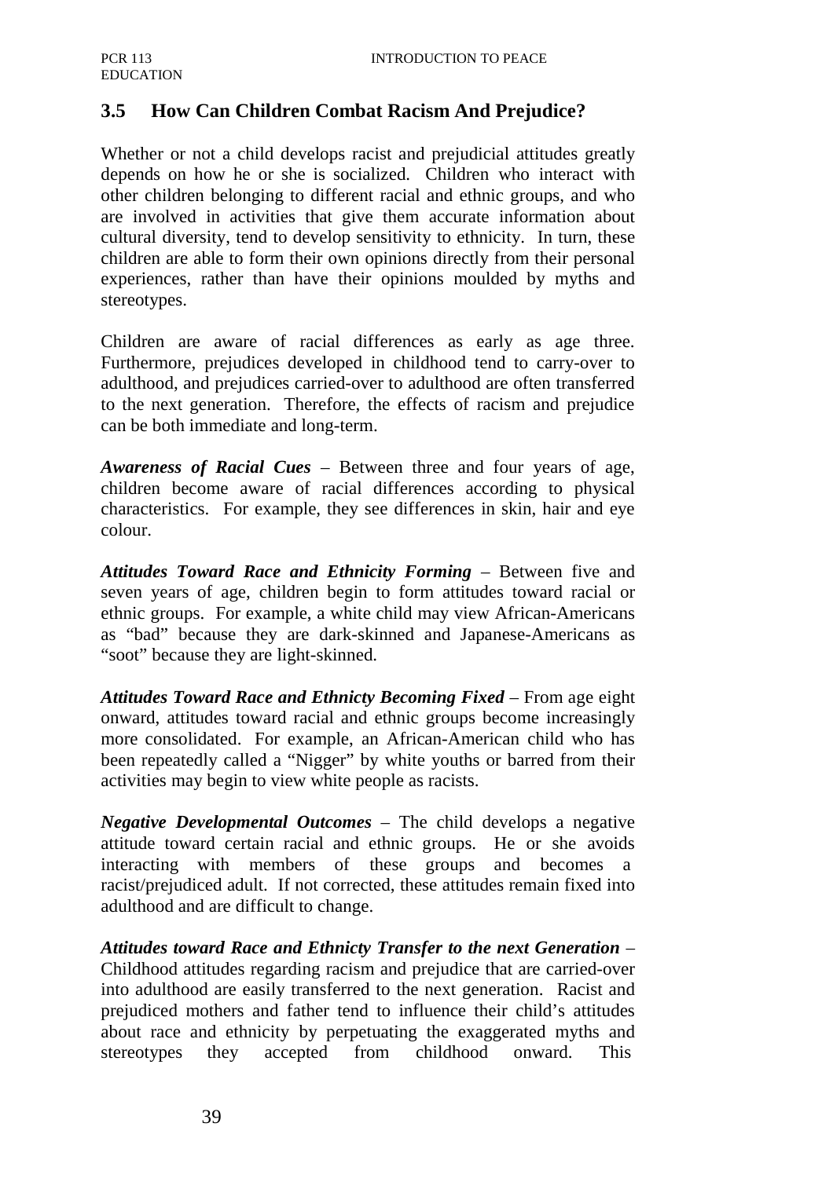## 3.5 How Can Children Combat Racism And Prejudice?

Whether or not a child develops racist and prejudicial attitudes greatly depends on how he or she is socialized. Children who interact with other children belonging to different racial and ethnic groups, and who are involved in activities that give them accurate information about cultural diversity, tend to develop sensitivity to ethnicity. In turn, these children are able to form their own opinions directly from their personal experiences, rather than have their opinions moulded by myths and stereotypes.

Children are aware of racial differences as early as age three. Furthermore, prejudices developed in childhood tend to carry-over to adulthood, and prejudices carried-over to adulthood are often transferred to the next generation. Therefore, the effects of racism and prejudice can be both immediate and long-term.

***Awareness of Racial Cues*** – Between three and four years of age, children become aware of racial differences according to physical characteristics. For example, they see differences in skin, hair and eye colour.

***Attitudes Toward Race and Ethnicity Forming*** – Between five and seven years of age, children begin to form attitudes toward racial or ethnic groups. For example, a white child may view African-Americans as "bad" because they are dark-skinned and Japanese-Americans as "soot" because they are light-skinned.

***Attitudes Toward Race and Ethnicty Becoming Fixed*** – From age eight onward, attitudes toward racial and ethnic groups become increasingly more consolidated. For example, an African-American child who has been repeatedly called a "Nigger" by white youths or barred from their activities may begin to view white people as racists.

***Negative Developmental Outcomes*** – The child develops a negative attitude toward certain racial and ethnic groups. He or she avoids interacting with members of these groups and becomes a racist/prejudiced adult. If not corrected, these attitudes remain fixed into adulthood and are difficult to change.

***Attitudes toward Race and Ethnicty Transfer to the next Generation*** – Childhood attitudes regarding racism and prejudice that are carried-over into adulthood are easily transferred to the next generation. Racist and prejudiced mothers and father tend to influence their child's attitudes about race and ethnicity by perpetuating the exaggerated myths and stereotypes they accepted from childhood onward. This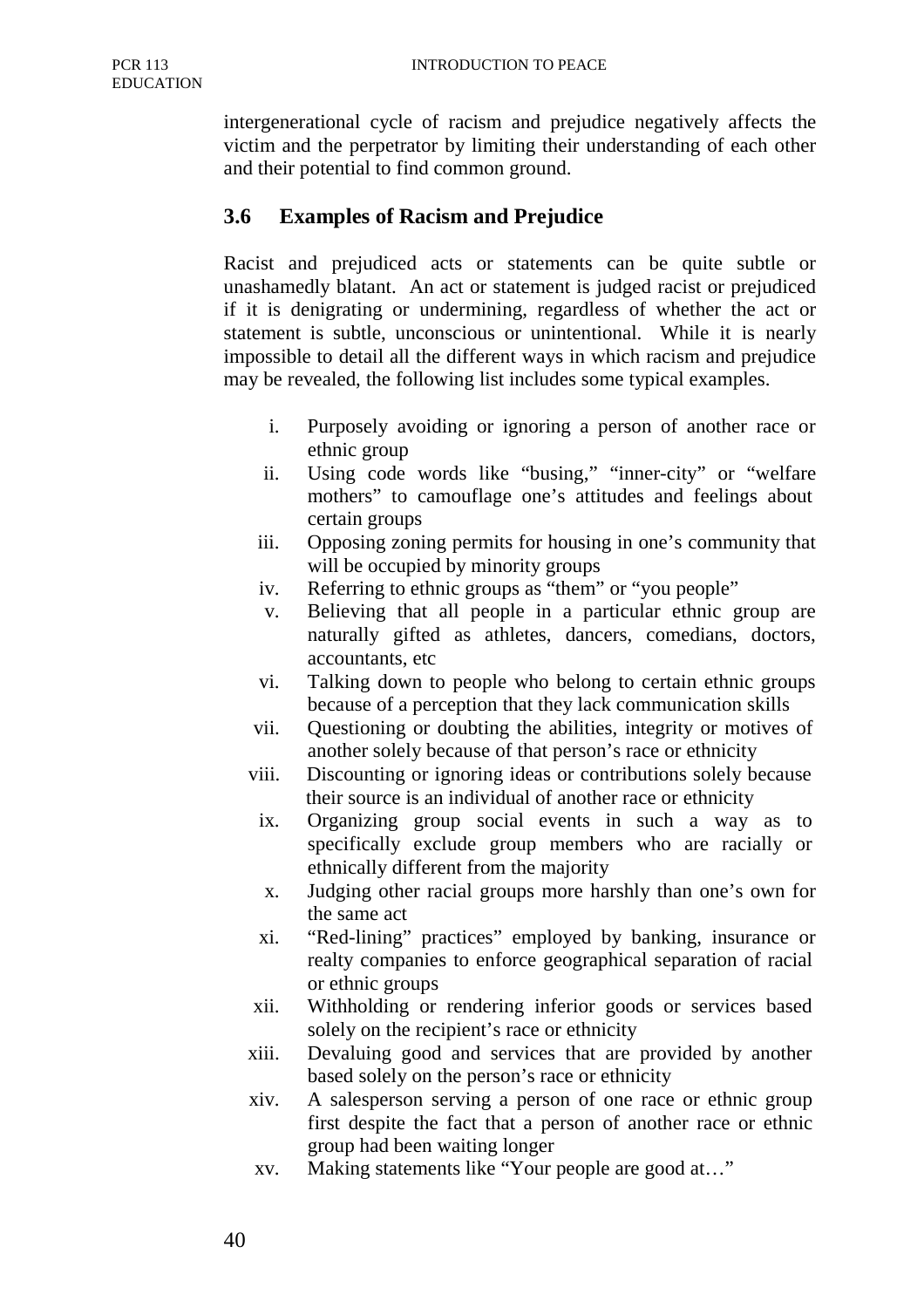intergenerational cycle of racism and prejudice negatively affects the victim and the perpetrator by limiting their understanding of each other and their potential to find common ground.

### 3.6 Examples of Racism and Prejudice

Racist and prejudiced acts or statements can be quite subtle or unashamedly blatant. An act or statement is judged racist or prejudiced if it is denigrating or undermining, regardless of whether the act or statement is subtle, unconscious or unintentional. While it is nearly impossible to detail all the different ways in which racism and prejudice may be revealed, the following list includes some typical examples.

i. Purposely avoiding or ignoring a person of another race or ethnic group
ii. Using code words like "busing," "inner-city" or "welfare mothers" to camouflage one's attitudes and feelings about certain groups
iii. Opposing zoning permits for housing in one's community that will be occupied by minority groups
iv. Referring to ethnic groups as "them" or "you people"
v. Believing that all people in a particular ethnic group are naturally gifted as athletes, dancers, comedians, doctors, accountants, etc
vi. Talking down to people who belong to certain ethnic groups because of a perception that they lack communication skills
vii. Questioning or doubting the abilities, integrity or motives of another solely because of that person's race or ethnicity
viii. Discounting or ignoring ideas or contributions solely because their source is an individual of another race or ethnicity
ix. Organizing group social events in such a way as to specifically exclude group members who are racially or ethnically different from the majority
x. Judging other racial groups more harshly than one's own for the same act
xi. "Red-lining" practices" employed by banking, insurance or realty companies to enforce geographical separation of racial or ethnic groups
xii. Withholding or rendering inferior goods or services based solely on the recipient's race or ethnicity
xiii. Devaluing good and services that are provided by another based solely on the person's race or ethnicity
xiv. A salesperson serving a person of one race or ethnic group first despite the fact that a person of another race or ethnic group had been waiting longer
xv. Making statements like "Your people are good at…"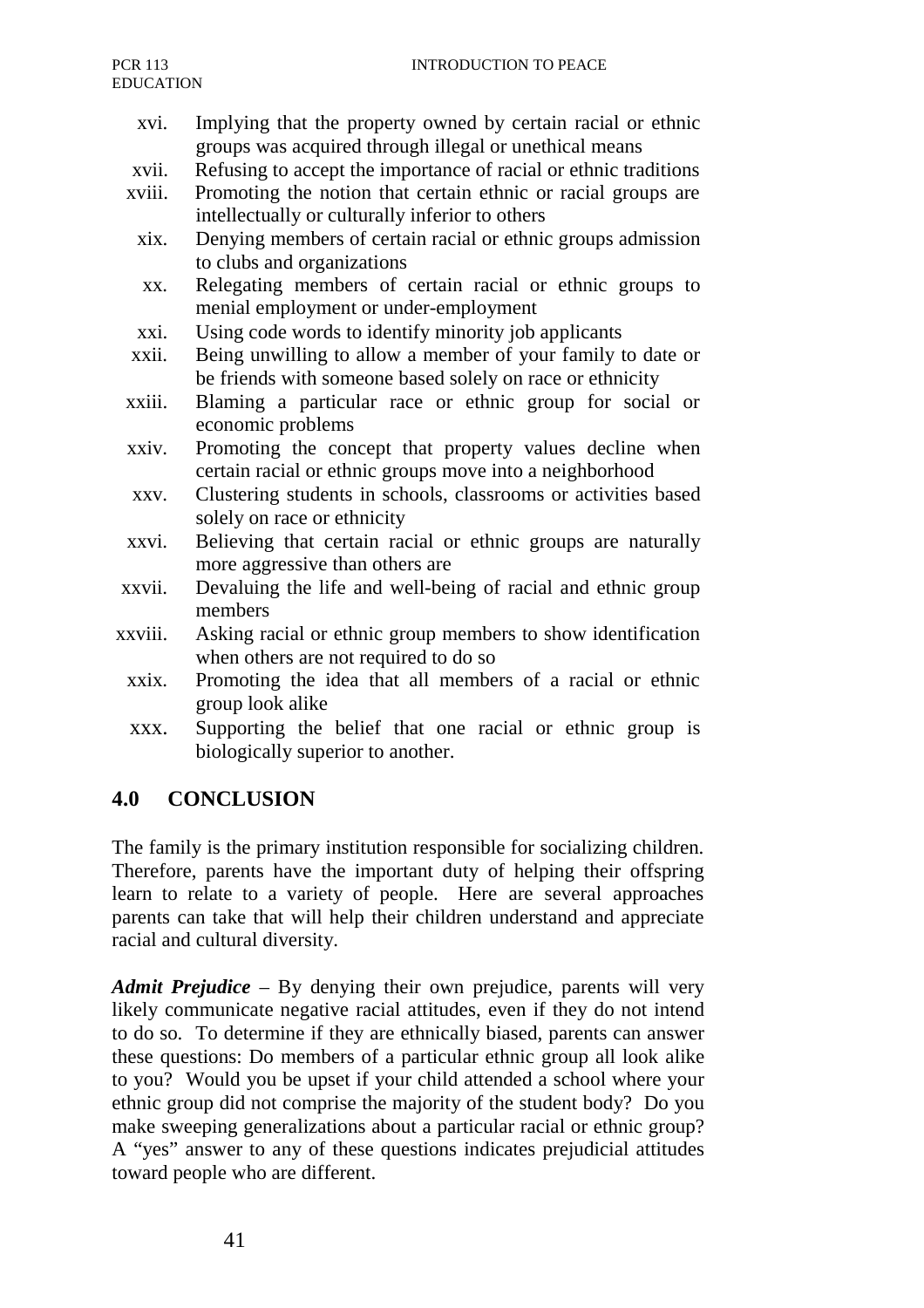xvi. Implying that the property owned by certain racial or ethnic groups was acquired through illegal or unethical means

xvii. Refusing to accept the importance of racial or ethnic traditions

xviii. Promoting the notion that certain ethnic or racial groups are intellectually or culturally inferior to others

xix. Denying members of certain racial or ethnic groups admission to clubs and organizations

xx. Relegating members of certain racial or ethnic groups to menial employment or under-employment

xxi. Using code words to identify minority job applicants

xxii. Being unwilling to allow a member of your family to date or be friends with someone based solely on race or ethnicity

xxiii. Blaming a particular race or ethnic group for social or economic problems

xxiv. Promoting the concept that property values decline when certain racial or ethnic groups move into a neighborhood

xxv. Clustering students in schools, classrooms or activities based solely on race or ethnicity

xxvi. Believing that certain racial or ethnic groups are naturally more aggressive than others are

xxvii. Devaluing the life and well-being of racial and ethnic group members

xxviii. Asking racial or ethnic group members to show identification when others are not required to do so

xxix. Promoting the idea that all members of a racial or ethnic group look alike

xxx. Supporting the belief that one racial or ethnic group is biologically superior to another.

## 4.0 CONCLUSION

The family is the primary institution responsible for socializing children. Therefore, parents have the important duty of helping their offspring learn to relate to a variety of people. Here are several approaches parents can take that will help their children understand and appreciate racial and cultural diversity.

***Admit Prejudice*** – By denying their own prejudice, parents will very likely communicate negative racial attitudes, even if they do not intend to do so. To determine if they are ethnically biased, parents can answer these questions: Do members of a particular ethnic group all look alike to you? Would you be upset if your child attended a school where your ethnic group did not comprise the majority of the student body? Do you make sweeping generalizations about a particular racial or ethnic group? A "yes" answer to any of these questions indicates prejudicial attitudes toward people who are different.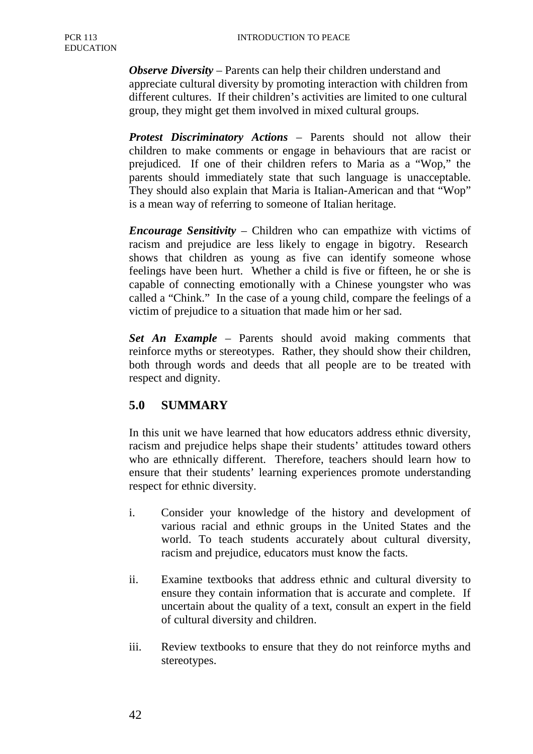***Observe Diversity*** – Parents can help their children understand and appreciate cultural diversity by promoting interaction with children from different cultures. If their children's activities are limited to one cultural group, they might get them involved in mixed cultural groups.

***Protest Discriminatory Actions*** – Parents should not allow their children to make comments or engage in behaviours that are racist or prejudiced. If one of their children refers to Maria as a "Wop," the parents should immediately state that such language is unacceptable. They should also explain that Maria is Italian-American and that "Wop" is a mean way of referring to someone of Italian heritage.

***Encourage Sensitivity*** – Children who can empathize with victims of racism and prejudice are less likely to engage in bigotry. Research shows that children as young as five can identify someone whose feelings have been hurt. Whether a child is five or fifteen, he or she is capable of connecting emotionally with a Chinese youngster who was called a "Chink." In the case of a young child, compare the feelings of a victim of prejudice to a situation that made him or her sad.

***Set An Example*** – Parents should avoid making comments that reinforce myths or stereotypes. Rather, they should show their children, both through words and deeds that all people are to be treated with respect and dignity.

## 5.0 SUMMARY

In this unit we have learned that how educators address ethnic diversity, racism and prejudice helps shape their students' attitudes toward others who are ethnically different. Therefore, teachers should learn how to ensure that their students' learning experiences promote understanding respect for ethnic diversity.

i. Consider your knowledge of the history and development of various racial and ethnic groups in the United States and the world. To teach students accurately about cultural diversity, racism and prejudice, educators must know the facts.

ii. Examine textbooks that address ethnic and cultural diversity to ensure they contain information that is accurate and complete. If uncertain about the quality of a text, consult an expert in the field of cultural diversity and children.

iii. Review textbooks to ensure that they do not reinforce myths and stereotypes.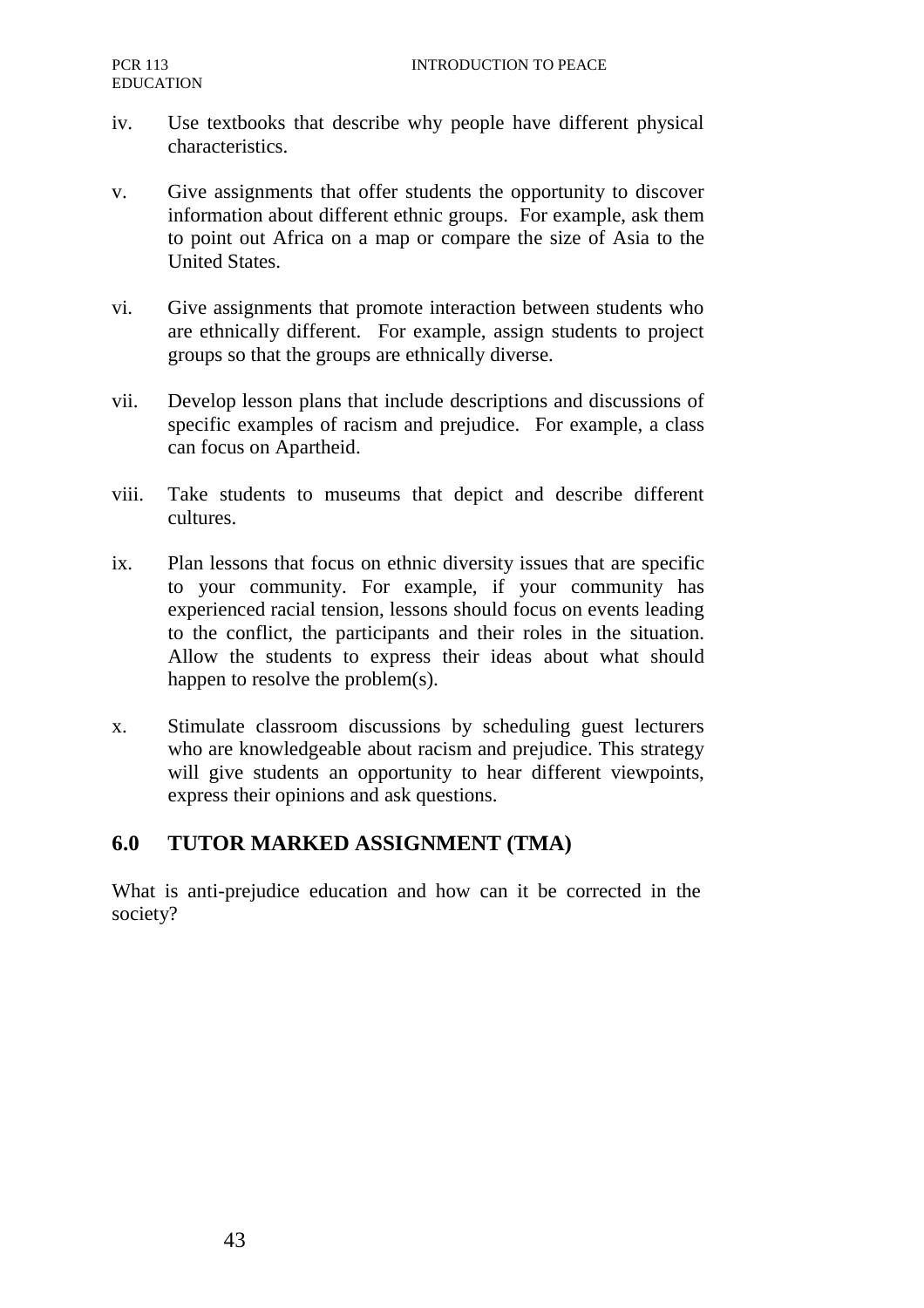iv. Use textbooks that describe why people have different physical characteristics.

v. Give assignments that offer students the opportunity to discover information about different ethnic groups. For example, ask them to point out Africa on a map or compare the size of Asia to the United States.

vi. Give assignments that promote interaction between students who are ethnically different. For example, assign students to project groups so that the groups are ethnically diverse.

vii. Develop lesson plans that include descriptions and discussions of specific examples of racism and prejudice. For example, a class can focus on Apartheid.

viii. Take students to museums that depict and describe different cultures.

ix. Plan lessons that focus on ethnic diversity issues that are specific to your community. For example, if your community has experienced racial tension, lessons should focus on events leading to the conflict, the participants and their roles in the situation. Allow the students to express their ideas about what should happen to resolve the problem(s).

x. Stimulate classroom discussions by scheduling guest lecturers who are knowledgeable about racism and prejudice. This strategy will give students an opportunity to hear different viewpoints, express their opinions and ask questions.

## 6.0 TUTOR MARKED ASSIGNMENT (TMA)

What is anti-prejudice education and how can it be corrected in the society?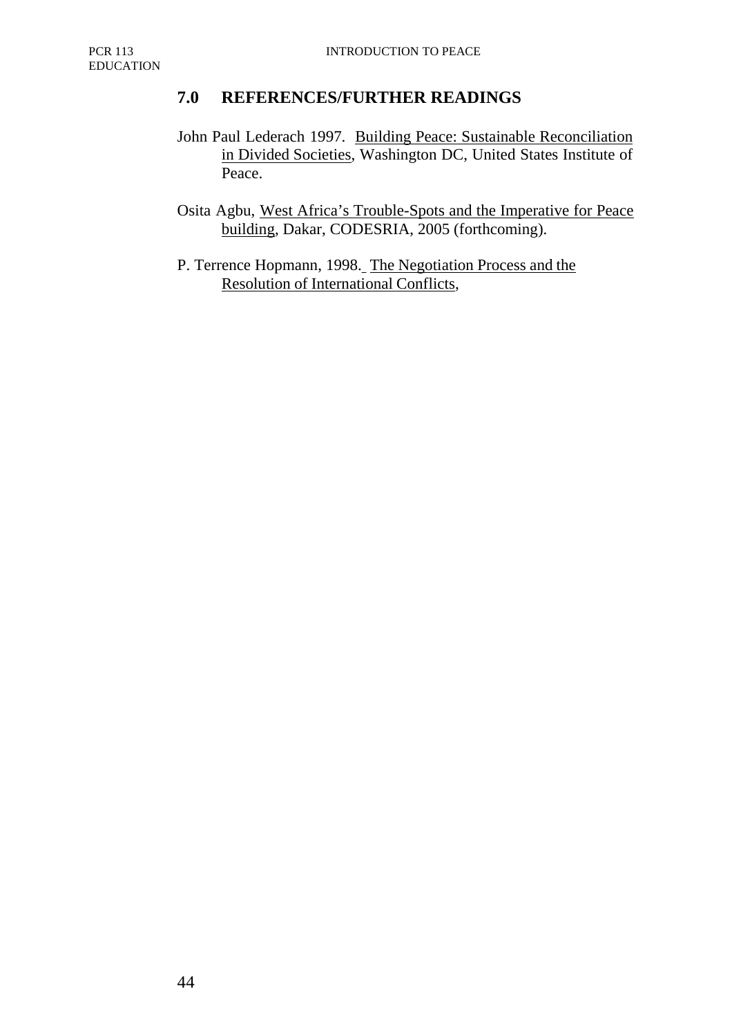## 7.0 REFERENCES/FURTHER READINGS

John Paul Lederach 1997. Building Peace: Sustainable Reconciliation in Divided Societies, Washington DC, United States Institute of Peace.

Osita Agbu, West Africa's Trouble-Spots and the Imperative for Peace building, Dakar, CODESRIA, 2005 (forthcoming).

P. Terrence Hopmann, 1998. The Negotiation Process and the Resolution of International Conflicts,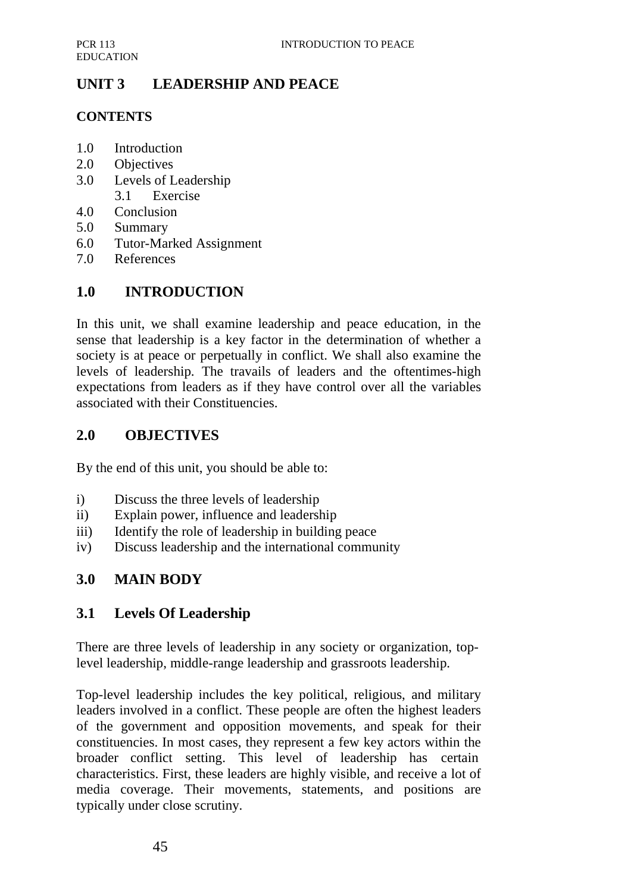# UNIT 3 LEADERSHIP AND PEACE

**CONTENTS**

- 1.0 Introduction
- 2.0 Objectives
- 3.0 Levels of Leadership
  - 3.1 Exercise
- 4.0 Conclusion
- 5.0 Summary
- 6.0 Tutor-Marked Assignment
- 7.0 References

## 1.0 INTRODUCTION

In this unit, we shall examine leadership and peace education, in the sense that leadership is a key factor in the determination of whether a society is at peace or perpetually in conflict. We shall also examine the levels of leadership. The travails of leaders and the oftentimes-high expectations from leaders as if they have control over all the variables associated with their Constituencies.

## 2.0 OBJECTIVES

By the end of this unit, you should be able to:

- i) Discuss the three levels of leadership
- ii) Explain power, influence and leadership
- iii) Identify the role of leadership in building peace
- iv) Discuss leadership and the international community

## 3.0 MAIN BODY

### 3.1 Levels Of Leadership

There are three levels of leadership in any society or organization, top-level leadership, middle-range leadership and grassroots leadership.

Top-level leadership includes the key political, religious, and military leaders involved in a conflict. These people are often the highest leaders of the government and opposition movements, and speak for their constituencies. In most cases, they represent a few key actors within the broader conflict setting. This level of leadership has certain characteristics. First, these leaders are highly visible, and receive a lot of media coverage. Their movements, statements, and positions are typically under close scrutiny.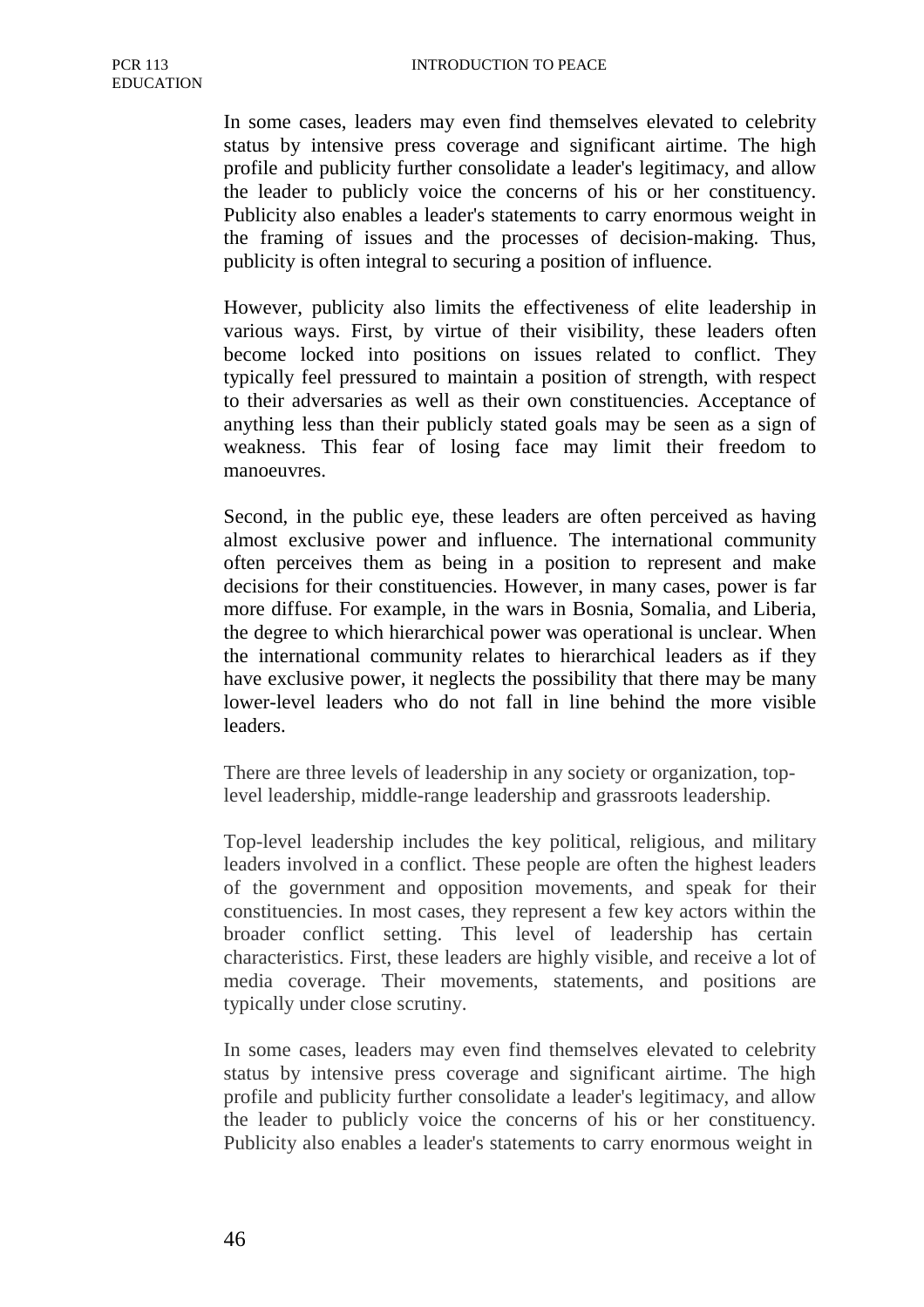In some cases, leaders may even find themselves elevated to celebrity status by intensive press coverage and significant airtime. The high profile and publicity further consolidate a leader's legitimacy, and allow the leader to publicly voice the concerns of his or her constituency. Publicity also enables a leader's statements to carry enormous weight in the framing of issues and the processes of decision-making. Thus, publicity is often integral to securing a position of influence.

However, publicity also limits the effectiveness of elite leadership in various ways. First, by virtue of their visibility, these leaders often become locked into positions on issues related to conflict. They typically feel pressured to maintain a position of strength, with respect to their adversaries as well as their own constituencies. Acceptance of anything less than their publicly stated goals may be seen as a sign of weakness. This fear of losing face may limit their freedom to manoeuvres.

Second, in the public eye, these leaders are often perceived as having almost exclusive power and influence. The international community often perceives them as being in a position to represent and make decisions for their constituencies. However, in many cases, power is far more diffuse. For example, in the wars in Bosnia, Somalia, and Liberia, the degree to which hierarchical power was operational is unclear. When the international community relates to hierarchical leaders as if they have exclusive power, it neglects the possibility that there may be many lower-level leaders who do not fall in line behind the more visible leaders.

There are three levels of leadership in any society or organization, top-level leadership, middle-range leadership and grassroots leadership.

Top-level leadership includes the key political, religious, and military leaders involved in a conflict. These people are often the highest leaders of the government and opposition movements, and speak for their constituencies. In most cases, they represent a few key actors within the broader conflict setting. This level of leadership has certain characteristics. First, these leaders are highly visible, and receive a lot of media coverage. Their movements, statements, and positions are typically under close scrutiny.

In some cases, leaders may even find themselves elevated to celebrity status by intensive press coverage and significant airtime. The high profile and publicity further consolidate a leader's legitimacy, and allow the leader to publicly voice the concerns of his or her constituency. Publicity also enables a leader's statements to carry enormous weight in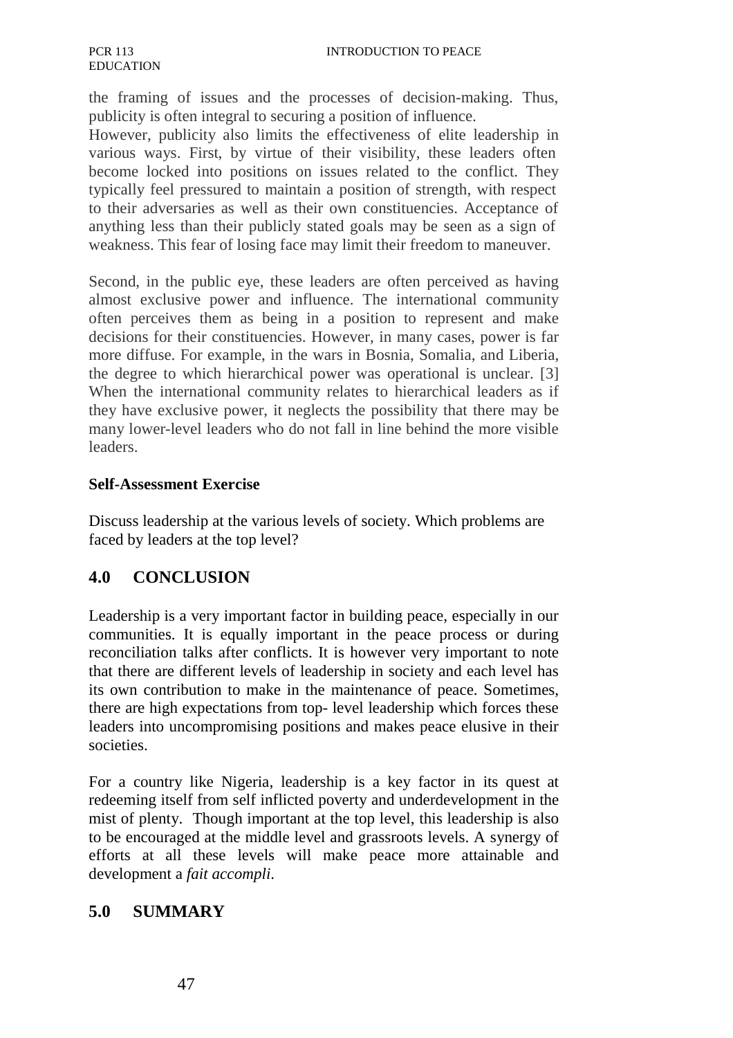the framing of issues and the processes of decision-making. Thus, publicity is often integral to securing a position of influence.

However, publicity also limits the effectiveness of elite leadership in various ways. First, by virtue of their visibility, these leaders often become locked into positions on issues related to the conflict. They typically feel pressured to maintain a position of strength, with respect to their adversaries as well as their own constituencies. Acceptance of anything less than their publicly stated goals may be seen as a sign of weakness. This fear of losing face may limit their freedom to maneuver.

Second, in the public eye, these leaders are often perceived as having almost exclusive power and influence. The international community often perceives them as being in a position to represent and make decisions for their constituencies. However, in many cases, power is far more diffuse. For example, in the wars in Bosnia, Somalia, and Liberia, the degree to which hierarchical power was operational is unclear. [3] When the international community relates to hierarchical leaders as if they have exclusive power, it neglects the possibility that there may be many lower-level leaders who do not fall in line behind the more visible leaders.

**Self-Assessment Exercise**

Discuss leadership at the various levels of society. Which problems are faced by leaders at the top level?

## 4.0 CONCLUSION

Leadership is a very important factor in building peace, especially in our communities. It is equally important in the peace process or during reconciliation talks after conflicts. It is however very important to note that there are different levels of leadership in society and each level has its own contribution to make in the maintenance of peace. Sometimes, there are high expectations from top- level leadership which forces these leaders into uncompromising positions and makes peace elusive in their societies.

For a country like Nigeria, leadership is a key factor in its quest at redeeming itself from self inflicted poverty and underdevelopment in the mist of plenty. Though important at the top level, this leadership is also to be encouraged at the middle level and grassroots levels. A synergy of efforts at all these levels will make peace more attainable and development a *fait accompli*.

## 5.0 SUMMARY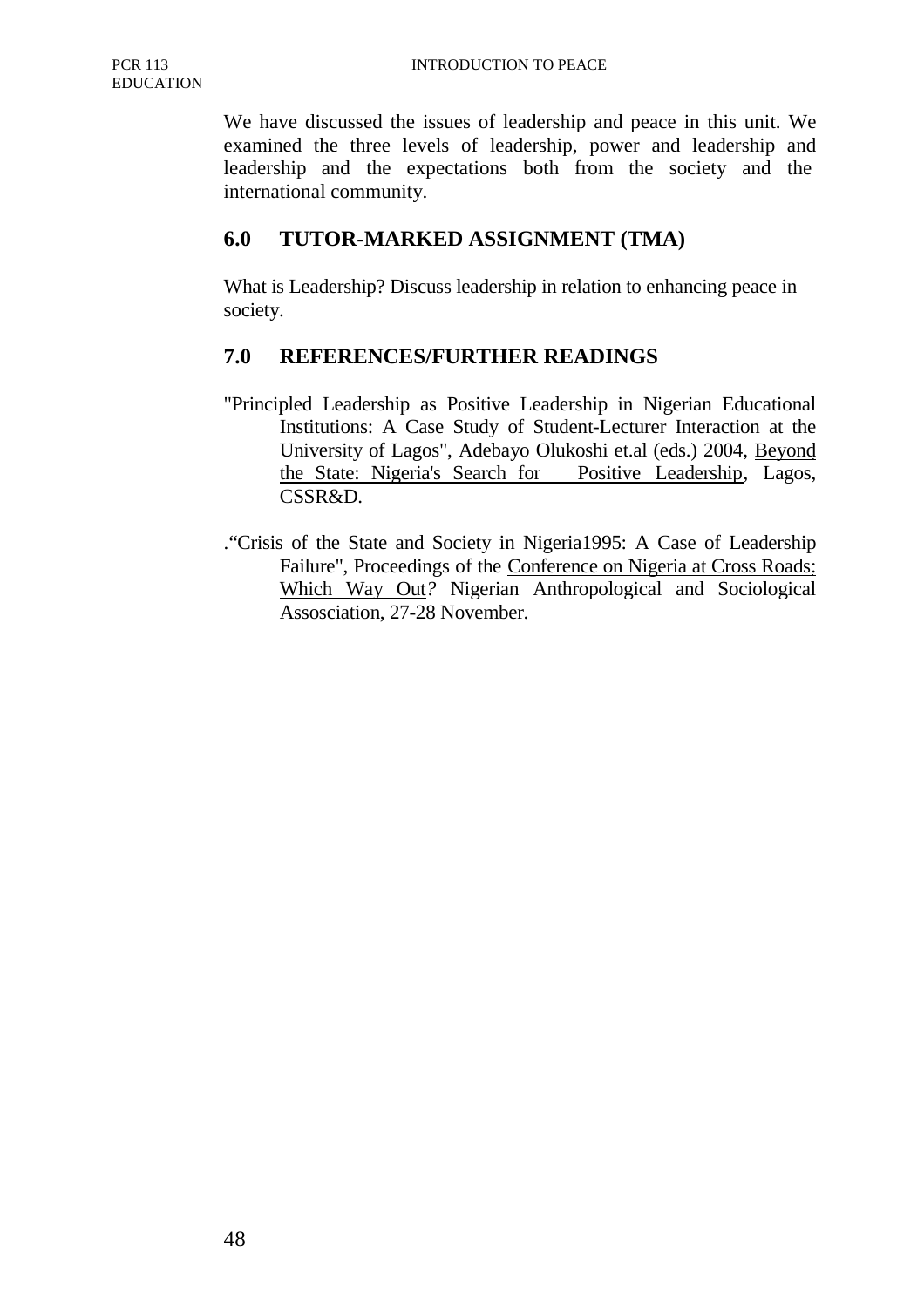We have discussed the issues of leadership and peace in this unit. We examined the three levels of leadership, power and leadership and leadership and the expectations both from the society and the international community.

## 6.0 TUTOR-MARKED ASSIGNMENT (TMA)

What is Leadership? Discuss leadership in relation to enhancing peace in society.

## 7.0 REFERENCES/FURTHER READINGS

"Principled Leadership as Positive Leadership in Nigerian Educational Institutions: A Case Study of Student-Lecturer Interaction at the University of Lagos", Adebayo Olukoshi et.al (eds.) 2004, Beyond the State: Nigeria's Search for Positive Leadership, Lagos, CSSR&D.

."Crisis of the State and Society in Nigeria1995: A Case of Leadership Failure", Proceedings of the Conference on Nigeria at Cross Roads: Which Way Out? Nigerian Anthropological and Sociological Assosciation, 27-28 November.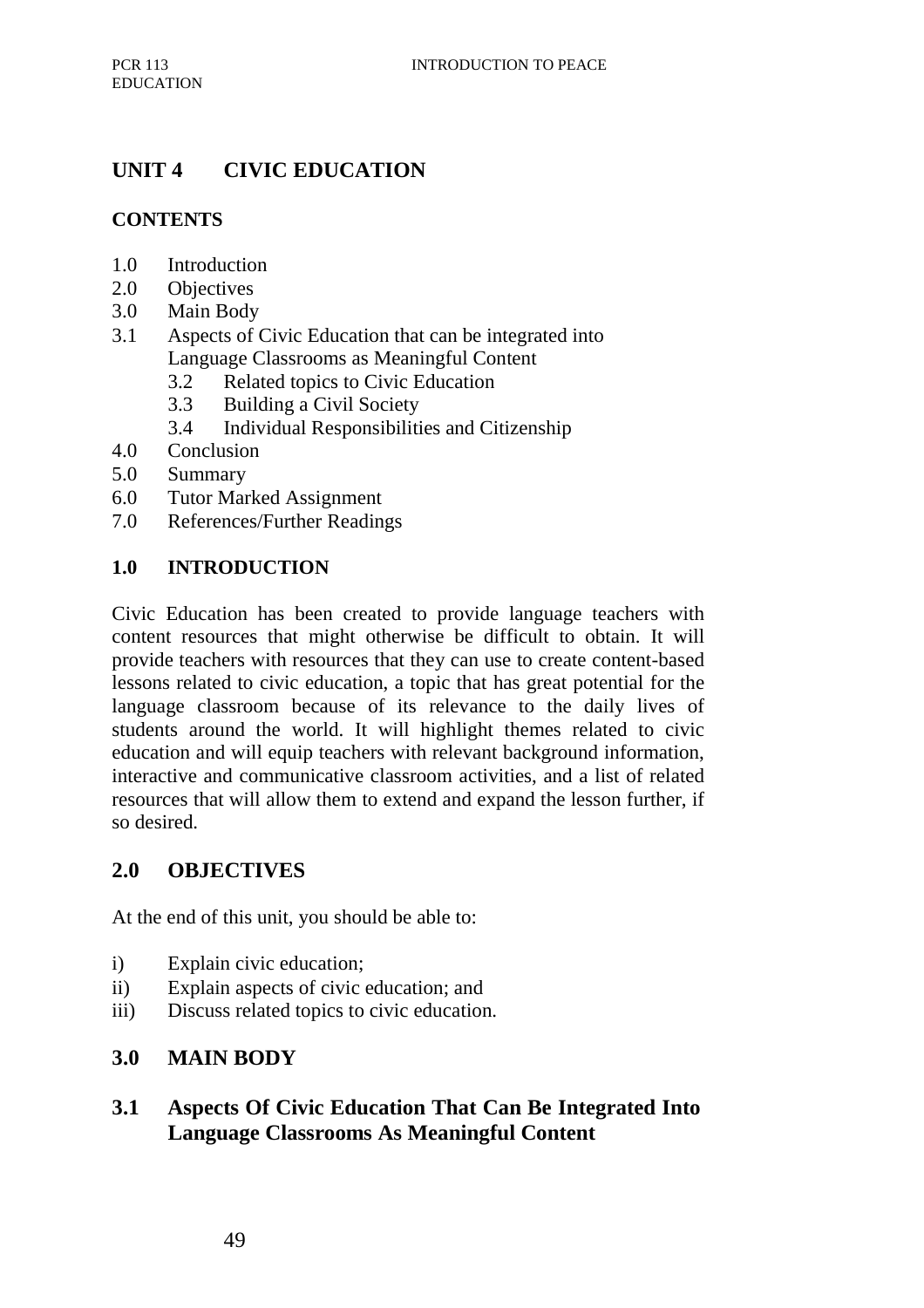## UNIT 4 CIVIC EDUCATION

### CONTENTS

1.0 Introduction
2.0 Objectives
3.0 Main Body
3.1 Aspects of Civic Education that can be integrated into Language Classrooms as Meaningful Content
    3.2 Related topics to Civic Education
    3.3 Building a Civil Society
    3.4 Individual Responsibilities and Citizenship
4.0 Conclusion
5.0 Summary
6.0 Tutor Marked Assignment
7.0 References/Further Readings

### 1.0 INTRODUCTION

Civic Education has been created to provide language teachers with content resources that might otherwise be difficult to obtain. It will provide teachers with resources that they can use to create content-based lessons related to civic education, a topic that has great potential for the language classroom because of its relevance to the daily lives of students around the world. It will highlight themes related to civic education and will equip teachers with relevant background information, interactive and communicative classroom activities, and a list of related resources that will allow them to extend and expand the lesson further, if so desired.

### 2.0 OBJECTIVES

At the end of this unit, you should be able to:

i) Explain civic education;
ii) Explain aspects of civic education; and
iii) Discuss related topics to civic education.

### 3.0 MAIN BODY

### 3.1 Aspects Of Civic Education That Can Be Integrated Into Language Classrooms As Meaningful Content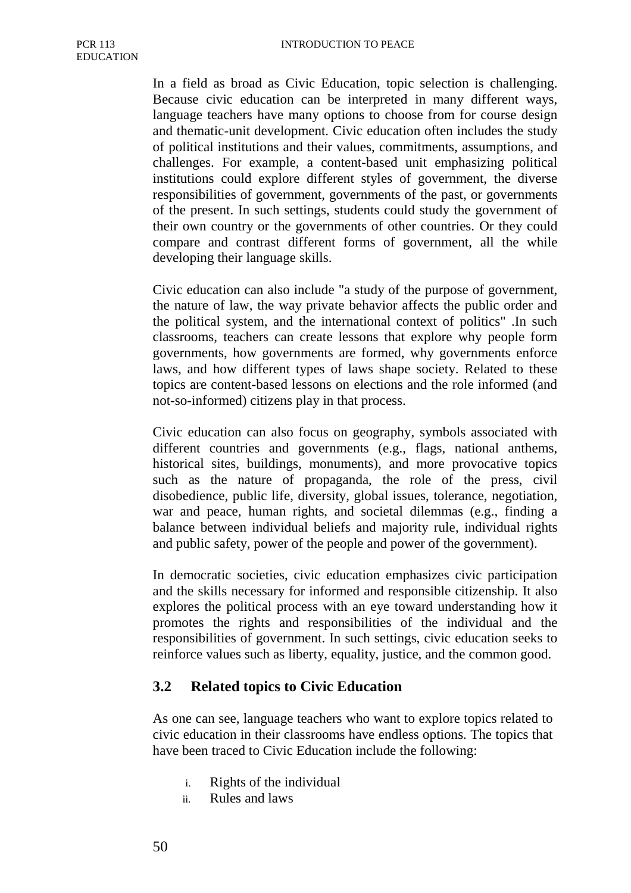In a field as broad as Civic Education, topic selection is challenging. Because civic education can be interpreted in many different ways, language teachers have many options to choose from for course design and thematic-unit development. Civic education often includes the study of political institutions and their values, commitments, assumptions, and challenges. For example, a content-based unit emphasizing political institutions could explore different styles of government, the diverse responsibilities of government, governments of the past, or governments of the present. In such settings, students could study the government of their own country or the governments of other countries. Or they could compare and contrast different forms of government, all the while developing their language skills.

Civic education can also include "a study of the purpose of government, the nature of law, the way private behavior affects the public order and the political system, and the international context of politics" .In such classrooms, teachers can create lessons that explore why people form governments, how governments are formed, why governments enforce laws, and how different types of laws shape society. Related to these topics are content-based lessons on elections and the role informed (and not-so-informed) citizens play in that process.

Civic education can also focus on geography, symbols associated with different countries and governments (e.g., flags, national anthems, historical sites, buildings, monuments), and more provocative topics such as the nature of propaganda, the role of the press, civil disobedience, public life, diversity, global issues, tolerance, negotiation, war and peace, human rights, and societal dilemmas (e.g., finding a balance between individual beliefs and majority rule, individual rights and public safety, power of the people and power of the government).

In democratic societies, civic education emphasizes civic participation and the skills necessary for informed and responsible citizenship. It also explores the political process with an eye toward understanding how it promotes the rights and responsibilities of the individual and the responsibilities of government. In such settings, civic education seeks to reinforce values such as liberty, equality, justice, and the common good.

## 3.2 Related topics to Civic Education

As one can see, language teachers who want to explore topics related to civic education in their classrooms have endless options. The topics that have been traced to Civic Education include the following:

i. Rights of the individual
ii. Rules and laws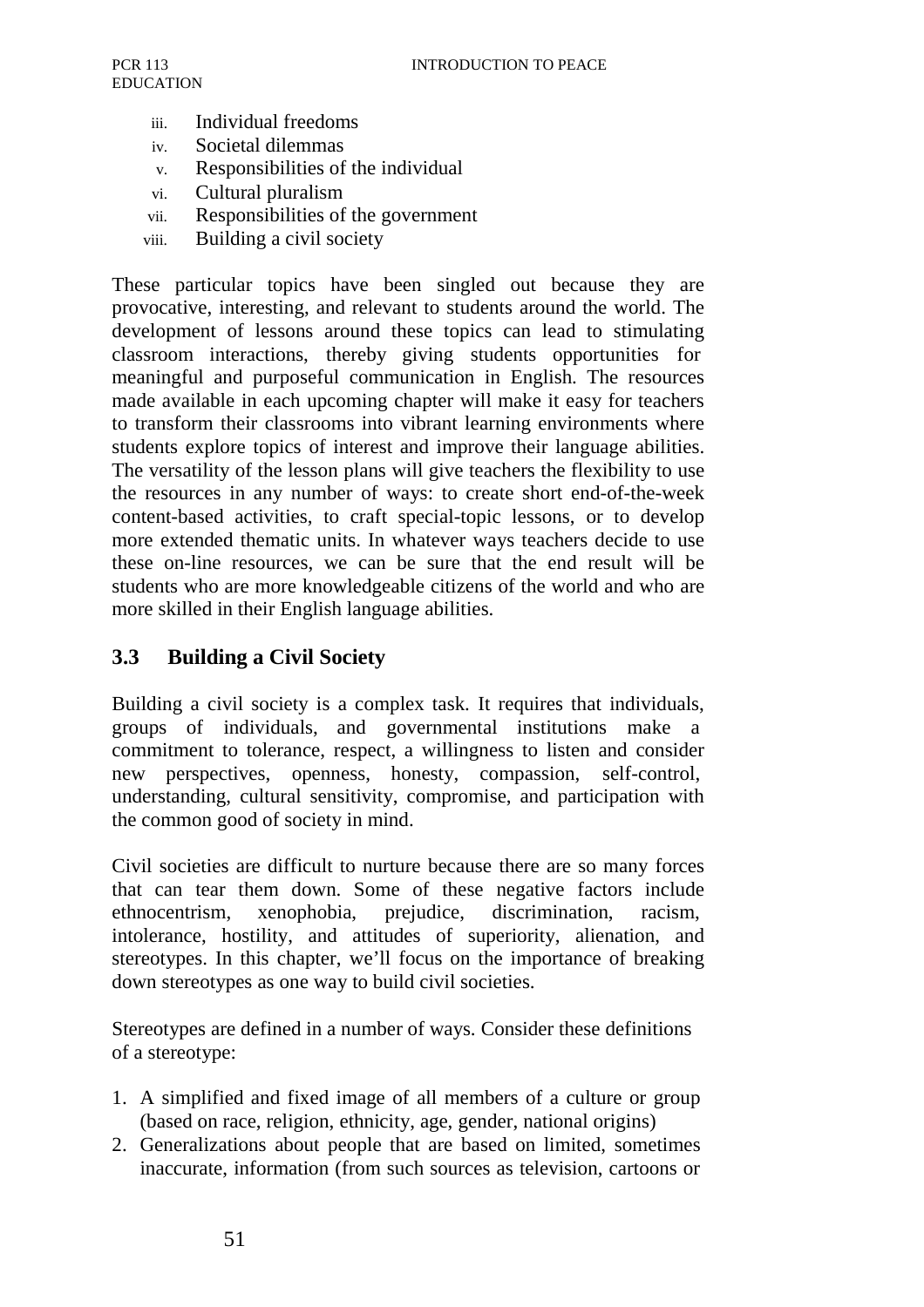iii. Individual freedoms
iv. Societal dilemmas
v. Responsibilities of the individual
vi. Cultural pluralism
vii. Responsibilities of the government
viii. Building a civil society

These particular topics have been singled out because they are provocative, interesting, and relevant to students around the world. The development of lessons around these topics can lead to stimulating classroom interactions, thereby giving students opportunities for meaningful and purposeful communication in English. The resources made available in each upcoming chapter will make it easy for teachers to transform their classrooms into vibrant learning environments where students explore topics of interest and improve their language abilities. The versatility of the lesson plans will give teachers the flexibility to use the resources in any number of ways: to create short end-of-the-week content-based activities, to craft special-topic lessons, or to develop more extended thematic units. In whatever ways teachers decide to use these on-line resources, we can be sure that the end result will be students who are more knowledgeable citizens of the world and who are more skilled in their English language abilities.

## 3.3 Building a Civil Society

Building a civil society is a complex task. It requires that individuals, groups of individuals, and governmental institutions make a commitment to tolerance, respect, a willingness to listen and consider new perspectives, openness, honesty, compassion, self-control, understanding, cultural sensitivity, compromise, and participation with the common good of society in mind.

Civil societies are difficult to nurture because there are so many forces that can tear them down. Some of these negative factors include ethnocentrism, xenophobia, prejudice, discrimination, racism, intolerance, hostility, and attitudes of superiority, alienation, and stereotypes. In this chapter, we'll focus on the importance of breaking down stereotypes as one way to build civil societies.

Stereotypes are defined in a number of ways. Consider these definitions of a stereotype:

1. A simplified and fixed image of all members of a culture or group (based on race, religion, ethnicity, age, gender, national origins)
2. Generalizations about people that are based on limited, sometimes inaccurate, information (from such sources as television, cartoons or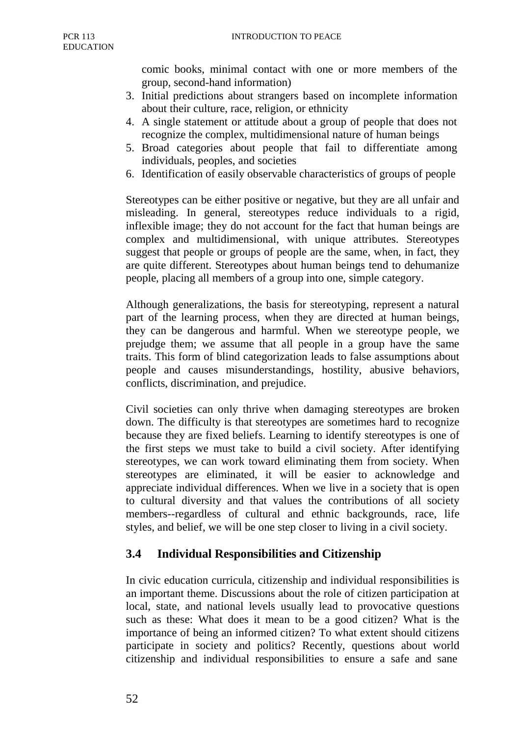comic books, minimal contact with one or more members of the group, second-hand information)
3. Initial predictions about strangers based on incomplete information about their culture, race, religion, or ethnicity
4. A single statement or attitude about a group of people that does not recognize the complex, multidimensional nature of human beings
5. Broad categories about people that fail to differentiate among individuals, peoples, and societies
6. Identification of easily observable characteristics of groups of people

Stereotypes can be either positive or negative, but they are all unfair and misleading. In general, stereotypes reduce individuals to a rigid, inflexible image; they do not account for the fact that human beings are complex and multidimensional, with unique attributes. Stereotypes suggest that people or groups of people are the same, when, in fact, they are quite different. Stereotypes about human beings tend to dehumanize people, placing all members of a group into one, simple category.

Although generalizations, the basis for stereotyping, represent a natural part of the learning process, when they are directed at human beings, they can be dangerous and harmful. When we stereotype people, we prejudge them; we assume that all people in a group have the same traits. This form of blind categorization leads to false assumptions about people and causes misunderstandings, hostility, abusive behaviors, conflicts, discrimination, and prejudice.

Civil societies can only thrive when damaging stereotypes are broken down. The difficulty is that stereotypes are sometimes hard to recognize because they are fixed beliefs. Learning to identify stereotypes is one of the first steps we must take to build a civil society. After identifying stereotypes, we can work toward eliminating them from society. When stereotypes are eliminated, it will be easier to acknowledge and appreciate individual differences. When we live in a society that is open to cultural diversity and that values the contributions of all society members--regardless of cultural and ethnic backgrounds, race, life styles, and belief, we will be one step closer to living in a civil society.

## 3.4 Individual Responsibilities and Citizenship

In civic education curricula, citizenship and individual responsibilities is an important theme. Discussions about the role of citizen participation at local, state, and national levels usually lead to provocative questions such as these: What does it mean to be a good citizen? What is the importance of being an informed citizen? To what extent should citizens participate in society and politics? Recently, questions about world citizenship and individual responsibilities to ensure a safe and sane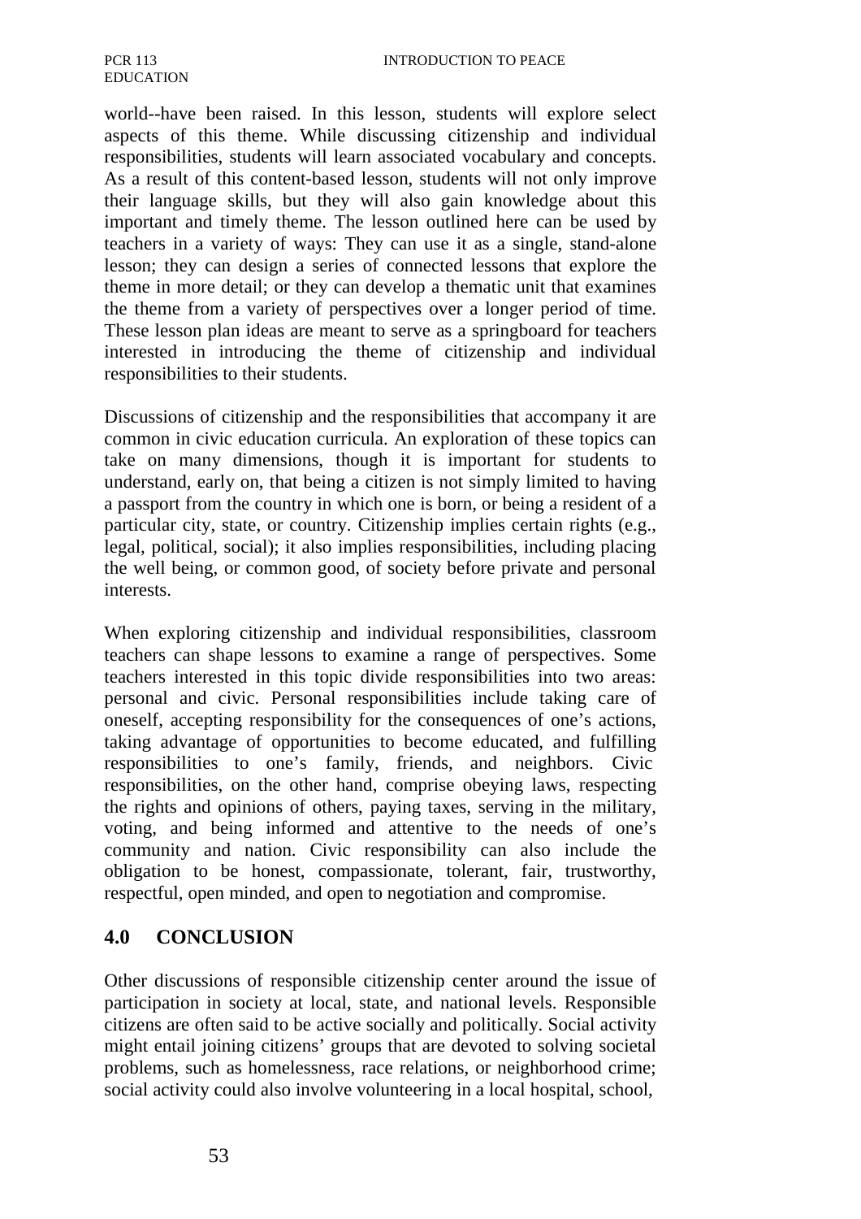world--have been raised. In this lesson, students will explore select aspects of this theme. While discussing citizenship and individual responsibilities, students will learn associated vocabulary and concepts. As a result of this content-based lesson, students will not only improve their language skills, but they will also gain knowledge about this important and timely theme. The lesson outlined here can be used by teachers in a variety of ways: They can use it as a single, stand-alone lesson; they can design a series of connected lessons that explore the theme in more detail; or they can develop a thematic unit that examines the theme from a variety of perspectives over a longer period of time. These lesson plan ideas are meant to serve as a springboard for teachers interested in introducing the theme of citizenship and individual responsibilities to their students.

Discussions of citizenship and the responsibilities that accompany it are common in civic education curricula. An exploration of these topics can take on many dimensions, though it is important for students to understand, early on, that being a citizen is not simply limited to having a passport from the country in which one is born, or being a resident of a particular city, state, or country. Citizenship implies certain rights (e.g., legal, political, social); it also implies responsibilities, including placing the well being, or common good, of society before private and personal interests.

When exploring citizenship and individual responsibilities, classroom teachers can shape lessons to examine a range of perspectives. Some teachers interested in this topic divide responsibilities into two areas: personal and civic. Personal responsibilities include taking care of oneself, accepting responsibility for the consequences of one's actions, taking advantage of opportunities to become educated, and fulfilling responsibilities to one's family, friends, and neighbors. Civic responsibilities, on the other hand, comprise obeying laws, respecting the rights and opinions of others, paying taxes, serving in the military, voting, and being informed and attentive to the needs of one's community and nation. Civic responsibility can also include the obligation to be honest, compassionate, tolerant, fair, trustworthy, respectful, open minded, and open to negotiation and compromise.

## 4.0 CONCLUSION

Other discussions of responsible citizenship center around the issue of participation in society at local, state, and national levels. Responsible citizens are often said to be active socially and politically. Social activity might entail joining citizens' groups that are devoted to solving societal problems, such as homelessness, race relations, or neighborhood crime; social activity could also involve volunteering in a local hospital, school,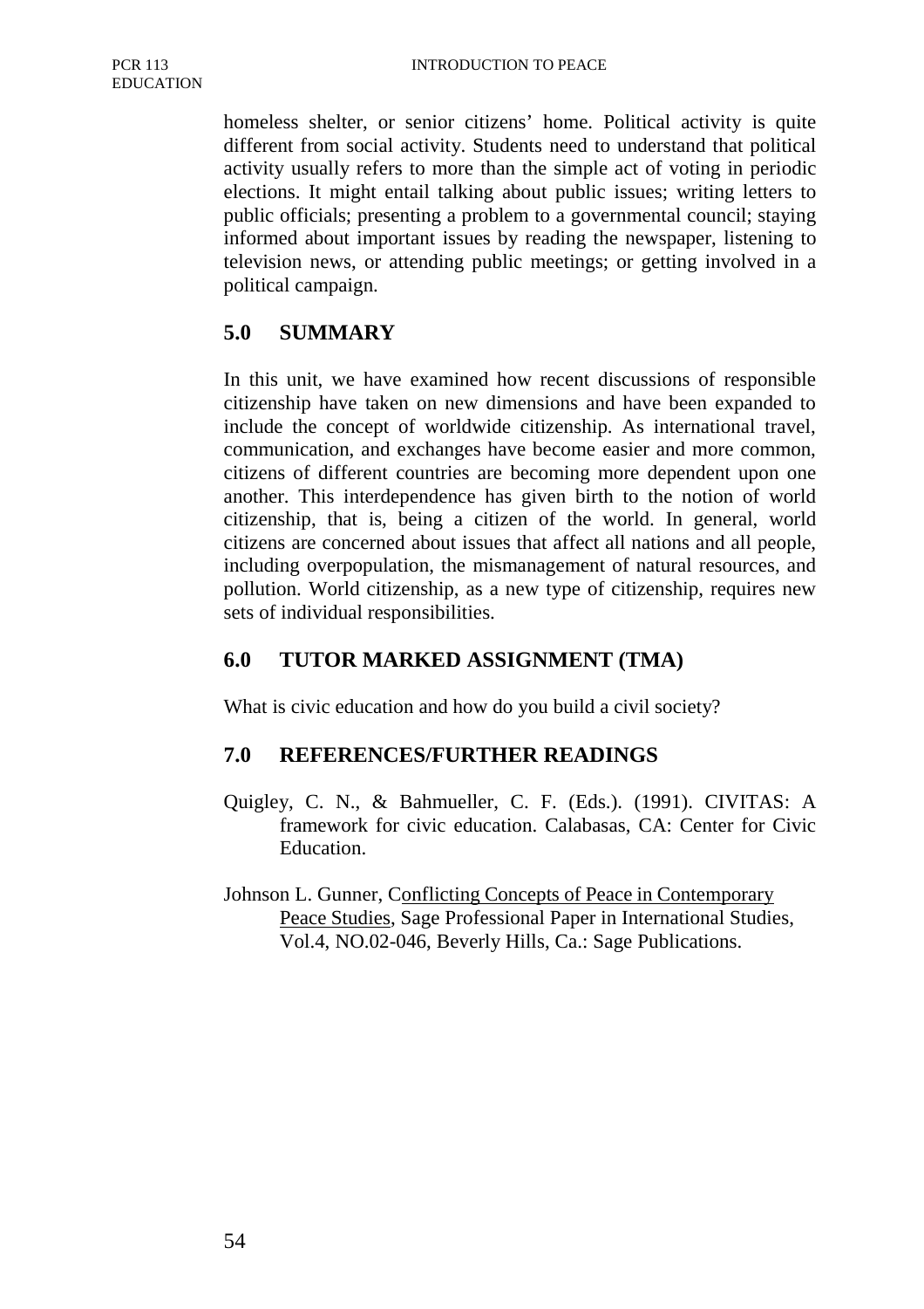homeless shelter, or senior citizens' home. Political activity is quite different from social activity. Students need to understand that political activity usually refers to more than the simple act of voting in periodic elections. It might entail talking about public issues; writing letters to public officials; presenting a problem to a governmental council; staying informed about important issues by reading the newspaper, listening to television news, or attending public meetings; or getting involved in a political campaign.

## 5.0 SUMMARY

In this unit, we have examined how recent discussions of responsible citizenship have taken on new dimensions and have been expanded to include the concept of worldwide citizenship. As international travel, communication, and exchanges have become easier and more common, citizens of different countries are becoming more dependent upon one another. This interdependence has given birth to the notion of world citizenship, that is, being a citizen of the world. In general, world citizens are concerned about issues that affect all nations and all people, including overpopulation, the mismanagement of natural resources, and pollution. World citizenship, as a new type of citizenship, requires new sets of individual responsibilities.

## 6.0 TUTOR MARKED ASSIGNMENT (TMA)

What is civic education and how do you build a civil society?

## 7.0 REFERENCES/FURTHER READINGS

Quigley, C. N., & Bahmueller, C. F. (Eds.). (1991). CIVITAS: A framework for civic education. Calabasas, CA: Center for Civic Education.

Johnson L. Gunner, Conflicting Concepts of Peace in Contemporary Peace Studies, Sage Professional Paper in International Studies, Vol.4, NO.02-046, Beverly Hills, Ca.: Sage Publications.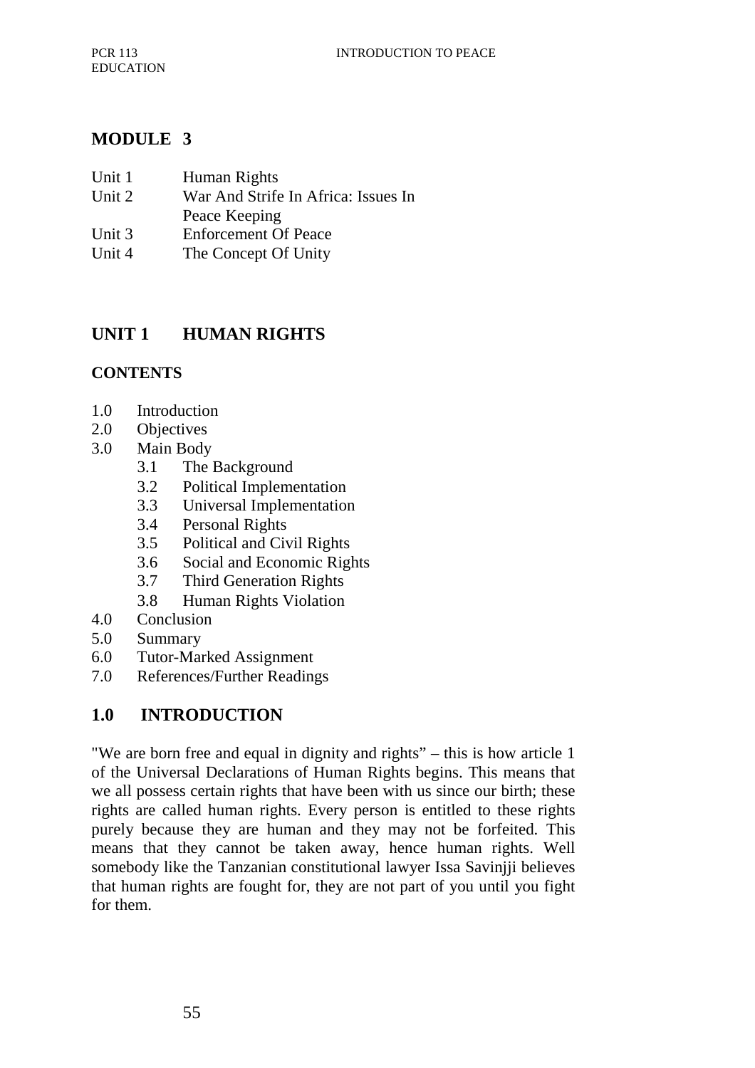# MODULE 3

| | |
|---|---|
| Unit 1 | Human Rights |
| Unit 2 | War And Strife In Africa: Issues In Peace Keeping |
| Unit 3 | Enforcement Of Peace |
| Unit 4 | The Concept Of Unity |

## UNIT 1 HUMAN RIGHTS

### CONTENTS

- 1.0 Introduction
- 2.0 Objectives
- 3.0 Main Body
  - 3.1 The Background
  - 3.2 Political Implementation
  - 3.3 Universal Implementation
  - 3.4 Personal Rights
  - 3.5 Political and Civil Rights
  - 3.6 Social and Economic Rights
  - 3.7 Third Generation Rights
  - 3.8 Human Rights Violation
- 4.0 Conclusion
- 5.0 Summary
- 6.0 Tutor-Marked Assignment
- 7.0 References/Further Readings

### 1.0 INTRODUCTION

"We are born free and equal in dignity and rights" – this is how article 1 of the Universal Declarations of Human Rights begins. This means that we all possess certain rights that have been with us since our birth; these rights are called human rights. Every person is entitled to these rights purely because they are human and they may not be forfeited. This means that they cannot be taken away, hence human rights. Well somebody like the Tanzanian constitutional lawyer Issa Savinjji believes that human rights are fought for, they are not part of you until you fight for them.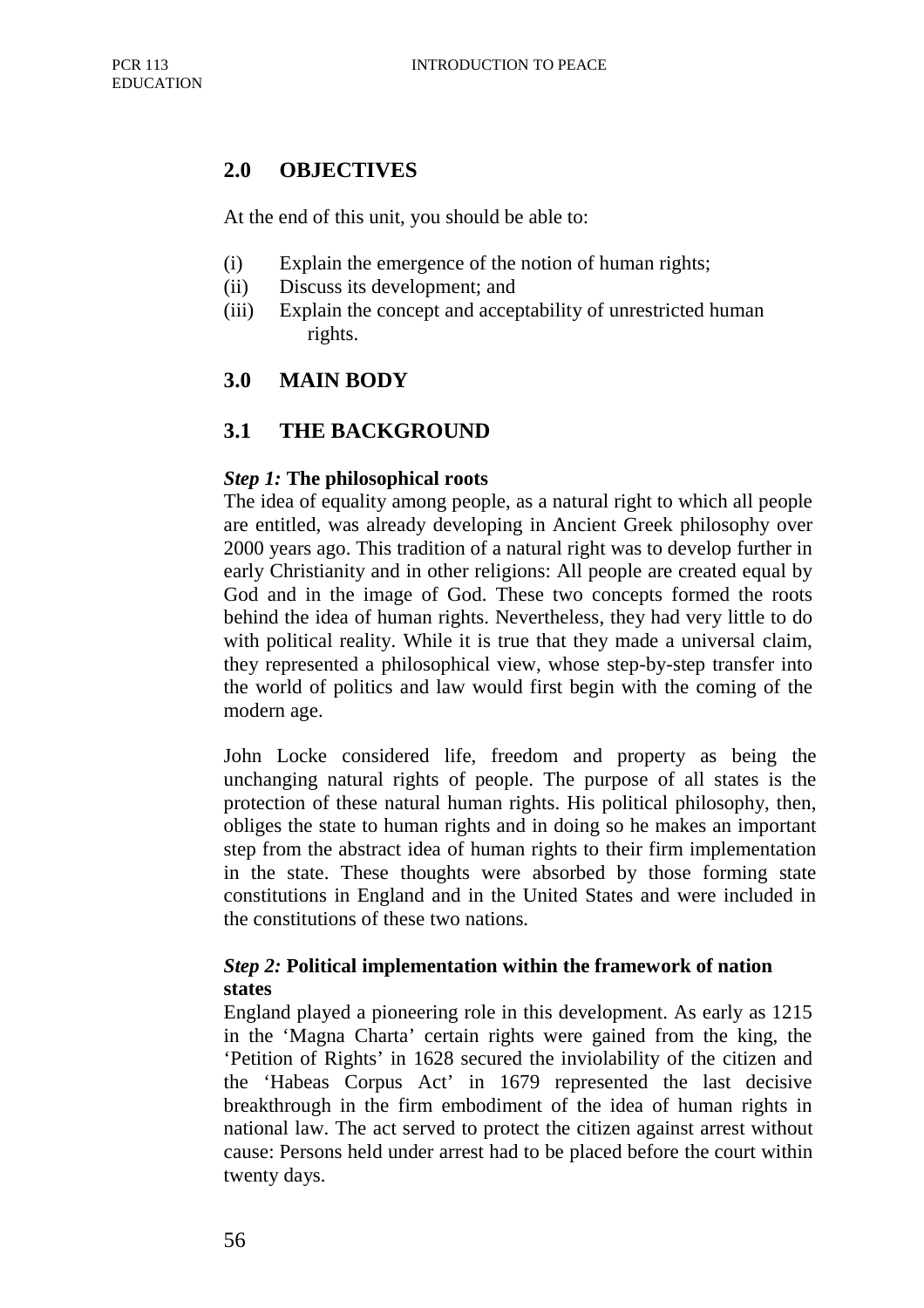## 2.0 OBJECTIVES

At the end of this unit, you should be able to:

(i) Explain the emergence of the notion of human rights;
(ii) Discuss its development; and
(iii) Explain the concept and acceptability of unrestricted human rights.

## 3.0 MAIN BODY

## 3.1 THE BACKGROUND

***Step 1:* The philosophical roots**

The idea of equality among people, as a natural right to which all people are entitled, was already developing in Ancient Greek philosophy over 2000 years ago. This tradition of a natural right was to develop further in early Christianity and in other religions: All people are created equal by God and in the image of God. These two concepts formed the roots behind the idea of human rights. Nevertheless, they had very little to do with political reality. While it is true that they made a universal claim, they represented a philosophical view, whose step-by-step transfer into the world of politics and law would first begin with the coming of the modern age.

John Locke considered life, freedom and property as being the unchanging natural rights of people. The purpose of all states is the protection of these natural human rights. His political philosophy, then, obliges the state to human rights and in doing so he makes an important step from the abstract idea of human rights to their firm implementation in the state. These thoughts were absorbed by those forming state constitutions in England and in the United States and were included in the constitutions of these two nations.

***Step 2:* Political implementation within the framework of nation states**

England played a pioneering role in this development. As early as 1215 in the 'Magna Charta' certain rights were gained from the king, the 'Petition of Rights' in 1628 secured the inviolability of the citizen and the 'Habeas Corpus Act' in 1679 represented the last decisive breakthrough in the firm embodiment of the idea of human rights in national law. The act served to protect the citizen against arrest without cause: Persons held under arrest had to be placed before the court within twenty days.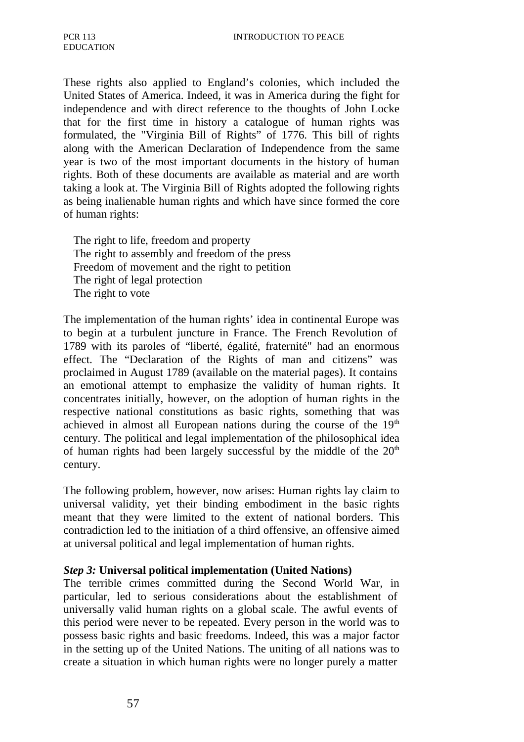These rights also applied to England’s colonies, which included the United States of America. Indeed, it was in America during the fight for independence and with direct reference to the thoughts of John Locke that for the first time in history a catalogue of human rights was formulated, the "Virginia Bill of Rights” of 1776. This bill of rights along with the American Declaration of Independence from the same year is two of the most important documents in the history of human rights. Both of these documents are available as material and are worth taking a look at. The Virginia Bill of Rights adopted the following rights as being inalienable human rights and which have since formed the core of human rights:

- The right to life, freedom and property
- The right to assembly and freedom of the press
- Freedom of movement and the right to petition
- The right of legal protection
- The right to vote

The implementation of the human rights’ idea in continental Europe was to begin at a turbulent juncture in France. The French Revolution of 1789 with its paroles of “liberté, égalité, fraternité" had an enormous effect. The “Declaration of the Rights of man and citizens” was proclaimed in August 1789 (available on the material pages). It contains an emotional attempt to emphasize the validity of human rights. It concentrates initially, however, on the adoption of human rights in the respective national constitutions as basic rights, something that was achieved in almost all European nations during the course of the 19th century. The political and legal implementation of the philosophical idea of human rights had been largely successful by the middle of the 20th century.

The following problem, however, now arises: Human rights lay claim to universal validity, yet their binding embodiment in the basic rights meant that they were limited to the extent of national borders. This contradiction led to the initiation of a third offensive, an offensive aimed at universal political and legal implementation of human rights.

***Step 3:*** **Universal political implementation (United Nations)**

The terrible crimes committed during the Second World War, in particular, led to serious considerations about the establishment of universally valid human rights on a global scale. The awful events of this period were never to be repeated. Every person in the world was to possess basic rights and basic freedoms. Indeed, this was a major factor in the setting up of the United Nations. The uniting of all nations was to create a situation in which human rights were no longer purely a matter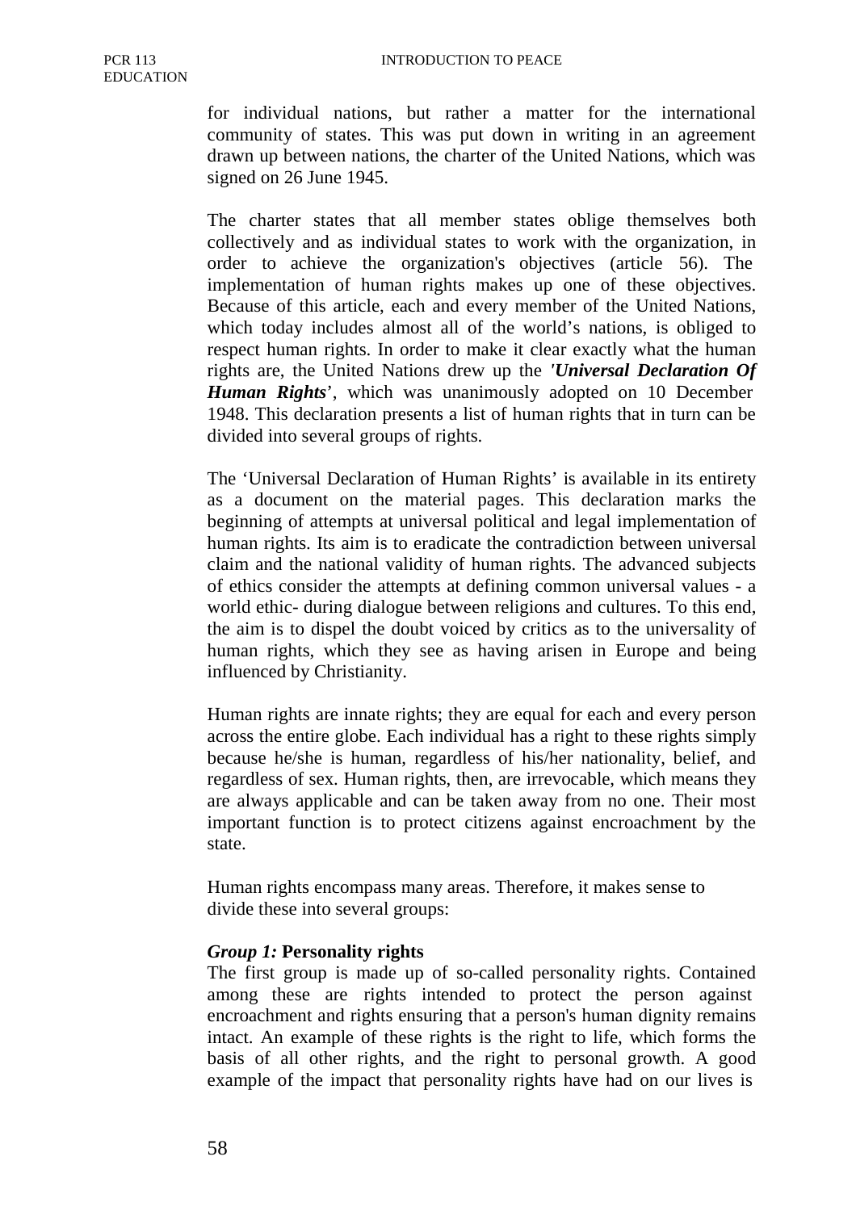for individual nations, but rather a matter for the international community of states. This was put down in writing in an agreement drawn up between nations, the charter of the United Nations, which was signed on 26 June 1945.

The charter states that all member states oblige themselves both collectively and as individual states to work with the organization, in order to achieve the organization's objectives (article 56). The implementation of human rights makes up one of these objectives. Because of this article, each and every member of the United Nations, which today includes almost all of the world's nations, is obliged to respect human rights. In order to make it clear exactly what the human rights are, the United Nations drew up the ***'Universal Declaration Of Human Rights***', which was unanimously adopted on 10 December 1948. This declaration presents a list of human rights that in turn can be divided into several groups of rights.

The 'Universal Declaration of Human Rights' is available in its entirety as a document on the material pages. This declaration marks the beginning of attempts at universal political and legal implementation of human rights. Its aim is to eradicate the contradiction between universal claim and the national validity of human rights. The advanced subjects of ethics consider the attempts at defining common universal values - a world ethic- during dialogue between religions and cultures. To this end, the aim is to dispel the doubt voiced by critics as to the universality of human rights, which they see as having arisen in Europe and being influenced by Christianity.

Human rights are innate rights; they are equal for each and every person across the entire globe. Each individual has a right to these rights simply because he/she is human, regardless of his/her nationality, belief, and regardless of sex. Human rights, then, are irrevocable, which means they are always applicable and can be taken away from no one. Their most important function is to protect citizens against encroachment by the state.

Human rights encompass many areas. Therefore, it makes sense to divide these into several groups:

***Group 1:*** **Personality rights**

The first group is made up of so-called personality rights. Contained among these are rights intended to protect the person against encroachment and rights ensuring that a person's human dignity remains intact. An example of these rights is the right to life, which forms the basis of all other rights, and the right to personal growth. A good example of the impact that personality rights have had on our lives is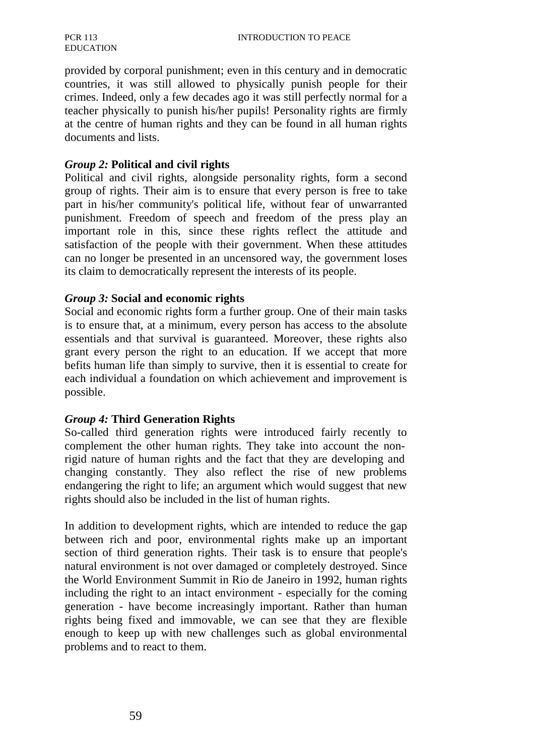provided by corporal punishment; even in this century and in democratic countries, it was still allowed to physically punish people for their crimes. Indeed, only a few decades ago it was still perfectly normal for a teacher physically to punish his/her pupils! Personality rights are firmly at the centre of human rights and they can be found in all human rights documents and lists.

*Group 2:* **Political and civil rights**

Political and civil rights, alongside personality rights, form a second group of rights. Their aim is to ensure that every person is free to take part in his/her community's political life, without fear of unwarranted punishment. Freedom of speech and freedom of the press play an important role in this, since these rights reflect the attitude and satisfaction of the people with their government. When these attitudes can no longer be presented in an uncensored way, the government loses its claim to democratically represent the interests of its people.

*Group 3:* **Social and economic rights**

Social and economic rights form a further group. One of their main tasks is to ensure that, at a minimum, every person has access to the absolute essentials and that survival is guaranteed. Moreover, these rights also grant every person the right to an education. If we accept that more befits human life than simply to survive, then it is essential to create for each individual a foundation on which achievement and improvement is possible.

*Group 4:* **Third Generation Rights**

So-called third generation rights were introduced fairly recently to complement the other human rights. They take into account the non-rigid nature of human rights and the fact that they are developing and changing constantly. They also reflect the rise of new problems endangering the right to life; an argument which would suggest that new rights should also be included in the list of human rights.

In addition to development rights, which are intended to reduce the gap between rich and poor, environmental rights make up an important section of third generation rights. Their task is to ensure that people's natural environment is not over damaged or completely destroyed. Since the World Environment Summit in Rio de Janeiro in 1992, human rights including the right to an intact environment - especially for the coming generation - have become increasingly important. Rather than human rights being fixed and immovable, we can see that they are flexible enough to keep up with new challenges such as global environmental problems and to react to them.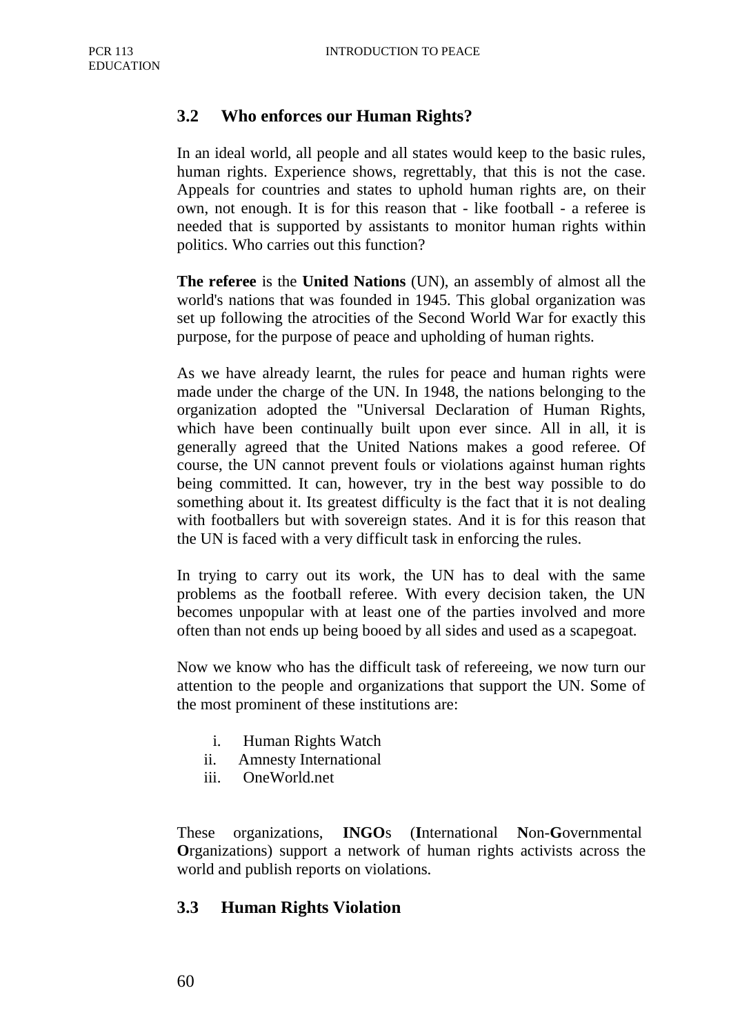## 3.2 Who enforces our Human Rights?

In an ideal world, all people and all states would keep to the basic rules, human rights. Experience shows, regrettably, that this is not the case. Appeals for countries and states to uphold human rights are, on their own, not enough. It is for this reason that - like football - a referee is needed that is supported by assistants to monitor human rights within politics. Who carries out this function?

**The referee** is the **United Nations** (UN), an assembly of almost all the world's nations that was founded in 1945. This global organization was set up following the atrocities of the Second World War for exactly this purpose, for the purpose of peace and upholding of human rights.

As we have already learnt, the rules for peace and human rights were made under the charge of the UN. In 1948, the nations belonging to the organization adopted the "Universal Declaration of Human Rights, which have been continually built upon ever since. All in all, it is generally agreed that the United Nations makes a good referee. Of course, the UN cannot prevent fouls or violations against human rights being committed. It can, however, try in the best way possible to do something about it. Its greatest difficulty is the fact that it is not dealing with footballers but with sovereign states. And it is for this reason that the UN is faced with a very difficult task in enforcing the rules.

In trying to carry out its work, the UN has to deal with the same problems as the football referee. With every decision taken, the UN becomes unpopular with at least one of the parties involved and more often than not ends up being booed by all sides and used as a scapegoat.

Now we know who has the difficult task of refereeing, we now turn our attention to the people and organizations that support the UN. Some of the most prominent of these institutions are:

i. Human Rights Watch
ii. Amnesty International
iii. OneWorld.net

These organizations, **INGO**s (**I**nternational **N**on-**G**overnmental **O**rganizations) support a network of human rights activists across the world and publish reports on violations.

## 3.3 Human Rights Violation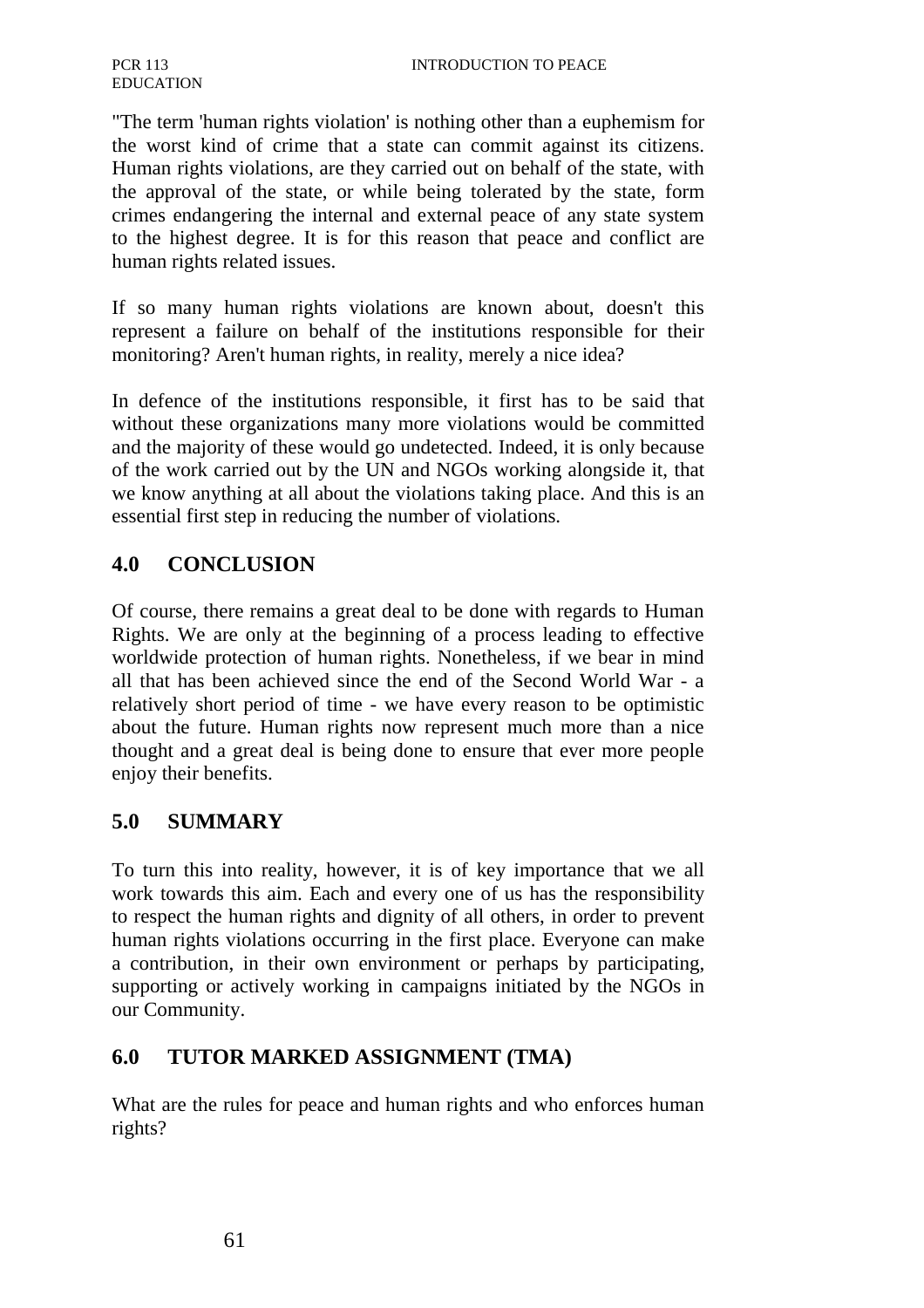"The term 'human rights violation' is nothing other than a euphemism for the worst kind of crime that a state can commit against its citizens. Human rights violations, are they carried out on behalf of the state, with the approval of the state, or while being tolerated by the state, form crimes endangering the internal and external peace of any state system to the highest degree. It is for this reason that peace and conflict are human rights related issues.

If so many human rights violations are known about, doesn't this represent a failure on behalf of the institutions responsible for their monitoring? Aren't human rights, in reality, merely a nice idea?

In defence of the institutions responsible, it first has to be said that without these organizations many more violations would be committed and the majority of these would go undetected. Indeed, it is only because of the work carried out by the UN and NGOs working alongside it, that we know anything at all about the violations taking place. And this is an essential first step in reducing the number of violations.

## 4.0 CONCLUSION

Of course, there remains a great deal to be done with regards to Human Rights. We are only at the beginning of a process leading to effective worldwide protection of human rights. Nonetheless, if we bear in mind all that has been achieved since the end of the Second World War - a relatively short period of time - we have every reason to be optimistic about the future. Human rights now represent much more than a nice thought and a great deal is being done to ensure that ever more people enjoy their benefits.

## 5.0 SUMMARY

To turn this into reality, however, it is of key importance that we all work towards this aim. Each and every one of us has the responsibility to respect the human rights and dignity of all others, in order to prevent human rights violations occurring in the first place. Everyone can make a contribution, in their own environment or perhaps by participating, supporting or actively working in campaigns initiated by the NGOs in our Community.

## 6.0 TUTOR MARKED ASSIGNMENT (TMA)

What are the rules for peace and human rights and who enforces human rights?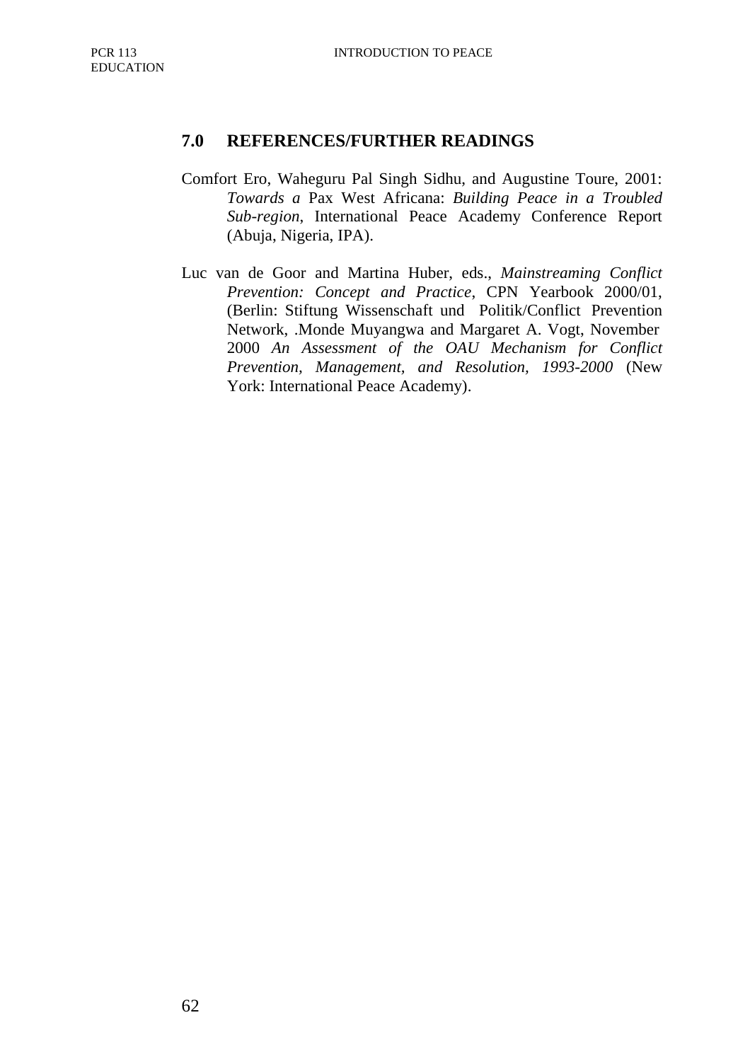## 7.0 REFERENCES/FURTHER READINGS

Comfort Ero, Waheguru Pal Singh Sidhu, and Augustine Toure, 2001: *Towards a* Pax West Africana: *Building Peace in a Troubled Sub-region*, International Peace Academy Conference Report (Abuja, Nigeria, IPA).

Luc van de Goor and Martina Huber, eds., *Mainstreaming Conflict Prevention: Concept and Practice*, CPN Yearbook 2000/01, (Berlin: Stiftung Wissenschaft und Politik/Conflict Prevention Network, .Monde Muyangwa and Margaret A. Vogt, November 2000 *An Assessment of the OAU Mechanism for Conflict Prevention, Management, and Resolution, 1993-2000* (New York: International Peace Academy).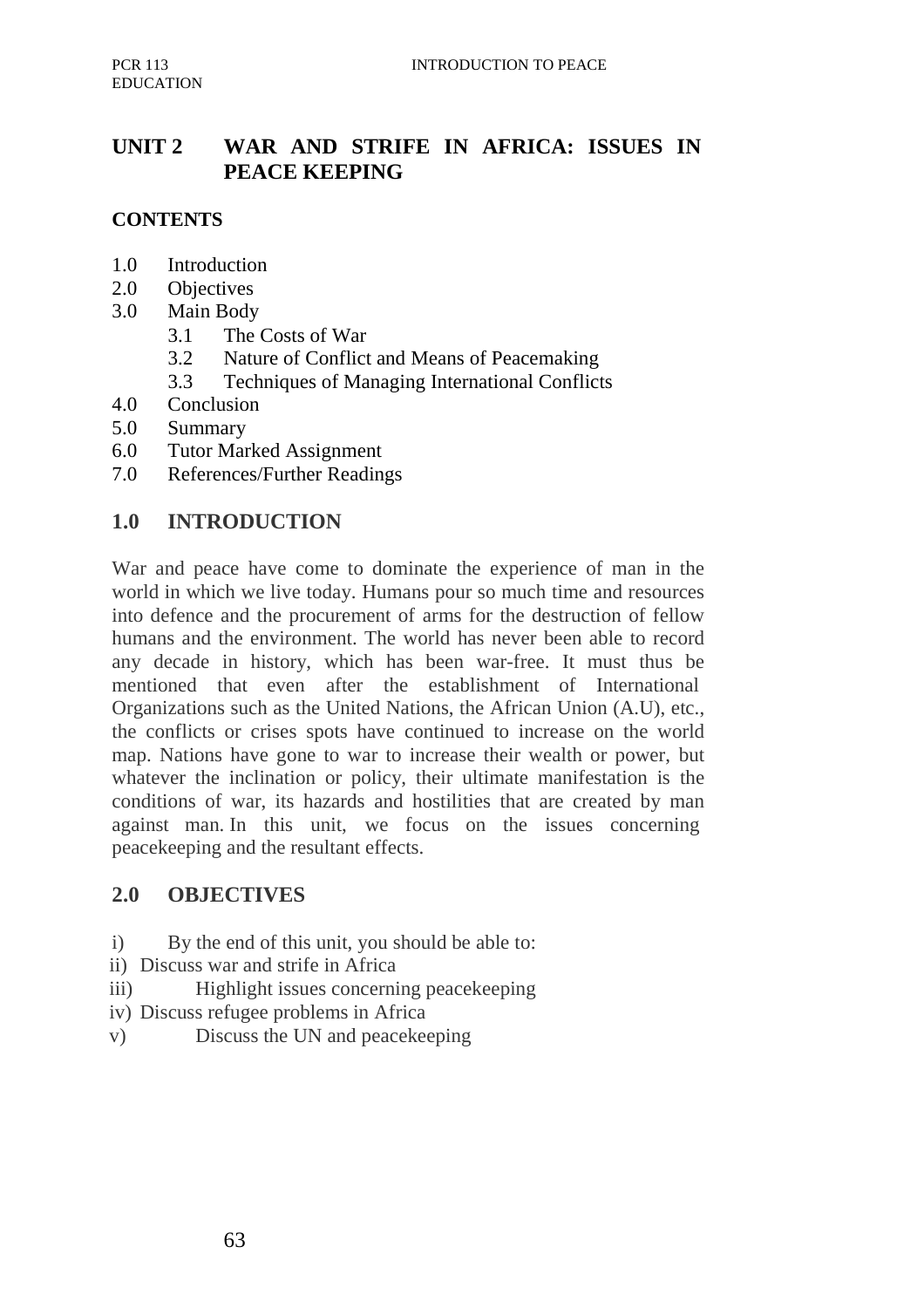## UNIT 2 WAR AND STRIFE IN AFRICA: ISSUES IN PEACE KEEPING

**CONTENTS**

1.0 Introduction
2.0 Objectives
3.0 Main Body
    3.1 The Costs of War
    3.2 Nature of Conflict and Means of Peacemaking
    3.3 Techniques of Managing International Conflicts
4.0 Conclusion
5.0 Summary
6.0 Tutor Marked Assignment
7.0 References/Further Readings

## 1.0 INTRODUCTION

War and peace have come to dominate the experience of man in the world in which we live today. Humans pour so much time and resources into defence and the procurement of arms for the destruction of fellow humans and the environment. The world has never been able to record any decade in history, which has been war-free. It must thus be mentioned that even after the establishment of International Organizations such as the United Nations, the African Union (A.U), etc., the conflicts or crises spots have continued to increase on the world map. Nations have gone to war to increase their wealth or power, but whatever the inclination or policy, their ultimate manifestation is the conditions of war, its hazards and hostilities that are created by man against man. In this unit, we focus on the issues concerning peacekeeping and the resultant effects.

## 2.0 OBJECTIVES

i) By the end of this unit, you should be able to:
ii) Discuss war and strife in Africa
iii) Highlight issues concerning peacekeeping
iv) Discuss refugee problems in Africa
v) Discuss the UN and peacekeeping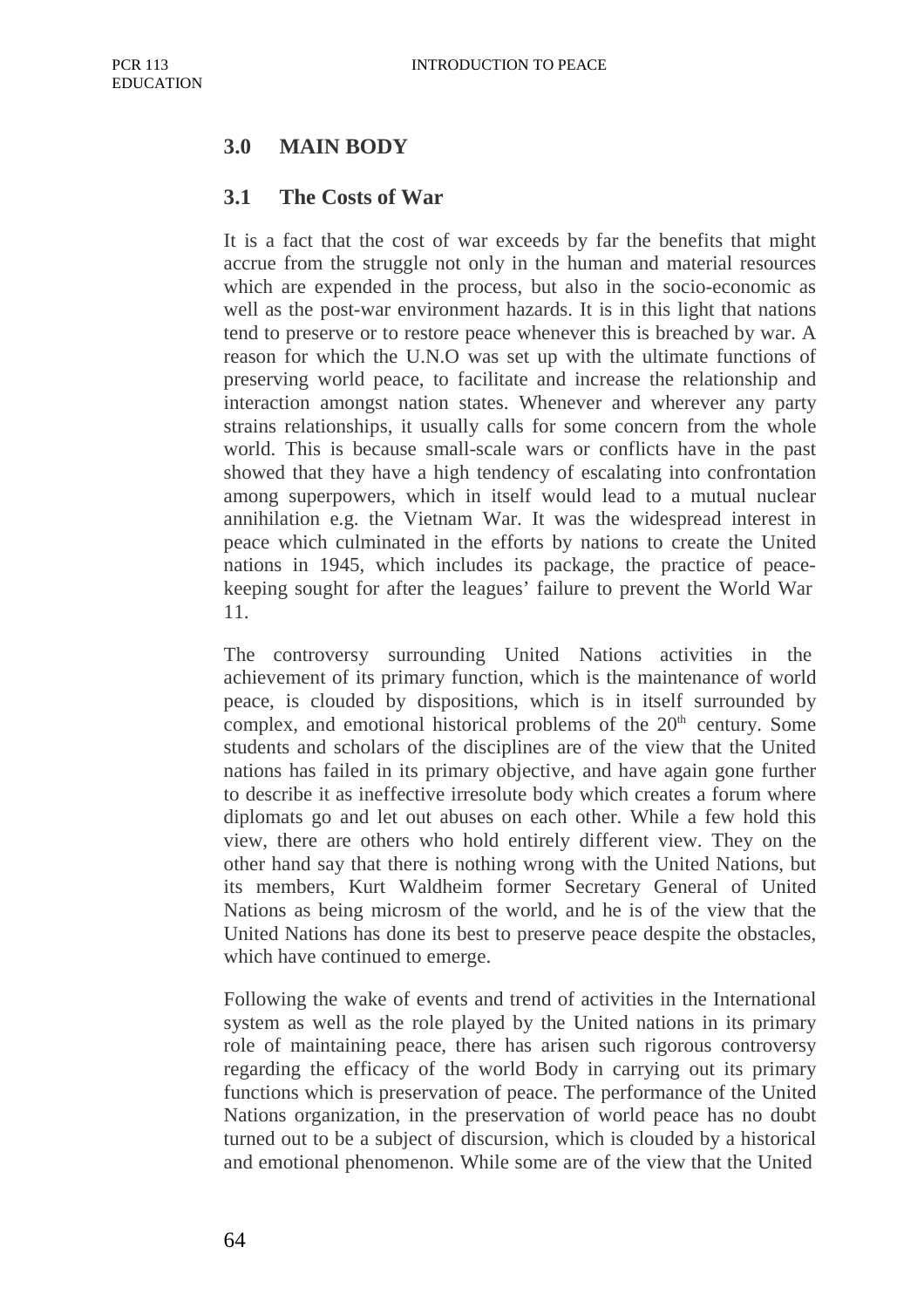## 3.0 MAIN BODY

### 3.1 The Costs of War

It is a fact that the cost of war exceeds by far the benefits that might accrue from the struggle not only in the human and material resources which are expended in the process, but also in the socio-economic as well as the post-war environment hazards. It is in this light that nations tend to preserve or to restore peace whenever this is breached by war. A reason for which the U.N.O was set up with the ultimate functions of preserving world peace, to facilitate and increase the relationship and interaction amongst nation states. Whenever and wherever any party strains relationships, it usually calls for some concern from the whole world. This is because small-scale wars or conflicts have in the past showed that they have a high tendency of escalating into confrontation among superpowers, which in itself would lead to a mutual nuclear annihilation e.g. the Vietnam War. It was the widespread interest in peace which culminated in the efforts by nations to create the United nations in 1945, which includes its package, the practice of peace-keeping sought for after the leagues' failure to prevent the World War 11.

The controversy surrounding United Nations activities in the achievement of its primary function, which is the maintenance of world peace, is clouded by dispositions, which is in itself surrounded by complex, and emotional historical problems of the 20th century. Some students and scholars of the disciplines are of the view that the United nations has failed in its primary objective, and have again gone further to describe it as ineffective irresolute body which creates a forum where diplomats go and let out abuses on each other. While a few hold this view, there are others who hold entirely different view. They on the other hand say that there is nothing wrong with the United Nations, but its members, Kurt Waldheim former Secretary General of United Nations as being microsm of the world, and he is of the view that the United Nations has done its best to preserve peace despite the obstacles, which have continued to emerge.

Following the wake of events and trend of activities in the International system as well as the role played by the United nations in its primary role of maintaining peace, there has arisen such rigorous controversy regarding the efficacy of the world Body in carrying out its primary functions which is preservation of peace. The performance of the United Nations organization, in the preservation of world peace has no doubt turned out to be a subject of discursion, which is clouded by a historical and emotional phenomenon. While some are of the view that the United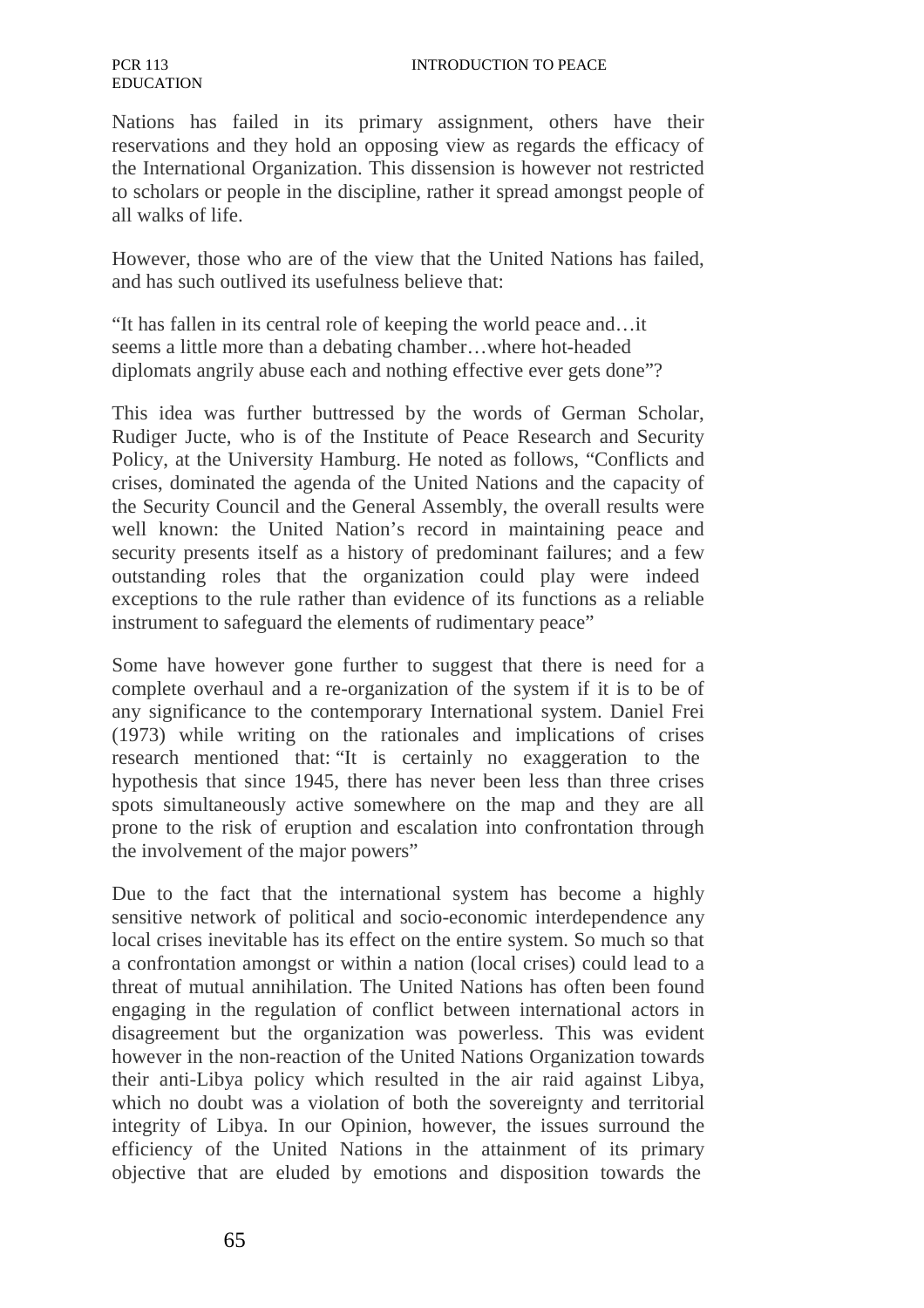Nations has failed in its primary assignment, others have their reservations and they hold an opposing view as regards the efficacy of the International Organization. This dissension is however not restricted to scholars or people in the discipline, rather it spread amongst people of all walks of life.

However, those who are of the view that the United Nations has failed, and has such outlived its usefulness believe that:

"It has fallen in its central role of keeping the world peace and…it seems a little more than a debating chamber…where hot-headed diplomats angrily abuse each and nothing effective ever gets done"?

This idea was further buttressed by the words of German Scholar, Rudiger Jucte, who is of the Institute of Peace Research and Security Policy, at the University Hamburg. He noted as follows, "Conflicts and crises, dominated the agenda of the United Nations and the capacity of the Security Council and the General Assembly, the overall results were well known: the United Nation's record in maintaining peace and security presents itself as a history of predominant failures; and a few outstanding roles that the organization could play were indeed exceptions to the rule rather than evidence of its functions as a reliable instrument to safeguard the elements of rudimentary peace"

Some have however gone further to suggest that there is need for a complete overhaul and a re-organization of the system if it is to be of any significance to the contemporary International system. Daniel Frei (1973) while writing on the rationales and implications of crises research mentioned that: "It is certainly no exaggeration to the hypothesis that since 1945, there has never been less than three crises spots simultaneously active somewhere on the map and they are all prone to the risk of eruption and escalation into confrontation through the involvement of the major powers"

Due to the fact that the international system has become a highly sensitive network of political and socio-economic interdependence any local crises inevitable has its effect on the entire system. So much so that a confrontation amongst or within a nation (local crises) could lead to a threat of mutual annihilation. The United Nations has often been found engaging in the regulation of conflict between international actors in disagreement but the organization was powerless. This was evident however in the non-reaction of the United Nations Organization towards their anti-Libya policy which resulted in the air raid against Libya, which no doubt was a violation of both the sovereignty and territorial integrity of Libya. In our Opinion, however, the issues surround the efficiency of the United Nations in the attainment of its primary objective that are eluded by emotions and disposition towards the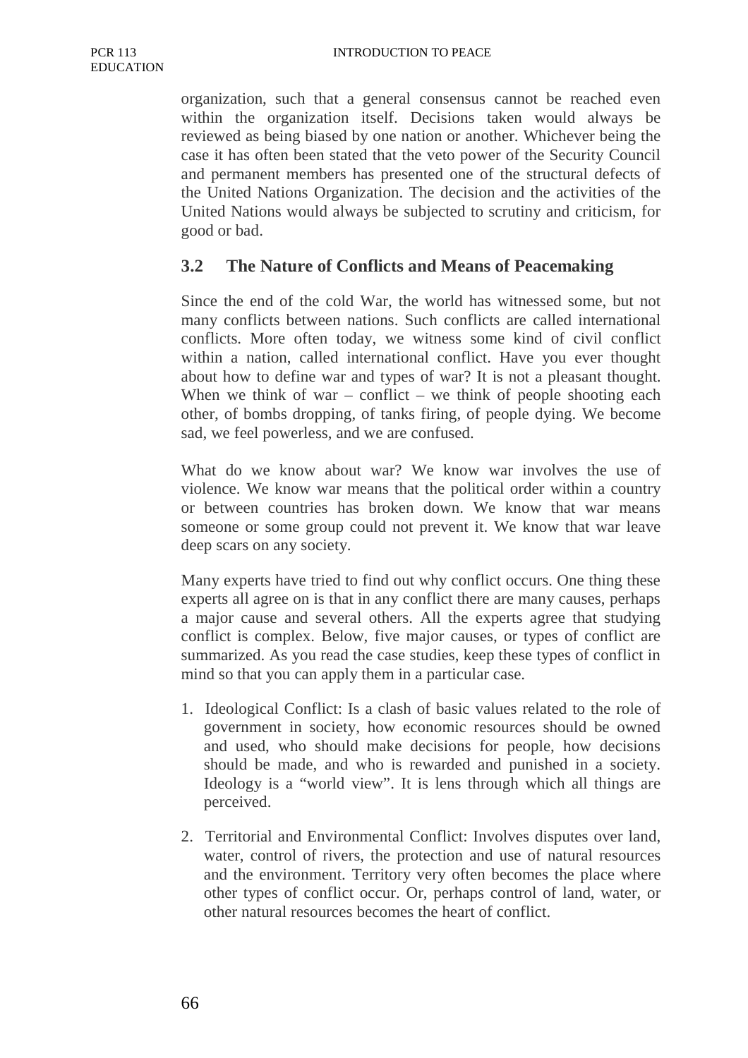organization, such that a general consensus cannot be reached even within the organization itself. Decisions taken would always be reviewed as being biased by one nation or another. Whichever being the case it has often been stated that the veto power of the Security Council and permanent members has presented one of the structural defects of the United Nations Organization. The decision and the activities of the United Nations would always be subjected to scrutiny and criticism, for good or bad.

## 3.2 The Nature of Conflicts and Means of Peacemaking

Since the end of the cold War, the world has witnessed some, but not many conflicts between nations. Such conflicts are called international conflicts. More often today, we witness some kind of civil conflict within a nation, called international conflict. Have you ever thought about how to define war and types of war? It is not a pleasant thought. When we think of war – conflict – we think of people shooting each other, of bombs dropping, of tanks firing, of people dying. We become sad, we feel powerless, and we are confused.

What do we know about war? We know war involves the use of violence. We know war means that the political order within a country or between countries has broken down. We know that war means someone or some group could not prevent it. We know that war leave deep scars on any society.

Many experts have tried to find out why conflict occurs. One thing these experts all agree on is that in any conflict there are many causes, perhaps a major cause and several others. All the experts agree that studying conflict is complex. Below, five major causes, or types of conflict are summarized. As you read the case studies, keep these types of conflict in mind so that you can apply them in a particular case.

1. Ideological Conflict: Is a clash of basic values related to the role of government in society, how economic resources should be owned and used, who should make decisions for people, how decisions should be made, and who is rewarded and punished in a society. Ideology is a "world view". It is lens through which all things are perceived.

2. Territorial and Environmental Conflict: Involves disputes over land, water, control of rivers, the protection and use of natural resources and the environment. Territory very often becomes the place where other types of conflict occur. Or, perhaps control of land, water, or other natural resources becomes the heart of conflict.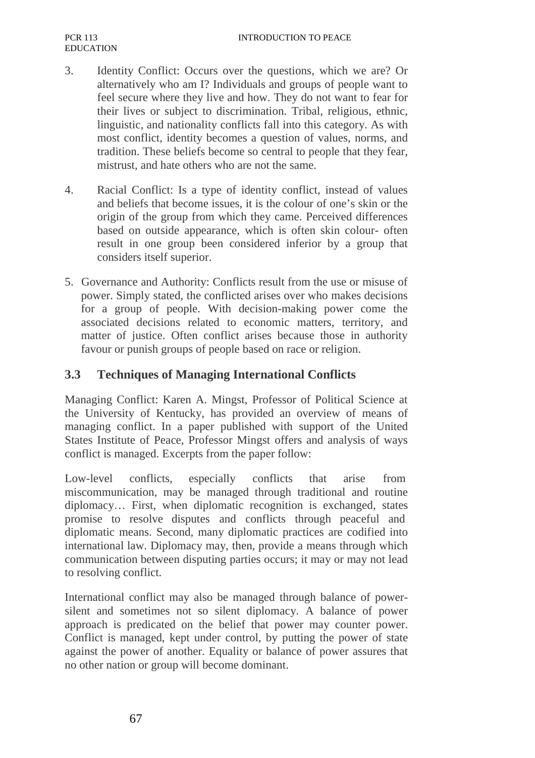3. Identity Conflict: Occurs over the questions, which we are? Or alternatively who am I? Individuals and groups of people want to feel secure where they live and how. They do not want to fear for their lives or subject to discrimination. Tribal, religious, ethnic, linguistic, and nationality conflicts fall into this category. As with most conflict, identity becomes a question of values, norms, and tradition. These beliefs become so central to people that they fear, mistrust, and hate others who are not the same.

4. Racial Conflict: Is a type of identity conflict, instead of values and beliefs that become issues, it is the colour of one's skin or the origin of the group from which they came. Perceived differences based on outside appearance, which is often skin colour- often result in one group been considered inferior by a group that considers itself superior.

5. Governance and Authority: Conflicts result from the use or misuse of power. Simply stated, the conflicted arises over who makes decisions for a group of people. With decision-making power come the associated decisions related to economic matters, territory, and matter of justice. Often conflict arises because those in authority favour or punish groups of people based on race or religion.

## 3.3 Techniques of Managing International Conflicts

Managing Conflict: Karen A. Mingst, Professor of Political Science at the University of Kentucky, has provided an overview of means of managing conflict. In a paper published with support of the United States Institute of Peace, Professor Mingst offers and analysis of ways conflict is managed. Excerpts from the paper follow:

Low-level conflicts, especially conflicts that arise from miscommunication, may be managed through traditional and routine diplomacy… First, when diplomatic recognition is exchanged, states promise to resolve disputes and conflicts through peaceful and diplomatic means. Second, many diplomatic practices are codified into international law. Diplomacy may, then, provide a means through which communication between disputing parties occurs; it may or may not lead to resolving conflict.

International conflict may also be managed through balance of power- silent and sometimes not so silent diplomacy. A balance of power approach is predicated on the belief that power may counter power. Conflict is managed, kept under control, by putting the power of state against the power of another. Equality or balance of power assures that no other nation or group will become dominant.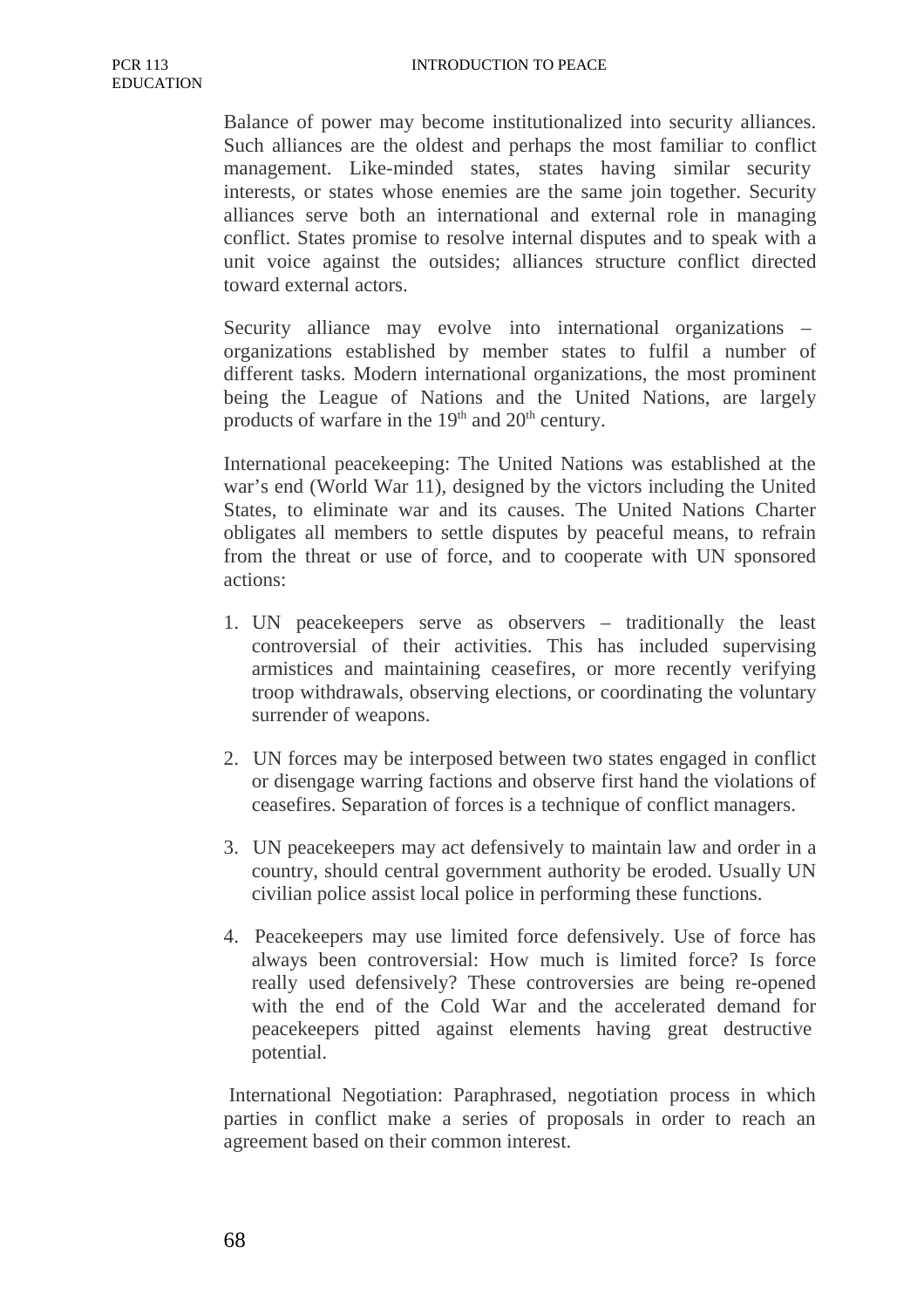Balance of power may become institutionalized into security alliances. Such alliances are the oldest and perhaps the most familiar to conflict management. Like-minded states, states having similar security interests, or states whose enemies are the same join together. Security alliances serve both an international and external role in managing conflict. States promise to resolve internal disputes and to speak with a unit voice against the outsides; alliances structure conflict directed toward external actors.

Security alliance may evolve into international organizations – organizations established by member states to fulfil a number of different tasks. Modern international organizations, the most prominent being the League of Nations and the United Nations, are largely products of warfare in the 19th and 20th century.

International peacekeeping: The United Nations was established at the war's end (World War 11), designed by the victors including the United States, to eliminate war and its causes. The United Nations Charter obligates all members to settle disputes by peaceful means, to refrain from the threat or use of force, and to cooperate with UN sponsored actions:

1. UN peacekeepers serve as observers – traditionally the least controversial of their activities. This has included supervising armistices and maintaining ceasefires, or more recently verifying troop withdrawals, observing elections, or coordinating the voluntary surrender of weapons.

2. UN forces may be interposed between two states engaged in conflict or disengage warring factions and observe first hand the violations of ceasefires. Separation of forces is a technique of conflict managers.

3. UN peacekeepers may act defensively to maintain law and order in a country, should central government authority be eroded. Usually UN civilian police assist local police in performing these functions.

4. Peacekeepers may use limited force defensively. Use of force has always been controversial: How much is limited force? Is force really used defensively? These controversies are being re-opened with the end of the Cold War and the accelerated demand for peacekeepers pitted against elements having great destructive potential.

International Negotiation: Paraphrased, negotiation process in which parties in conflict make a series of proposals in order to reach an agreement based on their common interest.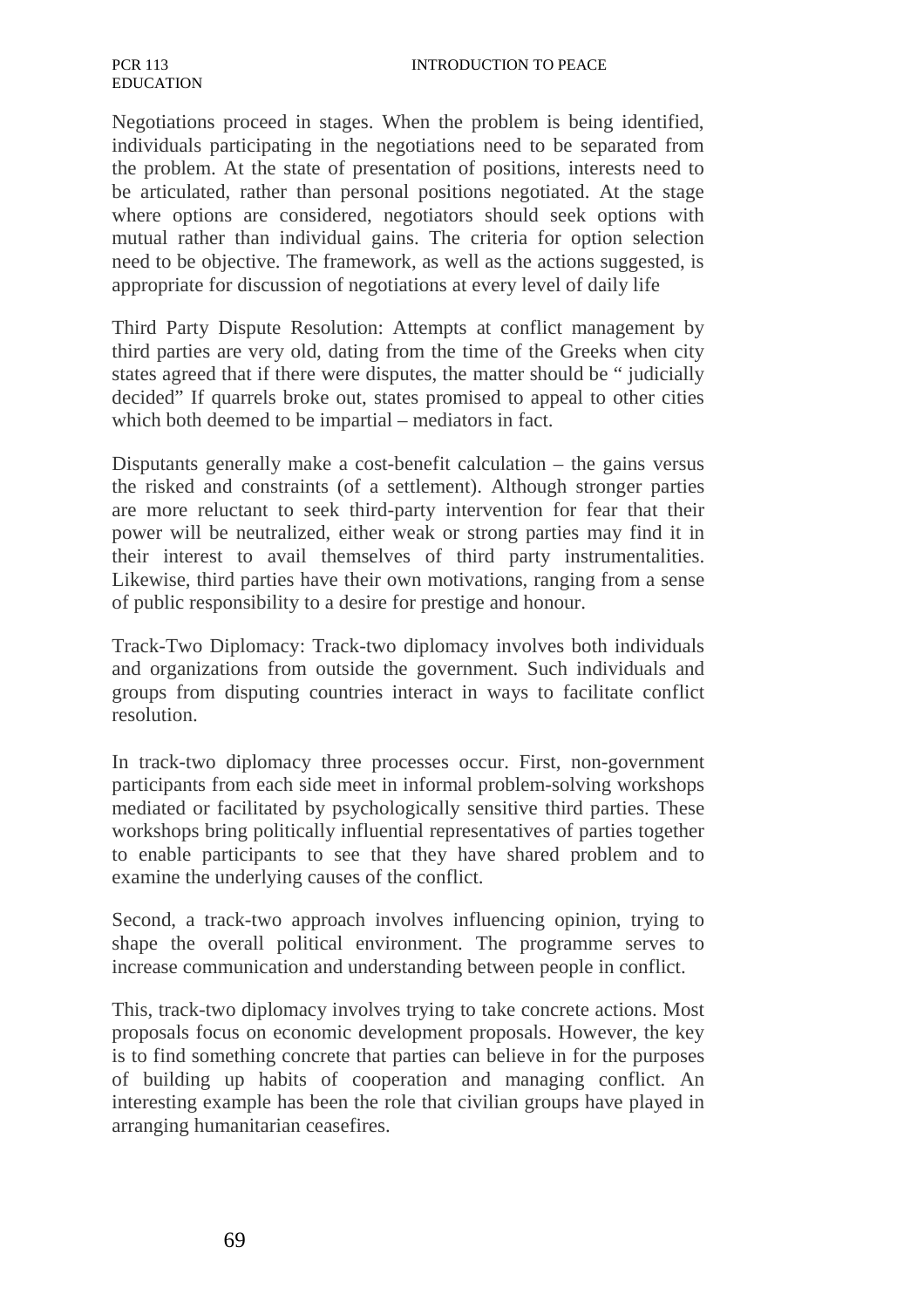Negotiations proceed in stages. When the problem is being identified, individuals participating in the negotiations need to be separated from the problem. At the state of presentation of positions, interests need to be articulated, rather than personal positions negotiated. At the stage where options are considered, negotiators should seek options with mutual rather than individual gains. The criteria for option selection need to be objective. The framework, as well as the actions suggested, is appropriate for discussion of negotiations at every level of daily life

Third Party Dispute Resolution: Attempts at conflict management by third parties are very old, dating from the time of the Greeks when city states agreed that if there were disputes, the matter should be " judicially decided" If quarrels broke out, states promised to appeal to other cities which both deemed to be impartial – mediators in fact.

Disputants generally make a cost-benefit calculation – the gains versus the risked and constraints (of a settlement). Although stronger parties are more reluctant to seek third-party intervention for fear that their power will be neutralized, either weak or strong parties may find it in their interest to avail themselves of third party instrumentalities. Likewise, third parties have their own motivations, ranging from a sense of public responsibility to a desire for prestige and honour.

Track-Two Diplomacy: Track-two diplomacy involves both individuals and organizations from outside the government. Such individuals and groups from disputing countries interact in ways to facilitate conflict resolution.

In track-two diplomacy three processes occur. First, non-government participants from each side meet in informal problem-solving workshops mediated or facilitated by psychologically sensitive third parties. These workshops bring politically influential representatives of parties together to enable participants to see that they have shared problem and to examine the underlying causes of the conflict.

Second, a track-two approach involves influencing opinion, trying to shape the overall political environment. The programme serves to increase communication and understanding between people in conflict.

This, track-two diplomacy involves trying to take concrete actions. Most proposals focus on economic development proposals. However, the key is to find something concrete that parties can believe in for the purposes of building up habits of cooperation and managing conflict. An interesting example has been the role that civilian groups have played in arranging humanitarian ceasefires.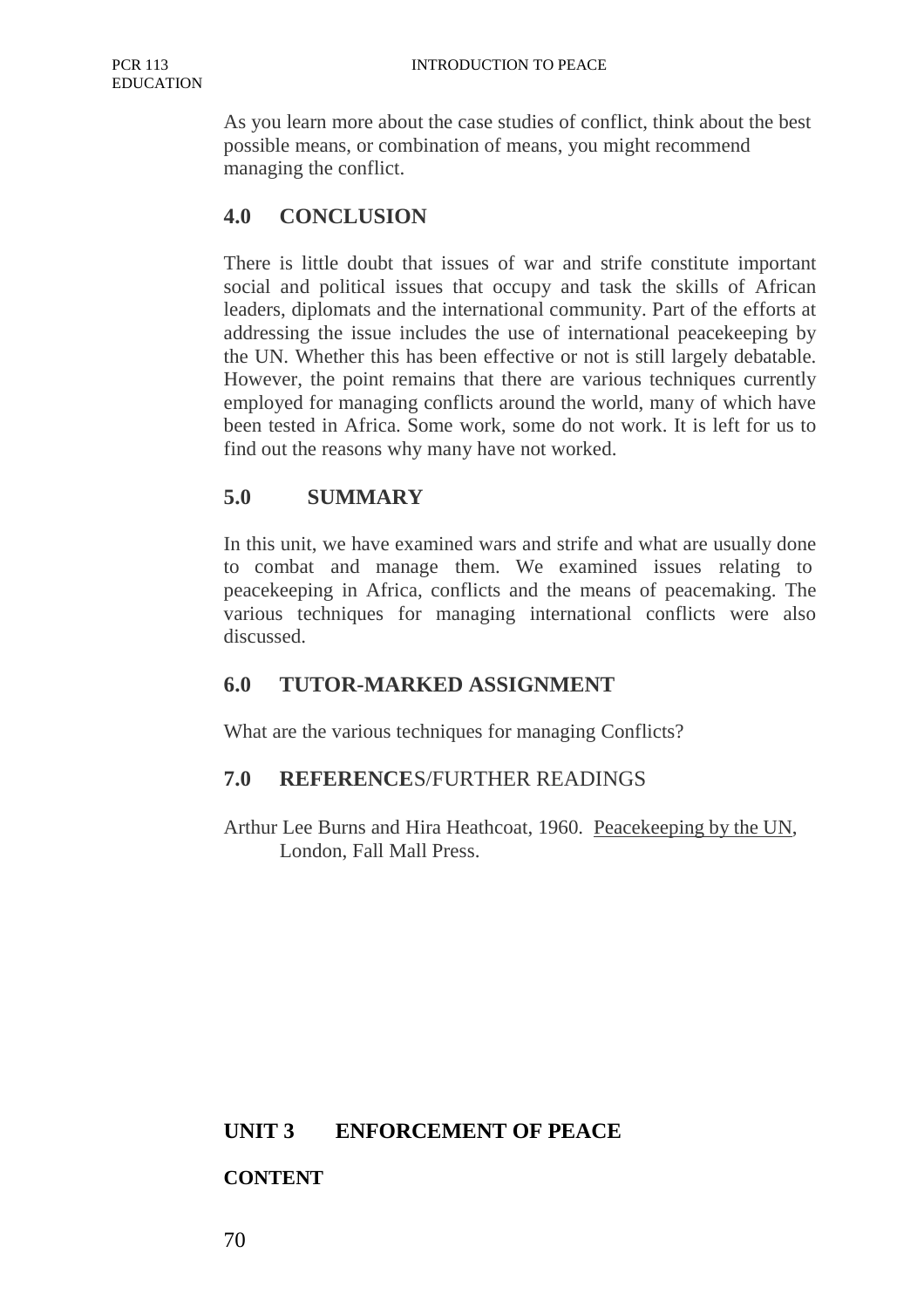As you learn more about the case studies of conflict, think about the best possible means, or combination of means, you might recommend managing the conflict.

## 4.0 CONCLUSION

There is little doubt that issues of war and strife constitute important social and political issues that occupy and task the skills of African leaders, diplomats and the international community. Part of the efforts at addressing the issue includes the use of international peacekeeping by the UN. Whether this has been effective or not is still largely debatable. However, the point remains that there are various techniques currently employed for managing conflicts around the world, many of which have been tested in Africa. Some work, some do not work. It is left for us to find out the reasons why many have not worked.

## 5.0 SUMMARY

In this unit, we have examined wars and strife and what are usually done to combat and manage them. We examined issues relating to peacekeeping in Africa, conflicts and the means of peacemaking. The various techniques for managing international conflicts were also discussed.

## 6.0 TUTOR-MARKED ASSIGNMENT

What are the various techniques for managing Conflicts?

## 7.0 **REFERENCE**S/FURTHER READINGS

Arthur Lee Burns and Hira Heathcoat, 1960. Peacekeeping by the UN, London, Fall Mall Press.

# UNIT 3 ENFORCEMENT OF PEACE

**CONTENT**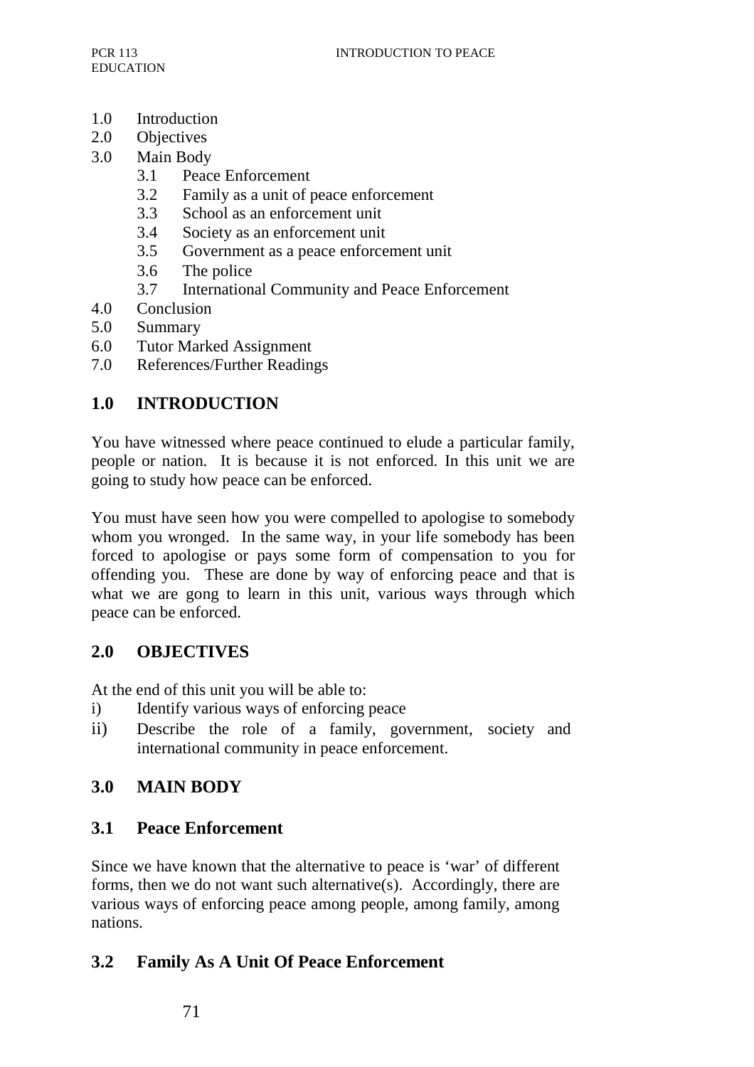1.0 Introduction
2.0 Objectives
3.0 Main Body
    3.1 Peace Enforcement
    3.2 Family as a unit of peace enforcement
    3.3 School as an enforcement unit
    3.4 Society as an enforcement unit
    3.5 Government as a peace enforcement unit
    3.6 The police
    3.7 International Community and Peace Enforcement
4.0 Conclusion
5.0 Summary
6.0 Tutor Marked Assignment
7.0 References/Further Readings

## 1.0 INTRODUCTION

You have witnessed where peace continued to elude a particular family, people or nation. It is because it is not enforced. In this unit we are going to study how peace can be enforced.

You must have seen how you were compelled to apologise to somebody whom you wronged. In the same way, in your life somebody has been forced to apologise or pays some form of compensation to you for offending you. These are done by way of enforcing peace and that is what we are gong to learn in this unit, various ways through which peace can be enforced.

## 2.0 OBJECTIVES

At the end of this unit you will be able to:

i) Identify various ways of enforcing peace
ii) Describe the role of a family, government, society and international community in peace enforcement.

## 3.0 MAIN BODY

### 3.1 Peace Enforcement

Since we have known that the alternative to peace is 'war' of different forms, then we do not want such alternative(s). Accordingly, there are various ways of enforcing peace among people, among family, among nations.

### 3.2 Family As A Unit Of Peace Enforcement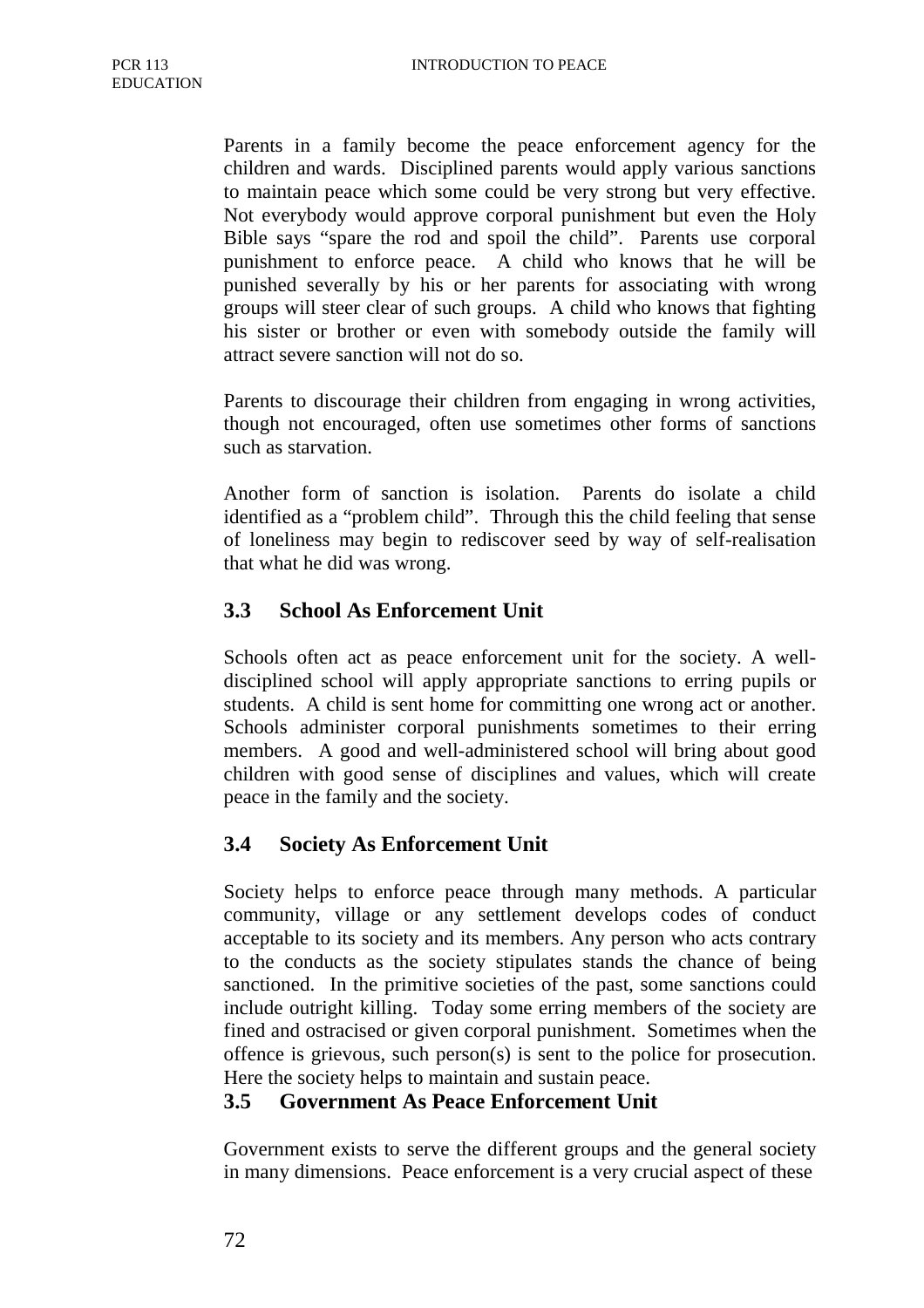Parents in a family become the peace enforcement agency for the children and wards. Disciplined parents would apply various sanctions to maintain peace which some could be very strong but very effective. Not everybody would approve corporal punishment but even the Holy Bible says "spare the rod and spoil the child". Parents use corporal punishment to enforce peace. A child who knows that he will be punished severally by his or her parents for associating with wrong groups will steer clear of such groups. A child who knows that fighting his sister or brother or even with somebody outside the family will attract severe sanction will not do so.

Parents to discourage their children from engaging in wrong activities, though not encouraged, often use sometimes other forms of sanctions such as starvation.

Another form of sanction is isolation. Parents do isolate a child identified as a "problem child". Through this the child feeling that sense of loneliness may begin to rediscover seed by way of self-realisation that what he did was wrong.

## 3.3 School As Enforcement Unit

Schools often act as peace enforcement unit for the society. A well-disciplined school will apply appropriate sanctions to erring pupils or students. A child is sent home for committing one wrong act or another. Schools administer corporal punishments sometimes to their erring members. A good and well-administered school will bring about good children with good sense of disciplines and values, which will create peace in the family and the society.

## 3.4 Society As Enforcement Unit

Society helps to enforce peace through many methods. A particular community, village or any settlement develops codes of conduct acceptable to its society and its members. Any person who acts contrary to the conducts as the society stipulates stands the chance of being sanctioned. In the primitive societies of the past, some sanctions could include outright killing. Today some erring members of the society are fined and ostracised or given corporal punishment. Sometimes when the offence is grievous, such person(s) is sent to the police for prosecution. Here the society helps to maintain and sustain peace.

## 3.5 Government As Peace Enforcement Unit

Government exists to serve the different groups and the general society in many dimensions. Peace enforcement is a very crucial aspect of these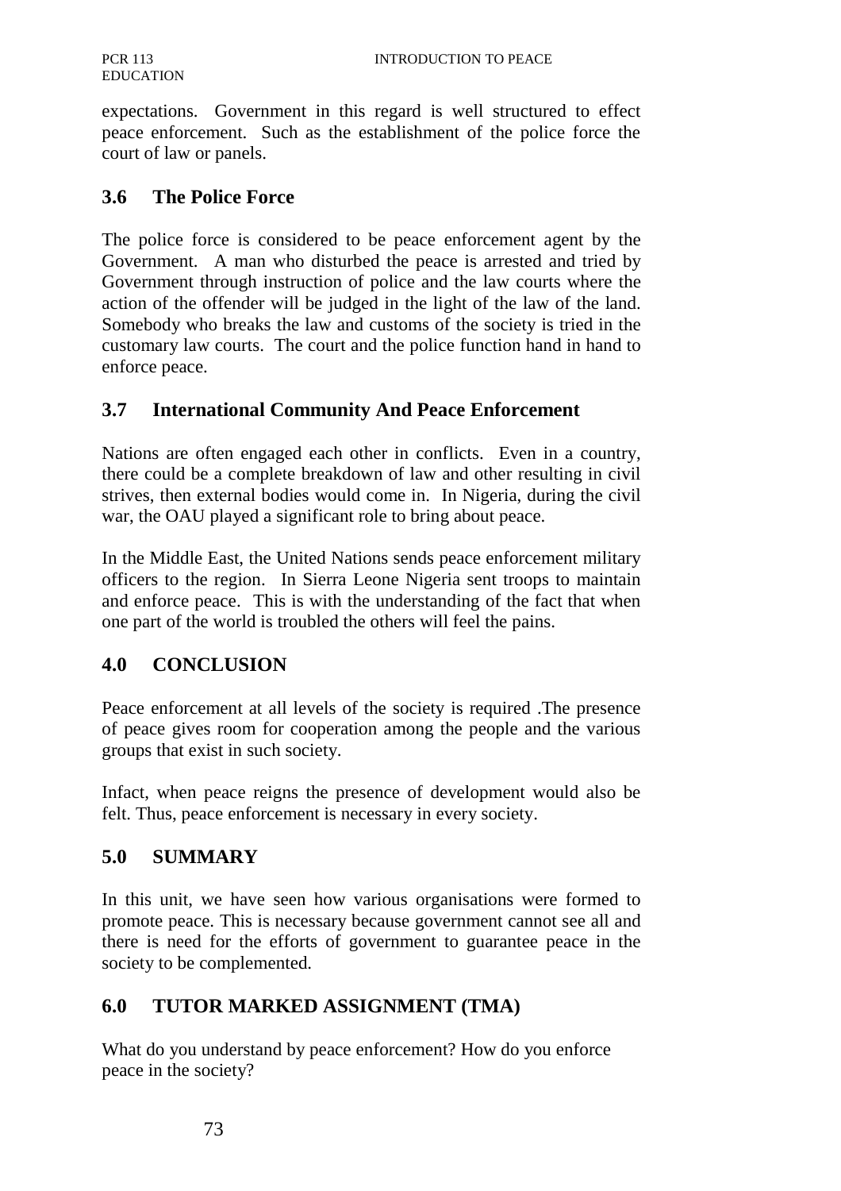expectations. Government in this regard is well structured to effect peace enforcement. Such as the establishment of the police force the court of law or panels.

### 3.6 The Police Force

The police force is considered to be peace enforcement agent by the Government. A man who disturbed the peace is arrested and tried by Government through instruction of police and the law courts where the action of the offender will be judged in the light of the law of the land. Somebody who breaks the law and customs of the society is tried in the customary law courts. The court and the police function hand in hand to enforce peace.

### 3.7 International Community And Peace Enforcement

Nations are often engaged each other in conflicts. Even in a country, there could be a complete breakdown of law and other resulting in civil strives, then external bodies would come in. In Nigeria, during the civil war, the OAU played a significant role to bring about peace.

In the Middle East, the United Nations sends peace enforcement military officers to the region. In Sierra Leone Nigeria sent troops to maintain and enforce peace. This is with the understanding of the fact that when one part of the world is troubled the others will feel the pains.

## 4.0 CONCLUSION

Peace enforcement at all levels of the society is required .The presence of peace gives room for cooperation among the people and the various groups that exist in such society.

Infact, when peace reigns the presence of development would also be felt. Thus, peace enforcement is necessary in every society.

## 5.0 SUMMARY

In this unit, we have seen how various organisations were formed to promote peace. This is necessary because government cannot see all and there is need for the efforts of government to guarantee peace in the society to be complemented.

## 6.0 TUTOR MARKED ASSIGNMENT (TMA)

What do you understand by peace enforcement? How do you enforce peace in the society?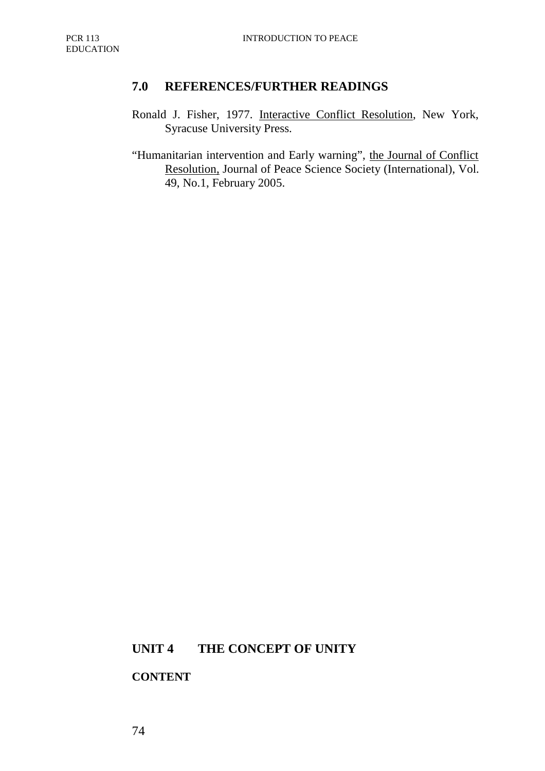## 7.0 REFERENCES/FURTHER READINGS

Ronald J. Fisher, 1977. Interactive Conflict Resolution, New York, Syracuse University Press.

"Humanitarian intervention and Early warning", the Journal of Conflict Resolution, Journal of Peace Science Society (International), Vol. 49, No.1, February 2005.

# UNIT 4 THE CONCEPT OF UNITY

**CONTENT**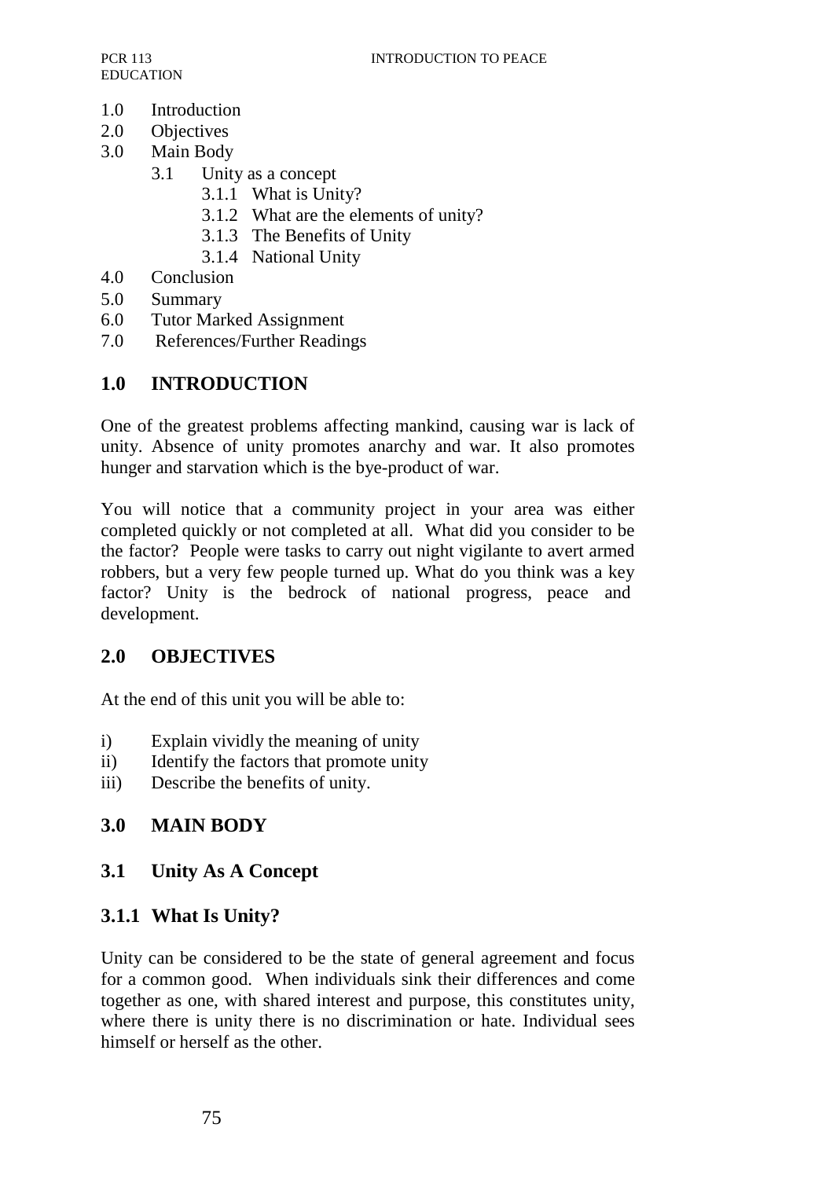1.0 Introduction
2.0 Objectives
3.0 Main Body
    3.1 Unity as a concept
        3.1.1 What is Unity?
        3.1.2 What are the elements of unity?
        3.1.3 The Benefits of Unity
        3.1.4 National Unity
4.0 Conclusion
5.0 Summary
6.0 Tutor Marked Assignment
7.0 References/Further Readings

## 1.0 INTRODUCTION

One of the greatest problems affecting mankind, causing war is lack of unity. Absence of unity promotes anarchy and war. It also promotes hunger and starvation which is the bye-product of war.

You will notice that a community project in your area was either completed quickly or not completed at all. What did you consider to be the factor? People were tasks to carry out night vigilante to avert armed robbers, but a very few people turned up. What do you think was a key factor? Unity is the bedrock of national progress, peace and development.

## 2.0 OBJECTIVES

At the end of this unit you will be able to:

i) Explain vividly the meaning of unity
ii) Identify the factors that promote unity
iii) Describe the benefits of unity.

## 3.0 MAIN BODY

## 3.1 Unity As A Concept

### 3.1.1 What Is Unity?

Unity can be considered to be the state of general agreement and focus for a common good. When individuals sink their differences and come together as one, with shared interest and purpose, this constitutes unity, where there is unity there is no discrimination or hate. Individual sees himself or herself as the other.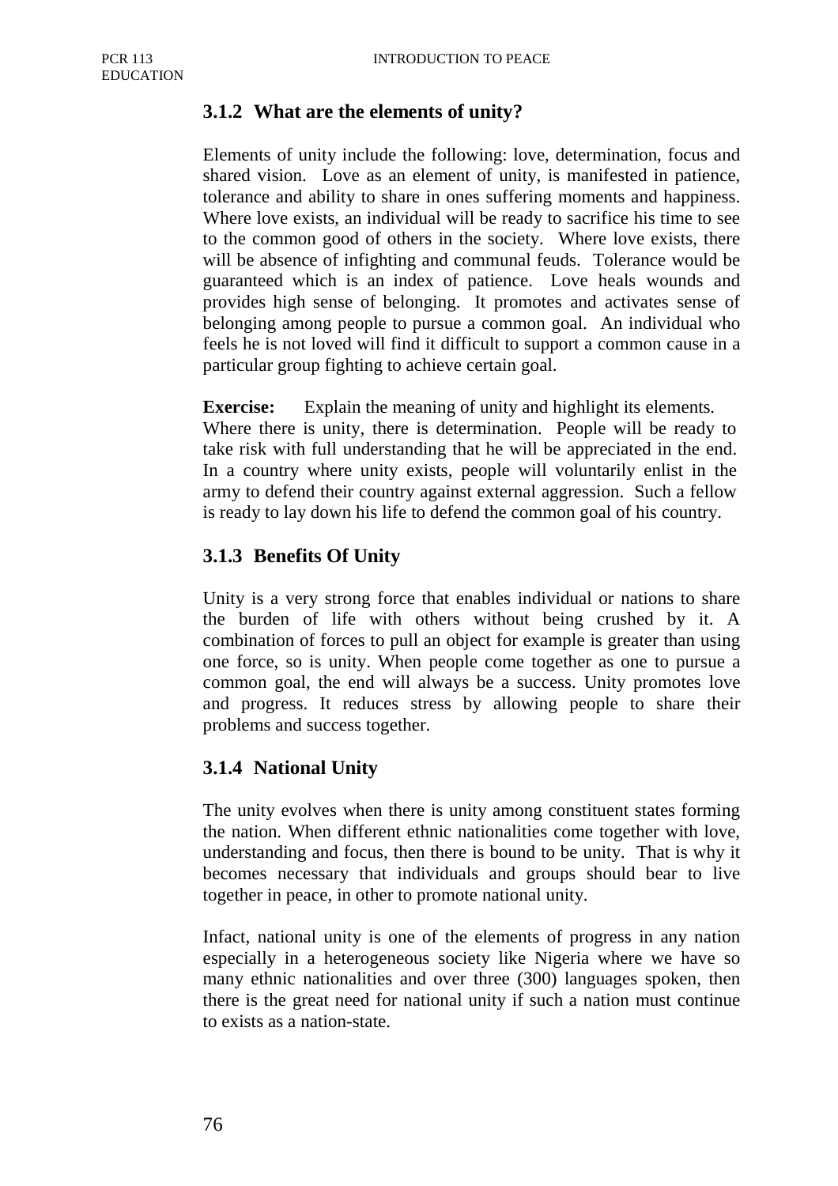### 3.1.2 What are the elements of unity?

Elements of unity include the following: love, determination, focus and shared vision. Love as an element of unity, is manifested in patience, tolerance and ability to share in ones suffering moments and happiness. Where love exists, an individual will be ready to sacrifice his time to see to the common good of others in the society. Where love exists, there will be absence of infighting and communal feuds. Tolerance would be guaranteed which is an index of patience. Love heals wounds and provides high sense of belonging. It promotes and activates sense of belonging among people to pursue a common goal. An individual who feels he is not loved will find it difficult to support a common cause in a particular group fighting to achieve certain goal.

**Exercise:** Explain the meaning of unity and highlight its elements.

Where there is unity, there is determination. People will be ready to take risk with full understanding that he will be appreciated in the end. In a country where unity exists, people will voluntarily enlist in the army to defend their country against external aggression. Such a fellow is ready to lay down his life to defend the common goal of his country.

### 3.1.3 Benefits Of Unity

Unity is a very strong force that enables individual or nations to share the burden of life with others without being crushed by it. A combination of forces to pull an object for example is greater than using one force, so is unity. When people come together as one to pursue a common goal, the end will always be a success. Unity promotes love and progress. It reduces stress by allowing people to share their problems and success together.

### 3.1.4 National Unity

The unity evolves when there is unity among constituent states forming the nation. When different ethnic nationalities come together with love, understanding and focus, then there is bound to be unity. That is why it becomes necessary that individuals and groups should bear to live together in peace, in other to promote national unity.

Infact, national unity is one of the elements of progress in any nation especially in a heterogeneous society like Nigeria where we have so many ethnic nationalities and over three (300) languages spoken, then there is the great need for national unity if such a nation must continue to exists as a nation-state.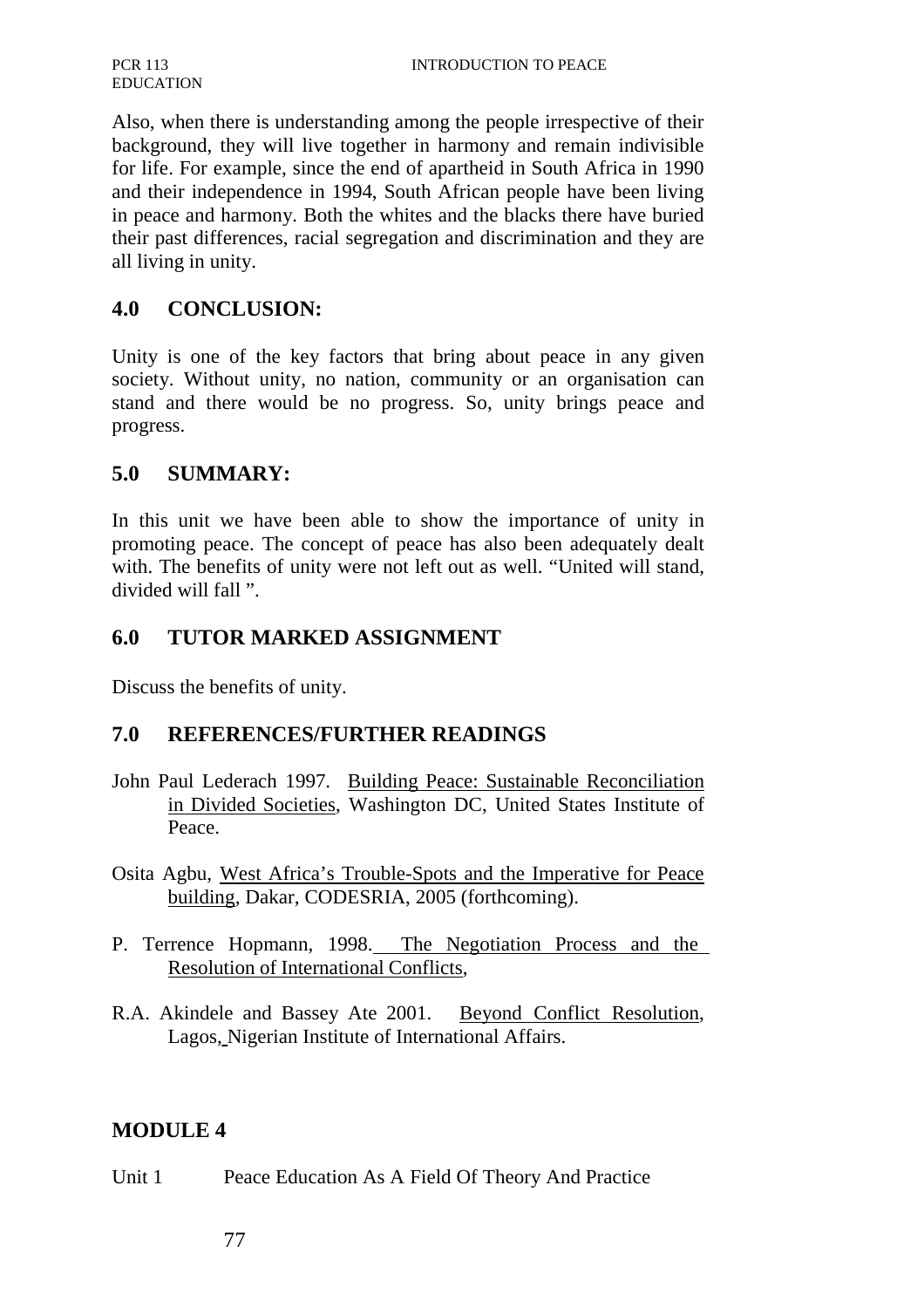Also, when there is understanding among the people irrespective of their background, they will live together in harmony and remain indivisible for life. For example, since the end of apartheid in South Africa in 1990 and their independence in 1994, South African people have been living in peace and harmony. Both the whites and the blacks there have buried their past differences, racial segregation and discrimination and they are all living in unity.

## 4.0 CONCLUSION:

Unity is one of the key factors that bring about peace in any given society. Without unity, no nation, community or an organisation can stand and there would be no progress. So, unity brings peace and progress.

## 5.0 SUMMARY:

In this unit we have been able to show the importance of unity in promoting peace. The concept of peace has also been adequately dealt with. The benefits of unity were not left out as well. "United will stand, divided will fall ".

## 6.0 TUTOR MARKED ASSIGNMENT

Discuss the benefits of unity.

## 7.0 REFERENCES/FURTHER READINGS

John Paul Lederach 1997. Building Peace: Sustainable Reconciliation in Divided Societies, Washington DC, United States Institute of Peace.

Osita Agbu, West Africa's Trouble-Spots and the Imperative for Peace building, Dakar, CODESRIA, 2005 (forthcoming).

P. Terrence Hopmann, 1998. The Negotiation Process and the Resolution of International Conflicts,

R.A. Akindele and Bassey Ate 2001. Beyond Conflict Resolution, Lagos, Nigerian Institute of International Affairs.

# MODULE 4

Unit 1 Peace Education As A Field Of Theory And Practice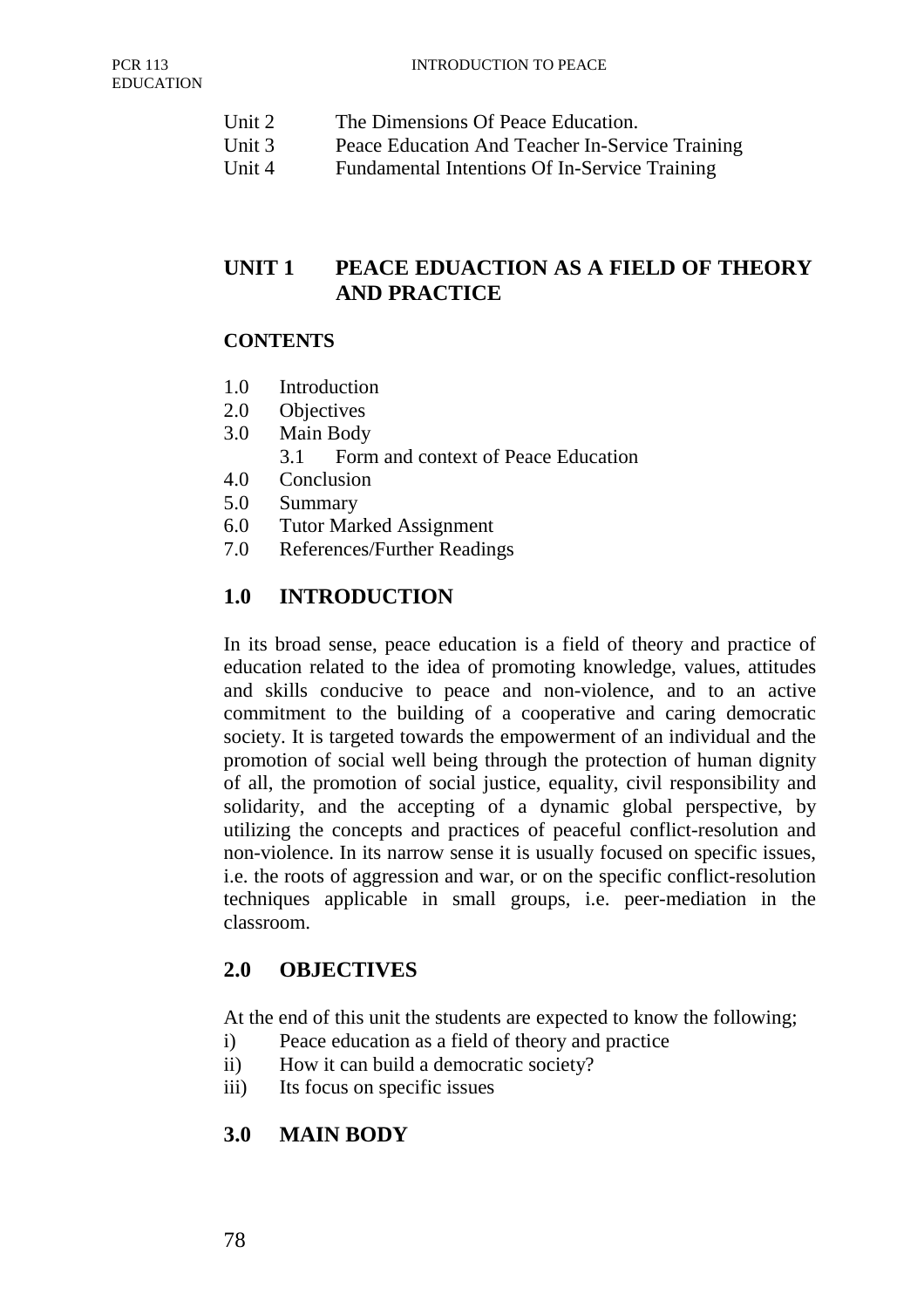Unit 2 The Dimensions Of Peace Education.
Unit 3 Peace Education And Teacher In-Service Training
Unit 4 Fundamental Intentions Of In-Service Training

## UNIT 1 PEACE EDUACTION AS A FIELD OF THEORY AND PRACTICE

**CONTENTS**

1.0 Introduction
2.0 Objectives
3.0 Main Body
  3.1 Form and context of Peace Education
4.0 Conclusion
5.0 Summary
6.0 Tutor Marked Assignment
7.0 References/Further Readings

## 1.0 INTRODUCTION

In its broad sense, peace education is a field of theory and practice of education related to the idea of promoting knowledge, values, attitudes and skills conducive to peace and non-violence, and to an active commitment to the building of a cooperative and caring democratic society. It is targeted towards the empowerment of an individual and the promotion of social well being through the protection of human dignity of all, the promotion of social justice, equality, civil responsibility and solidarity, and the accepting of a dynamic global perspective, by utilizing the concepts and practices of peaceful conflict-resolution and non-violence. In its narrow sense it is usually focused on specific issues, i.e. the roots of aggression and war, or on the specific conflict-resolution techniques applicable in small groups, i.e. peer-mediation in the classroom.

## 2.0 OBJECTIVES

At the end of this unit the students are expected to know the following;

i) Peace education as a field of theory and practice
ii) How it can build a democratic society?
iii) Its focus on specific issues

## 3.0 MAIN BODY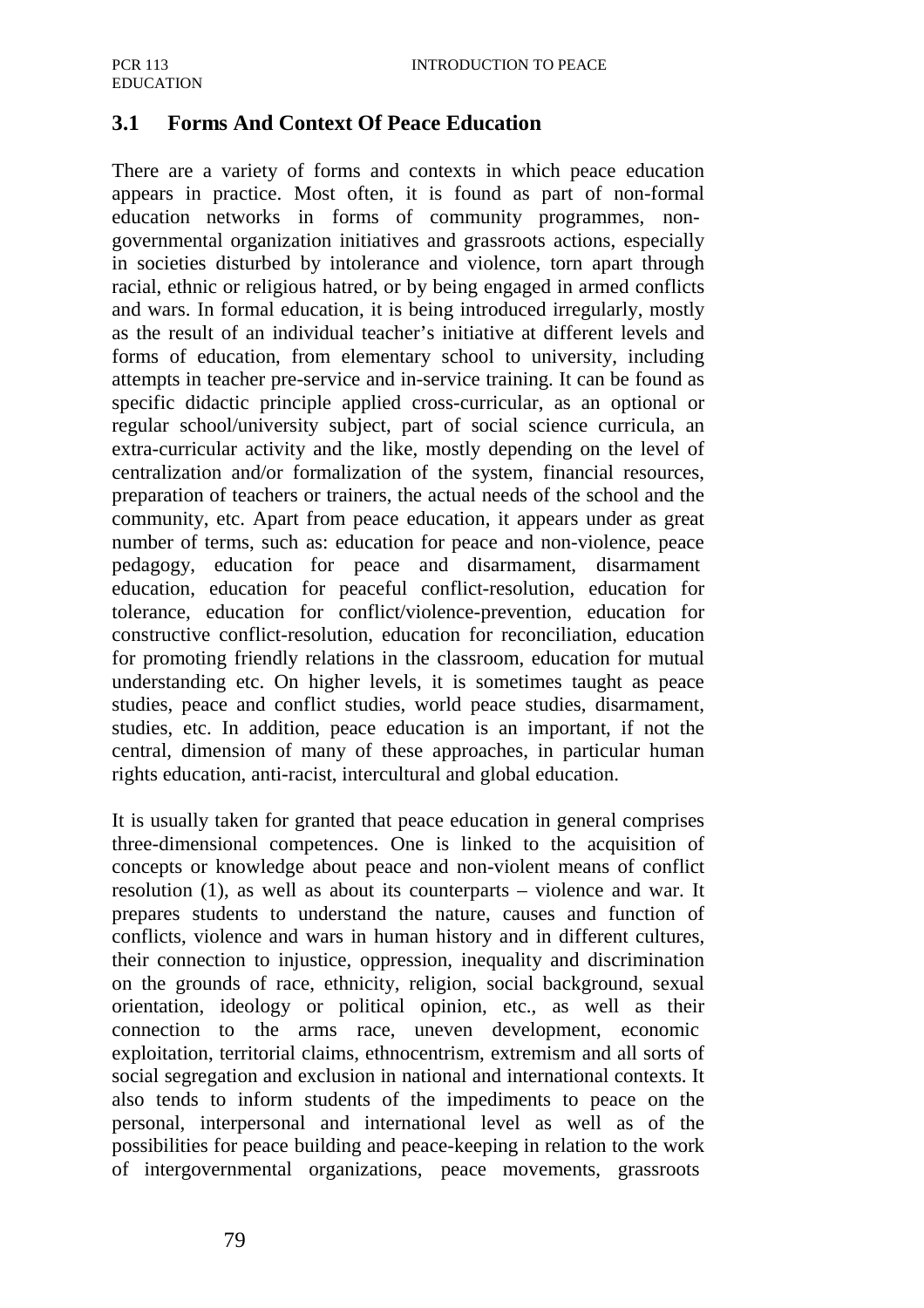## 3.1 Forms And Context Of Peace Education

There are a variety of forms and contexts in which peace education appears in practice. Most often, it is found as part of non-formal education networks in forms of community programmes, non-governmental organization initiatives and grassroots actions, especially in societies disturbed by intolerance and violence, torn apart through racial, ethnic or religious hatred, or by being engaged in armed conflicts and wars. In formal education, it is being introduced irregularly, mostly as the result of an individual teacher's initiative at different levels and forms of education, from elementary school to university, including attempts in teacher pre-service and in-service training. It can be found as specific didactic principle applied cross-curricular, as an optional or regular school/university subject, part of social science curricula, an extra-curricular activity and the like, mostly depending on the level of centralization and/or formalization of the system, financial resources, preparation of teachers or trainers, the actual needs of the school and the community, etc. Apart from peace education, it appears under as great number of terms, such as: education for peace and non-violence, peace pedagogy, education for peace and disarmament, disarmament education, education for peaceful conflict-resolution, education for tolerance, education for conflict/violence-prevention, education for constructive conflict-resolution, education for reconciliation, education for promoting friendly relations in the classroom, education for mutual understanding etc. On higher levels, it is sometimes taught as peace studies, peace and conflict studies, world peace studies, disarmament, studies, etc. In addition, peace education is an important, if not the central, dimension of many of these approaches, in particular human rights education, anti-racist, intercultural and global education.

It is usually taken for granted that peace education in general comprises three-dimensional competences. One is linked to the acquisition of concepts or knowledge about peace and non-violent means of conflict resolution (1), as well as about its counterparts – violence and war. It prepares students to understand the nature, causes and function of conflicts, violence and wars in human history and in different cultures, their connection to injustice, oppression, inequality and discrimination on the grounds of race, ethnicity, religion, social background, sexual orientation, ideology or political opinion, etc., as well as their connection to the arms race, uneven development, economic exploitation, territorial claims, ethnocentrism, extremism and all sorts of social segregation and exclusion in national and international contexts. It also tends to inform students of the impediments to peace on the personal, interpersonal and international level as well as of the possibilities for peace building and peace-keeping in relation to the work of intergovernmental organizations, peace movements, grassroots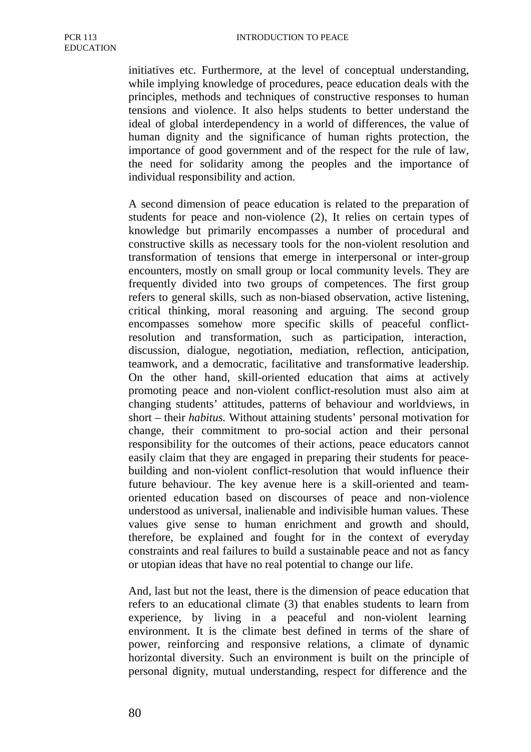initiatives etc. Furthermore, at the level of conceptual understanding, while implying knowledge of procedures, peace education deals with the principles, methods and techniques of constructive responses to human tensions and violence. It also helps students to better understand the ideal of global interdependency in a world of differences, the value of human dignity and the significance of human rights protection, the importance of good government and of the respect for the rule of law, the need for solidarity among the peoples and the importance of individual responsibility and action.

A second dimension of peace education is related to the preparation of students for peace and non-violence (2), It relies on certain types of knowledge but primarily encompasses a number of procedural and constructive skills as necessary tools for the non-violent resolution and transformation of tensions that emerge in interpersonal or inter-group encounters, mostly on small group or local community levels. They are frequently divided into two groups of competences. The first group refers to general skills, such as non-biased observation, active listening, critical thinking, moral reasoning and arguing. The second group encompasses somehow more specific skills of peaceful conflict-resolution and transformation, such as participation, interaction, discussion, dialogue, negotiation, mediation, reflection, anticipation, teamwork, and a democratic, facilitative and transformative leadership. On the other hand, skill-oriented education that aims at actively promoting peace and non-violent conflict-resolution must also aim at changing students' attitudes, patterns of behaviour and worldviews, in short – their *habitus.* Without attaining students' personal motivation for change, their commitment to pro-social action and their personal responsibility for the outcomes of their actions, peace educators cannot easily claim that they are engaged in preparing their students for peace-building and non-violent conflict-resolution that would influence their future behaviour. The key avenue here is a skill-oriented and team-oriented education based on discourses of peace and non-violence understood as universal, inalienable and indivisible human values. These values give sense to human enrichment and growth and should, therefore, be explained and fought for in the context of everyday constraints and real failures to build a sustainable peace and not as fancy or utopian ideas that have no real potential to change our life.

And, last but not the least, there is the dimension of peace education that refers to an educational climate (3) that enables students to learn from experience, by living in a peaceful and non-violent learning environment. It is the climate best defined in terms of the share of power, reinforcing and responsive relations, a climate of dynamic horizontal diversity. Such an environment is built on the principle of personal dignity, mutual understanding, respect for difference and the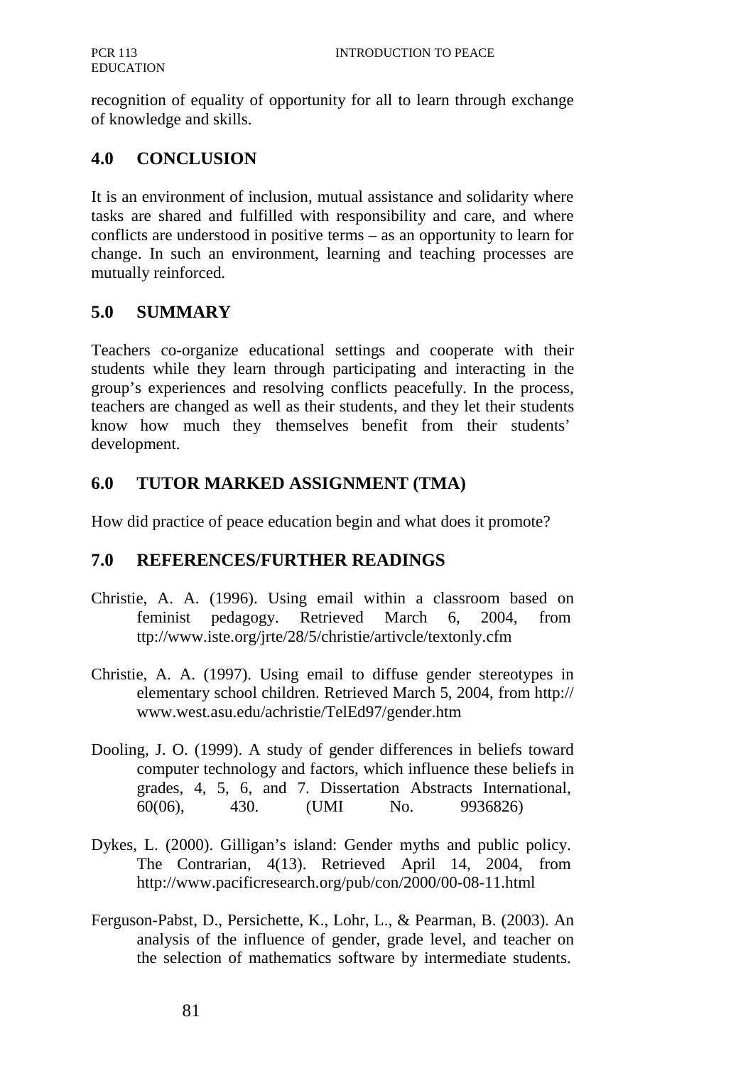recognition of equality of opportunity for all to learn through exchange of knowledge and skills.

## 4.0 CONCLUSION

It is an environment of inclusion, mutual assistance and solidarity where tasks are shared and fulfilled with responsibility and care, and where conflicts are understood in positive terms – as an opportunity to learn for change. In such an environment, learning and teaching processes are mutually reinforced.

## 5.0 SUMMARY

Teachers co-organize educational settings and cooperate with their students while they learn through participating and interacting in the group's experiences and resolving conflicts peacefully. In the process, teachers are changed as well as their students, and they let their students know how much they themselves benefit from their students' development.

## 6.0 TUTOR MARKED ASSIGNMENT (TMA)

How did practice of peace education begin and what does it promote?

## 7.0 REFERENCES/FURTHER READINGS

Christie, A. A. (1996). Using email within a classroom based on feminist pedagogy. Retrieved March 6, 2004, from ttp://www.iste.org/jrte/28/5/christie/artivcle/textonly.cfm

Christie, A. A. (1997). Using email to diffuse gender stereotypes in elementary school children. Retrieved March 5, 2004, from http:// www.west.asu.edu/achristie/TelEd97/gender.htm

Dooling, J. O. (1999). A study of gender differences in beliefs toward computer technology and factors, which influence these beliefs in grades, 4, 5, 6, and 7. Dissertation Abstracts International, 60(06), 430. (UMI No. 9936826)

Dykes, L. (2000). Gilligan's island: Gender myths and public policy. The Contrarian, 4(13). Retrieved April 14, 2004, from http://www.pacificresearch.org/pub/con/2000/00-08-11.html

Ferguson-Pabst, D., Persichette, K., Lohr, L., & Pearman, B. (2003). An analysis of the influence of gender, grade level, and teacher on the selection of mathematics software by intermediate students.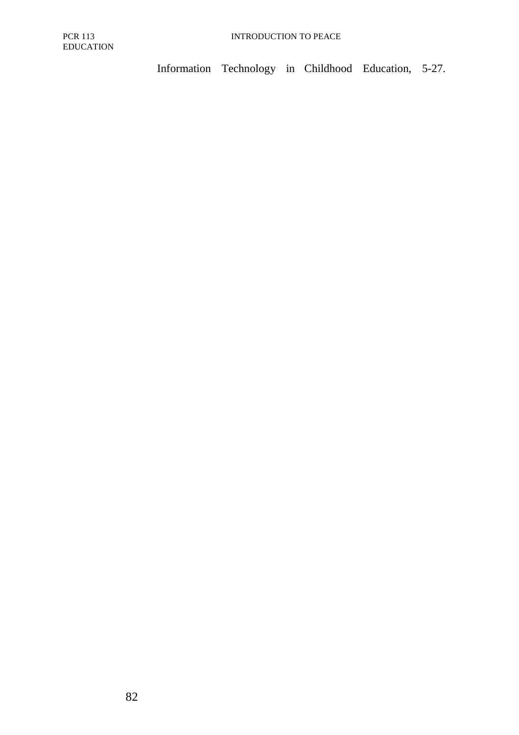Information Technology in Childhood Education, 5-27.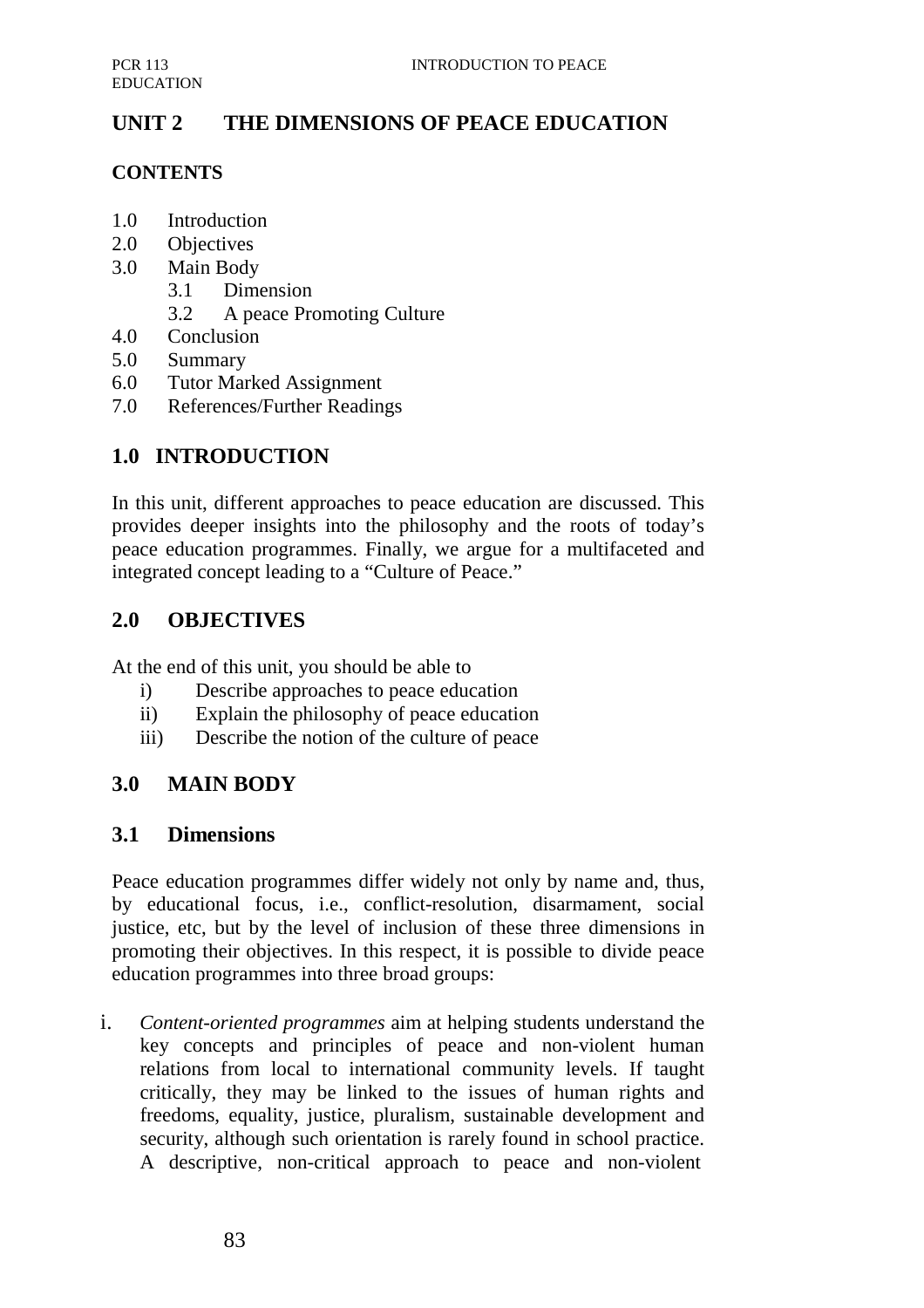## UNIT 2 THE DIMENSIONS OF PEACE EDUCATION

### CONTENTS

- 1.0 Introduction
- 2.0 Objectives
- 3.0 Main Body
  - 3.1 Dimension
  - 3.2 A peace Promoting Culture
- 4.0 Conclusion
- 5.0 Summary
- 6.0 Tutor Marked Assignment
- 7.0 References/Further Readings

## 1.0 INTRODUCTION

In this unit, different approaches to peace education are discussed. This provides deeper insights into the philosophy and the roots of today's peace education programmes. Finally, we argue for a multifaceted and integrated concept leading to a "Culture of Peace."

## 2.0 OBJECTIVES

At the end of this unit, you should be able to

- i) Describe approaches to peace education
- ii) Explain the philosophy of peace education
- iii) Describe the notion of the culture of peace

## 3.0 MAIN BODY

### 3.1 Dimensions

Peace education programmes differ widely not only by name and, thus, by educational focus, i.e., conflict-resolution, disarmament, social justice, etc, but by the level of inclusion of these three dimensions in promoting their objectives. In this respect, it is possible to divide peace education programmes into three broad groups:

i. *Content-oriented programmes* aim at helping students understand the key concepts and principles of peace and non-violent human relations from local to international community levels. If taught critically, they may be linked to the issues of human rights and freedoms, equality, justice, pluralism, sustainable development and security, although such orientation is rarely found in school practice. A descriptive, non-critical approach to peace and non-violent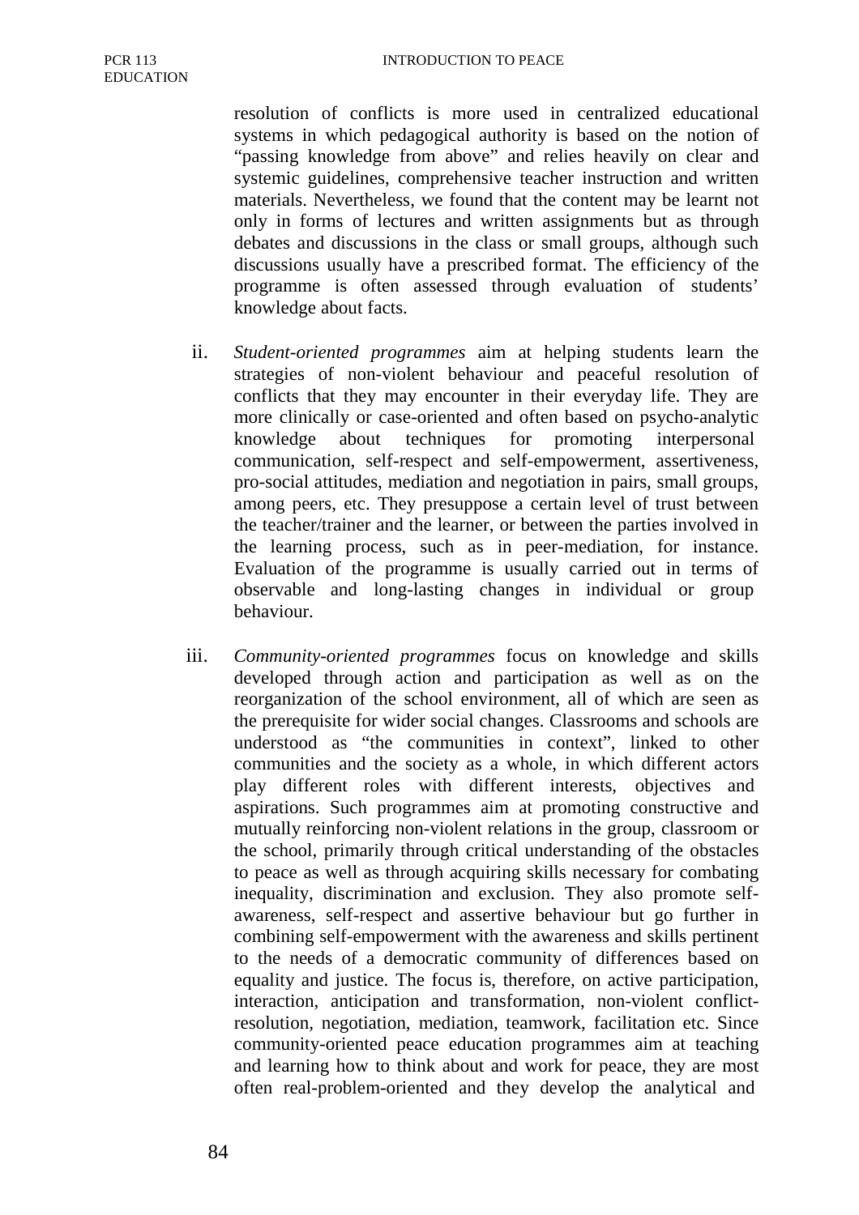resolution of conflicts is more used in centralized educational systems in which pedagogical authority is based on the notion of "passing knowledge from above" and relies heavily on clear and systemic guidelines, comprehensive teacher instruction and written materials. Nevertheless, we found that the content may be learnt not only in forms of lectures and written assignments but as through debates and discussions in the class or small groups, although such discussions usually have a prescribed format. The efficiency of the programme is often assessed through evaluation of students' knowledge about facts.

ii. *Student-oriented programmes* aim at helping students learn the strategies of non-violent behaviour and peaceful resolution of conflicts that they may encounter in their everyday life. They are more clinically or case-oriented and often based on psycho-analytic knowledge about techniques for promoting interpersonal communication, self-respect and self-empowerment, assertiveness, pro-social attitudes, mediation and negotiation in pairs, small groups, among peers, etc. They presuppose a certain level of trust between the teacher/trainer and the learner, or between the parties involved in the learning process, such as in peer-mediation, for instance. Evaluation of the programme is usually carried out in terms of observable and long-lasting changes in individual or group behaviour.

iii. *Community-oriented programmes* focus on knowledge and skills developed through action and participation as well as on the reorganization of the school environment, all of which are seen as the prerequisite for wider social changes. Classrooms and schools are understood as "the communities in context", linked to other communities and the society as a whole, in which different actors play different roles with different interests, objectives and aspirations. Such programmes aim at promoting constructive and mutually reinforcing non-violent relations in the group, classroom or the school, primarily through critical understanding of the obstacles to peace as well as through acquiring skills necessary for combating inequality, discrimination and exclusion. They also promote self-awareness, self-respect and assertive behaviour but go further in combining self-empowerment with the awareness and skills pertinent to the needs of a democratic community of differences based on equality and justice. The focus is, therefore, on active participation, interaction, anticipation and transformation, non-violent conflict-resolution, negotiation, mediation, teamwork, facilitation etc. Since community-oriented peace education programmes aim at teaching and learning how to think about and work for peace, they are most often real-problem-oriented and they develop the analytical and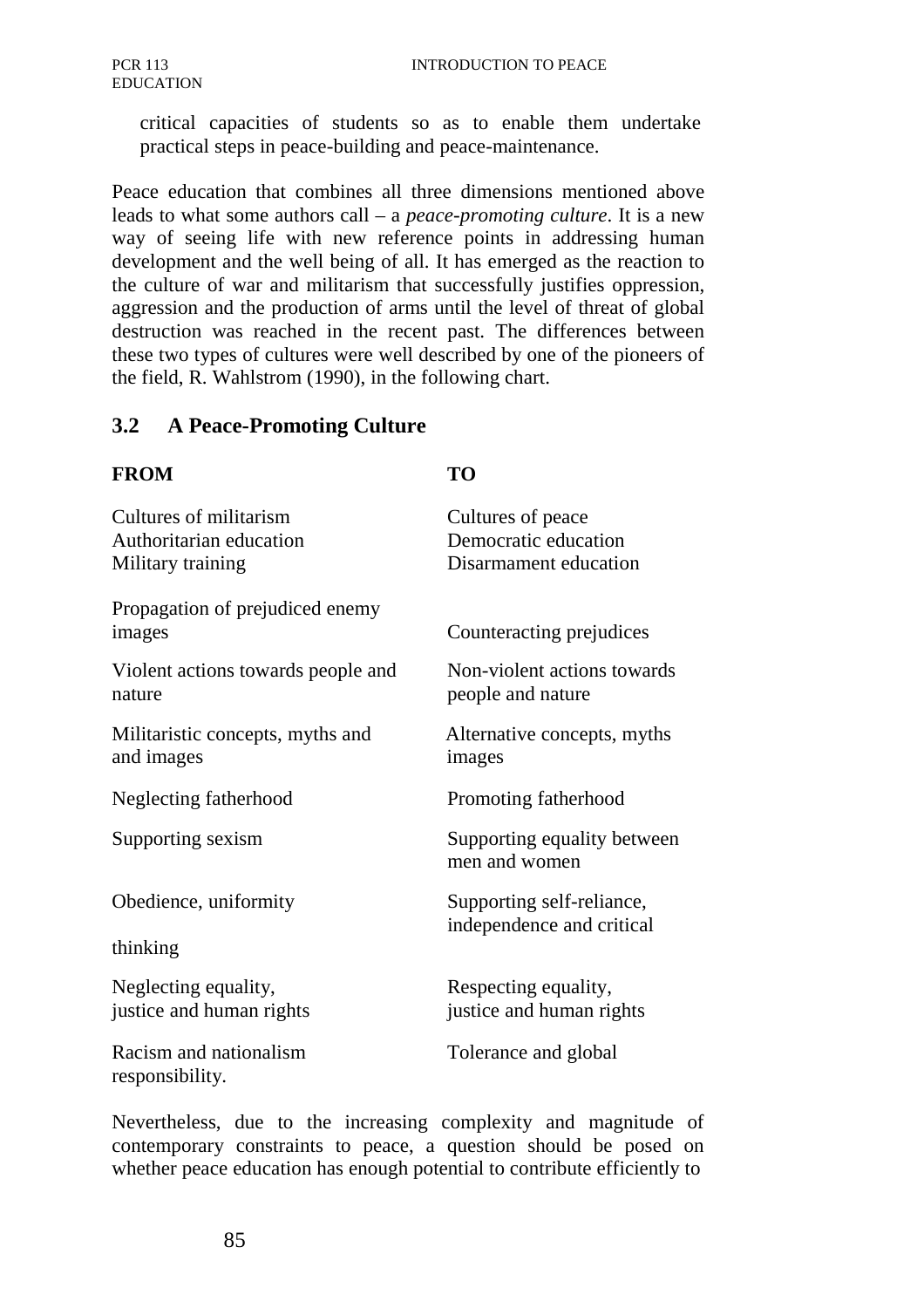critical capacities of students so as to enable them undertake practical steps in peace-building and peace-maintenance.

Peace education that combines all three dimensions mentioned above leads to what some authors call – a *peace-promoting culture*. It is a new way of seeing life with new reference points in addressing human development and the well being of all. It has emerged as the reaction to the culture of war and militarism that successfully justifies oppression, aggression and the production of arms until the level of threat of global destruction was reached in the recent past. The differences between these two types of cultures were well described by one of the pioneers of the field, R. Wahlstrom (1990), in the following chart.

## 3.2 A Peace-Promoting Culture

| **FROM** | **TO** |
|---|---|
| Cultures of militarism | Cultures of peace |
| Authoritarian education | Democratic education |
| Military training | Disarmament education |
| Propagation of prejudiced enemy images | Counteracting prejudices |
| Violent actions towards people and nature | Non-violent actions towards people and nature |
| Militaristic concepts, myths and and images | Alternative concepts, myths images |
| Neglecting fatherhood | Promoting fatherhood |
| Supporting sexism | Supporting equality between men and women |
| Obedience, uniformity | Supporting self-reliance, independence and critical thinking |
| Neglecting equality, justice and human rights | Respecting equality, justice and human rights |
| Racism and nationalism | Tolerance and global responsibility. |

Nevertheless, due to the increasing complexity and magnitude of contemporary constraints to peace, a question should be posed on whether peace education has enough potential to contribute efficiently to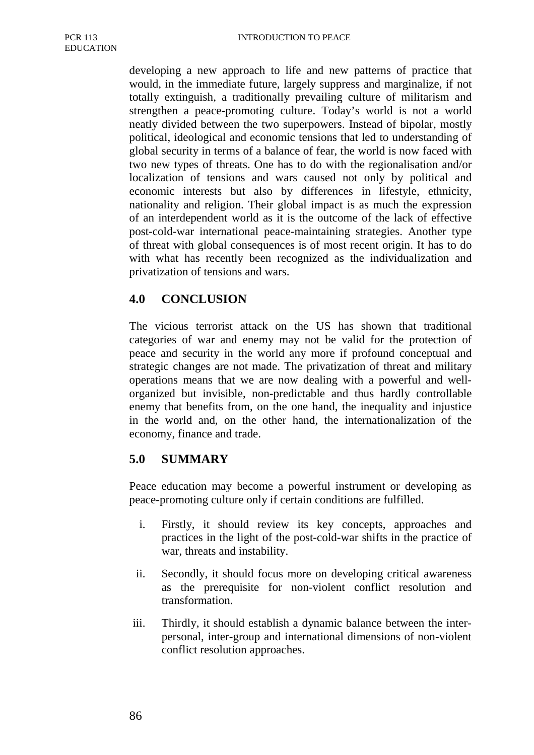developing a new approach to life and new patterns of practice that would, in the immediate future, largely suppress and marginalize, if not totally extinguish, a traditionally prevailing culture of militarism and strengthen a peace-promoting culture. Today's world is not a world neatly divided between the two superpowers. Instead of bipolar, mostly political, ideological and economic tensions that led to understanding of global security in terms of a balance of fear, the world is now faced with two new types of threats. One has to do with the regionalisation and/or localization of tensions and wars caused not only by political and economic interests but also by differences in lifestyle, ethnicity, nationality and religion. Their global impact is as much the expression of an interdependent world as it is the outcome of the lack of effective post-cold-war international peace-maintaining strategies. Another type of threat with global consequences is of most recent origin. It has to do with what has recently been recognized as the individualization and privatization of tensions and wars.

## 4.0 CONCLUSION

The vicious terrorist attack on the US has shown that traditional categories of war and enemy may not be valid for the protection of peace and security in the world any more if profound conceptual and strategic changes are not made. The privatization of threat and military operations means that we are now dealing with a powerful and well-organized but invisible, non-predictable and thus hardly controllable enemy that benefits from, on the one hand, the inequality and injustice in the world and, on the other hand, the internationalization of the economy, finance and trade.

## 5.0 SUMMARY

Peace education may become a powerful instrument or developing as peace-promoting culture only if certain conditions are fulfilled.

i. Firstly, it should review its key concepts, approaches and practices in the light of the post-cold-war shifts in the practice of war, threats and instability.

ii. Secondly, it should focus more on developing critical awareness as the prerequisite for non-violent conflict resolution and transformation.

iii. Thirdly, it should establish a dynamic balance between the inter-personal, inter-group and international dimensions of non-violent conflict resolution approaches.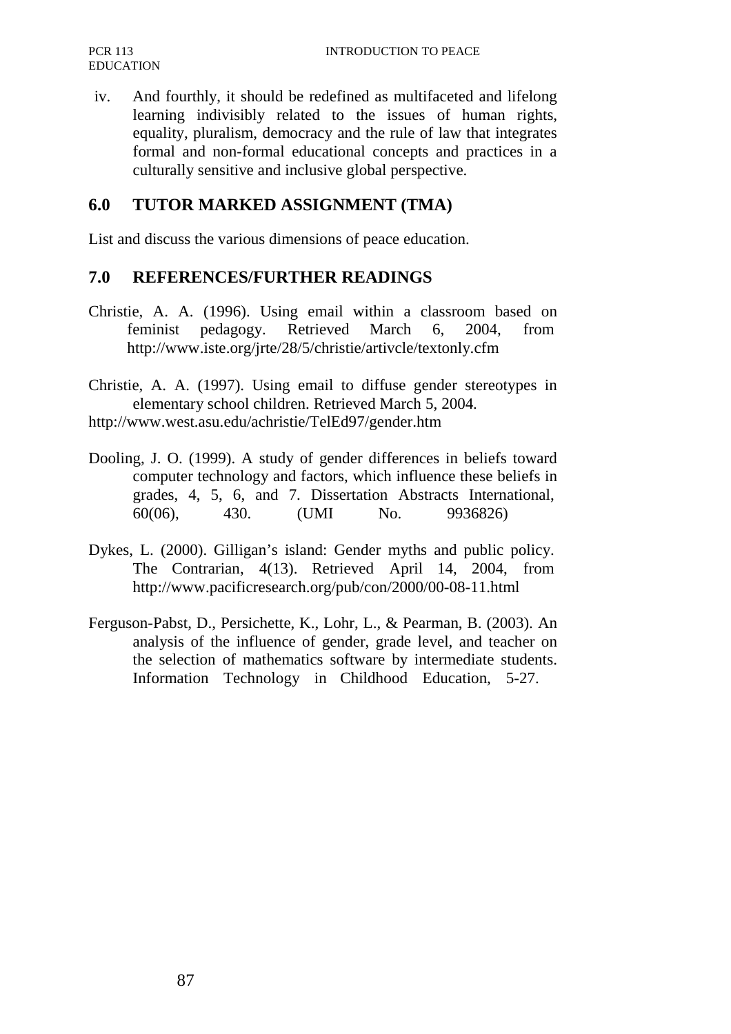iv. And fourthly, it should be redefined as multifaceted and lifelong learning indivisibly related to the issues of human rights, equality, pluralism, democracy and the rule of law that integrates formal and non-formal educational concepts and practices in a culturally sensitive and inclusive global perspective.

## 6.0 TUTOR MARKED ASSIGNMENT (TMA)

List and discuss the various dimensions of peace education.

## 7.0 REFERENCES/FURTHER READINGS

Christie, A. A. (1996). Using email within a classroom based on feminist pedagogy. Retrieved March 6, 2004, from http://www.iste.org/jrte/28/5/christie/artivcle/textonly.cfm

Christie, A. A. (1997). Using email to diffuse gender stereotypes in elementary school children. Retrieved March 5, 2004. http://www.west.asu.edu/achristie/TelEd97/gender.htm

Dooling, J. O. (1999). A study of gender differences in beliefs toward computer technology and factors, which influence these beliefs in grades, 4, 5, 6, and 7. Dissertation Abstracts International, 60(06), 430. (UMI No. 9936826)

Dykes, L. (2000). Gilligan's island: Gender myths and public policy. The Contrarian, 4(13). Retrieved April 14, 2004, from http://www.pacificresearch.org/pub/con/2000/00-08-11.html

Ferguson-Pabst, D., Persichette, K., Lohr, L., & Pearman, B. (2003). An analysis of the influence of gender, grade level, and teacher on the selection of mathematics software by intermediate students. Information Technology in Childhood Education, 5-27.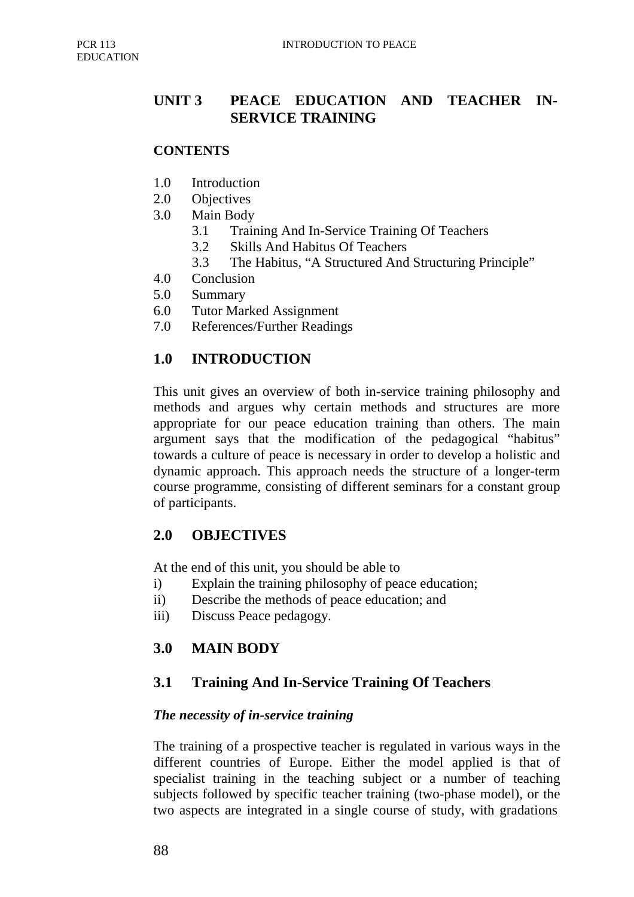## UNIT 3 PEACE EDUCATION AND TEACHER IN-SERVICE TRAINING

**CONTENTS**

1.0 Introduction
2.0 Objectives
3.0 Main Body
  3.1 Training And In-Service Training Of Teachers
  3.2 Skills And Habitus Of Teachers
  3.3 The Habitus, "A Structured And Structuring Principle"
4.0 Conclusion
5.0 Summary
6.0 Tutor Marked Assignment
7.0 References/Further Readings

### 1.0 INTRODUCTION

This unit gives an overview of both in-service training philosophy and methods and argues why certain methods and structures are more appropriate for our peace education training than others. The main argument says that the modification of the pedagogical "habitus" towards a culture of peace is necessary in order to develop a holistic and dynamic approach. This approach needs the structure of a longer-term course programme, consisting of different seminars for a constant group of participants.

### 2.0 OBJECTIVES

At the end of this unit, you should be able to

i) Explain the training philosophy of peace education;
ii) Describe the methods of peace education; and
iii) Discuss Peace pedagogy.

### 3.0 MAIN BODY

### 3.1 Training And In-Service Training Of Teachers

***The necessity of in-service training***

The training of a prospective teacher is regulated in various ways in the different countries of Europe. Either the model applied is that of specialist training in the teaching subject or a number of teaching subjects followed by specific teacher training (two-phase model), or the two aspects are integrated in a single course of study, with gradations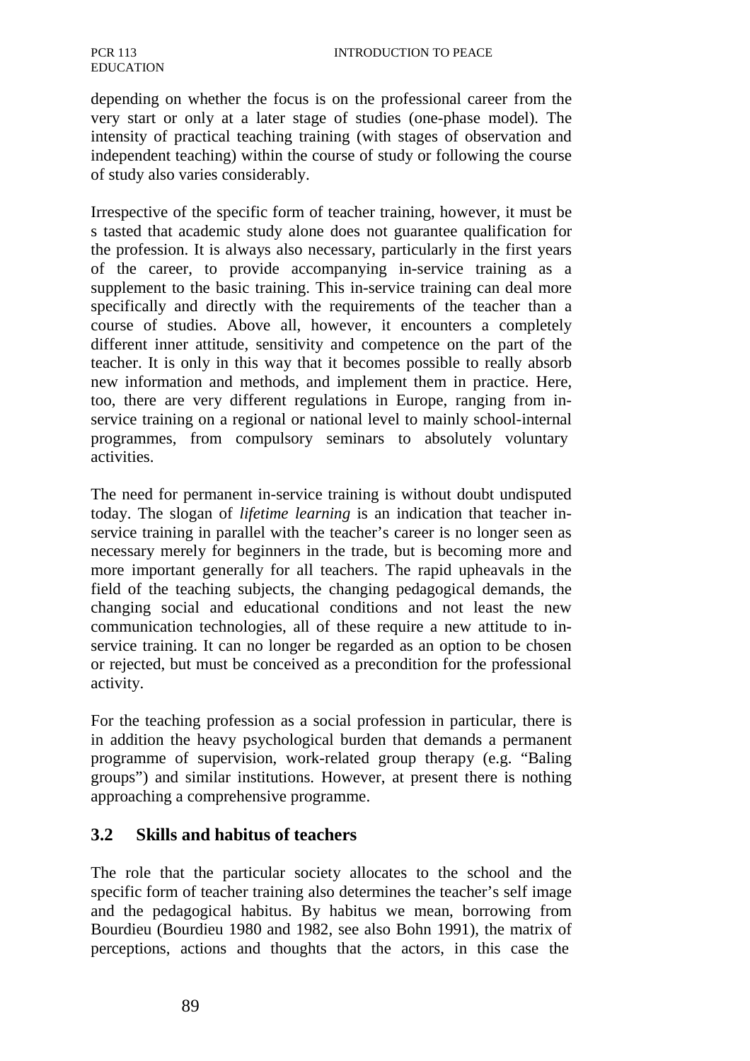depending on whether the focus is on the professional career from the very start or only at a later stage of studies (one-phase model). The intensity of practical teaching training (with stages of observation and independent teaching) within the course of study or following the course of study also varies considerably.

Irrespective of the specific form of teacher training, however, it must be s tasted that academic study alone does not guarantee qualification for the profession. It is always also necessary, particularly in the first years of the career, to provide accompanying in-service training as a supplement to the basic training. This in-service training can deal more specifically and directly with the requirements of the teacher than a course of studies. Above all, however, it encounters a completely different inner attitude, sensitivity and competence on the part of the teacher. It is only in this way that it becomes possible to really absorb new information and methods, and implement them in practice. Here, too, there are very different regulations in Europe, ranging from in-service training on a regional or national level to mainly school-internal programmes, from compulsory seminars to absolutely voluntary activities.

The need for permanent in-service training is without doubt undisputed today. The slogan of *lifetime learning* is an indication that teacher in-service training in parallel with the teacher's career is no longer seen as necessary merely for beginners in the trade, but is becoming more and more important generally for all teachers. The rapid upheavals in the field of the teaching subjects, the changing pedagogical demands, the changing social and educational conditions and not least the new communication technologies, all of these require a new attitude to in-service training. It can no longer be regarded as an option to be chosen or rejected, but must be conceived as a precondition for the professional activity.

For the teaching profession as a social profession in particular, there is in addition the heavy psychological burden that demands a permanent programme of supervision, work-related group therapy (e.g. "Baling groups") and similar institutions. However, at present there is nothing approaching a comprehensive programme.

## 3.2 Skills and habitus of teachers

The role that the particular society allocates to the school and the specific form of teacher training also determines the teacher's self image and the pedagogical habitus. By habitus we mean, borrowing from Bourdieu (Bourdieu 1980 and 1982, see also Bohn 1991), the matrix of perceptions, actions and thoughts that the actors, in this case the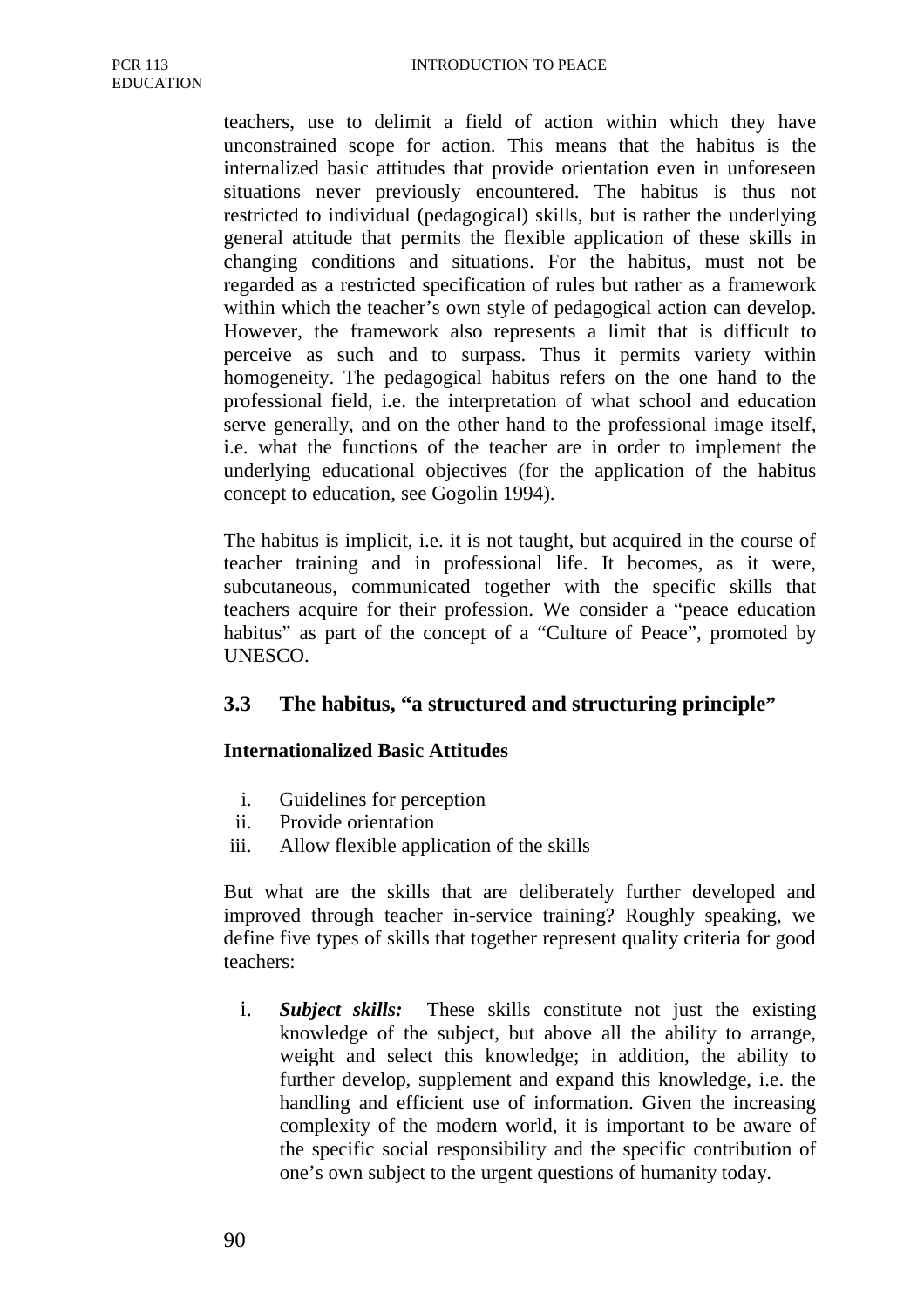teachers, use to delimit a field of action within which they have unconstrained scope for action. This means that the habitus is the internalized basic attitudes that provide orientation even in unforeseen situations never previously encountered. The habitus is thus not restricted to individual (pedagogical) skills, but is rather the underlying general attitude that permits the flexible application of these skills in changing conditions and situations. For the habitus, must not be regarded as a restricted specification of rules but rather as a framework within which the teacher's own style of pedagogical action can develop. However, the framework also represents a limit that is difficult to perceive as such and to surpass. Thus it permits variety within homogeneity. The pedagogical habitus refers on the one hand to the professional field, i.e. the interpretation of what school and education serve generally, and on the other hand to the professional image itself, i.e. what the functions of the teacher are in order to implement the underlying educational objectives (for the application of the habitus concept to education, see Gogolin 1994).

The habitus is implicit, i.e. it is not taught, but acquired in the course of teacher training and in professional life. It becomes, as it were, subcutaneous, communicated together with the specific skills that teachers acquire for their profession. We consider a "peace education habitus" as part of the concept of a "Culture of Peace", promoted by UNESCO.

## 3.3 The habitus, "a structured and structuring principle"

**Internationalized Basic Attitudes**

i. Guidelines for perception
ii. Provide orientation
iii. Allow flexible application of the skills

But what are the skills that are deliberately further developed and improved through teacher in-service training? Roughly speaking, we define five types of skills that together represent quality criteria for good teachers:

i. ***Subject skills:*** These skills constitute not just the existing knowledge of the subject, but above all the ability to arrange, weight and select this knowledge; in addition, the ability to further develop, supplement and expand this knowledge, i.e. the handling and efficient use of information. Given the increasing complexity of the modern world, it is important to be aware of the specific social responsibility and the specific contribution of one's own subject to the urgent questions of humanity today.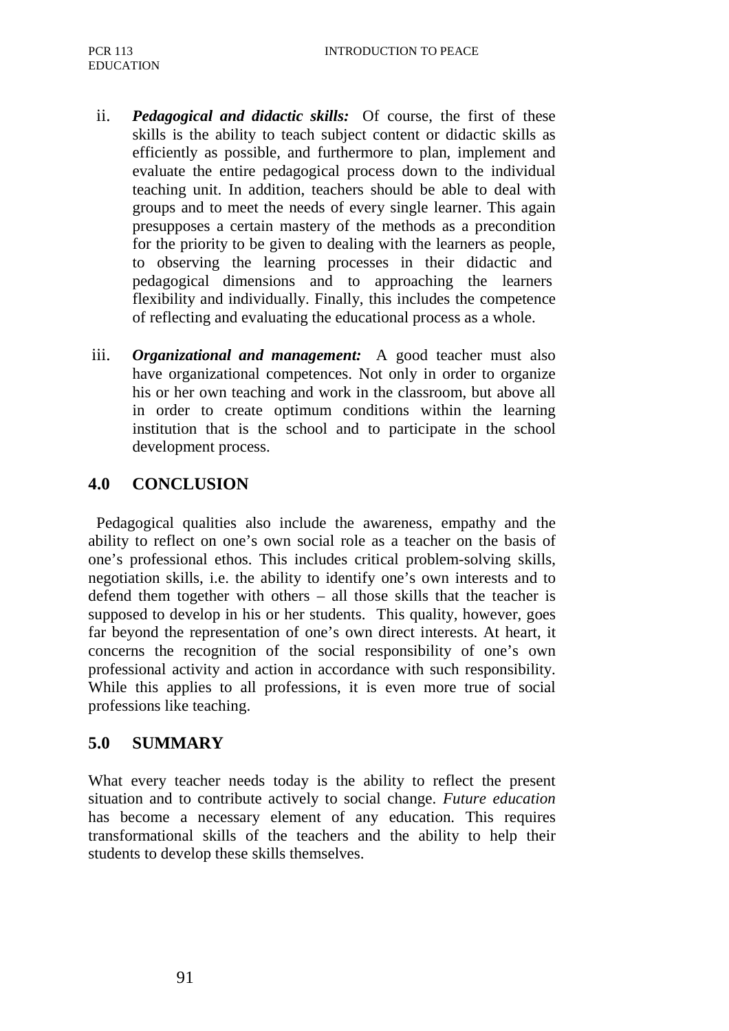ii. ***Pedagogical and didactic skills:*** Of course, the first of these skills is the ability to teach subject content or didactic skills as efficiently as possible, and furthermore to plan, implement and evaluate the entire pedagogical process down to the individual teaching unit. In addition, teachers should be able to deal with groups and to meet the needs of every single learner. This again presupposes a certain mastery of the methods as a precondition for the priority to be given to dealing with the learners as people, to observing the learning processes in their didactic and pedagogical dimensions and to approaching the learners flexibility and individually. Finally, this includes the competence of reflecting and evaluating the educational process as a whole.

iii. ***Organizational and management:*** A good teacher must also have organizational competences. Not only in order to organize his or her own teaching and work in the classroom, but above all in order to create optimum conditions within the learning institution that is the school and to participate in the school development process.

## 4.0 CONCLUSION

Pedagogical qualities also include the awareness, empathy and the ability to reflect on one's own social role as a teacher on the basis of one's professional ethos. This includes critical problem-solving skills, negotiation skills, i.e. the ability to identify one's own interests and to defend them together with others – all those skills that the teacher is supposed to develop in his or her students. This quality, however, goes far beyond the representation of one's own direct interests. At heart, it concerns the recognition of the social responsibility of one's own professional activity and action in accordance with such responsibility. While this applies to all professions, it is even more true of social professions like teaching.

## 5.0 SUMMARY

What every teacher needs today is the ability to reflect the present situation and to contribute actively to social change. *Future education* has become a necessary element of any education. This requires transformational skills of the teachers and the ability to help their students to develop these skills themselves.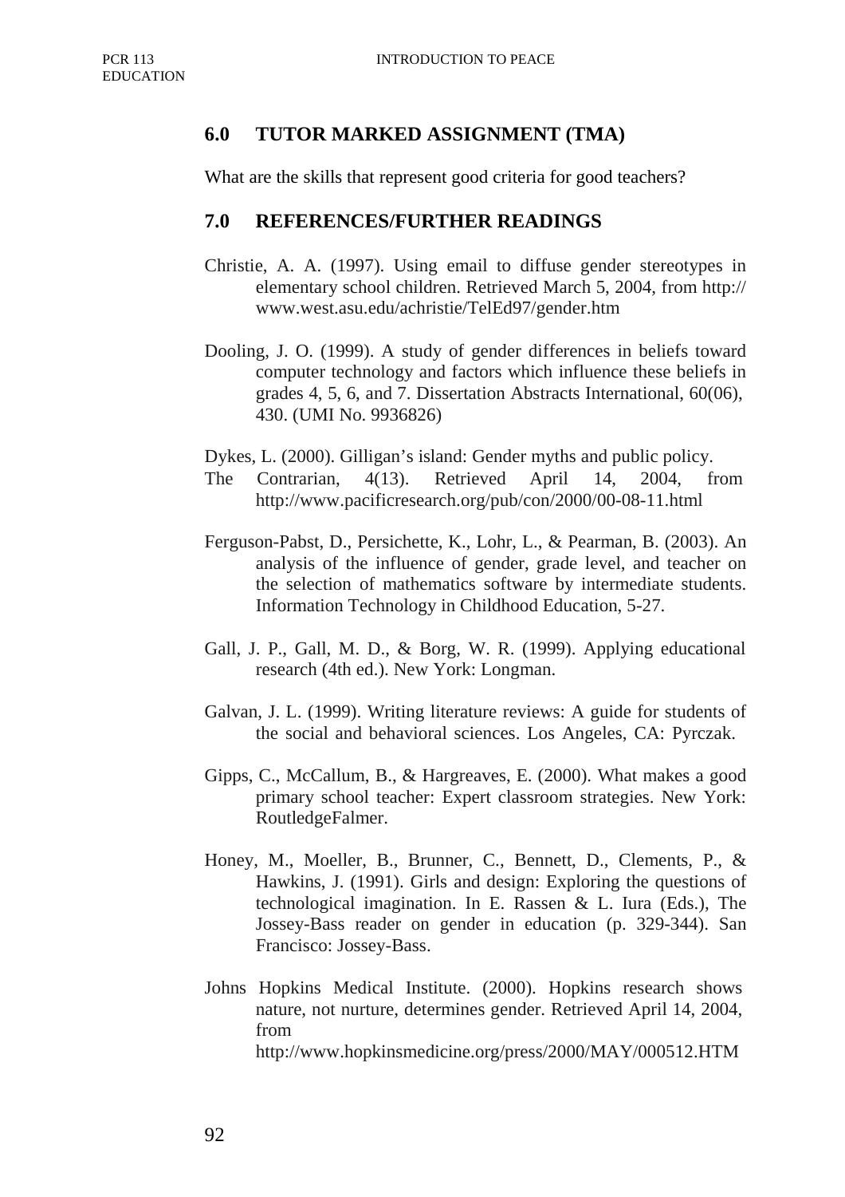## 6.0 TUTOR MARKED ASSIGNMENT (TMA)

What are the skills that represent good criteria for good teachers?

## 7.0 REFERENCES/FURTHER READINGS

Christie, A. A. (1997). Using email to diffuse gender stereotypes in elementary school children. Retrieved March 5, 2004, from http:// www.west.asu.edu/achristie/TelEd97/gender.htm

Dooling, J. O. (1999). A study of gender differences in beliefs toward computer technology and factors which influence these beliefs in grades 4, 5, 6, and 7. Dissertation Abstracts International, 60(06), 430. (UMI No. 9936826)

Dykes, L. (2000). Gilligan's island: Gender myths and public policy. The Contrarian, 4(13). Retrieved April 14, 2004, from http://www.pacificresearch.org/pub/con/2000/00-08-11.html

Ferguson-Pabst, D., Persichette, K., Lohr, L., & Pearman, B. (2003). An analysis of the influence of gender, grade level, and teacher on the selection of mathematics software by intermediate students. Information Technology in Childhood Education, 5-27.

Gall, J. P., Gall, M. D., & Borg, W. R. (1999). Applying educational research (4th ed.). New York: Longman.

Galvan, J. L. (1999). Writing literature reviews: A guide for students of the social and behavioral sciences. Los Angeles, CA: Pyrczak.

Gipps, C., McCallum, B., & Hargreaves, E. (2000). What makes a good primary school teacher: Expert classroom strategies. New York: RoutledgeFalmer.

Honey, M., Moeller, B., Brunner, C., Bennett, D., Clements, P., & Hawkins, J. (1991). Girls and design: Exploring the questions of technological imagination. In E. Rassen & L. Iura (Eds.), The Jossey-Bass reader on gender in education (p. 329-344). San Francisco: Jossey-Bass.

Johns Hopkins Medical Institute. (2000). Hopkins research shows nature, not nurture, determines gender. Retrieved April 14, 2004, from http://www.hopkinsmedicine.org/press/2000/MAY/000512.HTM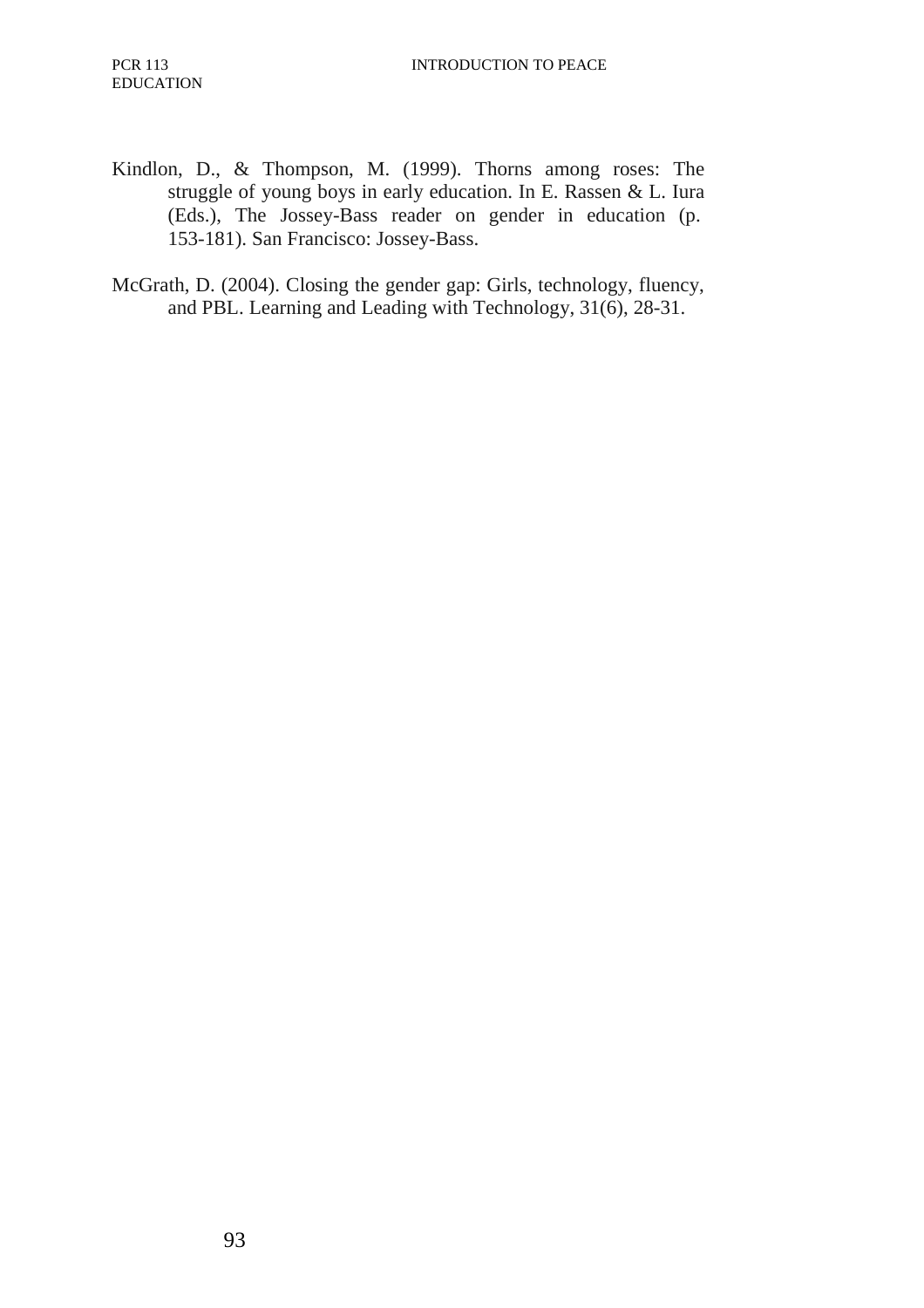Kindlon, D., & Thompson, M. (1999). Thorns among roses: The struggle of young boys in early education. In E. Rassen & L. Iura (Eds.), The Jossey-Bass reader on gender in education (p. 153-181). San Francisco: Jossey-Bass.

McGrath, D. (2004). Closing the gender gap: Girls, technology, fluency, and PBL. Learning and Leading with Technology, 31(6), 28-31.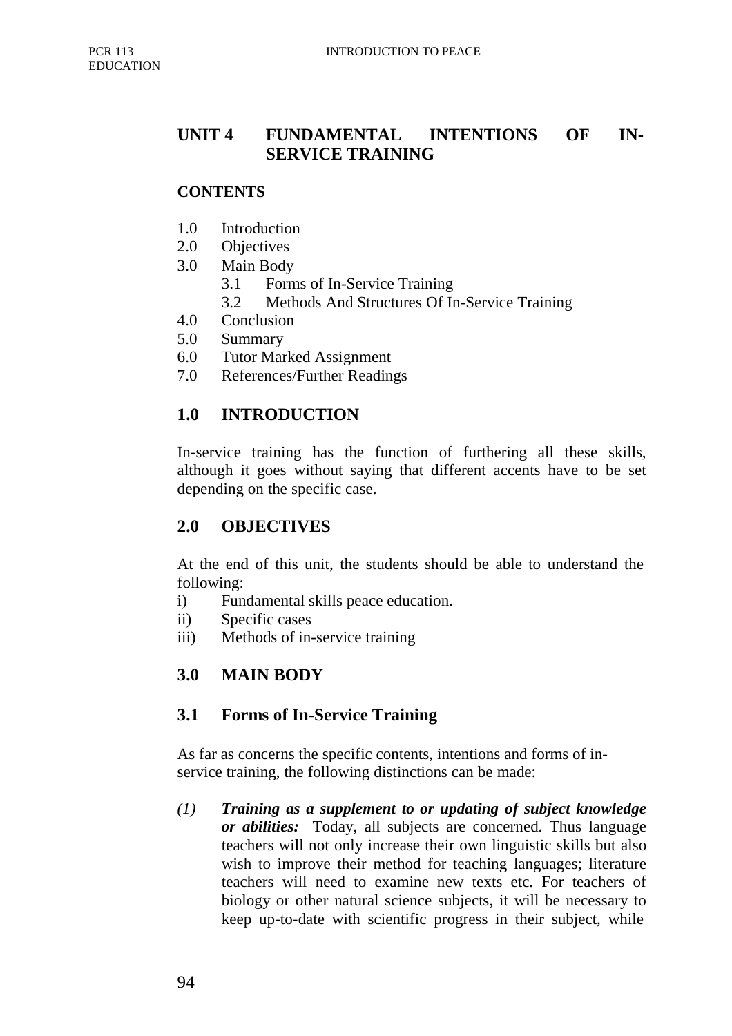## UNIT 4 FUNDAMENTAL INTENTIONS OF IN-SERVICE TRAINING

**CONTENTS**

1.0 Introduction
2.0 Objectives
3.0 Main Body
 3.1 Forms of In-Service Training
 3.2 Methods And Structures Of In-Service Training
4.0 Conclusion
5.0 Summary
6.0 Tutor Marked Assignment
7.0 References/Further Readings

### 1.0 INTRODUCTION

In-service training has the function of furthering all these skills, although it goes without saying that different accents have to be set depending on the specific case.

### 2.0 OBJECTIVES

At the end of this unit, the students should be able to understand the following:

i) Fundamental skills peace education.
ii) Specific cases
iii) Methods of in-service training

### 3.0 MAIN BODY

### 3.1 Forms of In-Service Training

As far as concerns the specific contents, intentions and forms of in-service training, the following distinctions can be made:

*(1)* ***Training as a supplement to or updating of subject knowledge or abilities:*** Today, all subjects are concerned. Thus language teachers will not only increase their own linguistic skills but also wish to improve their method for teaching languages; literature teachers will need to examine new texts etc. For teachers of biology or other natural science subjects, it will be necessary to keep up-to-date with scientific progress in their subject, while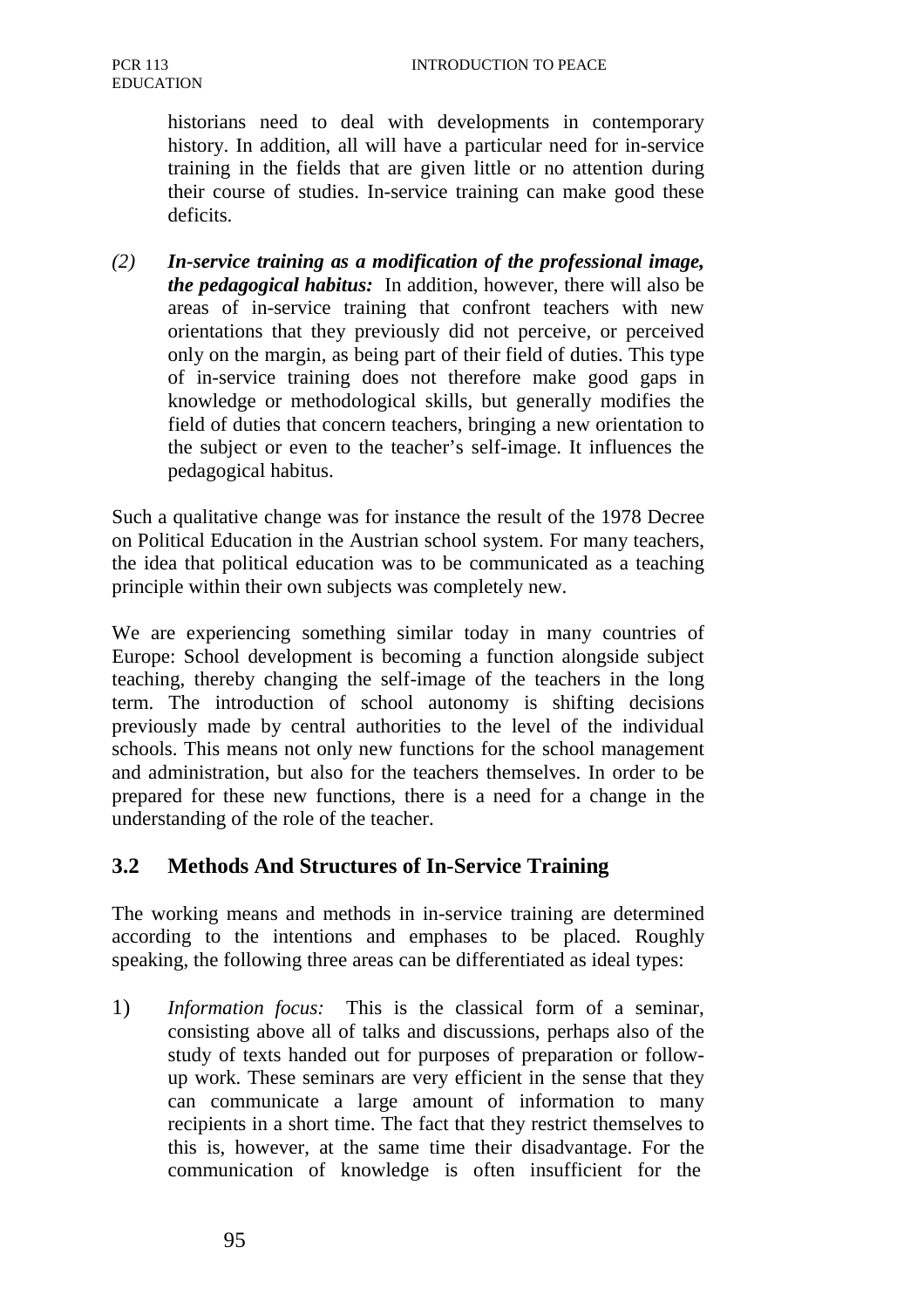historians need to deal with developments in contemporary history. In addition, all will have a particular need for in-service training in the fields that are given little or no attention during their course of studies. In-service training can make good these deficits.

(2) ***In-service training as a modification of the professional image, the pedagogical habitus:*** In addition, however, there will also be areas of in-service training that confront teachers with new orientations that they previously did not perceive, or perceived only on the margin, as being part of their field of duties. This type of in-service training does not therefore make good gaps in knowledge or methodological skills, but generally modifies the field of duties that concern teachers, bringing a new orientation to the subject or even to the teacher's self-image. It influences the pedagogical habitus.

Such a qualitative change was for instance the result of the 1978 Decree on Political Education in the Austrian school system. For many teachers, the idea that political education was to be communicated as a teaching principle within their own subjects was completely new.

We are experiencing something similar today in many countries of Europe: School development is becoming a function alongside subject teaching, thereby changing the self-image of the teachers in the long term. The introduction of school autonomy is shifting decisions previously made by central authorities to the level of the individual schools. This means not only new functions for the school management and administration, but also for the teachers themselves. In order to be prepared for these new functions, there is a need for a change in the understanding of the role of the teacher.

## 3.2 Methods And Structures of In-Service Training

The working means and methods in in-service training are determined according to the intentions and emphases to be placed. Roughly speaking, the following three areas can be differentiated as ideal types:

1) *Information focus:* This is the classical form of a seminar, consisting above all of talks and discussions, perhaps also of the study of texts handed out for purposes of preparation or follow-up work. These seminars are very efficient in the sense that they can communicate a large amount of information to many recipients in a short time. The fact that they restrict themselves to this is, however, at the same time their disadvantage. For the communication of knowledge is often insufficient for the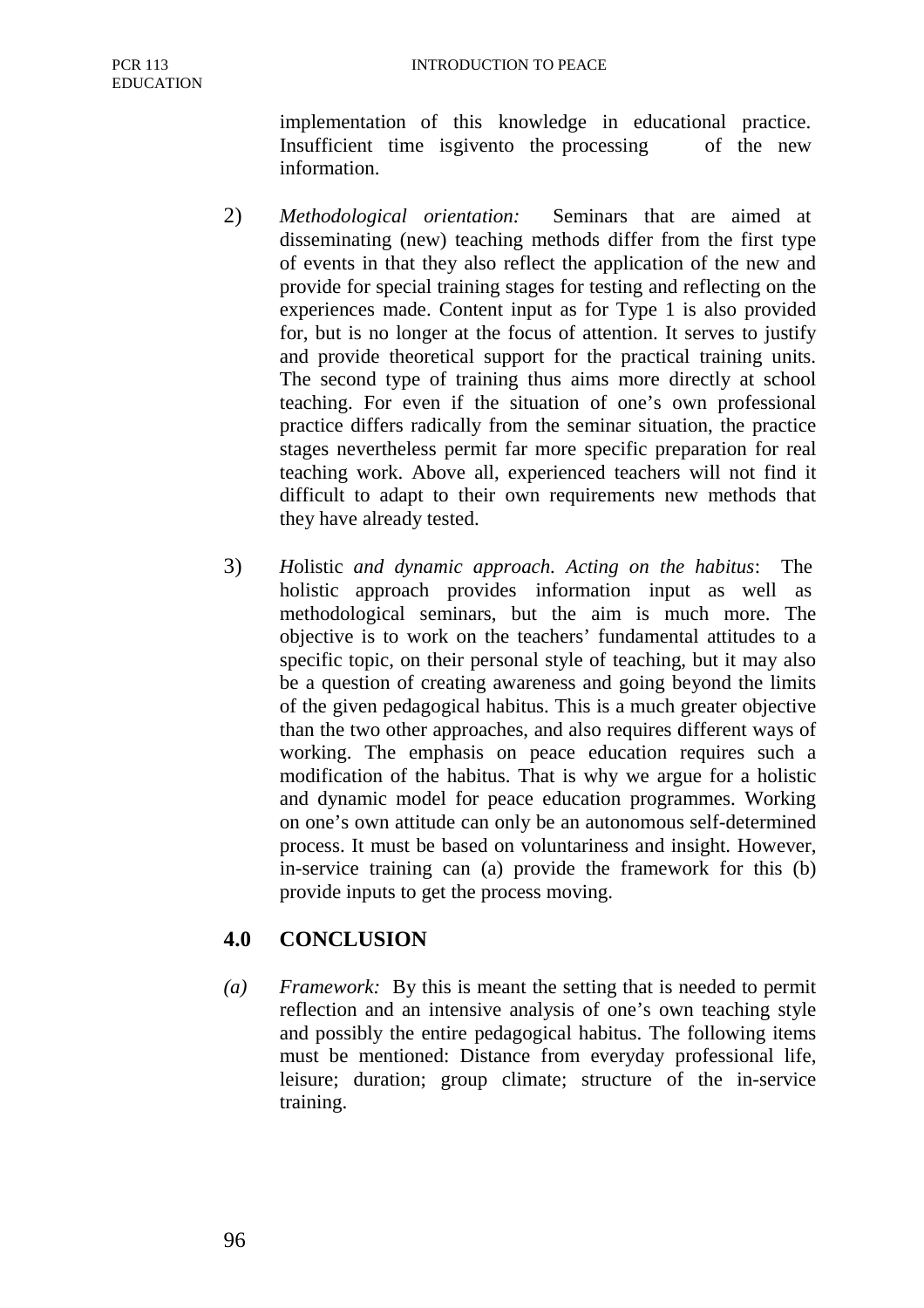implementation of this knowledge in educational practice. Insufficient time isgivento the processing of the new information.

2) *Methodological orientation:* Seminars that are aimed at disseminating (new) teaching methods differ from the first type of events in that they also reflect the application of the new and provide for special training stages for testing and reflecting on the experiences made. Content input as for Type 1 is also provided for, but is no longer at the focus of attention. It serves to justify and provide theoretical support for the practical training units. The second type of training thus aims more directly at school teaching. For even if the situation of one's own professional practice differs radically from the seminar situation, the practice stages nevertheless permit far more specific preparation for real teaching work. Above all, experienced teachers will not find it difficult to adapt to their own requirements new methods that they have already tested.

3) *H*olistic *and dynamic approach. Acting on the habitus*: The holistic approach provides information input as well as methodological seminars, but the aim is much more. The objective is to work on the teachers' fundamental attitudes to a specific topic, on their personal style of teaching, but it may also be a question of creating awareness and going beyond the limits of the given pedagogical habitus. This is a much greater objective than the two other approaches, and also requires different ways of working. The emphasis on peace education requires such a modification of the habitus. That is why we argue for a holistic and dynamic model for peace education programmes. Working on one's own attitude can only be an autonomous self-determined process. It must be based on voluntariness and insight. However, in-service training can (a) provide the framework for this (b) provide inputs to get the process moving.

## 4.0 CONCLUSION

*(a)* *Framework:* By this is meant the setting that is needed to permit reflection and an intensive analysis of one's own teaching style and possibly the entire pedagogical habitus. The following items must be mentioned: Distance from everyday professional life, leisure; duration; group climate; structure of the in-service training.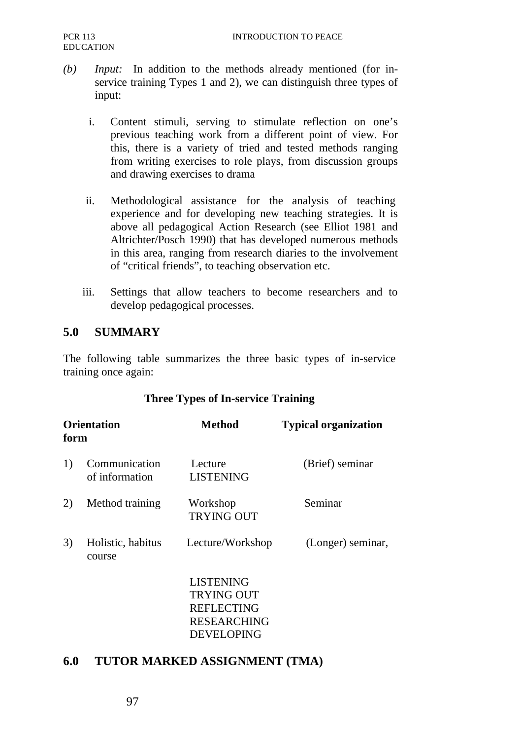(b) *Input:* In addition to the methods already mentioned (for in-service training Types 1 and 2), we can distinguish three types of input:

i. Content stimuli, serving to stimulate reflection on one's previous teaching work from a different point of view. For this, there is a variety of tried and tested methods ranging from writing exercises to role plays, from discussion groups and drawing exercises to drama

ii. Methodological assistance for the analysis of teaching experience and for developing new teaching strategies. It is above all pedagogical Action Research (see Elliot 1981 and Altrichter/Posch 1990) that has developed numerous methods in this area, ranging from research diaries to the involvement of "critical friends", to teaching observation etc.

iii. Settings that allow teachers to become researchers and to develop pedagogical processes.

## 5.0 SUMMARY

The following table summarizes the three basic types of in-service training once again:

**Three Types of In-service Training**

| | Orientation form | Method | Typical organization |
|---|---|---|---|
| 1) | Communication of information | Lecture LISTENING | (Brief) seminar |
| 2) | Method training | Workshop TRYING OUT | Seminar |
| 3) | Holistic, habitus course | Lecture/Workshop<br>LISTENING<br>TRYING OUT<br>REFLECTING<br>RESEARCHING<br>DEVELOPING | (Longer) seminar, |

## 6.0 TUTOR MARKED ASSIGNMENT (TMA)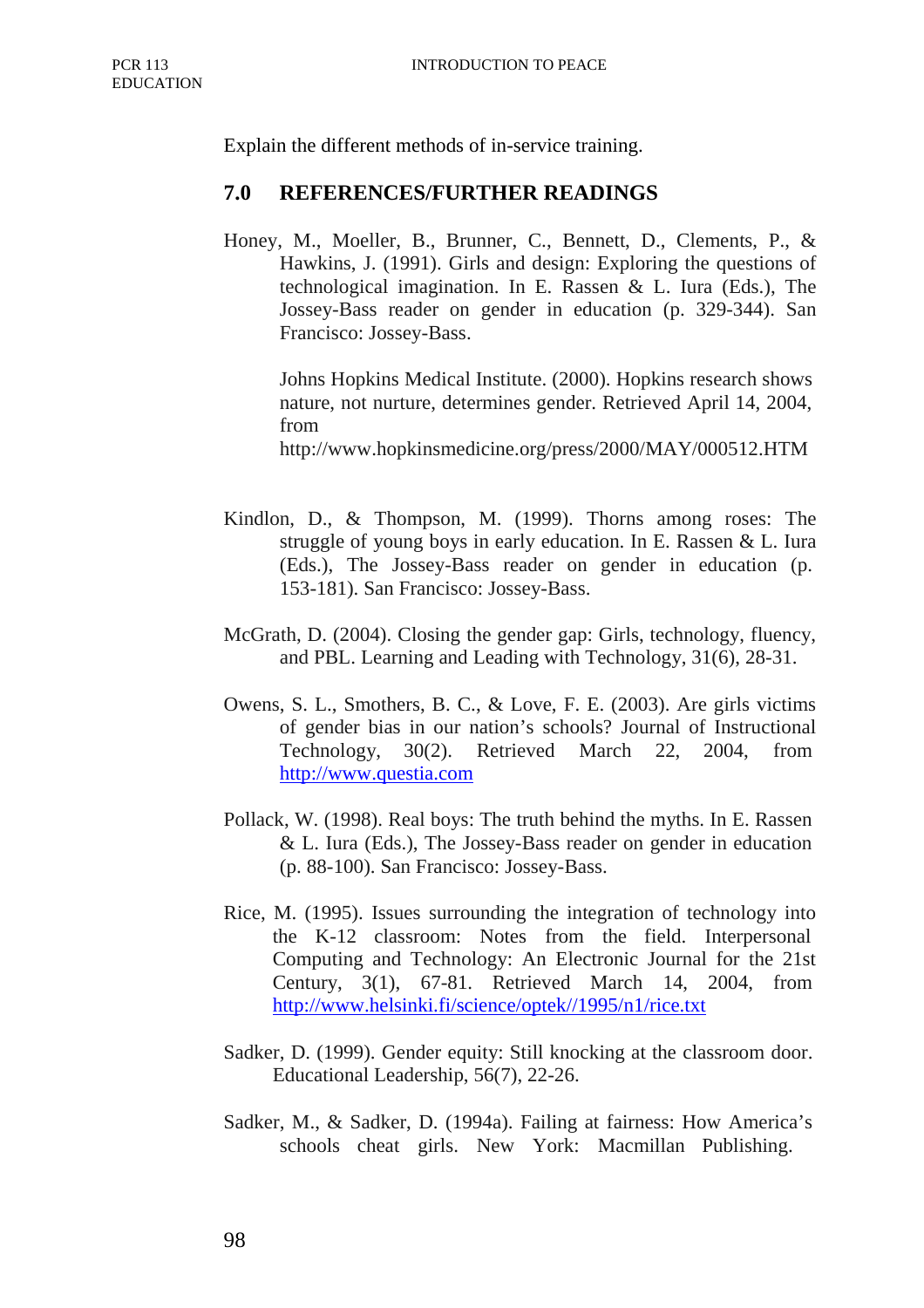Explain the different methods of in-service training.

## 7.0 REFERENCES/FURTHER READINGS

Honey, M., Moeller, B., Brunner, C., Bennett, D., Clements, P., & Hawkins, J. (1991). Girls and design: Exploring the questions of technological imagination. In E. Rassen & L. Iura (Eds.), The Jossey-Bass reader on gender in education (p. 329-344). San Francisco: Jossey-Bass.

Johns Hopkins Medical Institute. (2000). Hopkins research shows nature, not nurture, determines gender. Retrieved April 14, 2004, from http://www.hopkinsmedicine.org/press/2000/MAY/000512.HTM

Kindlon, D., & Thompson, M. (1999). Thorns among roses: The struggle of young boys in early education. In E. Rassen & L. Iura (Eds.), The Jossey-Bass reader on gender in education (p. 153-181). San Francisco: Jossey-Bass.

McGrath, D. (2004). Closing the gender gap: Girls, technology, fluency, and PBL. Learning and Leading with Technology, 31(6), 28-31.

Owens, S. L., Smothers, B. C., & Love, F. E. (2003). Are girls victims of gender bias in our nation's schools? Journal of Instructional Technology, 30(2). Retrieved March 22, 2004, from http://www.questia.com

Pollack, W. (1998). Real boys: The truth behind the myths. In E. Rassen & L. Iura (Eds.), The Jossey-Bass reader on gender in education (p. 88-100). San Francisco: Jossey-Bass.

Rice, M. (1995). Issues surrounding the integration of technology into the K-12 classroom: Notes from the field. Interpersonal Computing and Technology: An Electronic Journal for the 21st Century, 3(1), 67-81. Retrieved March 14, 2004, from http://www.helsinki.fi/science/optek//1995/n1/rice.txt

Sadker, D. (1999). Gender equity: Still knocking at the classroom door. Educational Leadership, 56(7), 22-26.

Sadker, M., & Sadker, D. (1994a). Failing at fairness: How America's schools cheat girls. New York: Macmillan Publishing.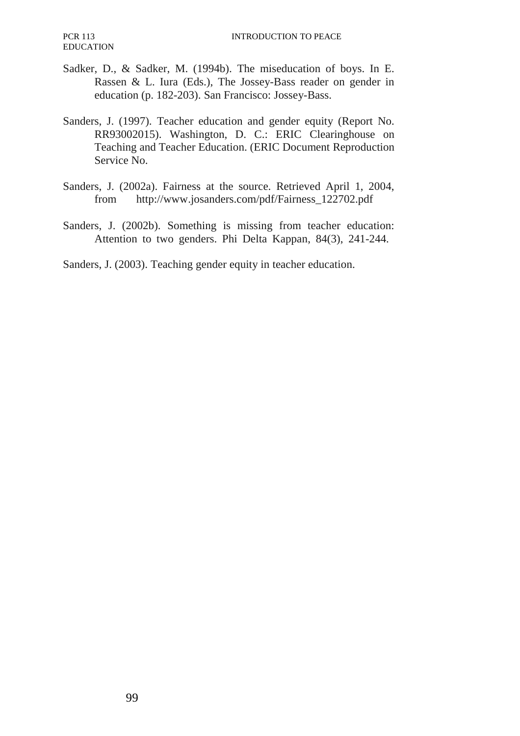Sadker, D., & Sadker, M. (1994b). The miseducation of boys. In E. Rassen & L. Iura (Eds.), The Jossey-Bass reader on gender in education (p. 182-203). San Francisco: Jossey-Bass.

Sanders, J. (1997). Teacher education and gender equity (Report No. RR93002015). Washington, D. C.: ERIC Clearinghouse on Teaching and Teacher Education. (ERIC Document Reproduction Service No.

Sanders, J. (2002a). Fairness at the source. Retrieved April 1, 2004, from http://www.josanders.com/pdf/Fairness_122702.pdf

Sanders, J. (2002b). Something is missing from teacher education: Attention to two genders. Phi Delta Kappan, 84(3), 241-244.

Sanders, J. (2003). Teaching gender equity in teacher education.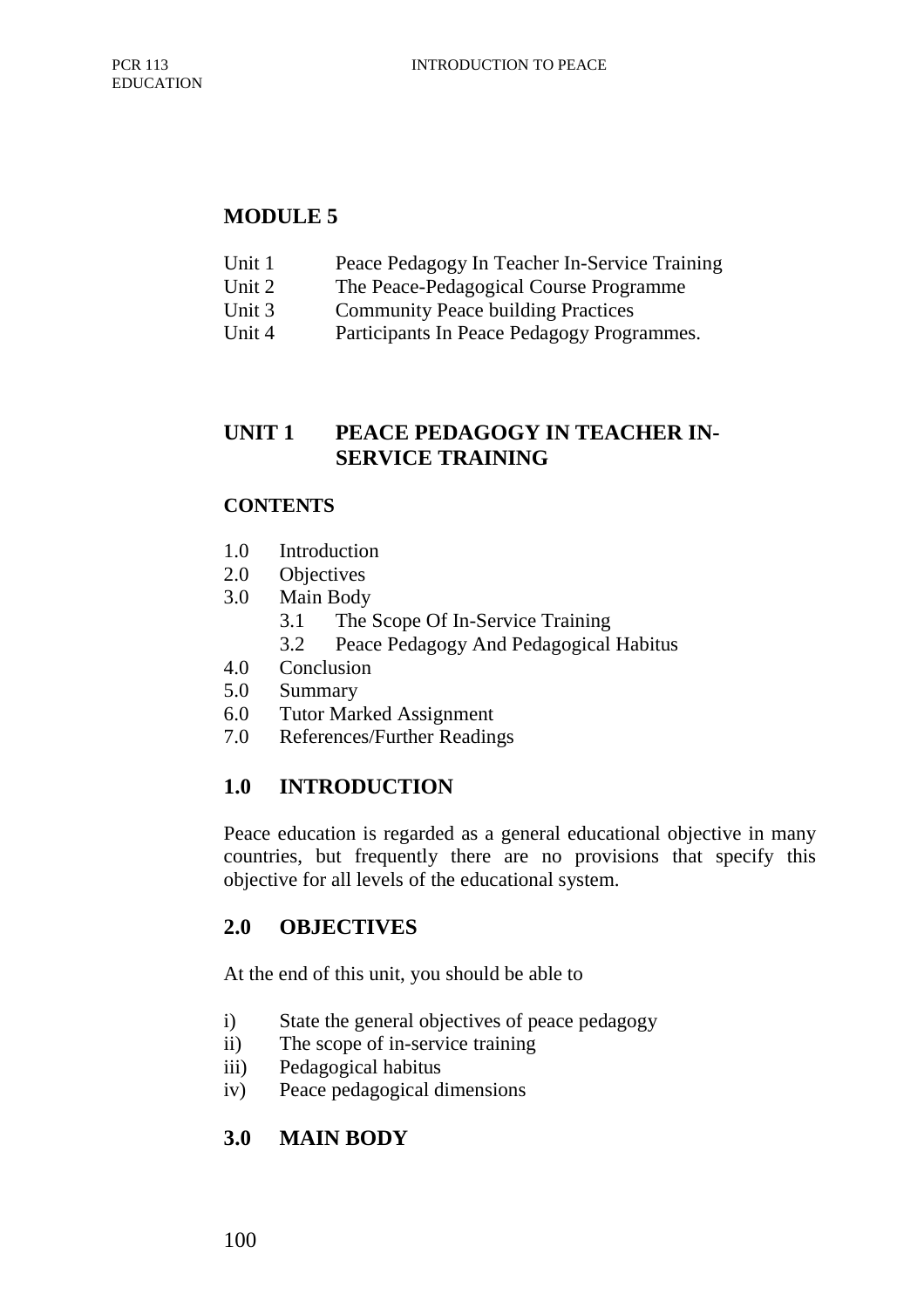## MODULE 5

Unit 1 Peace Pedagogy In Teacher In-Service Training
Unit 2 The Peace-Pedagogical Course Programme
Unit 3 Community Peace building Practices
Unit 4 Participants In Peace Pedagogy Programmes.

## UNIT 1 PEACE PEDAGOGY IN TEACHER IN-SERVICE TRAINING

### CONTENTS

1.0 Introduction
2.0 Objectives
3.0 Main Body
  3.1 The Scope Of In-Service Training
  3.2 Peace Pedagogy And Pedagogical Habitus
4.0 Conclusion
5.0 Summary
6.0 Tutor Marked Assignment
7.0 References/Further Readings

### 1.0 INTRODUCTION

Peace education is regarded as a general educational objective in many countries, but frequently there are no provisions that specify this objective for all levels of the educational system.

### 2.0 OBJECTIVES

At the end of this unit, you should be able to

i) State the general objectives of peace pedagogy
ii) The scope of in-service training
iii) Pedagogical habitus
iv) Peace pedagogical dimensions

### 3.0 MAIN BODY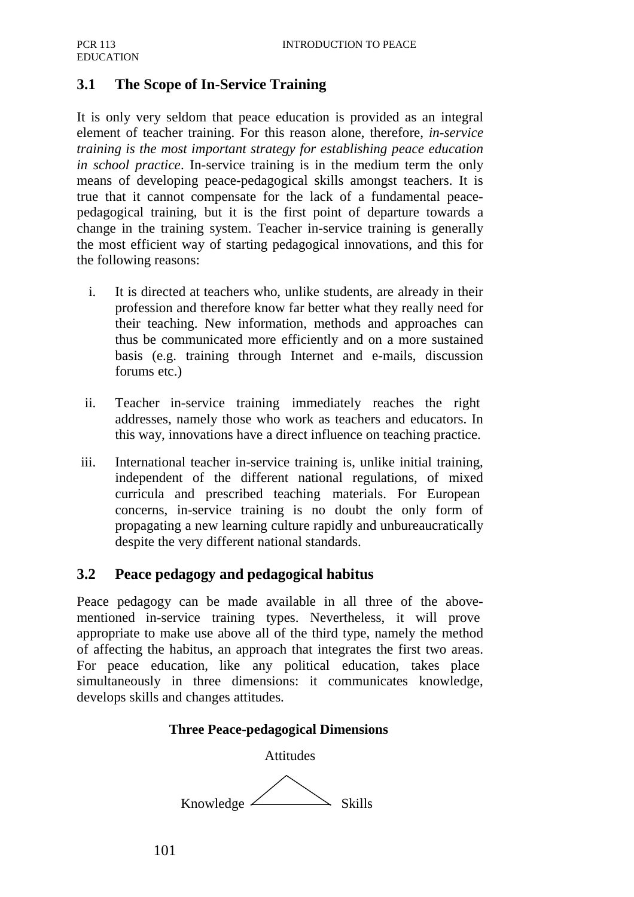## 3.1 The Scope of In-Service Training

It is only very seldom that peace education is provided as an integral element of teacher training. For this reason alone, therefore, *in-service training is the most important strategy for establishing peace education in school practice*. In-service training is in the medium term the only means of developing peace-pedagogical skills amongst teachers. It is true that it cannot compensate for the lack of a fundamental peace-pedagogical training, but it is the first point of departure towards a change in the training system. Teacher in-service training is generally the most efficient way of starting pedagogical innovations, and this for the following reasons:

i. It is directed at teachers who, unlike students, are already in their profession and therefore know far better what they really need for their teaching. New information, methods and approaches can thus be communicated more efficiently and on a more sustained basis (e.g. training through Internet and e-mails, discussion forums etc.)

ii. Teacher in-service training immediately reaches the right addresses, namely those who work as teachers and educators. In this way, innovations have a direct influence on teaching practice.

iii. International teacher in-service training is, unlike initial training, independent of the different national regulations, of mixed curricula and prescribed teaching materials. For European concerns, in-service training is no doubt the only form of propagating a new learning culture rapidly and unbureaucratically despite the very different national standards.

## 3.2 Peace pedagogy and pedagogical habitus

Peace pedagogy can be made available in all three of the above-mentioned in-service training types. Nevertheless, it will prove appropriate to make use above all of the third type, namely the method of affecting the habitus, an approach that integrates the first two areas. For peace education, like any political education, takes place simultaneously in three dimensions: it communicates knowledge, develops skills and changes attitudes.

**Three Peace-pedagogical Dimensions**

Attitudes

Knowledge — Skills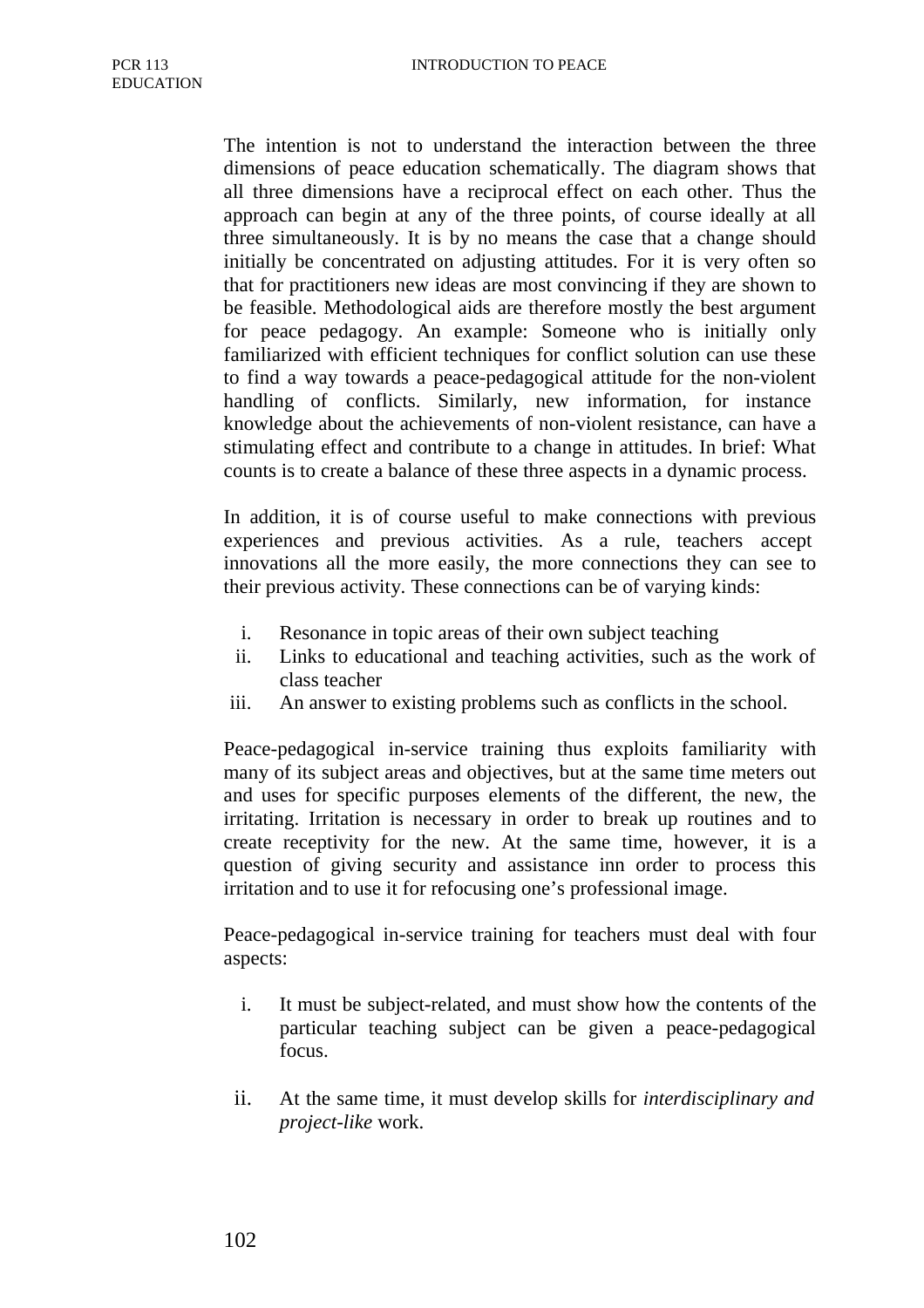The intention is not to understand the interaction between the three dimensions of peace education schematically. The diagram shows that all three dimensions have a reciprocal effect on each other. Thus the approach can begin at any of the three points, of course ideally at all three simultaneously. It is by no means the case that a change should initially be concentrated on adjusting attitudes. For it is very often so that for practitioners new ideas are most convincing if they are shown to be feasible. Methodological aids are therefore mostly the best argument for peace pedagogy. An example: Someone who is initially only familiarized with efficient techniques for conflict solution can use these to find a way towards a peace-pedagogical attitude for the non-violent handling of conflicts. Similarly, new information, for instance knowledge about the achievements of non-violent resistance, can have a stimulating effect and contribute to a change in attitudes. In brief: What counts is to create a balance of these three aspects in a dynamic process.

In addition, it is of course useful to make connections with previous experiences and previous activities. As a rule, teachers accept innovations all the more easily, the more connections they can see to their previous activity. These connections can be of varying kinds:

i. Resonance in topic areas of their own subject teaching
ii. Links to educational and teaching activities, such as the work of class teacher
iii. An answer to existing problems such as conflicts in the school.

Peace-pedagogical in-service training thus exploits familiarity with many of its subject areas and objectives, but at the same time meters out and uses for specific purposes elements of the different, the new, the irritating. Irritation is necessary in order to break up routines and to create receptivity for the new. At the same time, however, it is a question of giving security and assistance inn order to process this irritation and to use it for refocusing one's professional image.

Peace-pedagogical in-service training for teachers must deal with four aspects:

i. It must be subject-related, and must show how the contents of the particular teaching subject can be given a peace-pedagogical focus.

ii. At the same time, it must develop skills for *interdisciplinary and project-like* work.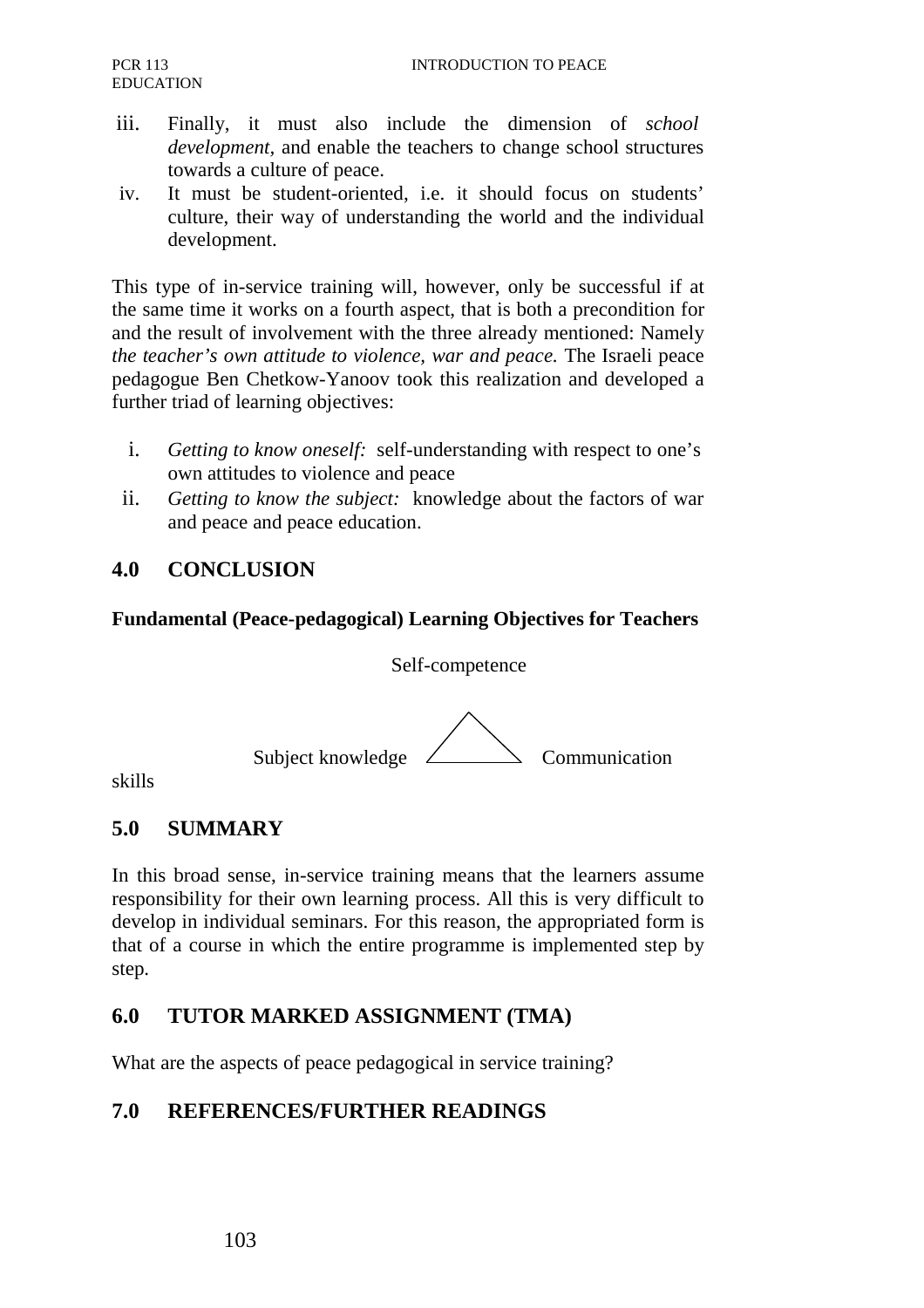iii. Finally, it must also include the dimension of *school development*, and enable the teachers to change school structures towards a culture of peace.

iv. It must be student-oriented, i.e. it should focus on students' culture, their way of understanding the world and the individual development.

This type of in-service training will, however, only be successful if at the same time it works on a fourth aspect, that is both a precondition for and the result of involvement with the three already mentioned: Namely *the teacher's own attitude to violence, war and peace.* The Israeli peace pedagogue Ben Chetkow-Yanoov took this realization and developed a further triad of learning objectives:

i. *Getting to know oneself:* self-understanding with respect to one's own attitudes to violence and peace

ii. *Getting to know the subject:* knowledge about the factors of war and peace and peace education.

## 4.0 CONCLUSION

**Fundamental (Peace-pedagogical) Learning Objectives for Teachers**

Self-competence

Subject knowledge Communication skills

## 5.0 SUMMARY

In this broad sense, in-service training means that the learners assume responsibility for their own learning process. All this is very difficult to develop in individual seminars. For this reason, the appropriated form is that of a course in which the entire programme is implemented step by step.

## 6.0 TUTOR MARKED ASSIGNMENT (TMA)

What are the aspects of peace pedagogical in service training?

## 7.0 REFERENCES/FURTHER READINGS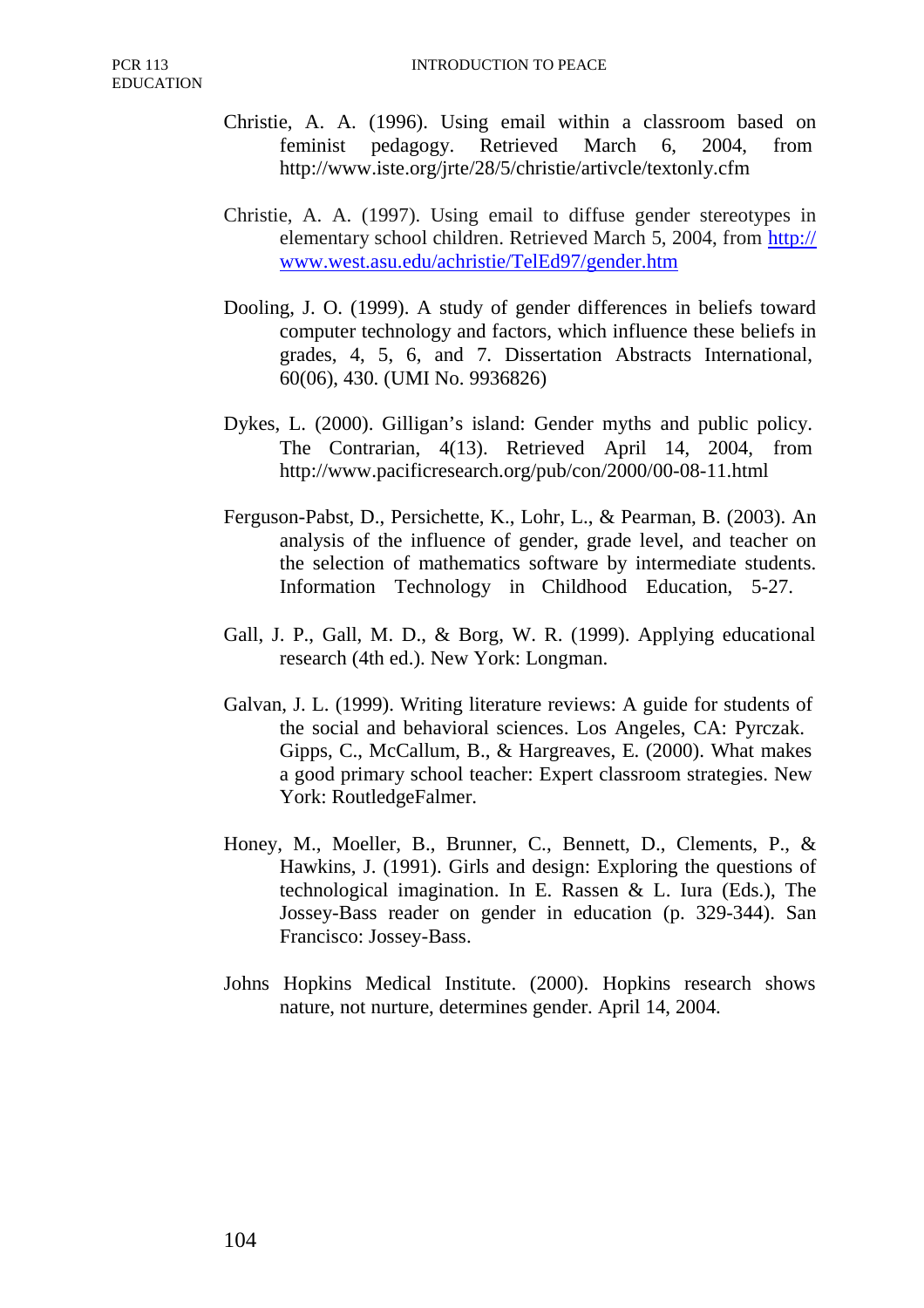Christie, A. A. (1996). Using email within a classroom based on feminist pedagogy. Retrieved March 6, 2004, from http://www.iste.org/jrte/28/5/christie/artivcle/textonly.cfm

Christie, A. A. (1997). Using email to diffuse gender stereotypes in elementary school children. Retrieved March 5, 2004, from http://www.west.asu.edu/achristie/TelEd97/gender.htm

Dooling, J. O. (1999). A study of gender differences in beliefs toward computer technology and factors, which influence these beliefs in grades, 4, 5, 6, and 7. Dissertation Abstracts International, 60(06), 430. (UMI No. 9936826)

Dykes, L. (2000). Gilligan's island: Gender myths and public policy. The Contrarian, 4(13). Retrieved April 14, 2004, from http://www.pacificresearch.org/pub/con/2000/00-08-11.html

Ferguson-Pabst, D., Persichette, K., Lohr, L., & Pearman, B. (2003). An analysis of the influence of gender, grade level, and teacher on the selection of mathematics software by intermediate students. Information Technology in Childhood Education, 5-27.

Gall, J. P., Gall, M. D., & Borg, W. R. (1999). Applying educational research (4th ed.). New York: Longman.

Galvan, J. L. (1999). Writing literature reviews: A guide for students of the social and behavioral sciences. Los Angeles, CA: Pyrczak. Gipps, C., McCallum, B., & Hargreaves, E. (2000). What makes a good primary school teacher: Expert classroom strategies. New York: RoutledgeFalmer.

Honey, M., Moeller, B., Brunner, C., Bennett, D., Clements, P., & Hawkins, J. (1991). Girls and design: Exploring the questions of technological imagination. In E. Rassen & L. Iura (Eds.), The Jossey-Bass reader on gender in education (p. 329-344). San Francisco: Jossey-Bass.

Johns Hopkins Medical Institute. (2000). Hopkins research shows nature, not nurture, determines gender. April 14, 2004.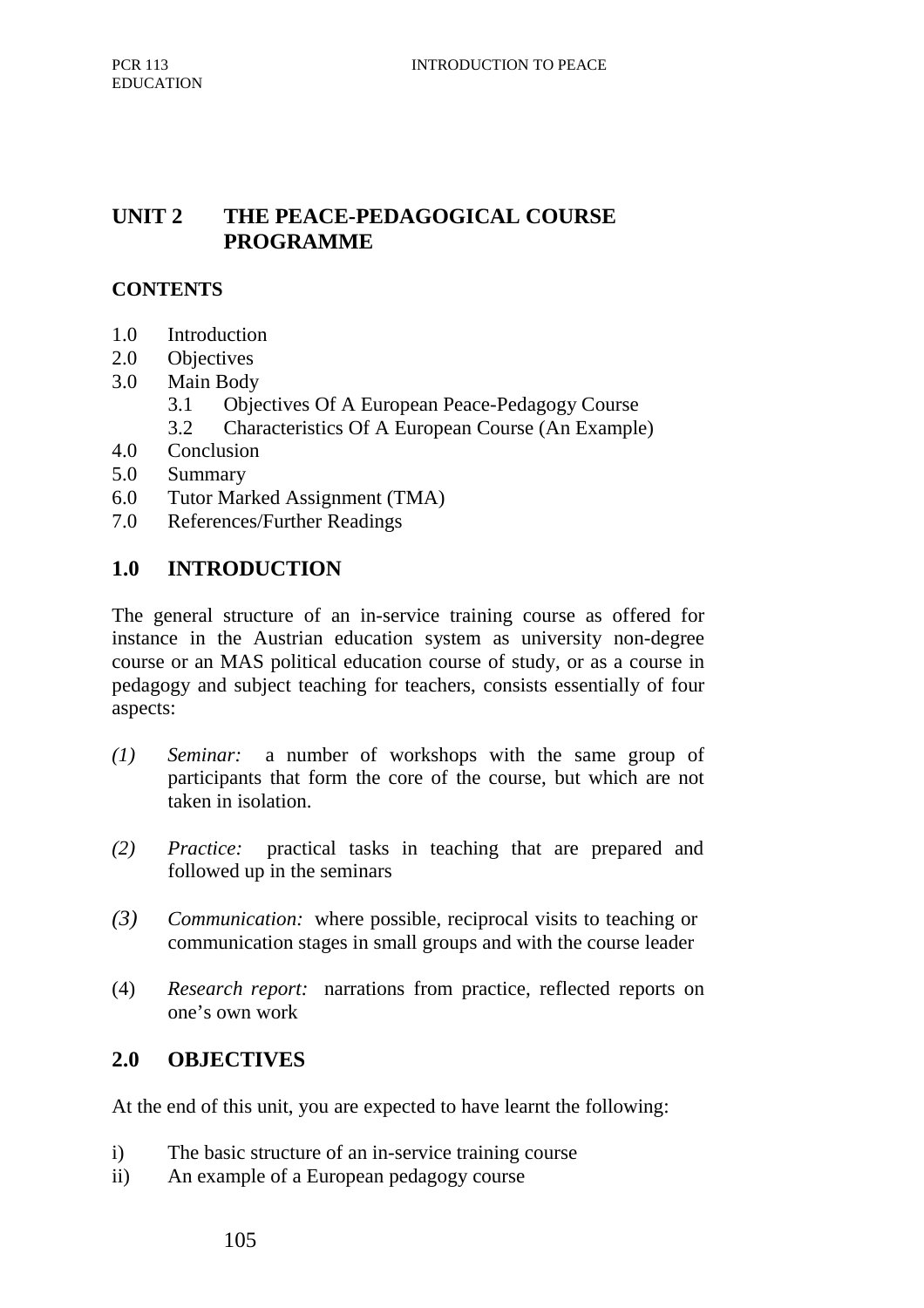## UNIT 2 THE PEACE-PEDAGOGICAL COURSE PROGRAMME

### CONTENTS

1.0 Introduction
2.0 Objectives
3.0 Main Body
  3.1 Objectives Of A European Peace-Pedagogy Course
  3.2 Characteristics Of A European Course (An Example)
4.0 Conclusion
5.0 Summary
6.0 Tutor Marked Assignment (TMA)
7.0 References/Further Readings

### 1.0 INTRODUCTION

The general structure of an in-service training course as offered for instance in the Austrian education system as university non-degree course or an MAS political education course of study, or as a course in pedagogy and subject teaching for teachers, consists essentially of four aspects:

(1) *Seminar:* a number of workshops with the same group of participants that form the core of the course, but which are not taken in isolation.

(2) *Practice:* practical tasks in teaching that are prepared and followed up in the seminars

(3) *Communication:* where possible, reciprocal visits to teaching or communication stages in small groups and with the course leader

(4) *Research report:* narrations from practice, reflected reports on one's own work

### 2.0 OBJECTIVES

At the end of this unit, you are expected to have learnt the following:

i) The basic structure of an in-service training course
ii) An example of a European pedagogy course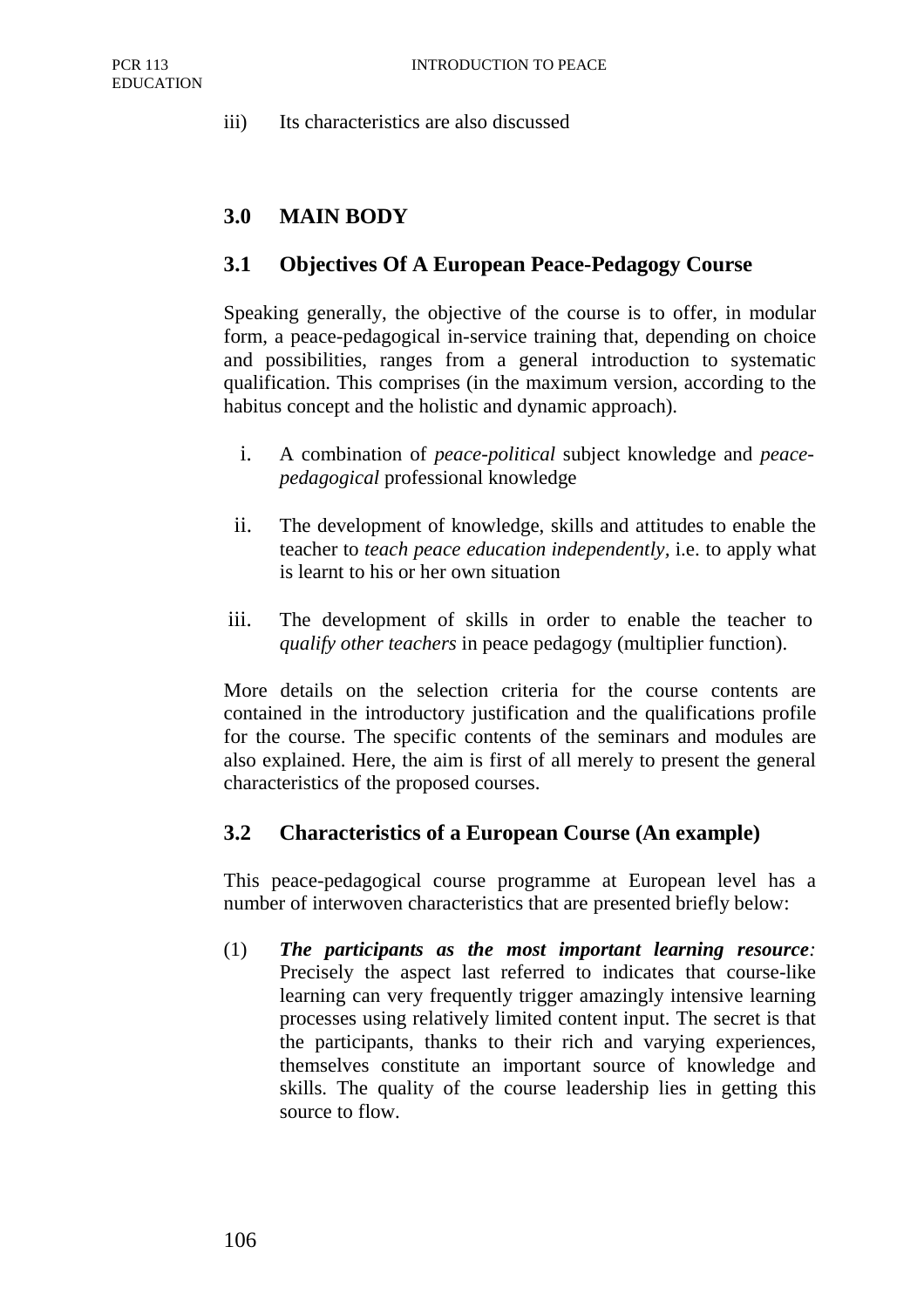iii) Its characteristics are also discussed

## 3.0 MAIN BODY

### 3.1 Objectives Of A European Peace-Pedagogy Course

Speaking generally, the objective of the course is to offer, in modular form, a peace-pedagogical in-service training that, depending on choice and possibilities, ranges from a general introduction to systematic qualification. This comprises (in the maximum version, according to the habitus concept and the holistic and dynamic approach).

i. A combination of *peace-political* subject knowledge and *peace-pedagogical* professional knowledge

ii. The development of knowledge, skills and attitudes to enable the teacher to *teach peace education independently,* i.e. to apply what is learnt to his or her own situation

iii. The development of skills in order to enable the teacher to *qualify other teachers* in peace pedagogy (multiplier function).

More details on the selection criteria for the course contents are contained in the introductory justification and the qualifications profile for the course. The specific contents of the seminars and modules are also explained. Here, the aim is first of all merely to present the general characteristics of the proposed courses.

### 3.2 Characteristics of a European Course (An example)

This peace-pedagogical course programme at European level has a number of interwoven characteristics that are presented briefly below:

(1) ***The participants as the most important learning resource****:* Precisely the aspect last referred to indicates that course-like learning can very frequently trigger amazingly intensive learning processes using relatively limited content input. The secret is that the participants, thanks to their rich and varying experiences, themselves constitute an important source of knowledge and skills. The quality of the course leadership lies in getting this source to flow.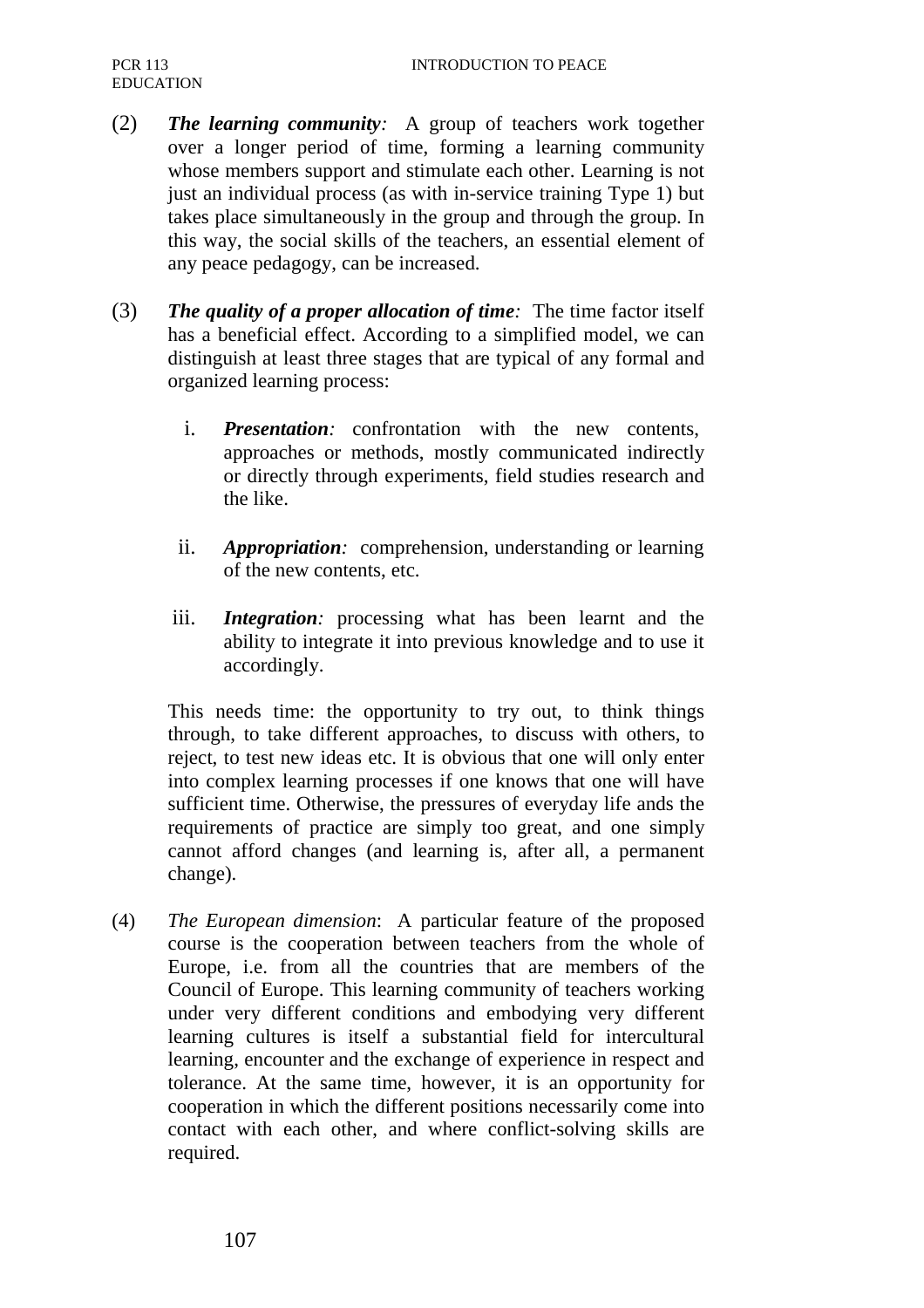(2) ***The learning community**:* A group of teachers work together over a longer period of time, forming a learning community whose members support and stimulate each other. Learning is not just an individual process (as with in-service training Type 1) but takes place simultaneously in the group and through the group. In this way, the social skills of the teachers, an essential element of any peace pedagogy, can be increased.

(3) ***The quality of a proper allocation of time**:* The time factor itself has a beneficial effect. According to a simplified model, we can distinguish at least three stages that are typical of any formal and organized learning process:

   i. ***Presentation**:* confrontation with the new contents, approaches or methods, mostly communicated indirectly or directly through experiments, field studies research and the like.

   ii. ***Appropriation**:* comprehension, understanding or learning of the new contents, etc.

   iii. ***Integration**:* processing what has been learnt and the ability to integrate it into previous knowledge and to use it accordingly.

   This needs time: the opportunity to try out, to think things through, to take different approaches, to discuss with others, to reject, to test new ideas etc. It is obvious that one will only enter into complex learning processes if one knows that one will have sufficient time. Otherwise, the pressures of everyday life ands the requirements of practice are simply too great, and one simply cannot afford changes (and learning is, after all, a permanent change).

(4) *The European dimension*: A particular feature of the proposed course is the cooperation between teachers from the whole of Europe, i.e. from all the countries that are members of the Council of Europe. This learning community of teachers working under very different conditions and embodying very different learning cultures is itself a substantial field for intercultural learning, encounter and the exchange of experience in respect and tolerance. At the same time, however, it is an opportunity for cooperation in which the different positions necessarily come into contact with each other, and where conflict-solving skills are required.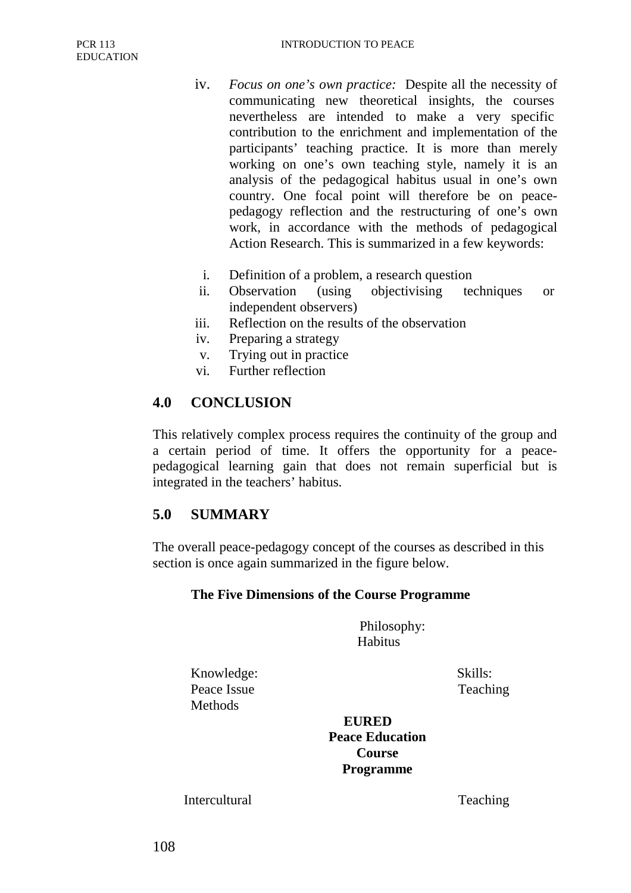iv. *Focus on one's own practice:* Despite all the necessity of communicating new theoretical insights, the courses nevertheless are intended to make a very specific contribution to the enrichment and implementation of the participants' teaching practice. It is more than merely working on one's own teaching style, namely it is an analysis of the pedagogical habitus usual in one's own country. One focal point will therefore be on peace-pedagogy reflection and the restructuring of one's own work, in accordance with the methods of pedagogical Action Research. This is summarized in a few keywords:

i. Definition of a problem, a research question
ii. Observation (using objectivising techniques or independent observers)
iii. Reflection on the results of the observation
iv. Preparing a strategy
v. Trying out in practice
vi. Further reflection

## 4.0 CONCLUSION

This relatively complex process requires the continuity of the group and a certain period of time. It offers the opportunity for a peace-pedagogical learning gain that does not remain superficial but is integrated in the teachers' habitus.

## 5.0 SUMMARY

The overall peace-pedagogy concept of the courses as described in this section is once again summarized in the figure below.

**The Five Dimensions of the Course Programme**

Philosophy:
Habitus

Knowledge:
Peace Issue
Methods

Skills:
Teaching

**EURED**
**Peace Education**
**Course**
**Programme**

Intercultural

Teaching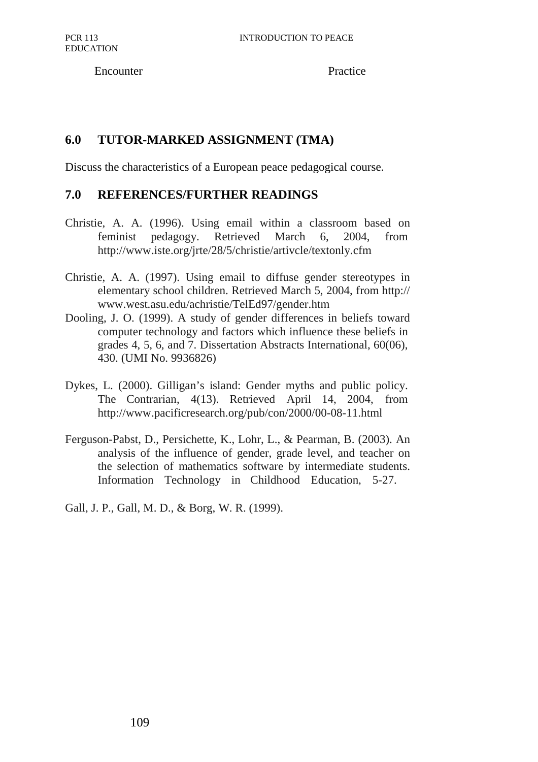Encounter Practice

## 6.0 TUTOR-MARKED ASSIGNMENT (TMA)

Discuss the characteristics of a European peace pedagogical course.

## 7.0 REFERENCES/FURTHER READINGS

Christie, A. A. (1996). Using email within a classroom based on feminist pedagogy. Retrieved March 6, 2004, from http://www.iste.org/jrte/28/5/christie/artivcle/textonly.cfm

Christie, A. A. (1997). Using email to diffuse gender stereotypes in elementary school children. Retrieved March 5, 2004, from http:// www.west.asu.edu/achristie/TelEd97/gender.htm

Dooling, J. O. (1999). A study of gender differences in beliefs toward computer technology and factors which influence these beliefs in grades 4, 5, 6, and 7. Dissertation Abstracts International, 60(06), 430. (UMI No. 9936826)

Dykes, L. (2000). Gilligan's island: Gender myths and public policy. The Contrarian, 4(13). Retrieved April 14, 2004, from http://www.pacificresearch.org/pub/con/2000/00-08-11.html

Ferguson-Pabst, D., Persichette, K., Lohr, L., & Pearman, B. (2003). An analysis of the influence of gender, grade level, and teacher on the selection of mathematics software by intermediate students. Information Technology in Childhood Education, 5-27.

Gall, J. P., Gall, M. D., & Borg, W. R. (1999).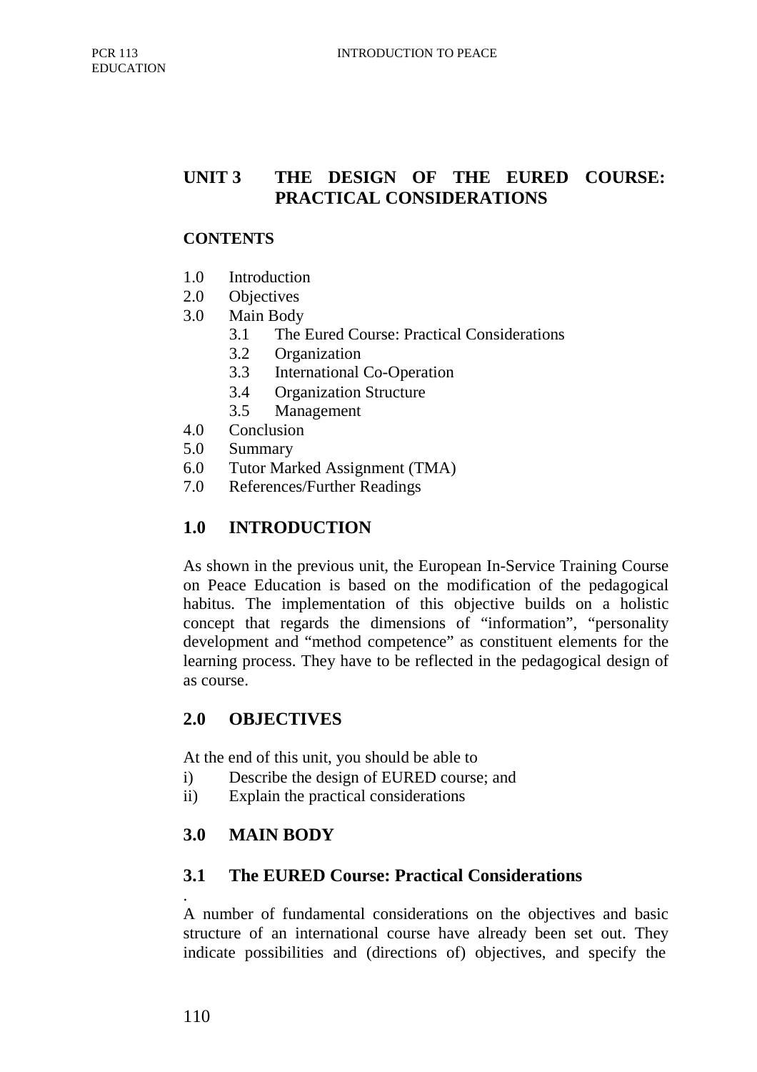## UNIT 3 THE DESIGN OF THE EURED COURSE: PRACTICAL CONSIDERATIONS

**CONTENTS**

1.0 Introduction
2.0 Objectives
3.0 Main Body
    3.1 The Eured Course: Practical Considerations
    3.2 Organization
    3.3 International Co-Operation
    3.4 Organization Structure
    3.5 Management
4.0 Conclusion
5.0 Summary
6.0 Tutor Marked Assignment (TMA)
7.0 References/Further Readings

### 1.0 INTRODUCTION

As shown in the previous unit, the European In-Service Training Course on Peace Education is based on the modification of the pedagogical habitus. The implementation of this objective builds on a holistic concept that regards the dimensions of "information", "personality development and "method competence" as constituent elements for the learning process. They have to be reflected in the pedagogical design of as course.

### 2.0 OBJECTIVES

At the end of this unit, you should be able to

i) Describe the design of EURED course; and
ii) Explain the practical considerations

### 3.0 MAIN BODY

### 3.1 The EURED Course: Practical Considerations

.
A number of fundamental considerations on the objectives and basic structure of an international course have already been set out. They indicate possibilities and (directions of) objectives, and specify the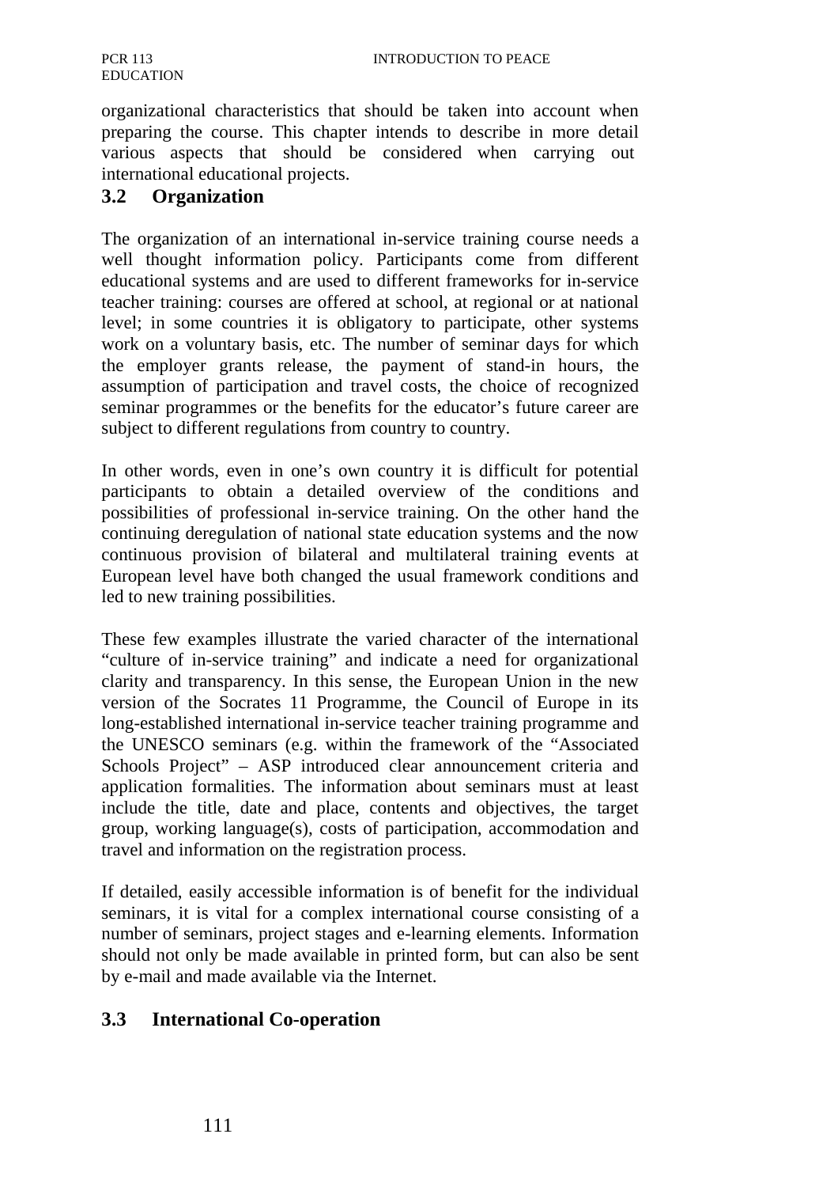organizational characteristics that should be taken into account when preparing the course. This chapter intends to describe in more detail various aspects that should be considered when carrying out international educational projects.

## 3.2 Organization

The organization of an international in-service training course needs a well thought information policy. Participants come from different educational systems and are used to different frameworks for in-service teacher training: courses are offered at school, at regional or at national level; in some countries it is obligatory to participate, other systems work on a voluntary basis, etc. The number of seminar days for which the employer grants release, the payment of stand-in hours, the assumption of participation and travel costs, the choice of recognized seminar programmes or the benefits for the educator's future career are subject to different regulations from country to country.

In other words, even in one's own country it is difficult for potential participants to obtain a detailed overview of the conditions and possibilities of professional in-service training. On the other hand the continuing deregulation of national state education systems and the now continuous provision of bilateral and multilateral training events at European level have both changed the usual framework conditions and led to new training possibilities.

These few examples illustrate the varied character of the international "culture of in-service training" and indicate a need for organizational clarity and transparency. In this sense, the European Union in the new version of the Socrates 11 Programme, the Council of Europe in its long-established international in-service teacher training programme and the UNESCO seminars (e.g. within the framework of the "Associated Schools Project" – ASP introduced clear announcement criteria and application formalities. The information about seminars must at least include the title, date and place, contents and objectives, the target group, working language(s), costs of participation, accommodation and travel and information on the registration process.

If detailed, easily accessible information is of benefit for the individual seminars, it is vital for a complex international course consisting of a number of seminars, project stages and e-learning elements. Information should not only be made available in printed form, but can also be sent by e-mail and made available via the Internet.

## 3.3 International Co-operation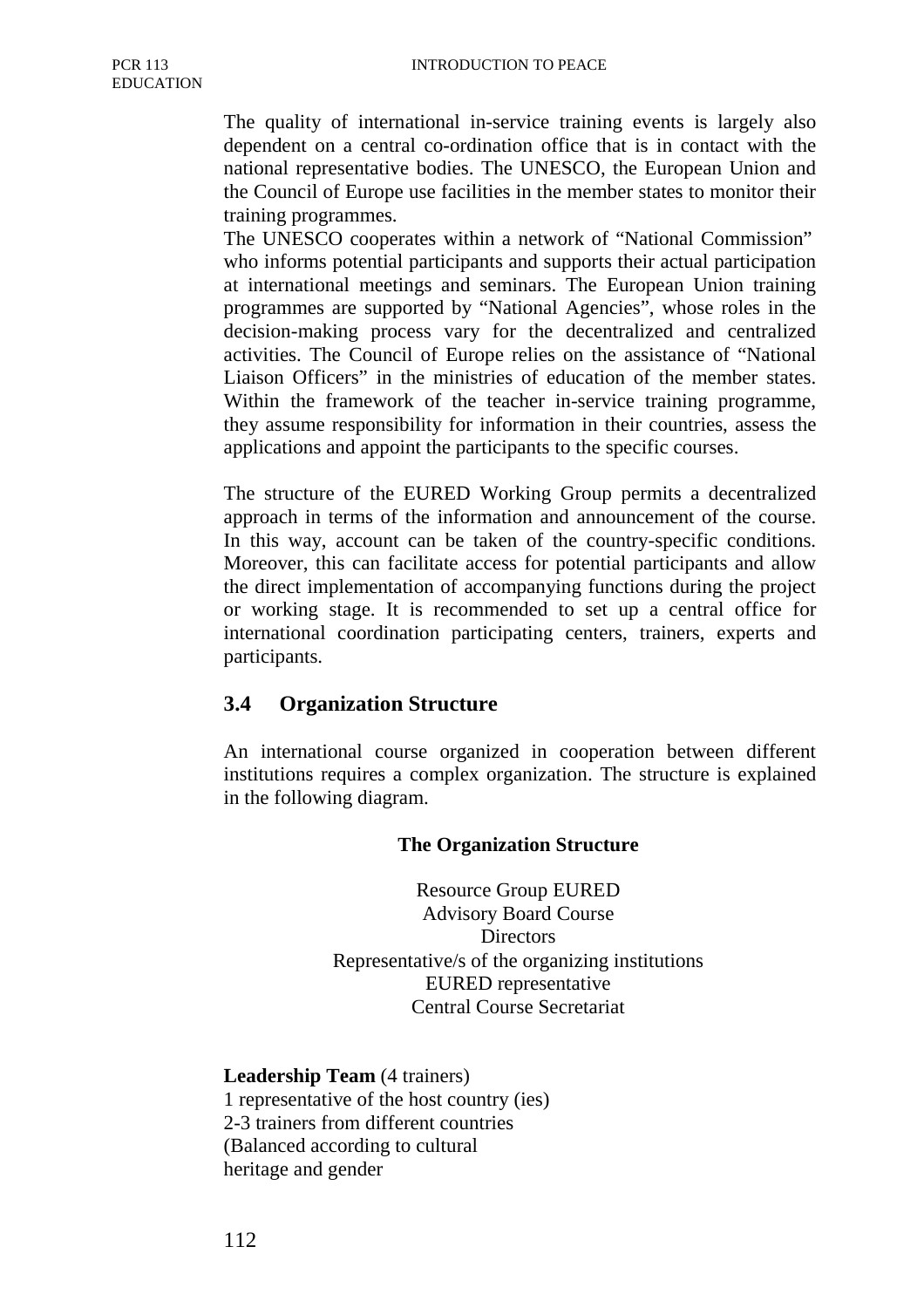The quality of international in-service training events is largely also dependent on a central co-ordination office that is in contact with the national representative bodies. The UNESCO, the European Union and the Council of Europe use facilities in the member states to monitor their training programmes.

The UNESCO cooperates within a network of "National Commission" who informs potential participants and supports their actual participation at international meetings and seminars. The European Union training programmes are supported by "National Agencies", whose roles in the decision-making process vary for the decentralized and centralized activities. The Council of Europe relies on the assistance of "National Liaison Officers" in the ministries of education of the member states. Within the framework of the teacher in-service training programme, they assume responsibility for information in their countries, assess the applications and appoint the participants to the specific courses.

The structure of the EURED Working Group permits a decentralized approach in terms of the information and announcement of the course. In this way, account can be taken of the country-specific conditions. Moreover, this can facilitate access for potential participants and allow the direct implementation of accompanying functions during the project or working stage. It is recommended to set up a central office for international coordination participating centers, trainers, experts and participants.

### 3.4 Organization Structure

An international course organized in cooperation between different institutions requires a complex organization. The structure is explained in the following diagram.

**The Organization Structure**

Resource Group EURED
Advisory Board Course
Directors
Representative/s of the organizing institutions
EURED representative
Central Course Secretariat

**Leadership Team** (4 trainers)
1 representative of the host country (ies)
2-3 trainers from different countries
(Balanced according to cultural
heritage and gender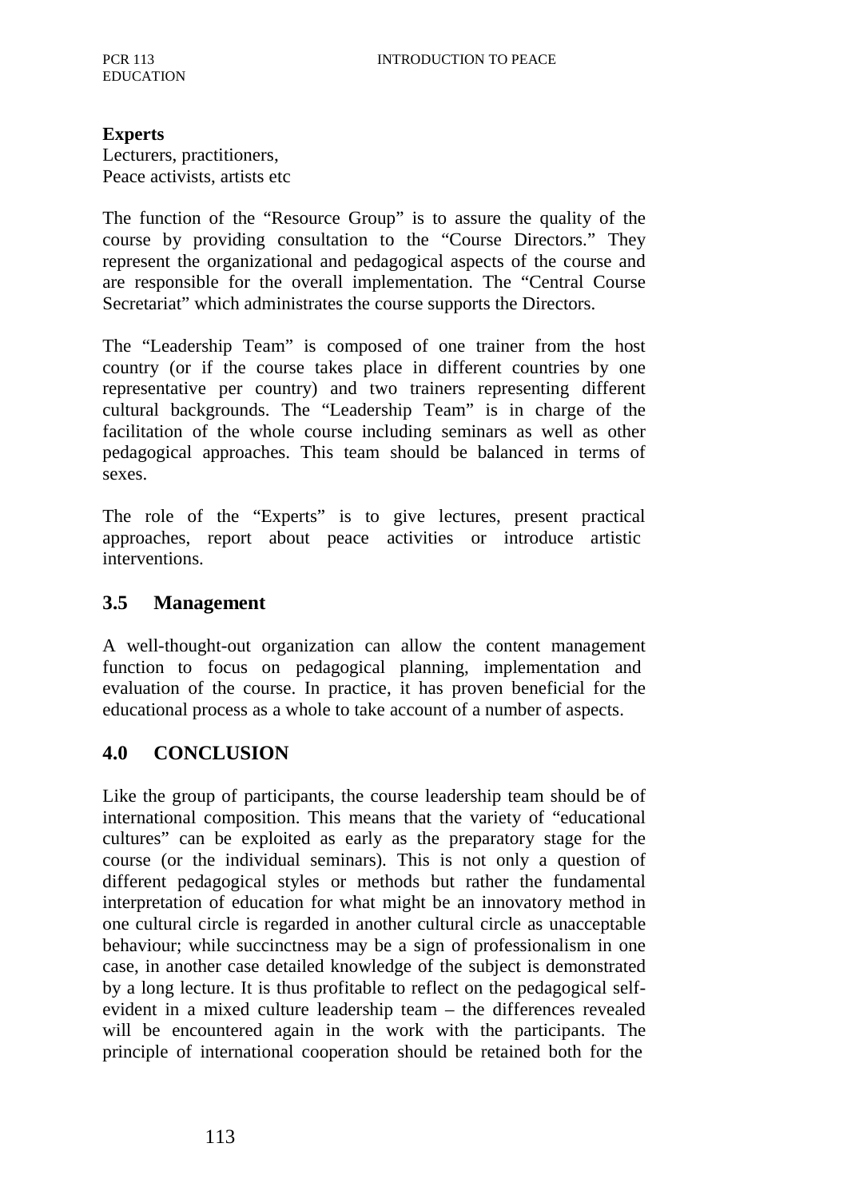**Experts**
Lecturers, practitioners,
Peace activists, artists etc

The function of the "Resource Group" is to assure the quality of the course by providing consultation to the "Course Directors." They represent the organizational and pedagogical aspects of the course and are responsible for the overall implementation. The "Central Course Secretariat" which administrates the course supports the Directors.

The "Leadership Team" is composed of one trainer from the host country (or if the course takes place in different countries by one representative per country) and two trainers representing different cultural backgrounds. The "Leadership Team" is in charge of the facilitation of the whole course including seminars as well as other pedagogical approaches. This team should be balanced in terms of sexes.

The role of the "Experts" is to give lectures, present practical approaches, report about peace activities or introduce artistic interventions.

## 3.5 Management

A well-thought-out organization can allow the content management function to focus on pedagogical planning, implementation and evaluation of the course. In practice, it has proven beneficial for the educational process as a whole to take account of a number of aspects.

# 4.0 CONCLUSION

Like the group of participants, the course leadership team should be of international composition. This means that the variety of "educational cultures" can be exploited as early as the preparatory stage for the course (or the individual seminars). This is not only a question of different pedagogical styles or methods but rather the fundamental interpretation of education for what might be an innovatory method in one cultural circle is regarded in another cultural circle as unacceptable behaviour; while succinctness may be a sign of professionalism in one case, in another case detailed knowledge of the subject is demonstrated by a long lecture. It is thus profitable to reflect on the pedagogical self-evident in a mixed culture leadership team – the differences revealed will be encountered again in the work with the participants. The principle of international cooperation should be retained both for the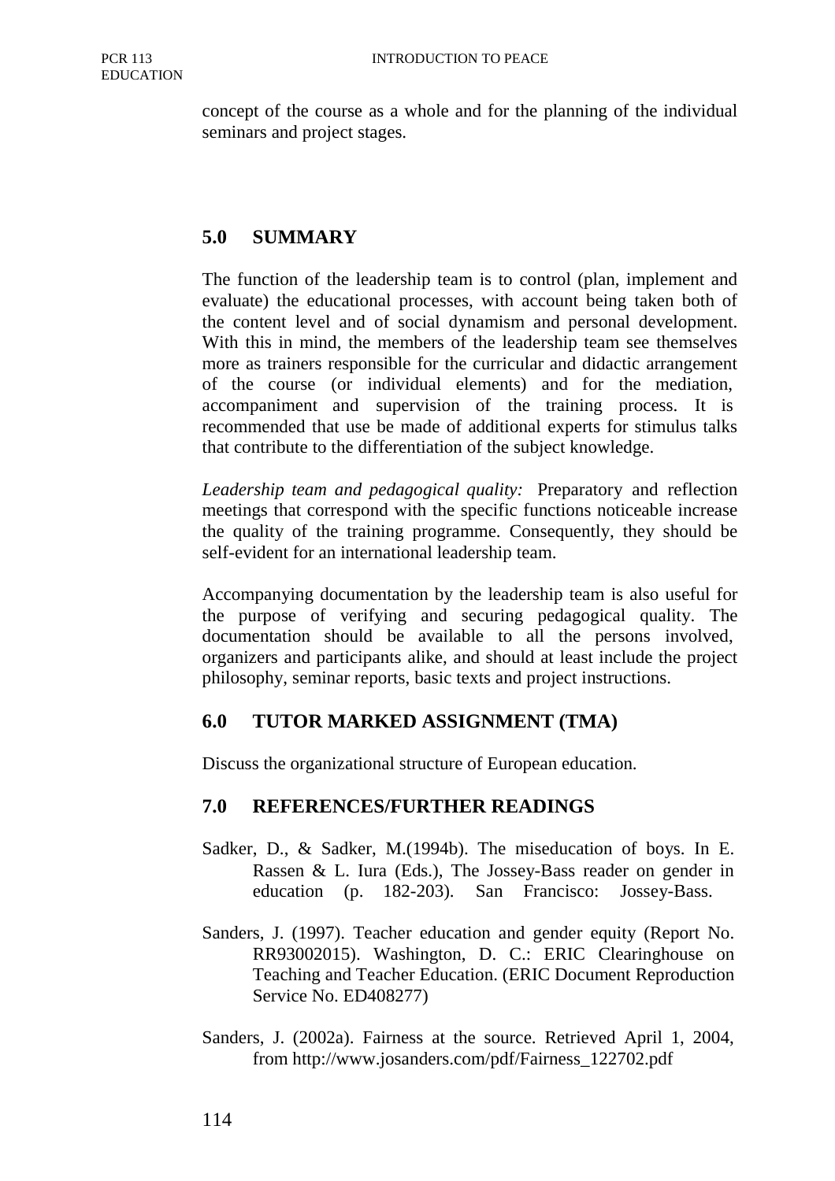concept of the course as a whole and for the planning of the individual seminars and project stages.

## 5.0 SUMMARY

The function of the leadership team is to control (plan, implement and evaluate) the educational processes, with account being taken both of the content level and of social dynamism and personal development. With this in mind, the members of the leadership team see themselves more as trainers responsible for the curricular and didactic arrangement of the course (or individual elements) and for the mediation, accompaniment and supervision of the training process. It is recommended that use be made of additional experts for stimulus talks that contribute to the differentiation of the subject knowledge.

*Leadership team and pedagogical quality:* Preparatory and reflection meetings that correspond with the specific functions noticeable increase the quality of the training programme. Consequently, they should be self-evident for an international leadership team.

Accompanying documentation by the leadership team is also useful for the purpose of verifying and securing pedagogical quality. The documentation should be available to all the persons involved, organizers and participants alike, and should at least include the project philosophy, seminar reports, basic texts and project instructions.

## 6.0 TUTOR MARKED ASSIGNMENT (TMA)

Discuss the organizational structure of European education.

## 7.0 REFERENCES/FURTHER READINGS

Sadker, D., & Sadker, M.(1994b). The miseducation of boys. In E. Rassen & L. Iura (Eds.), The Jossey-Bass reader on gender in education (p. 182-203). San Francisco: Jossey-Bass.

Sanders, J. (1997). Teacher education and gender equity (Report No. RR93002015). Washington, D. C.: ERIC Clearinghouse on Teaching and Teacher Education. (ERIC Document Reproduction Service No. ED408277)

Sanders, J. (2002a). Fairness at the source. Retrieved April 1, 2004, from http://www.josanders.com/pdf/Fairness_122702.pdf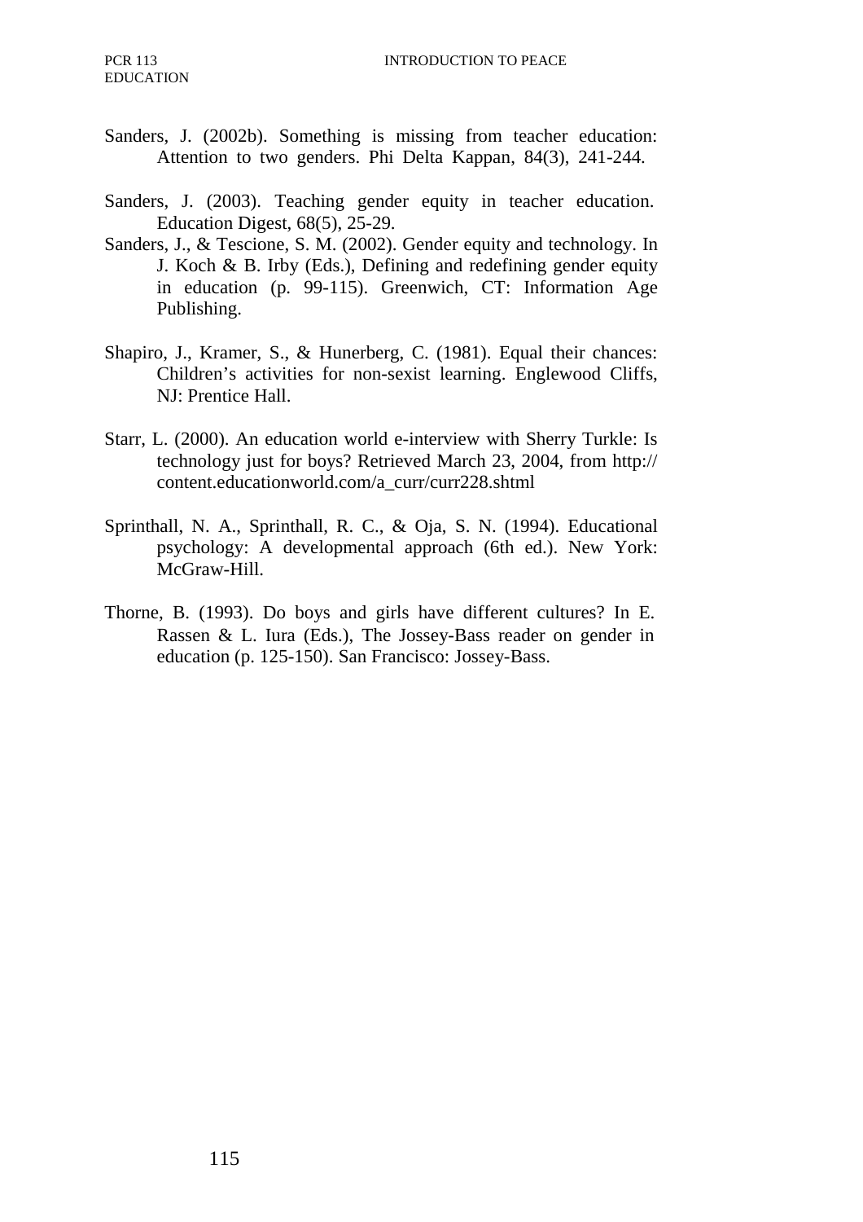Sanders, J. (2002b). Something is missing from teacher education: Attention to two genders. Phi Delta Kappan, 84(3), 241-244.

Sanders, J. (2003). Teaching gender equity in teacher education. Education Digest, 68(5), 25-29.

Sanders, J., & Tescione, S. M. (2002). Gender equity and technology. In J. Koch & B. Irby (Eds.), Defining and redefining gender equity in education (p. 99-115). Greenwich, CT: Information Age Publishing.

Shapiro, J., Kramer, S., & Hunerberg, C. (1981). Equal their chances: Children's activities for non-sexist learning. Englewood Cliffs, NJ: Prentice Hall.

Starr, L. (2000). An education world e-interview with Sherry Turkle: Is technology just for boys? Retrieved March 23, 2004, from http:// content.educationworld.com/a_curr/curr228.shtml

Sprinthall, N. A., Sprinthall, R. C., & Oja, S. N. (1994). Educational psychology: A developmental approach (6th ed.). New York: McGraw-Hill.

Thorne, B. (1993). Do boys and girls have different cultures? In E. Rassen & L. Iura (Eds.), The Jossey-Bass reader on gender in education (p. 125-150). San Francisco: Jossey-Bass.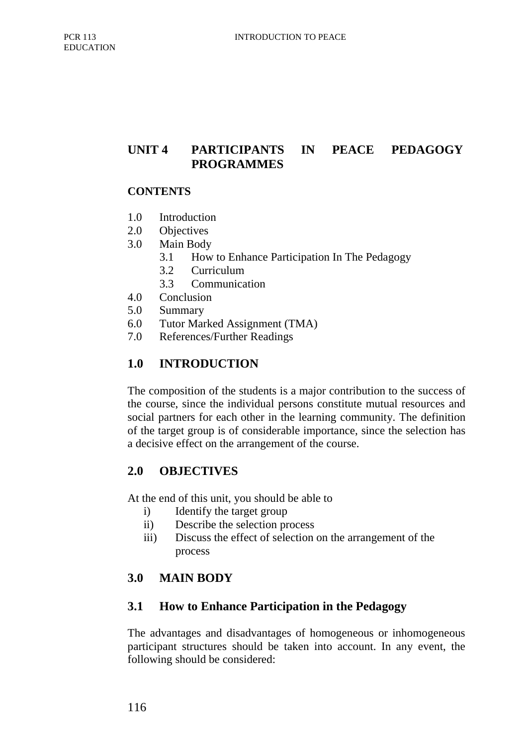## UNIT 4 PARTICIPANTS IN PEACE PEDAGOGY PROGRAMMES

**CONTENTS**

1.0 Introduction
2.0 Objectives
3.0 Main Body
  3.1 How to Enhance Participation In The Pedagogy
  3.2 Curriculum
  3.3 Communication
4.0 Conclusion
5.0 Summary
6.0 Tutor Marked Assignment (TMA)
7.0 References/Further Readings

### 1.0 INTRODUCTION

The composition of the students is a major contribution to the success of the course, since the individual persons constitute mutual resources and social partners for each other in the learning community. The definition of the target group is of considerable importance, since the selection has a decisive effect on the arrangement of the course.

### 2.0 OBJECTIVES

At the end of this unit, you should be able to

i) Identify the target group
ii) Describe the selection process
iii) Discuss the effect of selection on the arrangement of the process

### 3.0 MAIN BODY

### 3.1 How to Enhance Participation in the Pedagogy

The advantages and disadvantages of homogeneous or inhomogeneous participant structures should be taken into account. In any event, the following should be considered: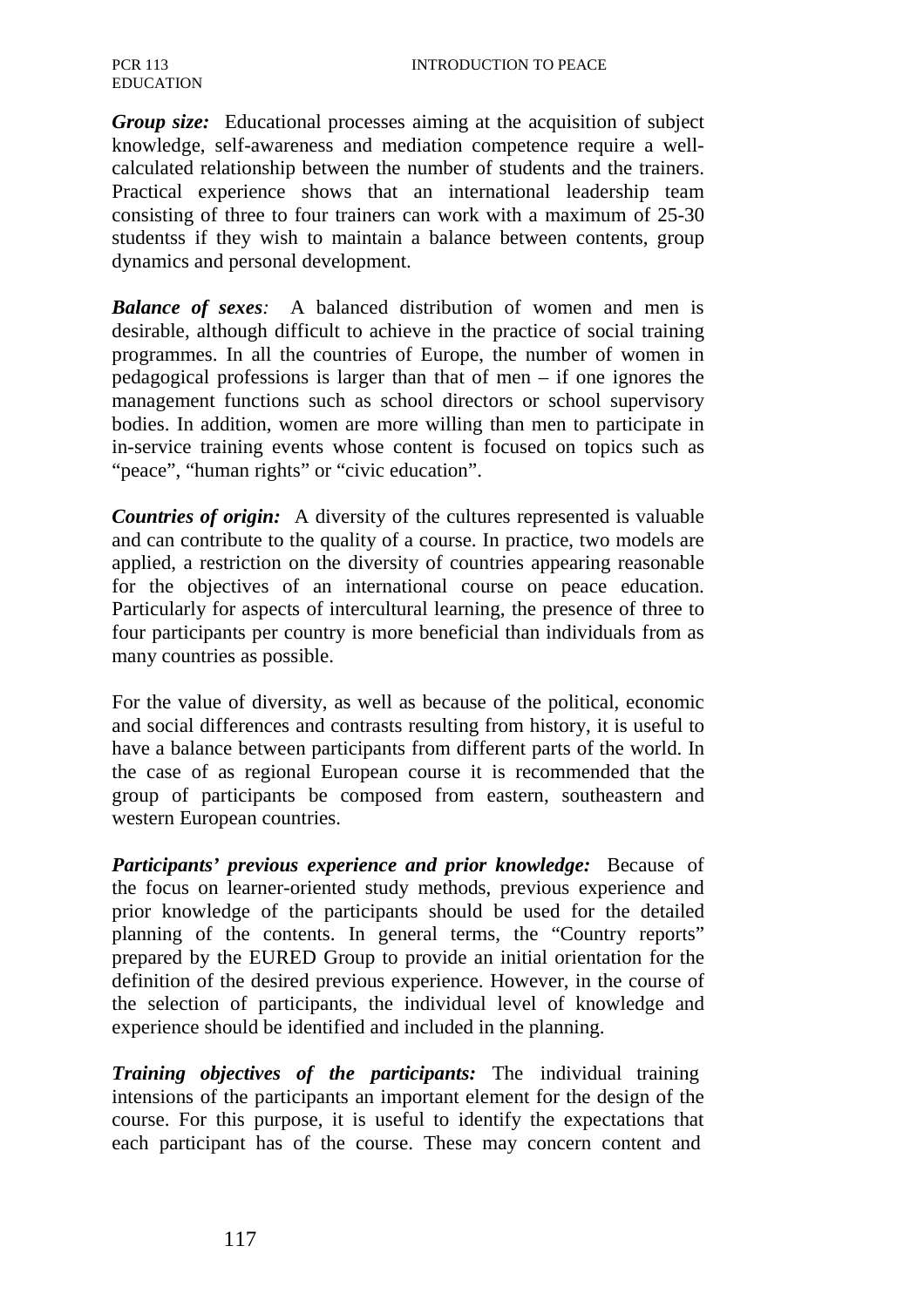***Group size:*** Educational processes aiming at the acquisition of subject knowledge, self-awareness and mediation competence require a well-calculated relationship between the number of students and the trainers. Practical experience shows that an international leadership team consisting of three to four trainers can work with a maximum of 25-30 studentss if they wish to maintain a balance between contents, group dynamics and personal development.

***Balance of sexes****:* A balanced distribution of women and men is desirable, although difficult to achieve in the practice of social training programmes. In all the countries of Europe, the number of women in pedagogical professions is larger than that of men – if one ignores the management functions such as school directors or school supervisory bodies. In addition, women are more willing than men to participate in in-service training events whose content is focused on topics such as "peace", "human rights" or "civic education".

***Countries of origin:*** A diversity of the cultures represented is valuable and can contribute to the quality of a course. In practice, two models are applied, a restriction on the diversity of countries appearing reasonable for the objectives of an international course on peace education. Particularly for aspects of intercultural learning, the presence of three to four participants per country is more beneficial than individuals from as many countries as possible.

For the value of diversity, as well as because of the political, economic and social differences and contrasts resulting from history, it is useful to have a balance between participants from different parts of the world. In the case of as regional European course it is recommended that the group of participants be composed from eastern, southeastern and western European countries.

***Participants' previous experience and prior knowledge:*** Because of the focus on learner-oriented study methods, previous experience and prior knowledge of the participants should be used for the detailed planning of the contents. In general terms, the "Country reports" prepared by the EURED Group to provide an initial orientation for the definition of the desired previous experience. However, in the course of the selection of participants, the individual level of knowledge and experience should be identified and included in the planning.

***Training objectives of the participants:*** The individual training intensions of the participants an important element for the design of the course. For this purpose, it is useful to identify the expectations that each participant has of the course. These may concern content and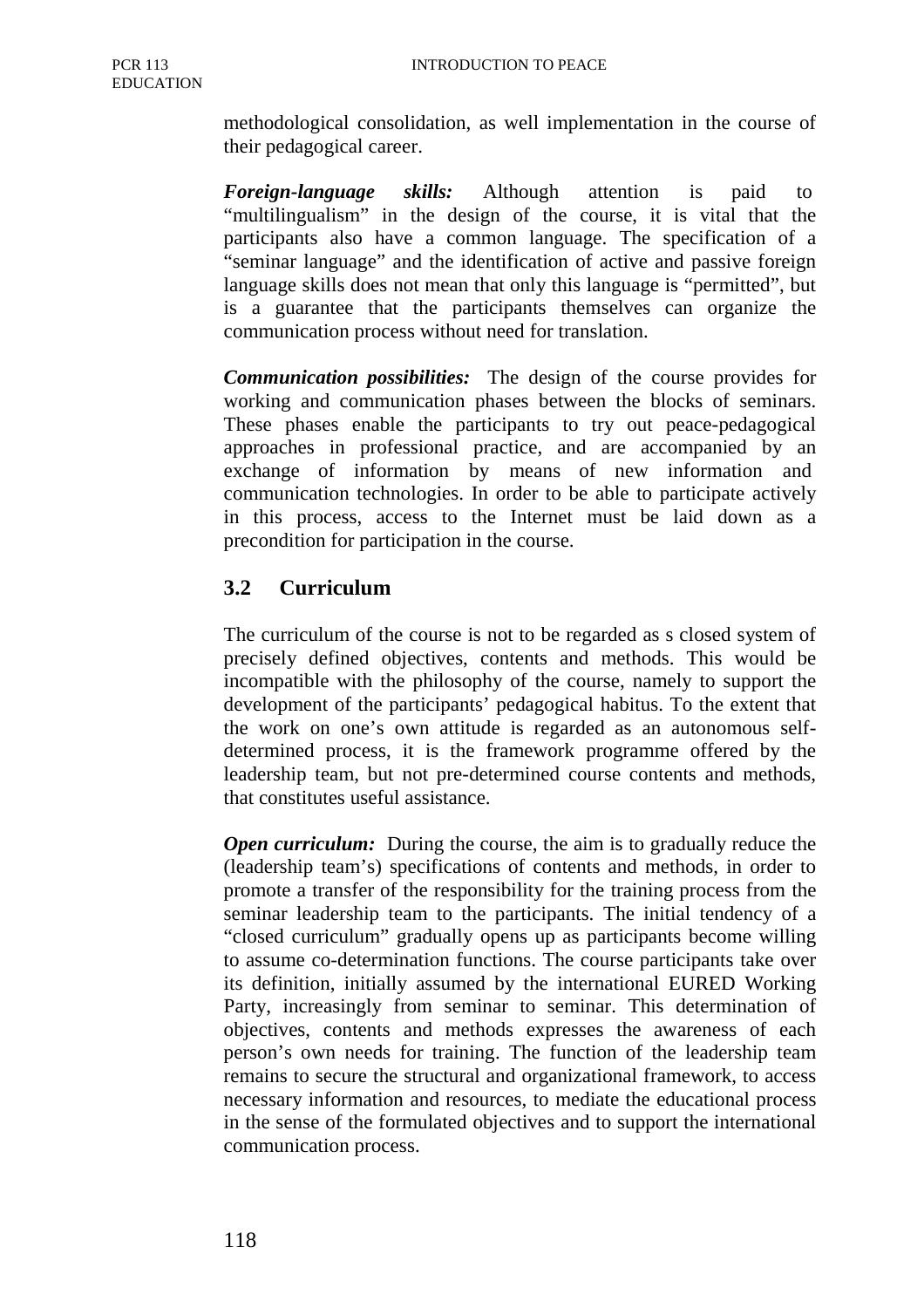methodological consolidation, as well implementation in the course of their pedagogical career.

***Foreign-language skills:*** Although attention is paid to "multilingualism" in the design of the course, it is vital that the participants also have a common language. The specification of a "seminar language" and the identification of active and passive foreign language skills does not mean that only this language is "permitted", but is a guarantee that the participants themselves can organize the communication process without need for translation.

***Communication possibilities:*** The design of the course provides for working and communication phases between the blocks of seminars. These phases enable the participants to try out peace-pedagogical approaches in professional practice, and are accompanied by an exchange of information by means of new information and communication technologies. In order to be able to participate actively in this process, access to the Internet must be laid down as a precondition for participation in the course.

## 3.2 Curriculum

The curriculum of the course is not to be regarded as s closed system of precisely defined objectives, contents and methods. This would be incompatible with the philosophy of the course, namely to support the development of the participants' pedagogical habitus. To the extent that the work on one's own attitude is regarded as an autonomous self-determined process, it is the framework programme offered by the leadership team, but not pre-determined course contents and methods, that constitutes useful assistance.

***Open curriculum:*** During the course, the aim is to gradually reduce the (leadership team's) specifications of contents and methods, in order to promote a transfer of the responsibility for the training process from the seminar leadership team to the participants. The initial tendency of a "closed curriculum" gradually opens up as participants become willing to assume co-determination functions. The course participants take over its definition, initially assumed by the international EURED Working Party, increasingly from seminar to seminar. This determination of objectives, contents and methods expresses the awareness of each person's own needs for training. The function of the leadership team remains to secure the structural and organizational framework, to access necessary information and resources, to mediate the educational process in the sense of the formulated objectives and to support the international communication process.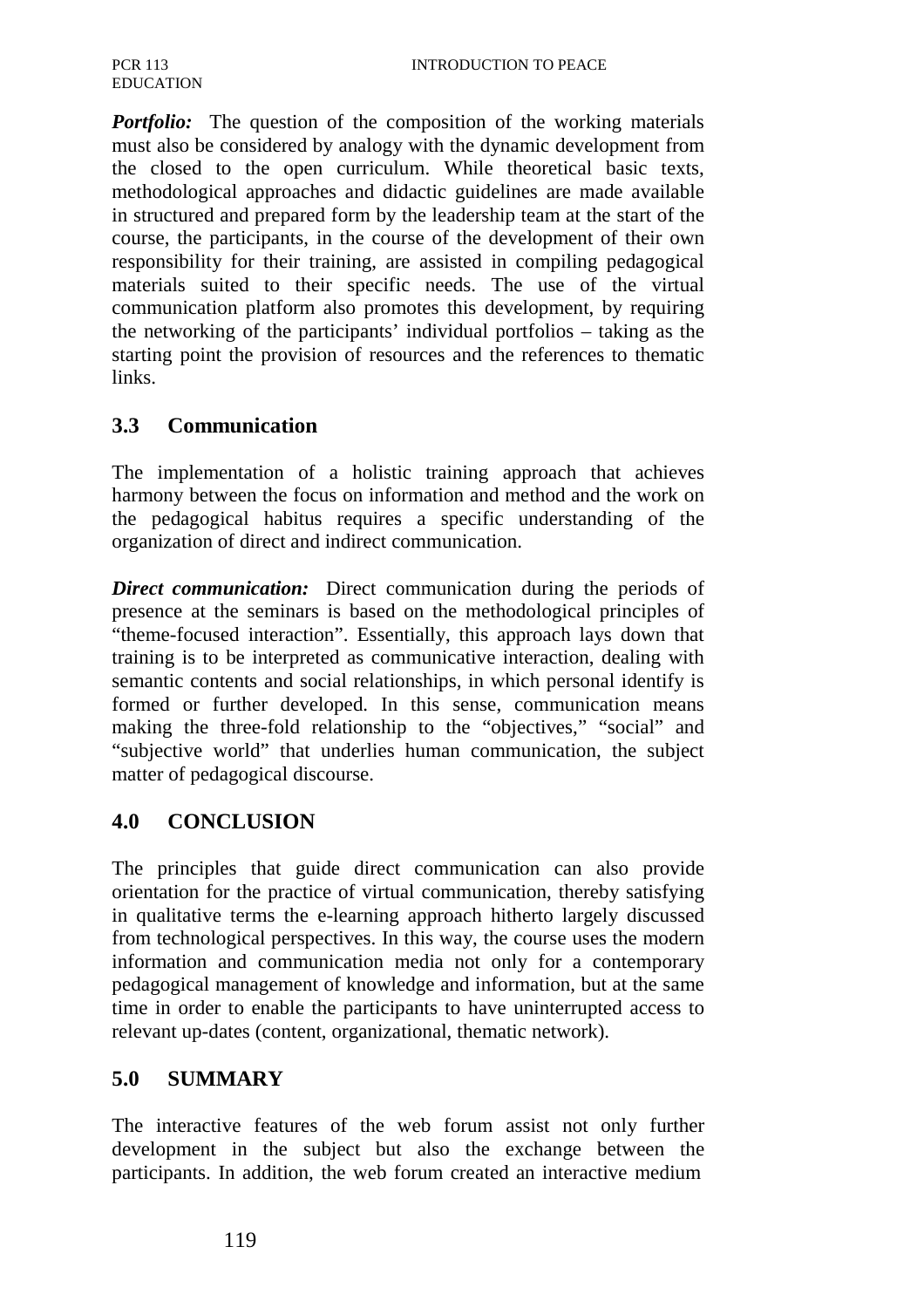***Portfolio:*** The question of the composition of the working materials must also be considered by analogy with the dynamic development from the closed to the open curriculum. While theoretical basic texts, methodological approaches and didactic guidelines are made available in structured and prepared form by the leadership team at the start of the course, the participants, in the course of the development of their own responsibility for their training, are assisted in compiling pedagogical materials suited to their specific needs. The use of the virtual communication platform also promotes this development, by requiring the networking of the participants' individual portfolios – taking as the starting point the provision of resources and the references to thematic links.

## 3.3 Communication

The implementation of a holistic training approach that achieves harmony between the focus on information and method and the work on the pedagogical habitus requires a specific understanding of the organization of direct and indirect communication.

***Direct communication:*** Direct communication during the periods of presence at the seminars is based on the methodological principles of "theme-focused interaction". Essentially, this approach lays down that training is to be interpreted as communicative interaction, dealing with semantic contents and social relationships, in which personal identify is formed or further developed. In this sense, communication means making the three-fold relationship to the "objectives," "social" and "subjective world" that underlies human communication, the subject matter of pedagogical discourse.

## 4.0 CONCLUSION

The principles that guide direct communication can also provide orientation for the practice of virtual communication, thereby satisfying in qualitative terms the e-learning approach hitherto largely discussed from technological perspectives. In this way, the course uses the modern information and communication media not only for a contemporary pedagogical management of knowledge and information, but at the same time in order to enable the participants to have uninterrupted access to relevant up-dates (content, organizational, thematic network).

## 5.0 SUMMARY

The interactive features of the web forum assist not only further development in the subject but also the exchange between the participants. In addition, the web forum created an interactive medium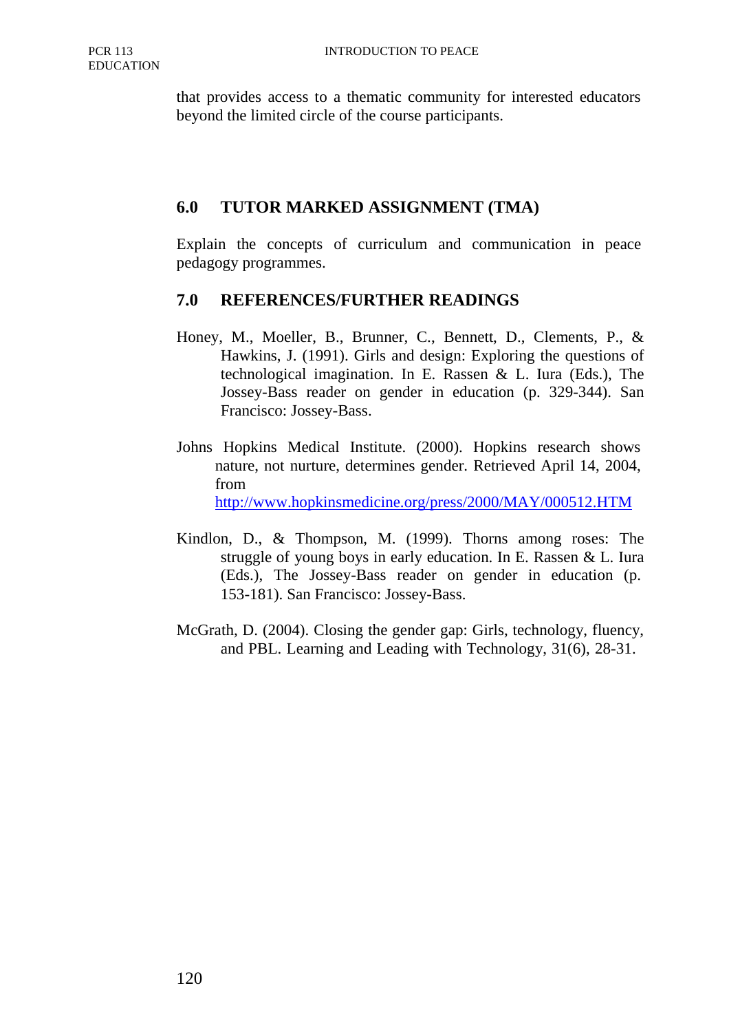that provides access to a thematic community for interested educators beyond the limited circle of the course participants.

## 6.0 TUTOR MARKED ASSIGNMENT (TMA)

Explain the concepts of curriculum and communication in peace pedagogy programmes.

## 7.0 REFERENCES/FURTHER READINGS

Honey, M., Moeller, B., Brunner, C., Bennett, D., Clements, P., & Hawkins, J. (1991). Girls and design: Exploring the questions of technological imagination. In E. Rassen & L. Iura (Eds.), The Jossey-Bass reader on gender in education (p. 329-344). San Francisco: Jossey-Bass.

Johns Hopkins Medical Institute. (2000). Hopkins research shows nature, not nurture, determines gender. Retrieved April 14, 2004, from http://www.hopkinsmedicine.org/press/2000/MAY/000512.HTM

Kindlon, D., & Thompson, M. (1999). Thorns among roses: The struggle of young boys in early education. In E. Rassen & L. Iura (Eds.), The Jossey-Bass reader on gender in education (p. 153-181). San Francisco: Jossey-Bass.

McGrath, D. (2004). Closing the gender gap: Girls, technology, fluency, and PBL. Learning and Leading with Technology, 31(6), 28-31.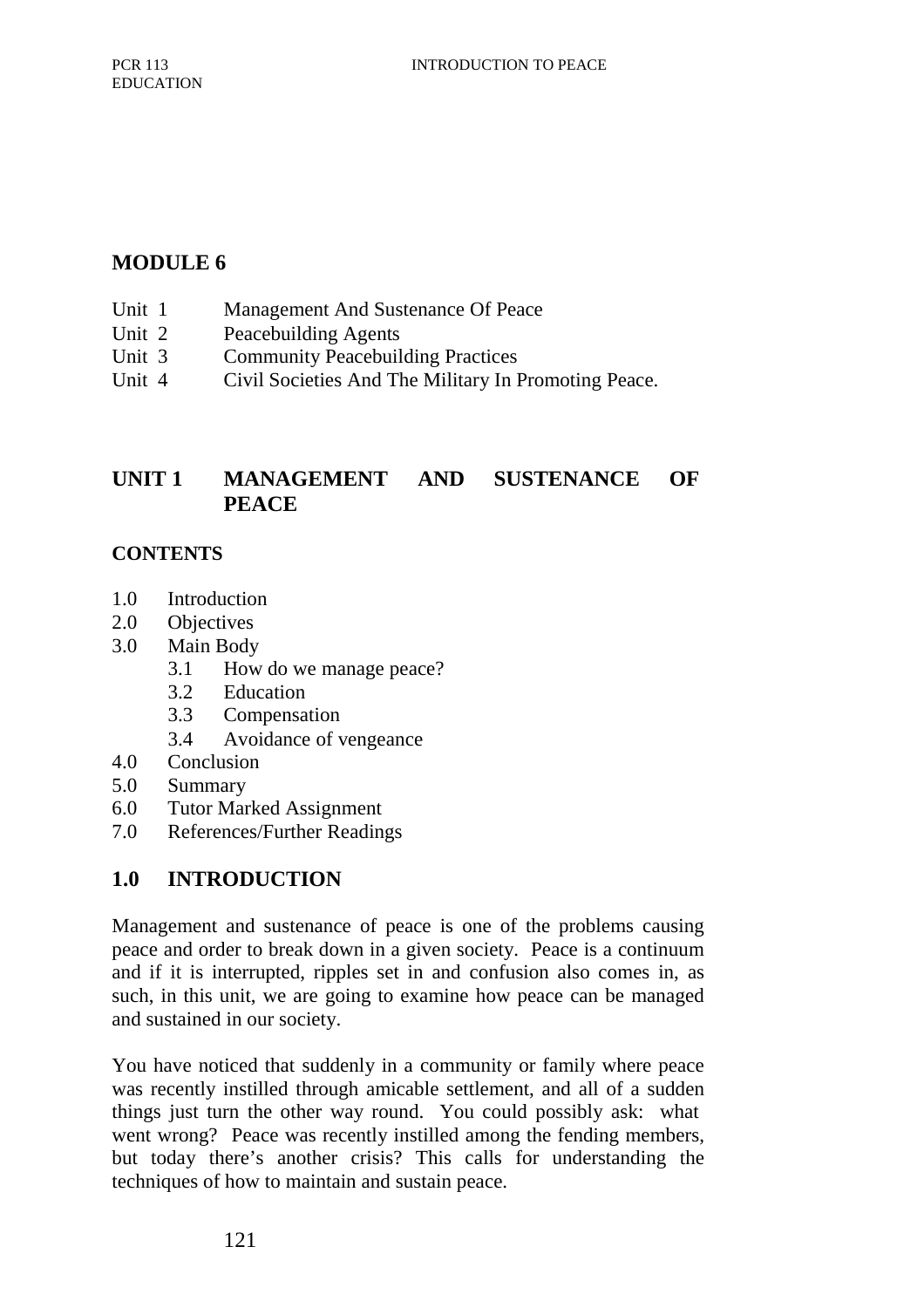# MODULE 6

Unit 1 Management And Sustenance Of Peace
Unit 2 Peacebuilding Agents
Unit 3 Community Peacebuilding Practices
Unit 4 Civil Societies And The Military In Promoting Peace.

## UNIT 1 MANAGEMENT AND SUSTENANCE OF PEACE

**CONTENTS**

- 1.0 Introduction
- 2.0 Objectives
- 3.0 Main Body
    - 3.1 How do we manage peace?
    - 3.2 Education
    - 3.3 Compensation
    - 3.4 Avoidance of vengeance
- 4.0 Conclusion
- 5.0 Summary
- 6.0 Tutor Marked Assignment
- 7.0 References/Further Readings

## 1.0 INTRODUCTION

Management and sustenance of peace is one of the problems causing peace and order to break down in a given society. Peace is a continuum and if it is interrupted, ripples set in and confusion also comes in, as such, in this unit, we are going to examine how peace can be managed and sustained in our society.

You have noticed that suddenly in a community or family where peace was recently instilled through amicable settlement, and all of a sudden things just turn the other way round. You could possibly ask: what went wrong? Peace was recently instilled among the fending members, but today there's another crisis? This calls for understanding the techniques of how to maintain and sustain peace.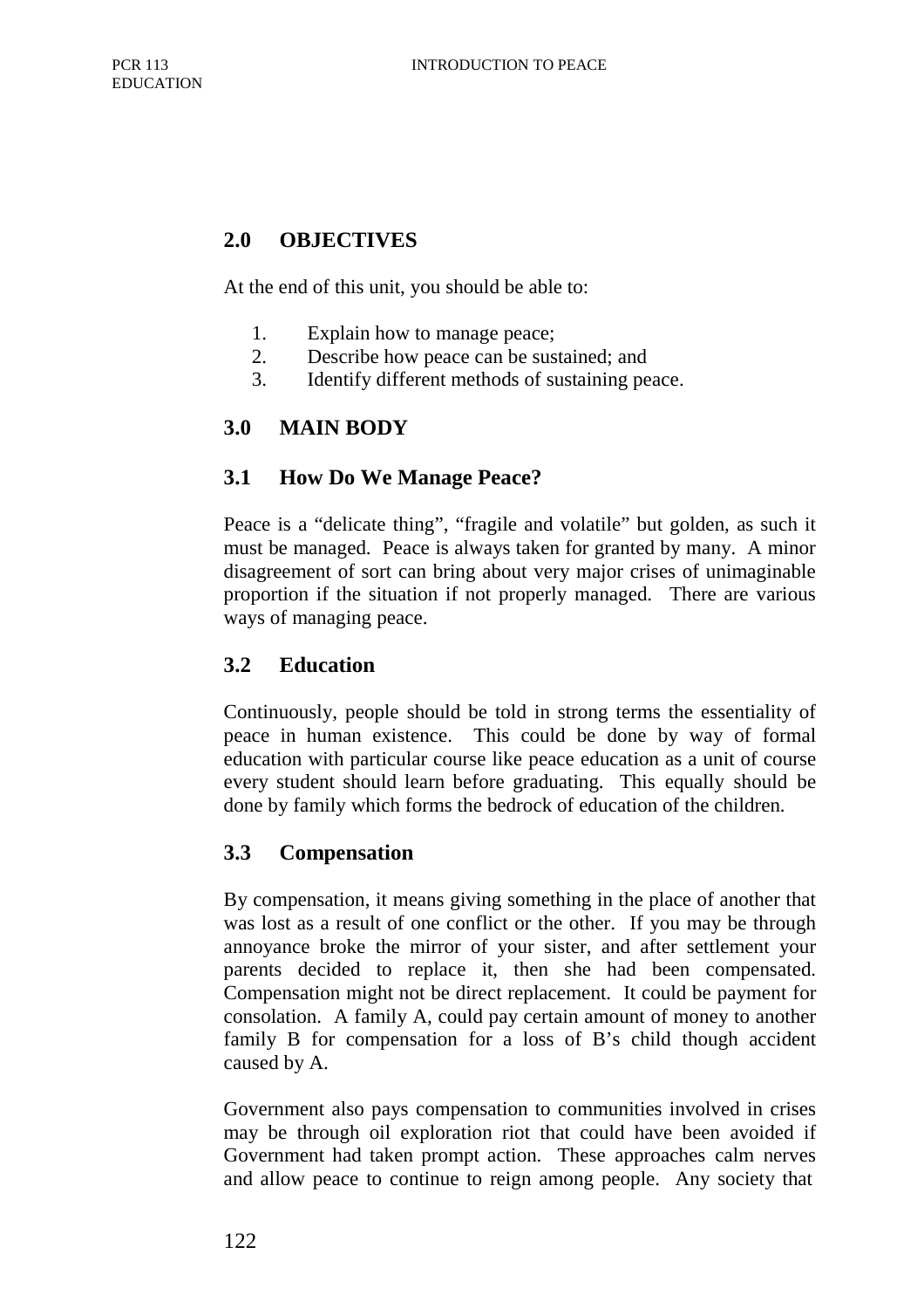## 2.0 OBJECTIVES

At the end of this unit, you should be able to:

1. Explain how to manage peace;
2. Describe how peace can be sustained; and
3. Identify different methods of sustaining peace.

## 3.0 MAIN BODY

### 3.1 How Do We Manage Peace?

Peace is a "delicate thing", "fragile and volatile" but golden, as such it must be managed. Peace is always taken for granted by many. A minor disagreement of sort can bring about very major crises of unimaginable proportion if the situation if not properly managed. There are various ways of managing peace.

### 3.2 Education

Continuously, people should be told in strong terms the essentiality of peace in human existence. This could be done by way of formal education with particular course like peace education as a unit of course every student should learn before graduating. This equally should be done by family which forms the bedrock of education of the children.

### 3.3 Compensation

By compensation, it means giving something in the place of another that was lost as a result of one conflict or the other. If you may be through annoyance broke the mirror of your sister, and after settlement your parents decided to replace it, then she had been compensated. Compensation might not be direct replacement. It could be payment for consolation. A family A, could pay certain amount of money to another family B for compensation for a loss of B's child though accident caused by A.

Government also pays compensation to communities involved in crises may be through oil exploration riot that could have been avoided if Government had taken prompt action. These approaches calm nerves and allow peace to continue to reign among people. Any society that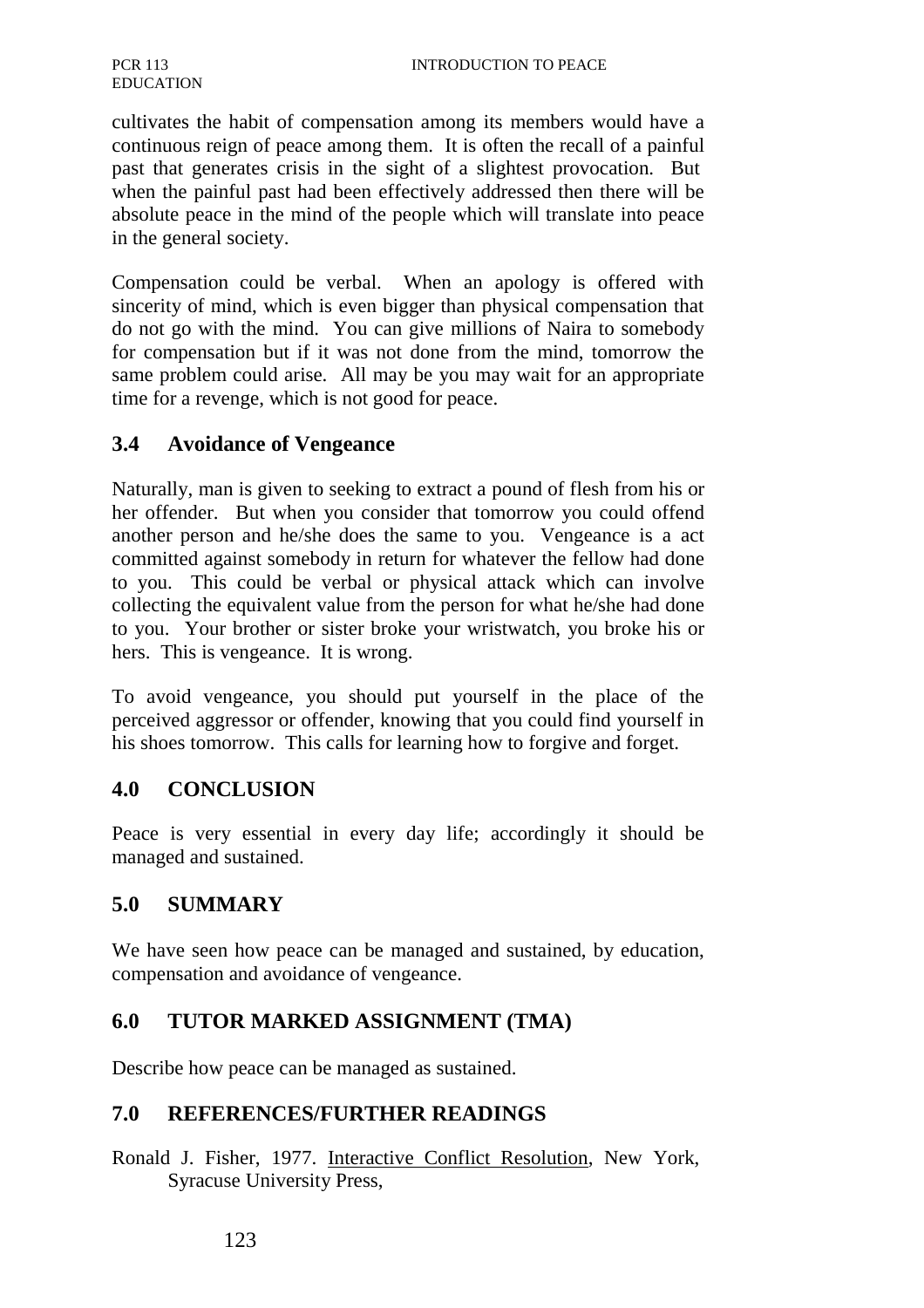cultivates the habit of compensation among its members would have a continuous reign of peace among them. It is often the recall of a painful past that generates crisis in the sight of a slightest provocation. But when the painful past had been effectively addressed then there will be absolute peace in the mind of the people which will translate into peace in the general society.

Compensation could be verbal. When an apology is offered with sincerity of mind, which is even bigger than physical compensation that do not go with the mind. You can give millions of Naira to somebody for compensation but if it was not done from the mind, tomorrow the same problem could arise. All may be you may wait for an appropriate time for a revenge, which is not good for peace.

## 3.4 Avoidance of Vengeance

Naturally, man is given to seeking to extract a pound of flesh from his or her offender. But when you consider that tomorrow you could offend another person and he/she does the same to you. Vengeance is a act committed against somebody in return for whatever the fellow had done to you. This could be verbal or physical attack which can involve collecting the equivalent value from the person for what he/she had done to you. Your brother or sister broke your wristwatch, you broke his or hers. This is vengeance. It is wrong.

To avoid vengeance, you should put yourself in the place of the perceived aggressor or offender, knowing that you could find yourself in his shoes tomorrow. This calls for learning how to forgive and forget.

## 4.0 CONCLUSION

Peace is very essential in every day life; accordingly it should be managed and sustained.

## 5.0 SUMMARY

We have seen how peace can be managed and sustained, by education, compensation and avoidance of vengeance.

## 6.0 TUTOR MARKED ASSIGNMENT (TMA)

Describe how peace can be managed as sustained.

## 7.0 REFERENCES/FURTHER READINGS

Ronald J. Fisher, 1977. Interactive Conflict Resolution, New York, Syracuse University Press,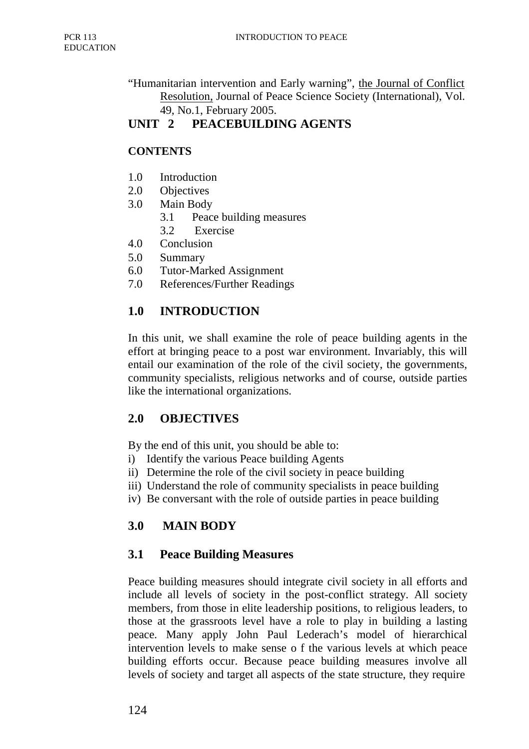"Humanitarian intervention and Early warning", the Journal of Conflict Resolution, Journal of Peace Science Society (International), Vol. 49, No.1, February 2005.

# UNIT 2 PEACEBUILDING AGENTS

**CONTENTS**

1.0 Introduction
2.0 Objectives
3.0 Main Body
 3.1 Peace building measures
 3.2 Exercise
4.0 Conclusion
5.0 Summary
6.0 Tutor-Marked Assignment
7.0 References/Further Readings

## 1.0 INTRODUCTION

In this unit, we shall examine the role of peace building agents in the effort at bringing peace to a post war environment. Invariably, this will entail our examination of the role of the civil society, the governments, community specialists, religious networks and of course, outside parties like the international organizations.

## 2.0 OBJECTIVES

By the end of this unit, you should be able to:

i) Identify the various Peace building Agents
ii) Determine the role of the civil society in peace building
iii) Understand the role of community specialists in peace building
iv) Be conversant with the role of outside parties in peace building

## 3.0 MAIN BODY

### 3.1 Peace Building Measures

Peace building measures should integrate civil society in all efforts and include all levels of society in the post-conflict strategy. All society members, from those in elite leadership positions, to religious leaders, to those at the grassroots level have a role to play in building a lasting peace. Many apply John Paul Lederach's model of hierarchical intervention levels to make sense o f the various levels at which peace building efforts occur. Because peace building measures involve all levels of society and target all aspects of the state structure, they require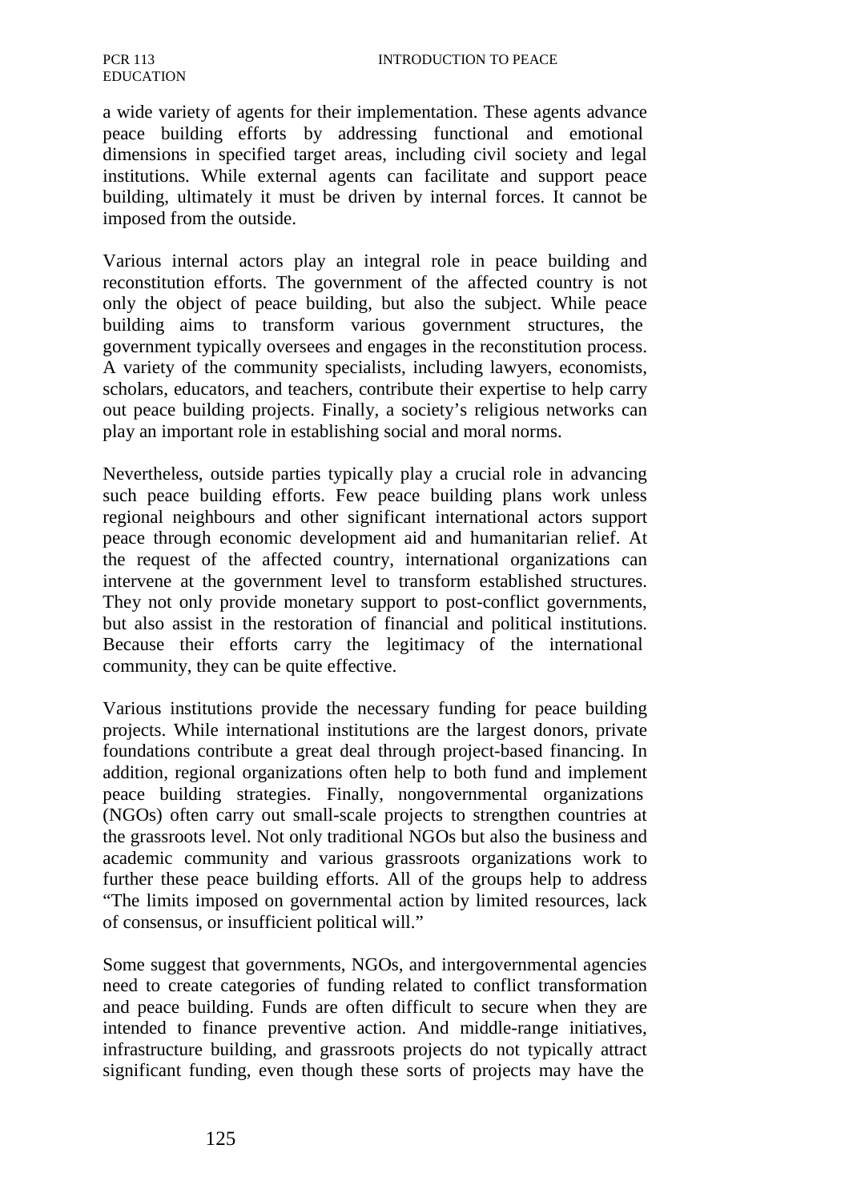a wide variety of agents for their implementation. These agents advance peace building efforts by addressing functional and emotional dimensions in specified target areas, including civil society and legal institutions. While external agents can facilitate and support peace building, ultimately it must be driven by internal forces. It cannot be imposed from the outside.

Various internal actors play an integral role in peace building and reconstitution efforts. The government of the affected country is not only the object of peace building, but also the subject. While peace building aims to transform various government structures, the government typically oversees and engages in the reconstitution process. A variety of the community specialists, including lawyers, economists, scholars, educators, and teachers, contribute their expertise to help carry out peace building projects. Finally, a society's religious networks can play an important role in establishing social and moral norms.

Nevertheless, outside parties typically play a crucial role in advancing such peace building efforts. Few peace building plans work unless regional neighbours and other significant international actors support peace through economic development aid and humanitarian relief. At the request of the affected country, international organizations can intervene at the government level to transform established structures. They not only provide monetary support to post-conflict governments, but also assist in the restoration of financial and political institutions. Because their efforts carry the legitimacy of the international community, they can be quite effective.

Various institutions provide the necessary funding for peace building projects. While international institutions are the largest donors, private foundations contribute a great deal through project-based financing. In addition, regional organizations often help to both fund and implement peace building strategies. Finally, nongovernmental organizations (NGOs) often carry out small-scale projects to strengthen countries at the grassroots level. Not only traditional NGOs but also the business and academic community and various grassroots organizations work to further these peace building efforts. All of the groups help to address "The limits imposed on governmental action by limited resources, lack of consensus, or insufficient political will."

Some suggest that governments, NGOs, and intergovernmental agencies need to create categories of funding related to conflict transformation and peace building. Funds are often difficult to secure when they are intended to finance preventive action. And middle-range initiatives, infrastructure building, and grassroots projects do not typically attract significant funding, even though these sorts of projects may have the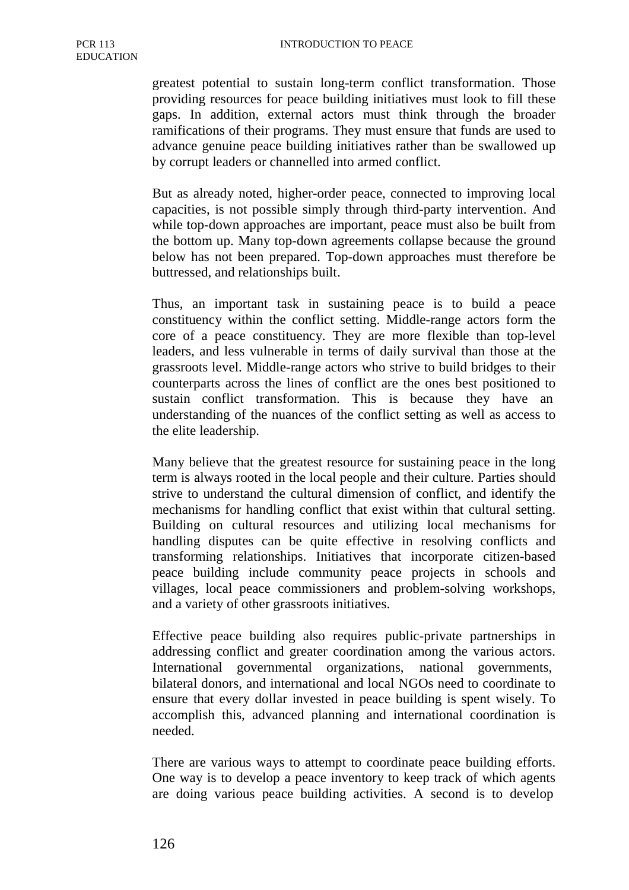greatest potential to sustain long-term conflict transformation. Those providing resources for peace building initiatives must look to fill these gaps. In addition, external actors must think through the broader ramifications of their programs. They must ensure that funds are used to advance genuine peace building initiatives rather than be swallowed up by corrupt leaders or channelled into armed conflict.

But as already noted, higher-order peace, connected to improving local capacities, is not possible simply through third-party intervention. And while top-down approaches are important, peace must also be built from the bottom up. Many top-down agreements collapse because the ground below has not been prepared. Top-down approaches must therefore be buttressed, and relationships built.

Thus, an important task in sustaining peace is to build a peace constituency within the conflict setting. Middle-range actors form the core of a peace constituency. They are more flexible than top-level leaders, and less vulnerable in terms of daily survival than those at the grassroots level. Middle-range actors who strive to build bridges to their counterparts across the lines of conflict are the ones best positioned to sustain conflict transformation. This is because they have an understanding of the nuances of the conflict setting as well as access to the elite leadership.

Many believe that the greatest resource for sustaining peace in the long term is always rooted in the local people and their culture. Parties should strive to understand the cultural dimension of conflict, and identify the mechanisms for handling conflict that exist within that cultural setting. Building on cultural resources and utilizing local mechanisms for handling disputes can be quite effective in resolving conflicts and transforming relationships. Initiatives that incorporate citizen-based peace building include community peace projects in schools and villages, local peace commissioners and problem-solving workshops, and a variety of other grassroots initiatives.

Effective peace building also requires public-private partnerships in addressing conflict and greater coordination among the various actors. International governmental organizations, national governments, bilateral donors, and international and local NGOs need to coordinate to ensure that every dollar invested in peace building is spent wisely. To accomplish this, advanced planning and international coordination is needed.

There are various ways to attempt to coordinate peace building efforts. One way is to develop a peace inventory to keep track of which agents are doing various peace building activities. A second is to develop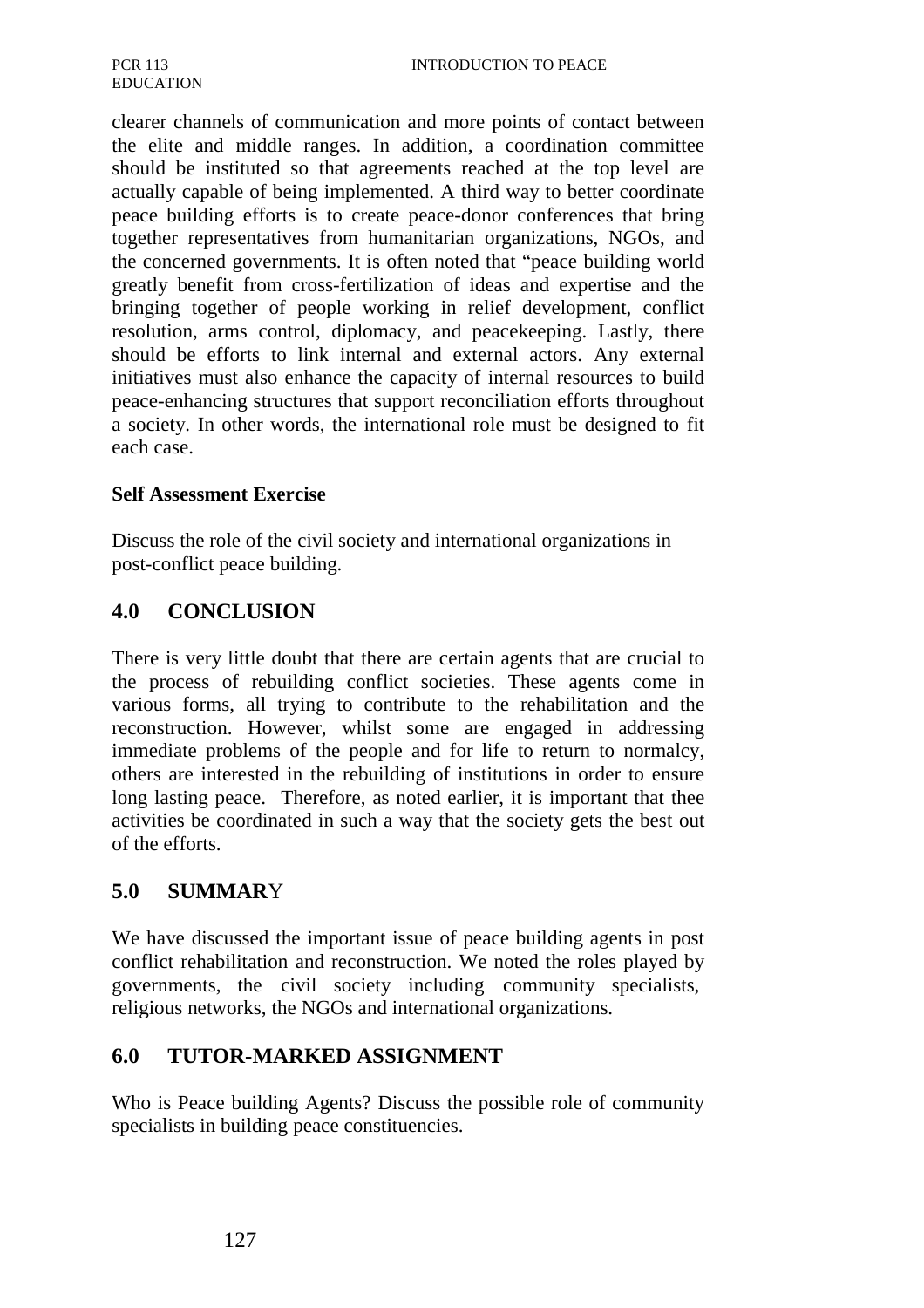clearer channels of communication and more points of contact between the elite and middle ranges. In addition, a coordination committee should be instituted so that agreements reached at the top level are actually capable of being implemented. A third way to better coordinate peace building efforts is to create peace-donor conferences that bring together representatives from humanitarian organizations, NGOs, and the concerned governments. It is often noted that "peace building world greatly benefit from cross-fertilization of ideas and expertise and the bringing together of people working in relief development, conflict resolution, arms control, diplomacy, and peacekeeping. Lastly, there should be efforts to link internal and external actors. Any external initiatives must also enhance the capacity of internal resources to build peace-enhancing structures that support reconciliation efforts throughout a society. In other words, the international role must be designed to fit each case.

**Self Assessment Exercise**

Discuss the role of the civil society and international organizations in post-conflict peace building.

## 4.0 CONCLUSION

There is very little doubt that there are certain agents that are crucial to the process of rebuilding conflict societies. These agents come in various forms, all trying to contribute to the rehabilitation and the reconstruction. However, whilst some are engaged in addressing immediate problems of the people and for life to return to normalcy, others are interested in the rebuilding of institutions in order to ensure long lasting peace. Therefore, as noted earlier, it is important that thee activities be coordinated in such a way that the society gets the best out of the efforts.

## 5.0 SUMMARY

We have discussed the important issue of peace building agents in post conflict rehabilitation and reconstruction. We noted the roles played by governments, the civil society including community specialists, religious networks, the NGOs and international organizations.

## 6.0 TUTOR-MARKED ASSIGNMENT

Who is Peace building Agents? Discuss the possible role of community specialists in building peace constituencies.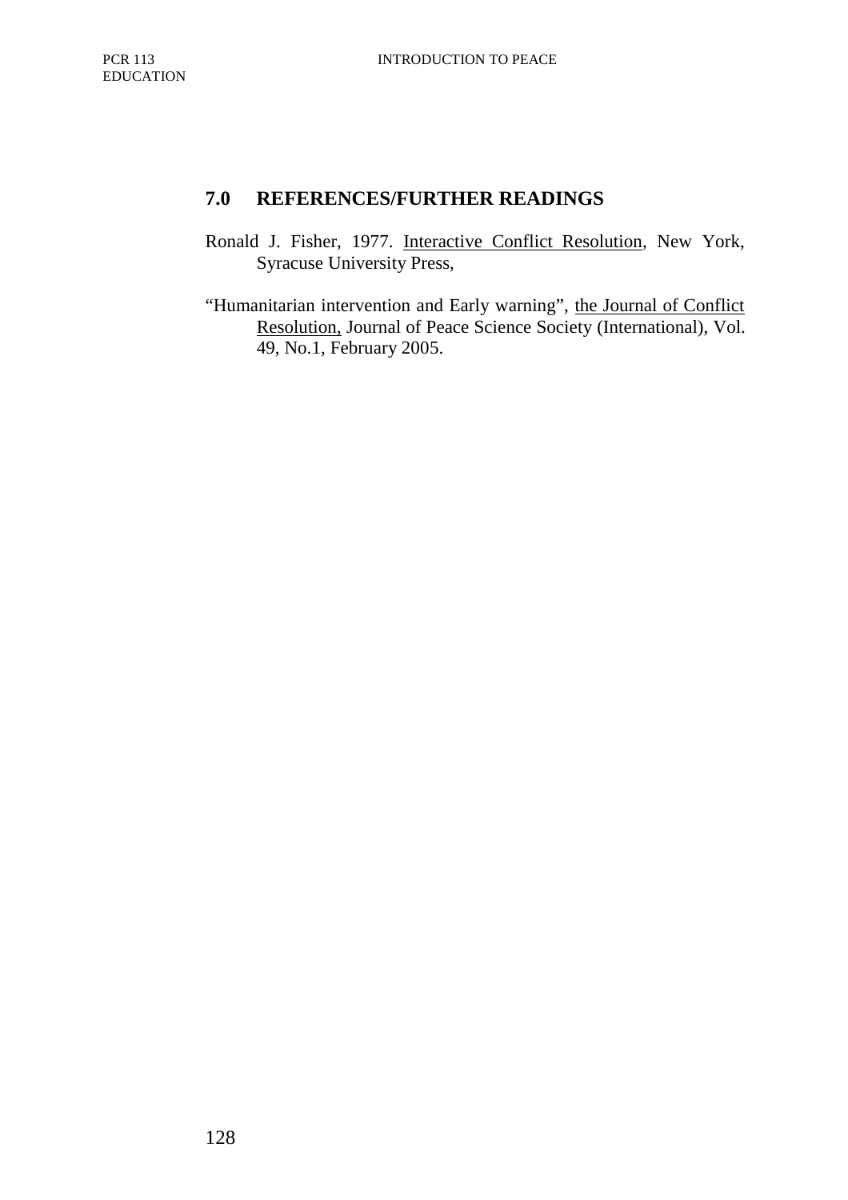## 7.0 REFERENCES/FURTHER READINGS

Ronald J. Fisher, 1977. Interactive Conflict Resolution, New York, Syracuse University Press,

"Humanitarian intervention and Early warning", the Journal of Conflict Resolution, Journal of Peace Science Society (International), Vol. 49, No.1, February 2005.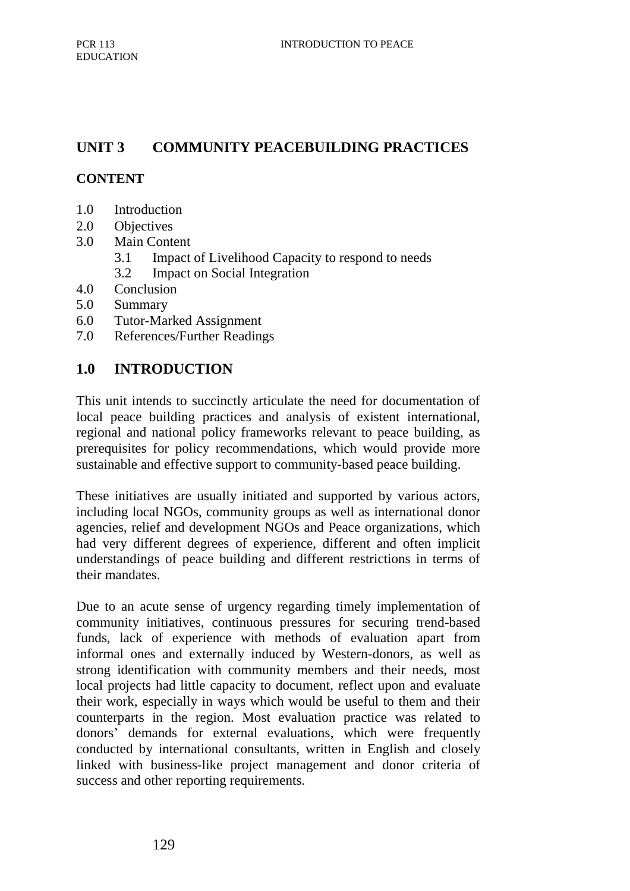## UNIT 3 COMMUNITY PEACEBUILDING PRACTICES

### CONTENT

1.0 Introduction
2.0 Objectives
3.0 Main Content
   3.1 Impact of Livelihood Capacity to respond to needs
   3.2 Impact on Social Integration
4.0 Conclusion
5.0 Summary
6.0 Tutor-Marked Assignment
7.0 References/Further Readings

## 1.0 INTRODUCTION

This unit intends to succinctly articulate the need for documentation of local peace building practices and analysis of existent international, regional and national policy frameworks relevant to peace building, as prerequisites for policy recommendations, which would provide more sustainable and effective support to community-based peace building.

These initiatives are usually initiated and supported by various actors, including local NGOs, community groups as well as international donor agencies, relief and development NGOs and Peace organizations, which had very different degrees of experience, different and often implicit understandings of peace building and different restrictions in terms of their mandates.

Due to an acute sense of urgency regarding timely implementation of community initiatives, continuous pressures for securing trend-based funds, lack of experience with methods of evaluation apart from informal ones and externally induced by Western-donors, as well as strong identification with community members and their needs, most local projects had little capacity to document, reflect upon and evaluate their work, especially in ways which would be useful to them and their counterparts in the region. Most evaluation practice was related to donors' demands for external evaluations, which were frequently conducted by international consultants, written in English and closely linked with business-like project management and donor criteria of success and other reporting requirements.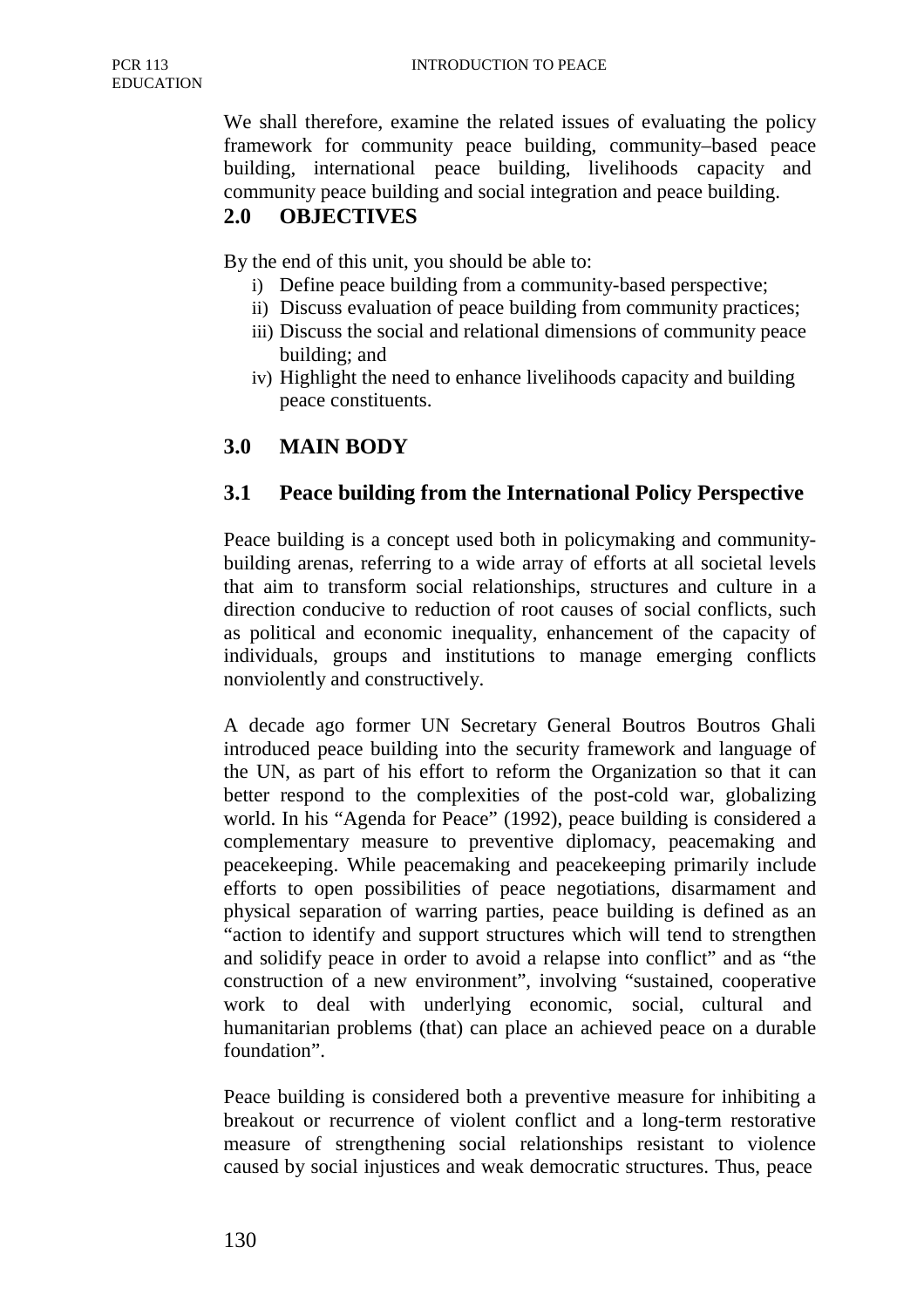We shall therefore, examine the related issues of evaluating the policy framework for community peace building, community–based peace building, international peace building, livelihoods capacity and community peace building and social integration and peace building.

## 2.0 OBJECTIVES

By the end of this unit, you should be able to:

i) Define peace building from a community-based perspective;
ii) Discuss evaluation of peace building from community practices;
iii) Discuss the social and relational dimensions of community peace building; and
iv) Highlight the need to enhance livelihoods capacity and building peace constituents.

## 3.0 MAIN BODY

### 3.1 Peace building from the International Policy Perspective

Peace building is a concept used both in policymaking and community-building arenas, referring to a wide array of efforts at all societal levels that aim to transform social relationships, structures and culture in a direction conducive to reduction of root causes of social conflicts, such as political and economic inequality, enhancement of the capacity of individuals, groups and institutions to manage emerging conflicts nonviolently and constructively.

A decade ago former UN Secretary General Boutros Boutros Ghali introduced peace building into the security framework and language of the UN, as part of his effort to reform the Organization so that it can better respond to the complexities of the post-cold war, globalizing world. In his "Agenda for Peace" (1992), peace building is considered a complementary measure to preventive diplomacy, peacemaking and peacekeeping. While peacemaking and peacekeeping primarily include efforts to open possibilities of peace negotiations, disarmament and physical separation of warring parties, peace building is defined as an "action to identify and support structures which will tend to strengthen and solidify peace in order to avoid a relapse into conflict" and as "the construction of a new environment", involving "sustained, cooperative work to deal with underlying economic, social, cultural and humanitarian problems (that) can place an achieved peace on a durable foundation".

Peace building is considered both a preventive measure for inhibiting a breakout or recurrence of violent conflict and a long-term restorative measure of strengthening social relationships resistant to violence caused by social injustices and weak democratic structures. Thus, peace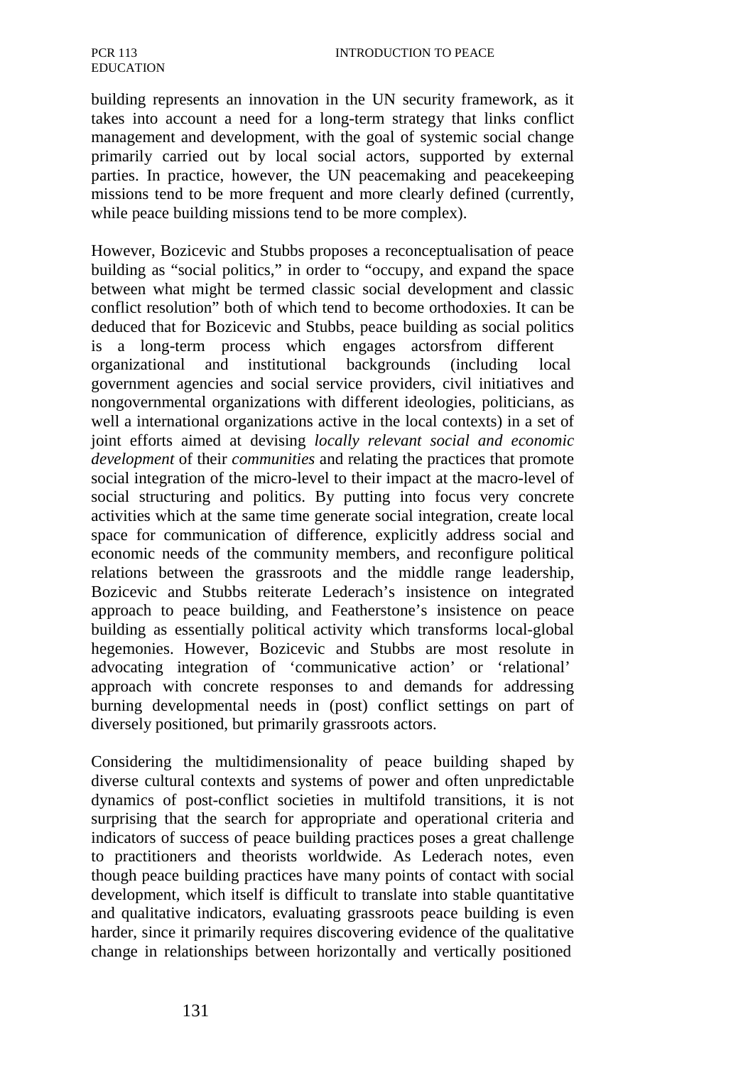building represents an innovation in the UN security framework, as it takes into account a need for a long-term strategy that links conflict management and development, with the goal of systemic social change primarily carried out by local social actors, supported by external parties. In practice, however, the UN peacemaking and peacekeeping missions tend to be more frequent and more clearly defined (currently, while peace building missions tend to be more complex).

However, Bozicevic and Stubbs proposes a reconceptualisation of peace building as "social politics," in order to "occupy, and expand the space between what might be termed classic social development and classic conflict resolution" both of which tend to become orthodoxies. It can be deduced that for Bozicevic and Stubbs, peace building as social politics is a long-term process which engages actorsfrom different organizational and institutional backgrounds (including local government agencies and social service providers, civil initiatives and nongovernmental organizations with different ideologies, politicians, as well a international organizations active in the local contexts) in a set of joint efforts aimed at devising *locally relevant social and economic development* of their *communities* and relating the practices that promote social integration of the micro-level to their impact at the macro-level of social structuring and politics. By putting into focus very concrete activities which at the same time generate social integration, create local space for communication of difference, explicitly address social and economic needs of the community members, and reconfigure political relations between the grassroots and the middle range leadership, Bozicevic and Stubbs reiterate Lederach's insistence on integrated approach to peace building, and Featherstone's insistence on peace building as essentially political activity which transforms local-global hegemonies. However, Bozicevic and Stubbs are most resolute in advocating integration of 'communicative action' or 'relational' approach with concrete responses to and demands for addressing burning developmental needs in (post) conflict settings on part of diversely positioned, but primarily grassroots actors.

Considering the multidimensionality of peace building shaped by diverse cultural contexts and systems of power and often unpredictable dynamics of post-conflict societies in multifold transitions, it is not surprising that the search for appropriate and operational criteria and indicators of success of peace building practices poses a great challenge to practitioners and theorists worldwide. As Lederach notes, even though peace building practices have many points of contact with social development, which itself is difficult to translate into stable quantitative and qualitative indicators, evaluating grassroots peace building is even harder, since it primarily requires discovering evidence of the qualitative change in relationships between horizontally and vertically positioned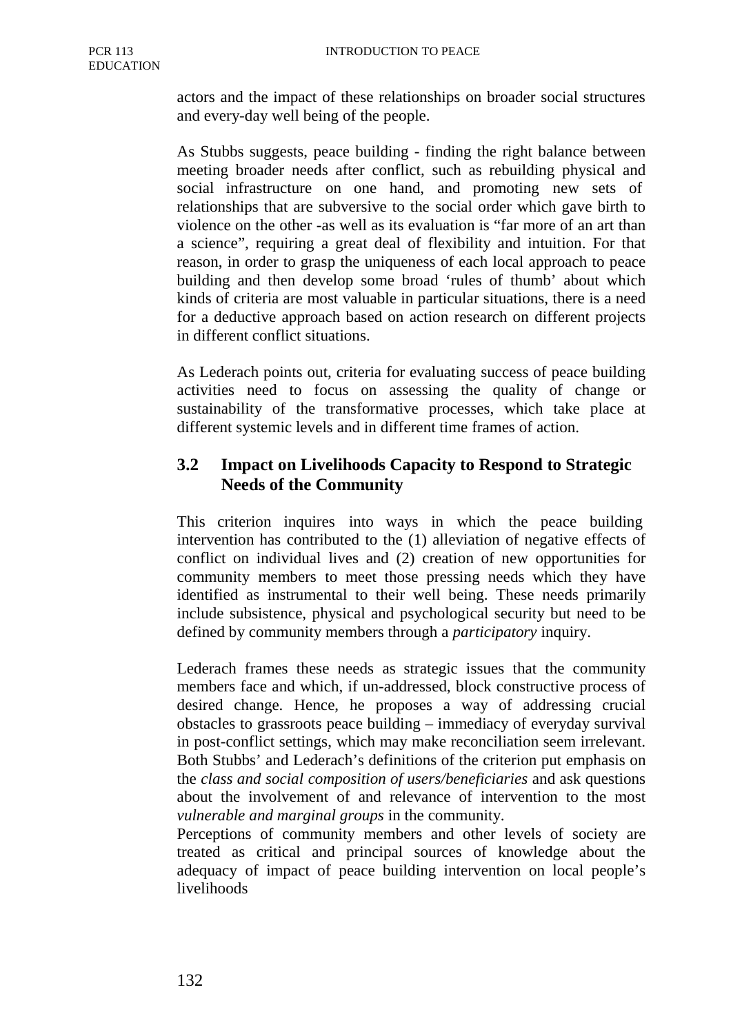actors and the impact of these relationships on broader social structures and every-day well being of the people.

As Stubbs suggests, peace building - finding the right balance between meeting broader needs after conflict, such as rebuilding physical and social infrastructure on one hand, and promoting new sets of relationships that are subversive to the social order which gave birth to violence on the other -as well as its evaluation is "far more of an art than a science", requiring a great deal of flexibility and intuition. For that reason, in order to grasp the uniqueness of each local approach to peace building and then develop some broad 'rules of thumb' about which kinds of criteria are most valuable in particular situations, there is a need for a deductive approach based on action research on different projects in different conflict situations.

As Lederach points out, criteria for evaluating success of peace building activities need to focus on assessing the quality of change or sustainability of the transformative processes, which take place at different systemic levels and in different time frames of action.

## 3.2 Impact on Livelihoods Capacity to Respond to Strategic Needs of the Community

This criterion inquires into ways in which the peace building intervention has contributed to the (1) alleviation of negative effects of conflict on individual lives and (2) creation of new opportunities for community members to meet those pressing needs which they have identified as instrumental to their well being. These needs primarily include subsistence, physical and psychological security but need to be defined by community members through a *participatory* inquiry.

Lederach frames these needs as strategic issues that the community members face and which, if un-addressed, block constructive process of desired change. Hence, he proposes a way of addressing crucial obstacles to grassroots peace building – immediacy of everyday survival in post-conflict settings, which may make reconciliation seem irrelevant. Both Stubbs' and Lederach's definitions of the criterion put emphasis on the *class and social composition of users/beneficiaries* and ask questions about the involvement of and relevance of intervention to the most *vulnerable and marginal groups* in the community.

Perceptions of community members and other levels of society are treated as critical and principal sources of knowledge about the adequacy of impact of peace building intervention on local people's livelihoods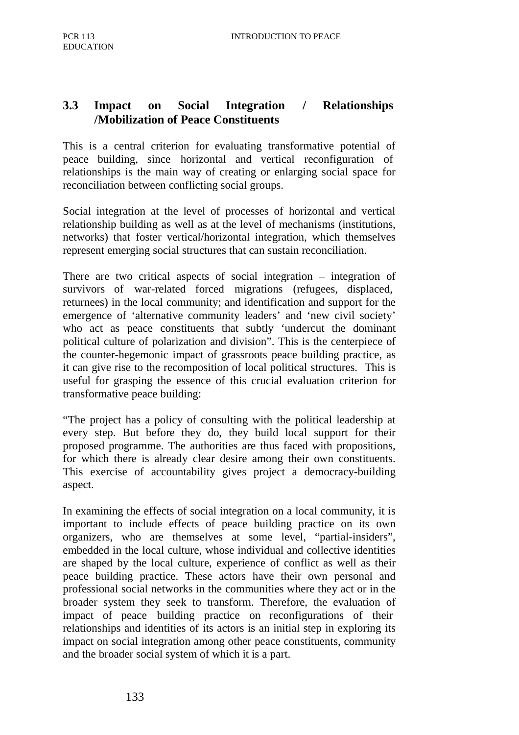## 3.3 Impact on Social Integration / Relationships /Mobilization of Peace Constituents

This is a central criterion for evaluating transformative potential of peace building, since horizontal and vertical reconfiguration of relationships is the main way of creating or enlarging social space for reconciliation between conflicting social groups.

Social integration at the level of processes of horizontal and vertical relationship building as well as at the level of mechanisms (institutions, networks) that foster vertical/horizontal integration, which themselves represent emerging social structures that can sustain reconciliation.

There are two critical aspects of social integration – integration of survivors of war-related forced migrations (refugees, displaced, returnees) in the local community; and identification and support for the emergence of 'alternative community leaders' and 'new civil society' who act as peace constituents that subtly 'undercut the dominant political culture of polarization and division". This is the centerpiece of the counter-hegemonic impact of grassroots peace building practice, as it can give rise to the recomposition of local political structures. This is useful for grasping the essence of this crucial evaluation criterion for transformative peace building:

"The project has a policy of consulting with the political leadership at every step. But before they do, they build local support for their proposed programme. The authorities are thus faced with propositions, for which there is already clear desire among their own constituents. This exercise of accountability gives project a democracy-building aspect.

In examining the effects of social integration on a local community, it is important to include effects of peace building practice on its own organizers, who are themselves at some level, "partial-insiders", embedded in the local culture, whose individual and collective identities are shaped by the local culture, experience of conflict as well as their peace building practice. These actors have their own personal and professional social networks in the communities where they act or in the broader system they seek to transform. Therefore, the evaluation of impact of peace building practice on reconfigurations of their relationships and identities of its actors is an initial step in exploring its impact on social integration among other peace constituents, community and the broader social system of which it is a part.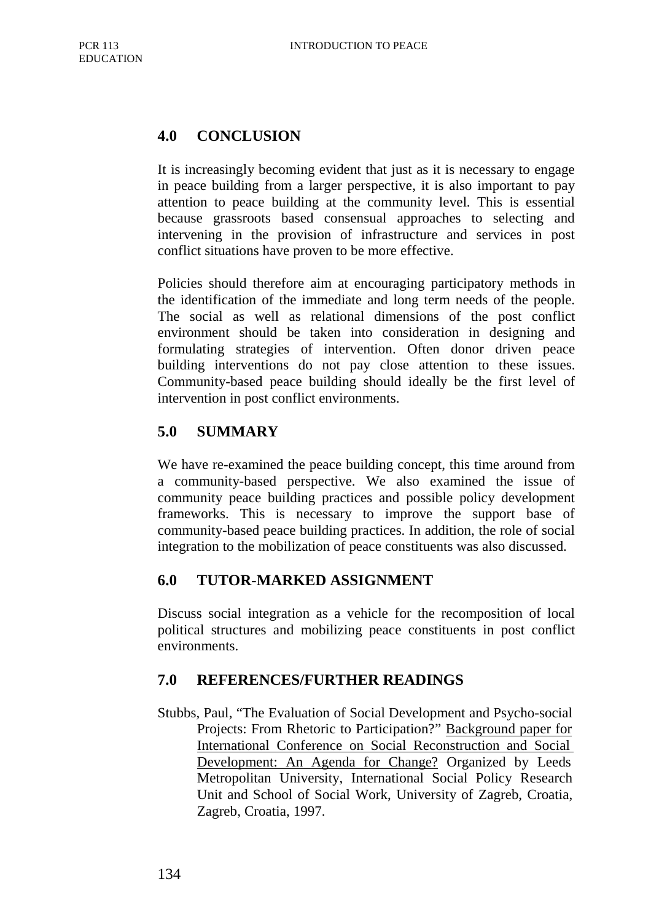## 4.0 CONCLUSION

It is increasingly becoming evident that just as it is necessary to engage in peace building from a larger perspective, it is also important to pay attention to peace building at the community level. This is essential because grassroots based consensual approaches to selecting and intervening in the provision of infrastructure and services in post conflict situations have proven to be more effective.

Policies should therefore aim at encouraging participatory methods in the identification of the immediate and long term needs of the people. The social as well as relational dimensions of the post conflict environment should be taken into consideration in designing and formulating strategies of intervention. Often donor driven peace building interventions do not pay close attention to these issues. Community-based peace building should ideally be the first level of intervention in post conflict environments.

## 5.0 SUMMARY

We have re-examined the peace building concept, this time around from a community-based perspective. We also examined the issue of community peace building practices and possible policy development frameworks. This is necessary to improve the support base of community-based peace building practices. In addition, the role of social integration to the mobilization of peace constituents was also discussed.

## 6.0 TUTOR-MARKED ASSIGNMENT

Discuss social integration as a vehicle for the recomposition of local political structures and mobilizing peace constituents in post conflict environments.

## 7.0 REFERENCES/FURTHER READINGS

Stubbs, Paul, "The Evaluation of Social Development and Psycho-social Projects: From Rhetoric to Participation?" Background paper for International Conference on Social Reconstruction and Social Development: An Agenda for Change? Organized by Leeds Metropolitan University, International Social Policy Research Unit and School of Social Work, University of Zagreb, Croatia, Zagreb, Croatia, 1997.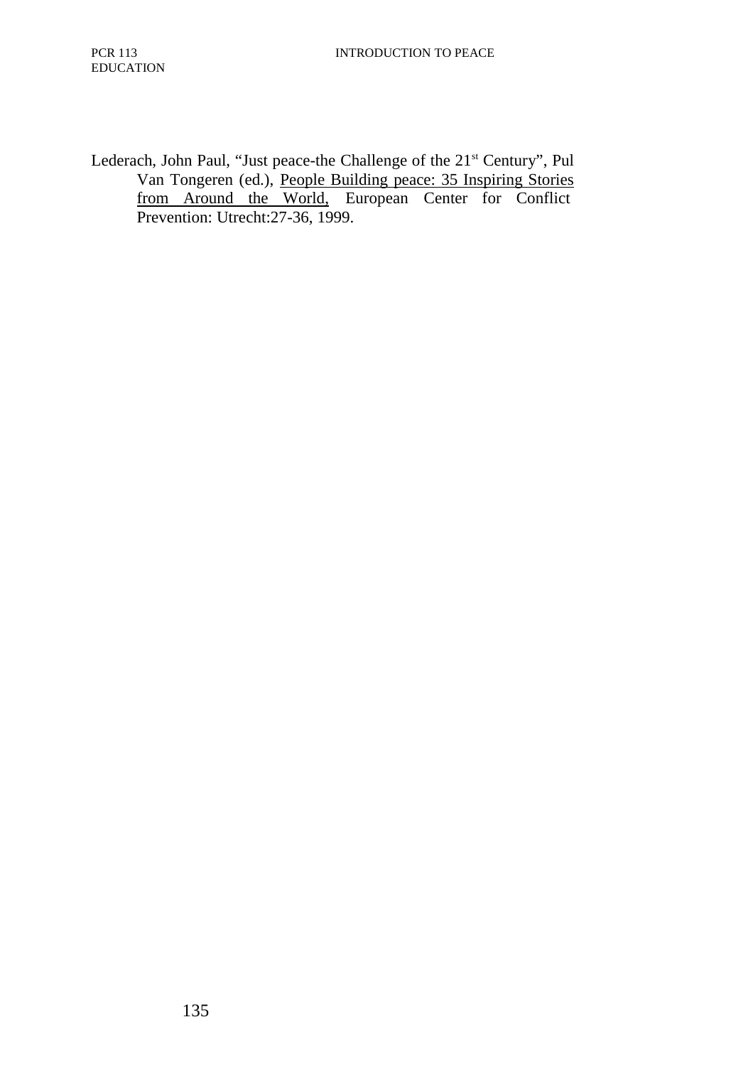Lederach, John Paul, “Just peace-the Challenge of the 21st Century”, Pul Van Tongeren (ed.), People Building peace: 35 Inspiring Stories from Around the World, European Center for Conflict Prevention: Utrecht:27-36, 1999.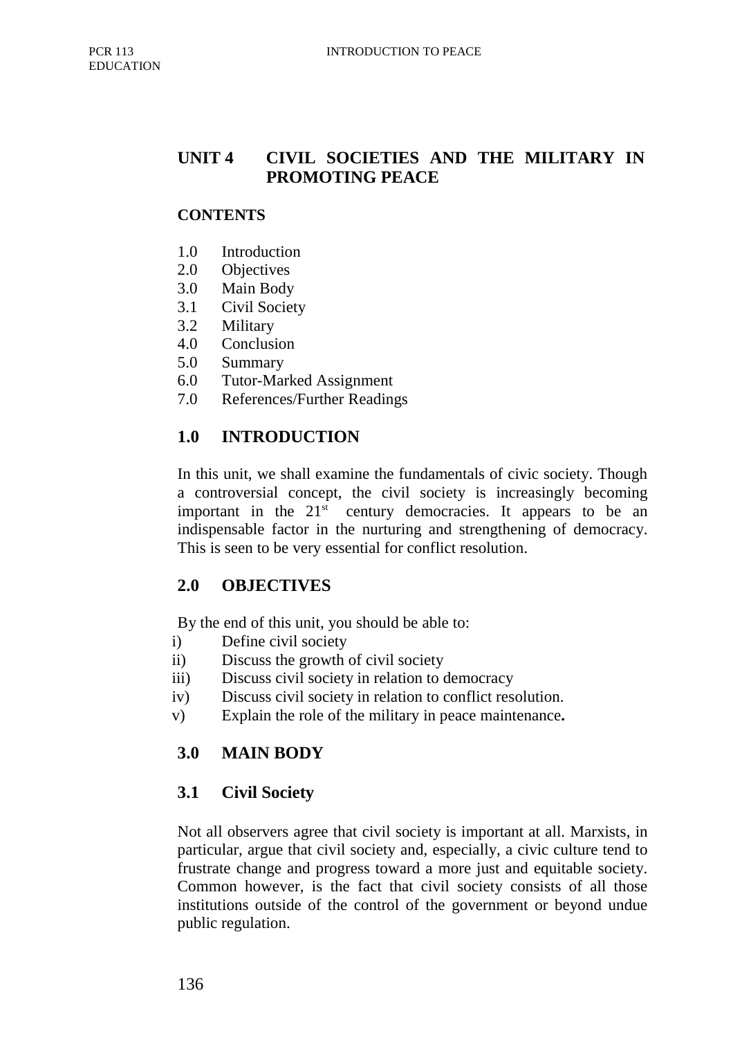# UNIT 4 CIVIL SOCIETIES AND THE MILITARY IN PROMOTING PEACE

**CONTENTS**

- 1.0 Introduction
- 2.0 Objectives
- 3.0 Main Body
- 3.1 Civil Society
- 3.2 Military
- 4.0 Conclusion
- 5.0 Summary
- 6.0 Tutor-Marked Assignment
- 7.0 References/Further Readings

## 1.0 INTRODUCTION

In this unit, we shall examine the fundamentals of civic society. Though a controversial concept, the civil society is increasingly becoming important in the 21st century democracies. It appears to be an indispensable factor in the nurturing and strengthening of democracy. This is seen to be very essential for conflict resolution.

## 2.0 OBJECTIVES

By the end of this unit, you should be able to:

i) Define civil society
ii) Discuss the growth of civil society
iii) Discuss civil society in relation to democracy
iv) Discuss civil society in relation to conflict resolution.
v) Explain the role of the military in peace maintenance**.**

## 3.0 MAIN BODY

### 3.1 Civil Society

Not all observers agree that civil society is important at all. Marxists, in particular, argue that civil society and, especially, a civic culture tend to frustrate change and progress toward a more just and equitable society. Common however, is the fact that civil society consists of all those institutions outside of the control of the government or beyond undue public regulation.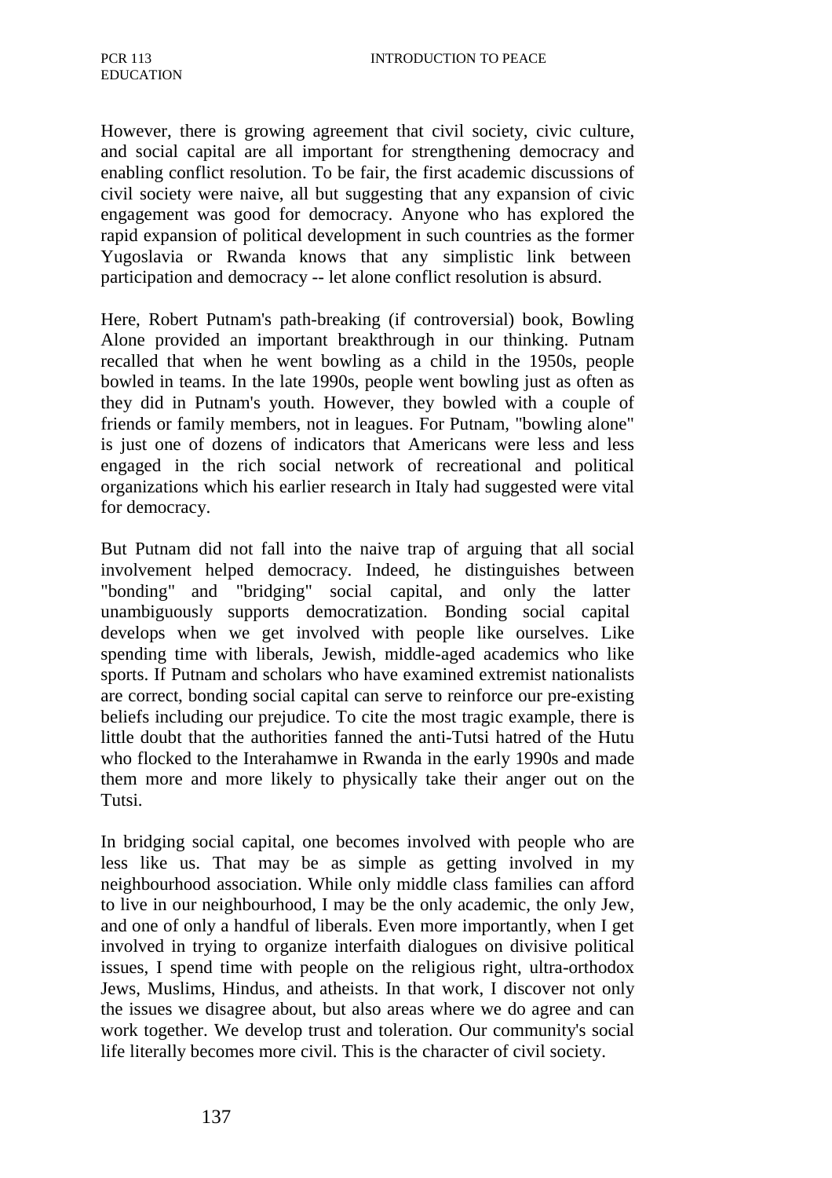However, there is growing agreement that civil society, civic culture, and social capital are all important for strengthening democracy and enabling conflict resolution. To be fair, the first academic discussions of civil society were naive, all but suggesting that any expansion of civic engagement was good for democracy. Anyone who has explored the rapid expansion of political development in such countries as the former Yugoslavia or Rwanda knows that any simplistic link between participation and democracy -- let alone conflict resolution is absurd.

Here, Robert Putnam's path-breaking (if controversial) book, Bowling Alone provided an important breakthrough in our thinking. Putnam recalled that when he went bowling as a child in the 1950s, people bowled in teams. In the late 1990s, people went bowling just as often as they did in Putnam's youth. However, they bowled with a couple of friends or family members, not in leagues. For Putnam, "bowling alone" is just one of dozens of indicators that Americans were less and less engaged in the rich social network of recreational and political organizations which his earlier research in Italy had suggested were vital for democracy.

But Putnam did not fall into the naive trap of arguing that all social involvement helped democracy. Indeed, he distinguishes between "bonding" and "bridging" social capital, and only the latter unambiguously supports democratization. Bonding social capital develops when we get involved with people like ourselves. Like spending time with liberals, Jewish, middle-aged academics who like sports. If Putnam and scholars who have examined extremist nationalists are correct, bonding social capital can serve to reinforce our pre-existing beliefs including our prejudice. To cite the most tragic example, there is little doubt that the authorities fanned the anti-Tutsi hatred of the Hutu who flocked to the Interahamwe in Rwanda in the early 1990s and made them more and more likely to physically take their anger out on the Tutsi.

In bridging social capital, one becomes involved with people who are less like us. That may be as simple as getting involved in my neighbourhood association. While only middle class families can afford to live in our neighbourhood, I may be the only academic, the only Jew, and one of only a handful of liberals. Even more importantly, when I get involved in trying to organize interfaith dialogues on divisive political issues, I spend time with people on the religious right, ultra-orthodox Jews, Muslims, Hindus, and atheists. In that work, I discover not only the issues we disagree about, but also areas where we do agree and can work together. We develop trust and toleration. Our community's social life literally becomes more civil. This is the character of civil society.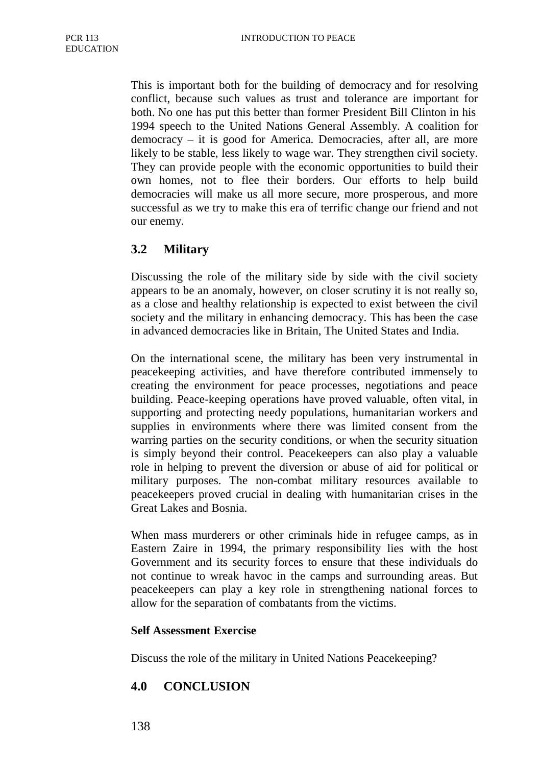This is important both for the building of democracy and for resolving conflict, because such values as trust and tolerance are important for both. No one has put this better than former President Bill Clinton in his 1994 speech to the United Nations General Assembly. A coalition for democracy – it is good for America. Democracies, after all, are more likely to be stable, less likely to wage war. They strengthen civil society. They can provide people with the economic opportunities to build their own homes, not to flee their borders. Our efforts to help build democracies will make us all more secure, more prosperous, and more successful as we try to make this era of terrific change our friend and not our enemy.

## 3.2 Military

Discussing the role of the military side by side with the civil society appears to be an anomaly, however, on closer scrutiny it is not really so, as a close and healthy relationship is expected to exist between the civil society and the military in enhancing democracy. This has been the case in advanced democracies like in Britain, The United States and India.

On the international scene, the military has been very instrumental in peacekeeping activities, and have therefore contributed immensely to creating the environment for peace processes, negotiations and peace building. Peace-keeping operations have proved valuable, often vital, in supporting and protecting needy populations, humanitarian workers and supplies in environments where there was limited consent from the warring parties on the security conditions, or when the security situation is simply beyond their control. Peacekeepers can also play a valuable role in helping to prevent the diversion or abuse of aid for political or military purposes. The non-combat military resources available to peacekeepers proved crucial in dealing with humanitarian crises in the Great Lakes and Bosnia.

When mass murderers or other criminals hide in refugee camps, as in Eastern Zaire in 1994, the primary responsibility lies with the host Government and its security forces to ensure that these individuals do not continue to wreak havoc in the camps and surrounding areas. But peacekeepers can play a key role in strengthening national forces to allow for the separation of combatants from the victims.

**Self Assessment Exercise**

Discuss the role of the military in United Nations Peacekeeping?

## 4.0 CONCLUSION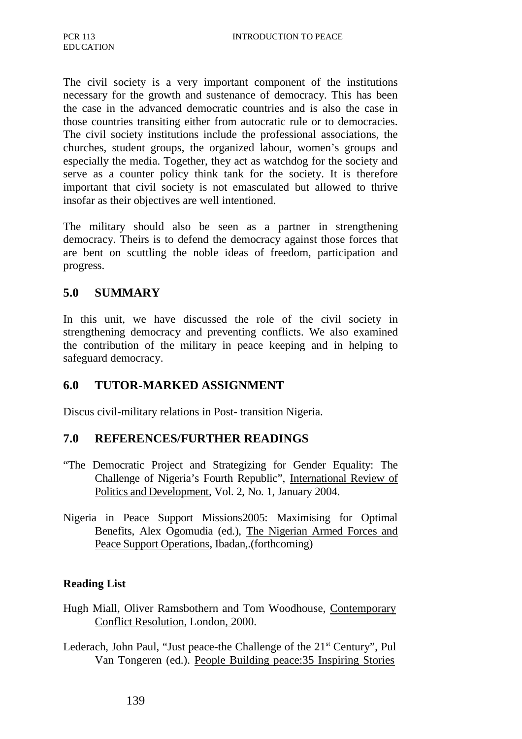The civil society is a very important component of the institutions necessary for the growth and sustenance of democracy. This has been the case in the advanced democratic countries and is also the case in those countries transiting either from autocratic rule or to democracies. The civil society institutions include the professional associations, the churches, student groups, the organized labour, women's groups and especially the media. Together, they act as watchdog for the society and serve as a counter policy think tank for the society. It is therefore important that civil society is not emasculated but allowed to thrive insofar as their objectives are well intentioned.

The military should also be seen as a partner in strengthening democracy. Theirs is to defend the democracy against those forces that are bent on scuttling the noble ideas of freedom, participation and progress.

## 5.0 SUMMARY

In this unit, we have discussed the role of the civil society in strengthening democracy and preventing conflicts. We also examined the contribution of the military in peace keeping and in helping to safeguard democracy.

## 6.0 TUTOR-MARKED ASSIGNMENT

Discus civil-military relations in Post- transition Nigeria.

## 7.0 REFERENCES/FURTHER READINGS

"The Democratic Project and Strategizing for Gender Equality: The Challenge of Nigeria's Fourth Republic", International Review of Politics and Development, Vol. 2, No. 1, January 2004.

Nigeria in Peace Support Missions2005: Maximising for Optimal Benefits, Alex Ogomudia (ed.), The Nigerian Armed Forces and Peace Support Operations, Ibadan,.(forthcoming)

**Reading List**

Hugh Miall, Oliver Ramsbothern and Tom Woodhouse, Contemporary Conflict Resolution, London, 2000.

Lederach, John Paul, "Just peace-the Challenge of the 21st Century", Pul Van Tongeren (ed.). People Building peace:35 Inspiring Stories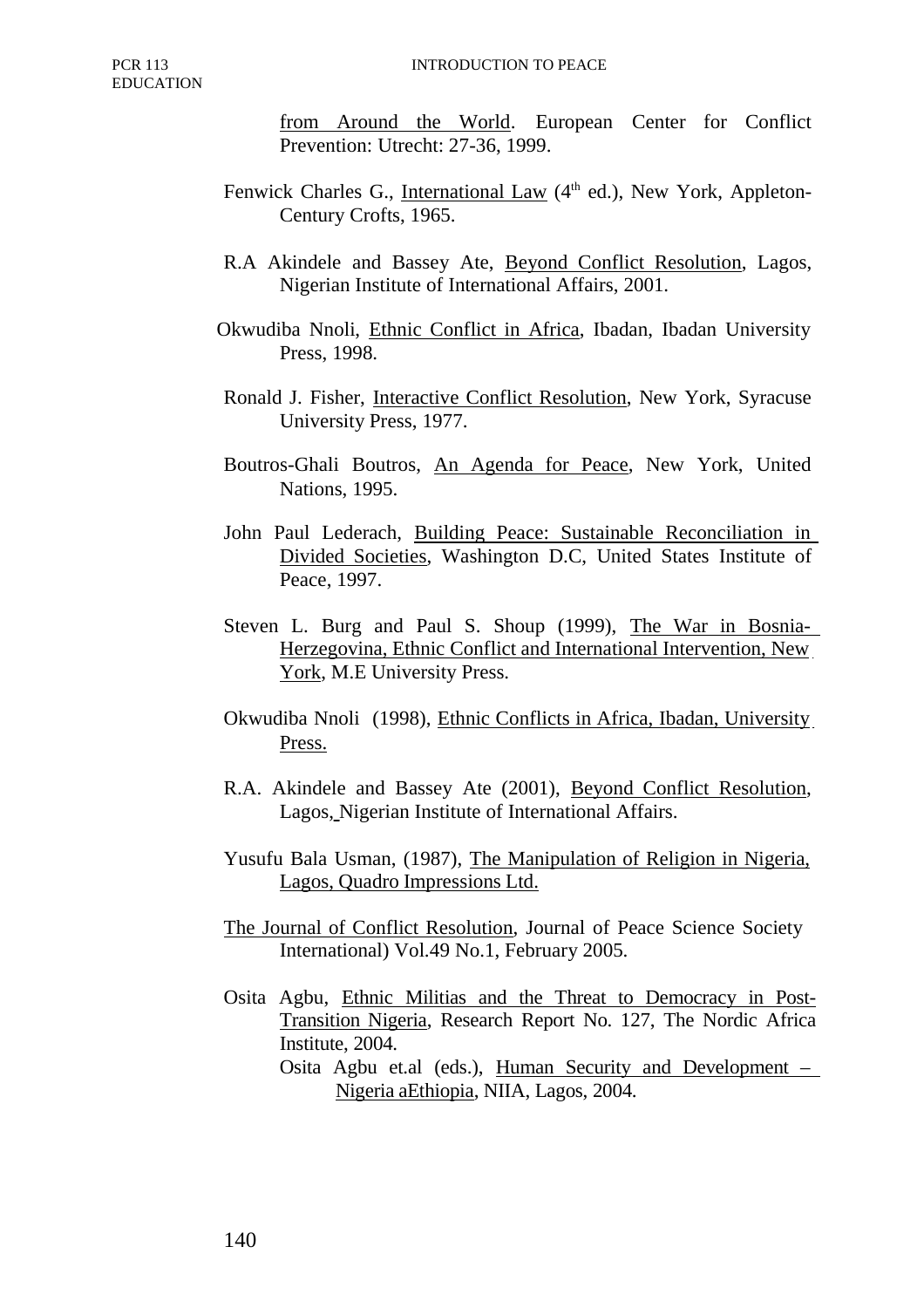from Around the World. European Center for Conflict Prevention: Utrecht: 27-36, 1999.

Fenwick Charles G., International Law (4th ed.), New York, Appleton-Century Crofts, 1965.

R.A Akindele and Bassey Ate, Beyond Conflict Resolution, Lagos, Nigerian Institute of International Affairs, 2001.

Okwudiba Nnoli, Ethnic Conflict in Africa, Ibadan, Ibadan University Press, 1998.

Ronald J. Fisher, Interactive Conflict Resolution, New York, Syracuse University Press, 1977.

Boutros-Ghali Boutros, An Agenda for Peace, New York, United Nations, 1995.

John Paul Lederach, Building Peace: Sustainable Reconciliation in Divided Societies, Washington D.C, United States Institute of Peace, 1997.

Steven L. Burg and Paul S. Shoup (1999), The War in Bosnia-Herzegovina, Ethnic Conflict and International Intervention, New York, M.E University Press.

Okwudiba Nnoli (1998), Ethnic Conflicts in Africa, Ibadan, University Press.

R.A. Akindele and Bassey Ate (2001), Beyond Conflict Resolution, Lagos, Nigerian Institute of International Affairs.

Yusufu Bala Usman, (1987), The Manipulation of Religion in Nigeria, Lagos, Quadro Impressions Ltd.

The Journal of Conflict Resolution, Journal of Peace Science Society International) Vol.49 No.1, February 2005.

Osita Agbu, Ethnic Militias and the Threat to Democracy in Post-Transition Nigeria, Research Report No. 127, The Nordic Africa Institute, 2004.

Osita Agbu et.al (eds.), Human Security and Development – Nigeria aEthiopia, NIIA, Lagos, 2004.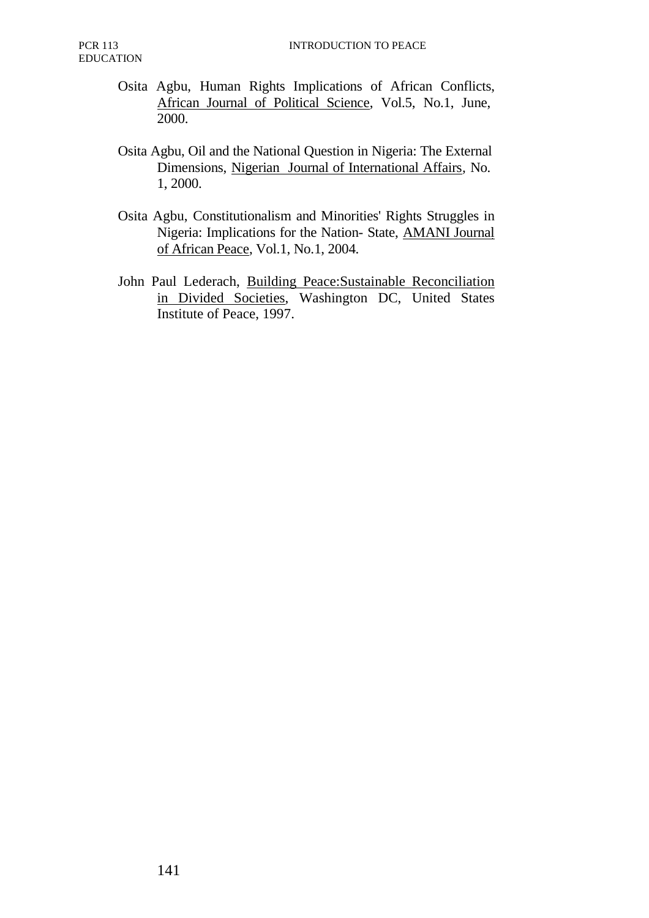Osita Agbu, Human Rights Implications of African Conflicts, African Journal of Political Science, Vol.5, No.1, June, 2000.

Osita Agbu, Oil and the National Question in Nigeria: The External Dimensions, Nigerian Journal of International Affairs, No. 1, 2000.

Osita Agbu, Constitutionalism and Minorities' Rights Struggles in Nigeria: Implications for the Nation- State, AMANI Journal of African Peace, Vol.1, No.1, 2004.

John Paul Lederach, Building Peace:Sustainable Reconciliation in Divided Societies, Washington DC, United States Institute of Peace, 1997.